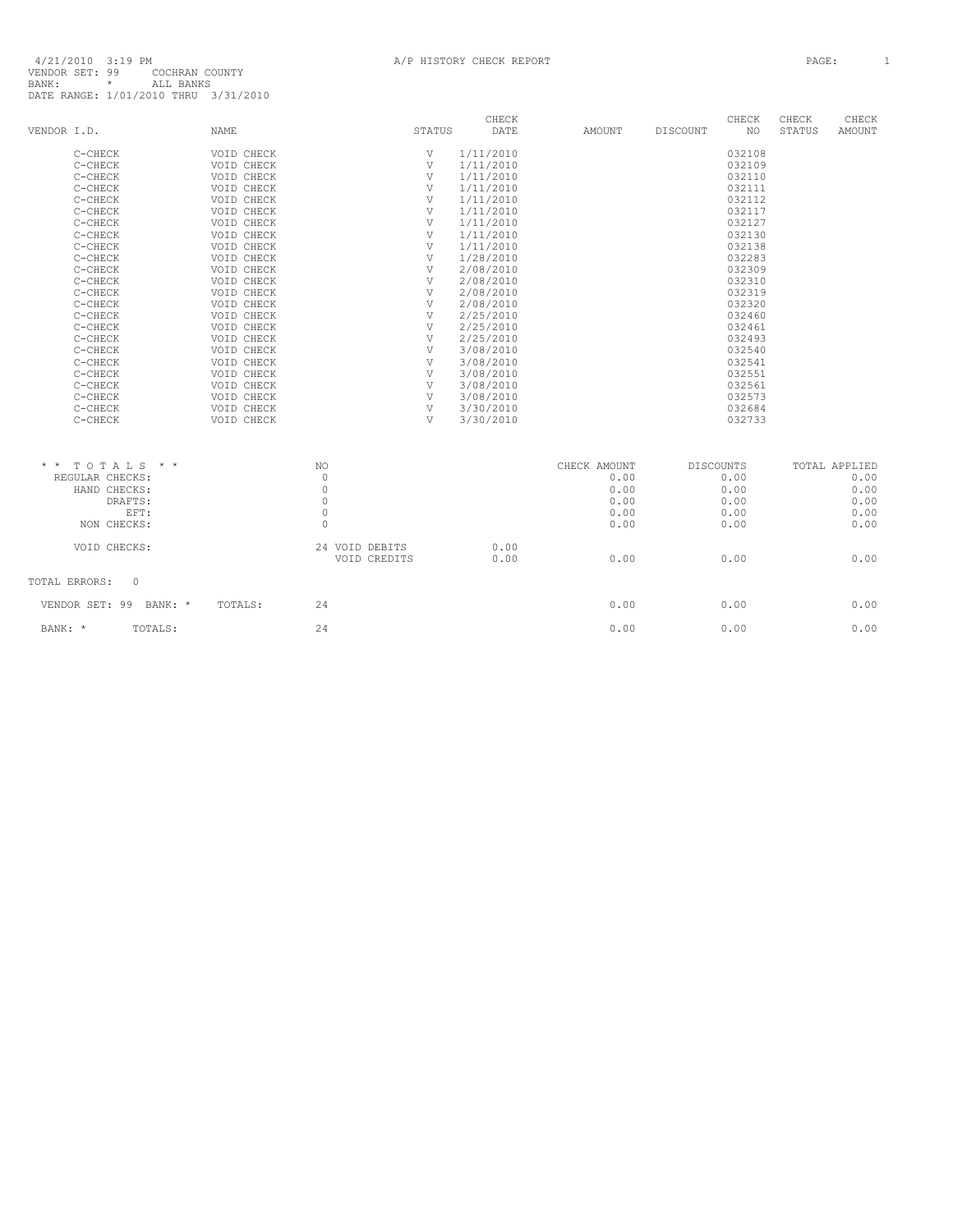4/21/2010 3:19 PM

A/P HISTORY CHECK REPORT

VENDOR SET: 99 COCHRAN COUNTY
BANK: * ALL BANKS
DATE RANGE: 1/01/2010 THRU 3/31/2010

| VENDOR I.D. | NAME | STATUS | CHECK DATE | AMOUNT | DISCOUNT | CHECK NO | CHECK STATUS | CHECK AMOUNT |
|---|---|---|---|---|---|---|---|---|
| C-CHECK | VOID CHECK | V | 1/11/2010 | | | 032108 | | |
| C-CHECK | VOID CHECK | V | 1/11/2010 | | | 032109 | | |
| C-CHECK | VOID CHECK | V | 1/11/2010 | | | 032110 | | |
| C-CHECK | VOID CHECK | V | 1/11/2010 | | | 032111 | | |
| C-CHECK | VOID CHECK | V | 1/11/2010 | | | 032112 | | |
| C-CHECK | VOID CHECK | V | 1/11/2010 | | | 032117 | | |
| C-CHECK | VOID CHECK | V | 1/11/2010 | | | 032127 | | |
| C-CHECK | VOID CHECK | V | 1/11/2010 | | | 032130 | | |
| C-CHECK | VOID CHECK | V | 1/11/2010 | | | 032138 | | |
| C-CHECK | VOID CHECK | V | 1/28/2010 | | | 032283 | | |
| C-CHECK | VOID CHECK | V | 2/08/2010 | | | 032309 | | |
| C-CHECK | VOID CHECK | V | 2/08/2010 | | | 032310 | | |
| C-CHECK | VOID CHECK | V | 2/08/2010 | | | 032319 | | |
| C-CHECK | VOID CHECK | V | 2/08/2010 | | | 032320 | | |
| C-CHECK | VOID CHECK | V | 2/25/2010 | | | 032460 | | |
| C-CHECK | VOID CHECK | V | 2/25/2010 | | | 032461 | | |
| C-CHECK | VOID CHECK | V | 2/25/2010 | | | 032493 | | |
| C-CHECK | VOID CHECK | V | 3/08/2010 | | | 032540 | | |
| C-CHECK | VOID CHECK | V | 3/08/2010 | | | 032541 | | |
| C-CHECK | VOID CHECK | V | 3/08/2010 | | | 032551 | | |
| C-CHECK | VOID CHECK | V | 3/08/2010 | | | 032561 | | |
| C-CHECK | VOID CHECK | V | 3/08/2010 | | | 032573 | | |
| C-CHECK | VOID CHECK | V | 3/30/2010 | | | 032684 | | |
| C-CHECK | VOID CHECK | V | 3/30/2010 | | | 032733 | | |

| * * T O T A L S * * | NO | | | CHECK AMOUNT | DISCOUNTS | TOTAL APPLIED |
|---|---|---|---|---|---|---|
| REGULAR CHECKS: | 0 | | | 0.00 | 0.00 | 0.00 |
| HAND CHECKS: | 0 | | | 0.00 | 0.00 | 0.00 |
| DRAFTS: | 0 | | | 0.00 | 0.00 | 0.00 |
| EFT: | 0 | | | 0.00 | 0.00 | 0.00 |
| NON CHECKS: | 0 | | | 0.00 | 0.00 | 0.00 |
| VOID CHECKS: | 24 | VOID DEBITS | 0.00 | | | |
| | | VOID CREDITS | 0.00 | 0.00 | 0.00 | 0.00 |

TOTAL ERRORS: 0

| | | | | | |
|---|---|---|---|---|---|
| VENDOR SET: 99 BANK: * | TOTALS: | 24 | 0.00 | 0.00 | 0.00 |
| BANK: * | TOTALS: | 24 | 0.00 | 0.00 | 0.00 |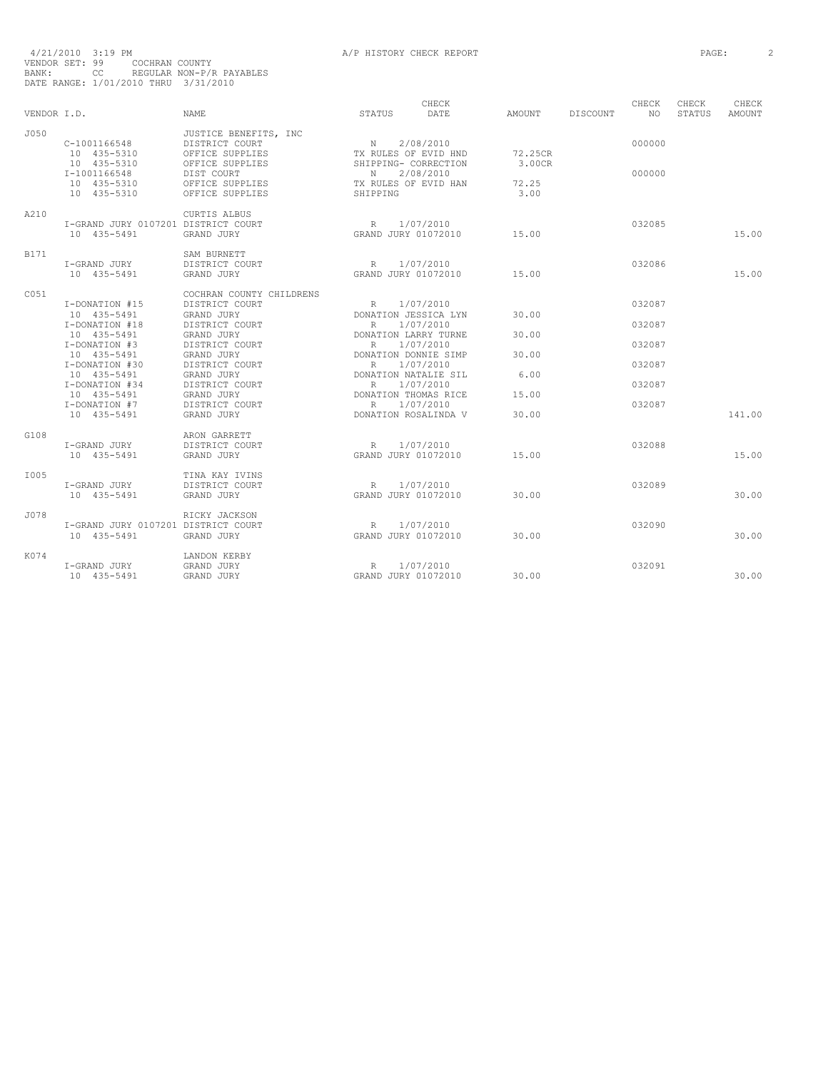4/21/2010 3:19 PM A/P HISTORY CHECK REPORT
VENDOR SET: 99 COCHRAN COUNTY
BANK: CC REGULAR NON-P/R PAYABLES
DATE RANGE: 1/01/2010 THRU 3/31/2010

| VENDOR I.D. | NAME | STATUS | CHECK DATE | AMOUNT | DISCOUNT | CHECK NO | CHECK STATUS | CHECK AMOUNT |
|---|---|---|---|---|---|---|---|---|
| J050 | JUSTICE BENEFITS, INC | | | | | | | |
| C-1001166548 | DISTRICT COURT | N | 2/08/2010 | | | 000000 | | |
| 10 435-5310 | OFFICE SUPPLIES | TX RULES OF EVID HND | | 72.25CR | | | | |
| 10 435-5310 | OFFICE SUPPLIES | SHIPPING- CORRECTION | | 3.00CR | | | | |
| I-1001166548 | DIST COURT | N | 2/08/2010 | | | 000000 | | |
| 10 435-5310 | OFFICE SUPPLIES | TX RULES OF EVID HAN | | 72.25 | | | | |
| 10 435-5310 | OFFICE SUPPLIES | SHIPPING | | 3.00 | | | | |
| A210 | CURTIS ALBUS | | | | | | | |
| I-GRAND JURY 0107201 | DISTRICT COURT | R | 1/07/2010 | | | 032085 | | |
| 10 435-5491 | GRAND JURY | GRAND JURY 01072010 | | 15.00 | | | | 15.00 |
| B171 | SAM BURNETT | | | | | | | |
| I-GRAND JURY | DISTRICT COURT | R | 1/07/2010 | | | 032086 | | |
| 10 435-5491 | GRAND JURY | GRAND JURY 01072010 | | 15.00 | | | | 15.00 |
| C051 | COCHRAN COUNTY CHILDRENS | | | | | | | |
| I-DONATION #15 | DISTRICT COURT | R | 1/07/2010 | | | 032087 | | |
| 10 435-5491 | GRAND JURY | DONATION JESSICA LYN | | 30.00 | | | | |
| I-DONATION #18 | DISTRICT COURT | R | 1/07/2010 | | | 032087 | | |
| 10 435-5491 | GRAND JURY | DONATION LARRY TURNE | | 30.00 | | | | |
| I-DONATION #3 | DISTRICT COURT | R | 1/07/2010 | | | 032087 | | |
| 10 435-5491 | GRAND JURY | DONATION DONNIE SIMP | | 30.00 | | | | |
| I-DONATION #30 | DISTRICT COURT | R | 1/07/2010 | | | 032087 | | |
| 10 435-5491 | GRAND JURY | DONATION NATALIE SIL | | 6.00 | | | | |
| I-DONATION #34 | DISTRICT COURT | R | 1/07/2010 | | | 032087 | | |
| 10 435-5491 | GRAND JURY | DONATION THOMAS RICE | | 15.00 | | | | |
| I-DONATION #7 | DISTRICT COURT | R | 1/07/2010 | | | 032087 | | |
| 10 435-5491 | GRAND JURY | DONATION ROSALINDA V | | 30.00 | | | | 141.00 |
| G108 | ARON GARRETT | | | | | | | |
| I-GRAND JURY | DISTRICT COURT | R | 1/07/2010 | | | 032088 | | |
| 10 435-5491 | GRAND JURY | GRAND JURY 01072010 | | 15.00 | | | | 15.00 |
| I005 | TINA KAY IVINS | | | | | | | |
| I-GRAND JURY | DISTRICT COURT | R | 1/07/2010 | | | 032089 | | |
| 10 435-5491 | GRAND JURY | GRAND JURY 01072010 | | 30.00 | | | | 30.00 |
| J078 | RICKY JACKSON | | | | | | | |
| I-GRAND JURY 0107201 | DISTRICT COURT | R | 1/07/2010 | | | 032090 | | |
| 10 435-5491 | GRAND JURY | GRAND JURY 01072010 | | 30.00 | | | | 30.00 |
| K074 | LANDON KERBY | | | | | | | |
| I-GRAND JURY | GRAND JURY | R | 1/07/2010 | | | 032091 | | |
| 10 435-5491 | GRAND JURY | GRAND JURY 01072010 | | 30.00 | | | | 30.00 |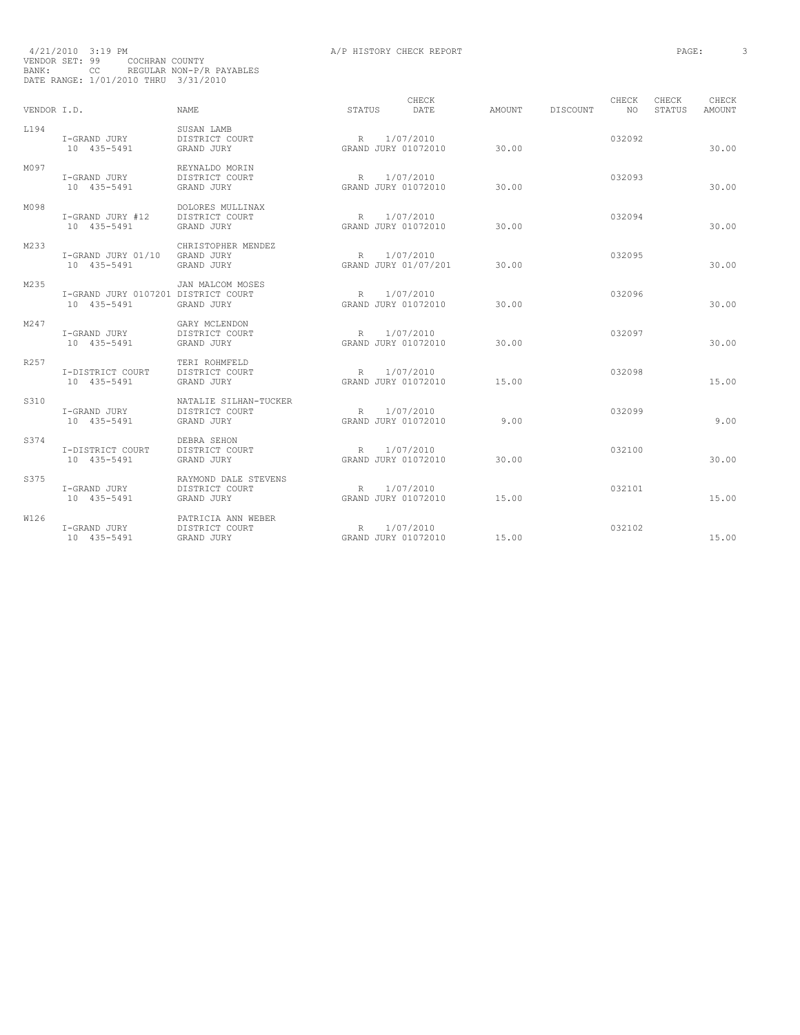4/21/2010 3:19 PM
A/P HISTORY CHECK REPORT
VENDOR SET: 99 COCHRAN COUNTY
BANK: CC REGULAR NON-P/R PAYABLES
DATE RANGE: 1/01/2010 THRU 3/31/2010

| VENDOR I.D. | NAME | STATUS | CHECK DATE | AMOUNT | DISCOUNT | CHECK NO | CHECK STATUS | CHECK AMOUNT |
|---|---|---|---|---|---|---|---|---|
| L194 | SUSAN LAMB | | | | | | | |
| I-GRAND JURY | DISTRICT COURT | R | 1/07/2010 | | | 032092 | | |
| 10 435-5491 | GRAND JURY | GRAND JURY 01072010 | | 30.00 | | | | 30.00 |
| M097 | REYNALDO MORIN | | | | | | | |
| I-GRAND JURY | DISTRICT COURT | R | 1/07/2010 | | | 032093 | | |
| 10 435-5491 | GRAND JURY | GRAND JURY 01072010 | | 30.00 | | | | 30.00 |
| M098 | DOLORES MULLINAX | | | | | | | |
| I-GRAND JURY #12 | DISTRICT COURT | R | 1/07/2010 | | | 032094 | | |
| 10 435-5491 | GRAND JURY | GRAND JURY 01072010 | | 30.00 | | | | 30.00 |
| M233 | CHRISTOPHER MENDEZ | | | | | | | |
| I-GRAND JURY 01/10 | GRAND JURY | R | 1/07/2010 | | | 032095 | | |
| 10 435-5491 | GRAND JURY | GRAND JURY 01/07/201 | | 30.00 | | | | 30.00 |
| M235 | JAN MALCOM MOSES | | | | | | | |
| I-GRAND JURY 0107201 | DISTRICT COURT | R | 1/07/2010 | | | 032096 | | |
| 10 435-5491 | GRAND JURY | GRAND JURY 01072010 | | 30.00 | | | | 30.00 |
| M247 | GARY MCLENDON | | | | | | | |
| I-GRAND JURY | DISTRICT COURT | R | 1/07/2010 | | | 032097 | | |
| 10 435-5491 | GRAND JURY | GRAND JURY 01072010 | | 30.00 | | | | 30.00 |
| R257 | TERI ROHMFELD | | | | | | | |
| I-DISTRICT COURT | DISTRICT COURT | R | 1/07/2010 | | | 032098 | | |
| 10 435-5491 | GRAND JURY | GRAND JURY 01072010 | | 15.00 | | | | 15.00 |
| S310 | NATALIE SILHAN-TUCKER | | | | | | | |
| I-GRAND JURY | DISTRICT COURT | R | 1/07/2010 | | | 032099 | | |
| 10 435-5491 | GRAND JURY | GRAND JURY 01072010 | | 9.00 | | | | 9.00 |
| S374 | DEBRA SEHON | | | | | | | |
| I-DISTRICT COURT | DISTRICT COURT | R | 1/07/2010 | | | 032100 | | |
| 10 435-5491 | GRAND JURY | GRAND JURY 01072010 | | 30.00 | | | | 30.00 |
| S375 | RAYMOND DALE STEVENS | | | | | | | |
| I-GRAND JURY | DISTRICT COURT | R | 1/07/2010 | | | 032101 | | |
| 10 435-5491 | GRAND JURY | GRAND JURY 01072010 | | 15.00 | | | | 15.00 |
| W126 | PATRICIA ANN WEBER | | | | | | | |
| I-GRAND JURY | DISTRICT COURT | R | 1/07/2010 | | | 032102 | | |
| 10 435-5491 | GRAND JURY | GRAND JURY 01072010 | | 15.00 | | | | 15.00 |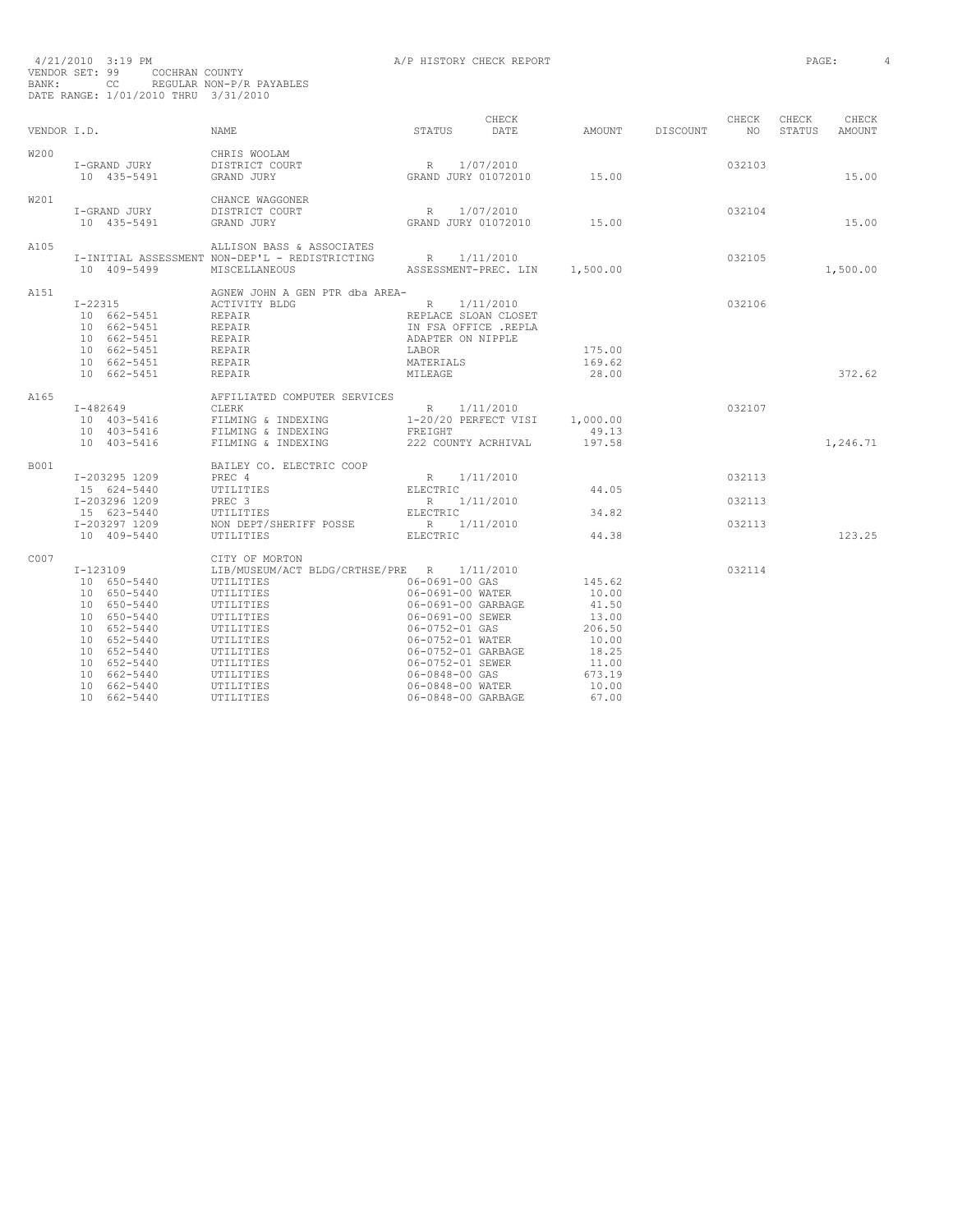4/21/2010 3:19 PM A/P HISTORY CHECK REPORT

VENDOR SET: 99 COCHRAN COUNTY
BANK: CC REGULAR NON-P/R PAYABLES
DATE RANGE: 1/01/2010 THRU 3/31/2010

| VENDOR I.D. | NAME | STATUS | CHECK DATE | AMOUNT | DISCOUNT | CHECK NO | CHECK STATUS | CHECK AMOUNT |
|---|---|---|---|---|---|---|---|---|
| W200 | CHRIS WOOLAM | | | | | | | |
| I-GRAND JURY | DISTRICT COURT | R | 1/07/2010 | | | 032103 | | |
| 10 435-5491 | GRAND JURY | GRAND JURY 01072010 | | 15.00 | | | | 15.00 |
| W201 | CHANCE WAGGONER | | | | | | | |
| I-GRAND JURY | DISTRICT COURT | R | 1/07/2010 | | | 032104 | | |
| 10 435-5491 | GRAND JURY | GRAND JURY 01072010 | | 15.00 | | | | 15.00 |
| A105 | ALLISON BASS & ASSOCIATES | | | | | | | |
| I-INITIAL ASSESSMENT | NON-DEP'L - REDISTRICTING | R | 1/11/2010 | | | 032105 | | |
| 10 409-5499 | MISCELLANEOUS | ASSESSMENT-PREC. LIN | | 1,500.00 | | | | 1,500.00 |
| A151 | AGNEW JOHN A GEN PTR dba AREA- | | | | | | | |
| I-22315 | ACTIVITY BLDG | R | 1/11/2010 | | | 032106 | | |
| 10 662-5451 | REPAIR | REPLACE SLOAN CLOSET | | | | | | |
| 10 662-5451 | REPAIR | IN FSA OFFICE .REPLA | | | | | | |
| 10 662-5451 | REPAIR | ADAPTER ON NIPPLE | | | | | | |
| 10 662-5451 | REPAIR | LABOR | | 175.00 | | | | |
| 10 662-5451 | REPAIR | MATERIALS | | 169.62 | | | | |
| 10 662-5451 | REPAIR | MILEAGE | | 28.00 | | | | 372.62 |
| A165 | AFFILIATED COMPUTER SERVICES | | | | | | | |
| I-482649 | CLERK | R | 1/11/2010 | | | 032107 | | |
| 10 403-5416 | FILMING & INDEXING | 1-20/20 PERFECT VISI | | 1,000.00 | | | | |
| 10 403-5416 | FILMING & INDEXING | FREIGHT | | 49.13 | | | | |
| 10 403-5416 | FILMING & INDEXING | 222 COUNTY ACRHIVAL | | 197.58 | | | | 1,246.71 |
| B001 | BAILEY CO. ELECTRIC COOP | | | | | | | |
| I-203295 1209 | PREC 4 | R | 1/11/2010 | | | 032113 | | |
| 15 624-5440 | UTILITIES | ELECTRIC | | 44.05 | | | | |
| I-203296 1209 | PREC 3 | R | 1/11/2010 | | | 032113 | | |
| 15 623-5440 | UTILITIES | ELECTRIC | | 34.82 | | | | |
| I-203297 1209 | NON DEPT/SHERIFF POSSE | R | 1/11/2010 | | | 032113 | | |
| 10 409-5440 | UTILITIES | ELECTRIC | | 44.38 | | | | 123.25 |
| C007 | CITY OF MORTON | | | | | | | |
| I-123109 | LIB/MUSEUM/ACT BLDG/CRTHSE/PRE | R | 1/11/2010 | | | 032114 | | |
| 10 650-5440 | UTILITIES | 06-0691-00 GAS | | 145.62 | | | | |
| 10 650-5440 | UTILITIES | 06-0691-00 WATER | | 10.00 | | | | |
| 10 650-5440 | UTILITIES | 06-0691-00 GARBAGE | | 41.50 | | | | |
| 10 650-5440 | UTILITIES | 06-0691-00 SEWER | | 13.00 | | | | |
| 10 652-5440 | UTILITIES | 06-0752-01 GAS | | 206.50 | | | | |
| 10 652-5440 | UTILITIES | 06-0752-01 WATER | | 10.00 | | | | |
| 10 652-5440 | UTILITIES | 06-0752-01 GARBAGE | | 18.25 | | | | |
| 10 652-5440 | UTILITIES | 06-0752-01 SEWER | | 11.00 | | | | |
| 10 662-5440 | UTILITIES | 06-0848-00 GAS | | 673.19 | | | | |
| 10 662-5440 | UTILITIES | 06-0848-00 WATER | | 10.00 | | | | |
| 10 662-5440 | UTILITIES | 06-0848-00 GARBAGE | | 67.00 | | | | |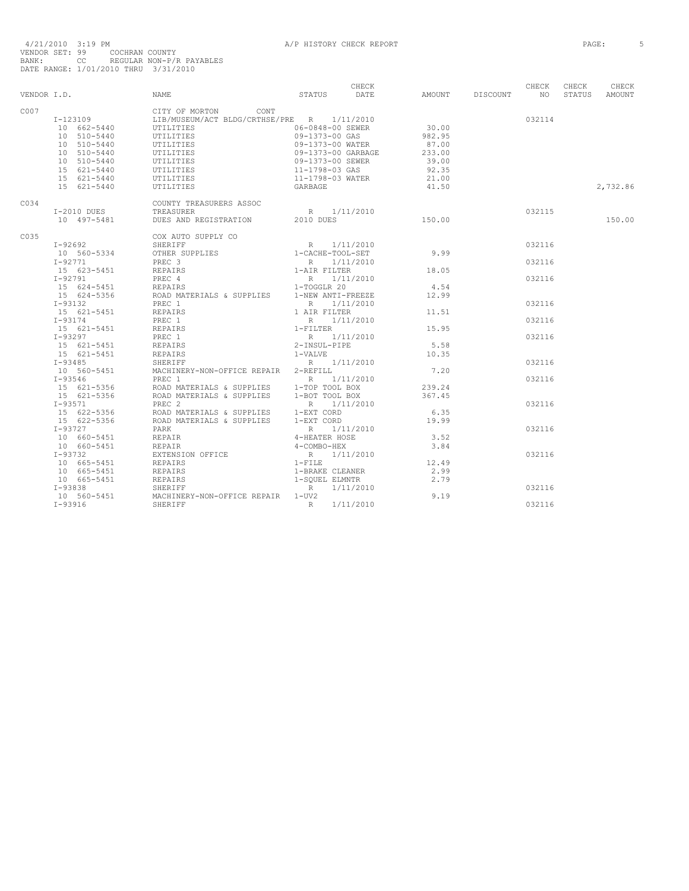4/21/2010 3:19 PM A/P HISTORY CHECK REPORT PAGE: 5

VENDOR SET: 99 COCHRAN COUNTY
BANK: CC REGULAR NON-P/R PAYABLES
DATE RANGE: 1/01/2010 THRU 3/31/2010

| VENDOR I.D. | NAME | STATUS | CHECK DATE | AMOUNT | DISCOUNT | CHECK NO | CHECK STATUS | CHECK AMOUNT |
|---|---|---|---|---|---|---|---|---|
| C007 | CITY OF MORTON CONT | | | | | | | |
| I-123109 | LIB/MUSEUM/ACT BLDG/CRTHSE/PRE | R | 1/11/2010 | | | 032114 | | |
| 10 662-5440 | UTILITIES | 06-0848-00 SEWER | | 30.00 | | | | |
| 10 510-5440 | UTILITIES | 09-1373-00 GAS | | 982.95 | | | | |
| 10 510-5440 | UTILITIES | 09-1373-00 WATER | | 87.00 | | | | |
| 10 510-5440 | UTILITIES | 09-1373-00 GARBAGE | | 233.00 | | | | |
| 10 510-5440 | UTILITIES | 09-1373-00 SEWER | | 39.00 | | | | |
| 15 621-5440 | UTILITIES | 11-1798-03 GAS | | 92.35 | | | | |
| 15 621-5440 | UTILITIES | 11-1798-03 WATER | | 21.00 | | | | |
| 15 621-5440 | UTILITIES | GARBAGE | | 41.50 | | | | 2,732.86 |
| C034 | COUNTY TREASURERS ASSOC | | | | | | | |
| I-2010 DUES | TREASURER | R | 1/11/2010 | | | 032115 | | |
| 10 497-5481 | DUES AND REGISTRATION | 2010 DUES | | 150.00 | | | | 150.00 |
| C035 | COX AUTO SUPPLY CO | | | | | | | |
| I-92692 | SHERIFF | R | 1/11/2010 | | | 032116 | | |
| 10 560-5334 | OTHER SUPPLIES | 1-CACHE-TOOL-SET | | 9.99 | | | | |
| I-92771 | PREC 3 | R | 1/11/2010 | | | 032116 | | |
| 15 623-5451 | REPAIRS | 1-AIR FILTER | | 18.05 | | | | |
| I-92791 | PREC 4 | R | 1/11/2010 | | | 032116 | | |
| 15 624-5451 | REPAIRS | 1-TOGGLR 20 | | 4.54 | | | | |
| 15 624-5356 | ROAD MATERIALS & SUPPLIES | 1-NEW ANTI-FREEZE | | 12.99 | | | | |
| I-93132 | PREC 1 | R | 1/11/2010 | | | 032116 | | |
| 15 621-5451 | REPAIRS | 1 AIR FILTER | | 11.51 | | | | |
| I-93174 | PREC 1 | R | 1/11/2010 | | | 032116 | | |
| 15 621-5451 | REPAIRS | 1-FILTER | | 15.95 | | | | |
| I-93297 | PREC 1 | R | 1/11/2010 | | | 032116 | | |
| 15 621-5451 | REPAIRS | 2-INSUL-PIPE | | 5.58 | | | | |
| 15 621-5451 | REPAIRS | 1-VALVE | | 10.35 | | | | |
| I-93485 | SHERIFF | R | 1/11/2010 | | | 032116 | | |
| 10 560-5451 | MACHINERY-NON-OFFICE REPAIR | 2-REFILL | | 7.20 | | | | |
| I-93546 | PREC 1 | R | 1/11/2010 | | | 032116 | | |
| 15 621-5356 | ROAD MATERIALS & SUPPLIES | 1-TOP TOOL BOX | | 239.24 | | | | |
| 15 621-5356 | ROAD MATERIALS & SUPPLIES | 1-BOT TOOL BOX | | 367.45 | | | | |
| I-93571 | PREC 2 | R | 1/11/2010 | | | 032116 | | |
| 15 622-5356 | ROAD MATERIALS & SUPPLIES | 1-EXT CORD | | 6.35 | | | | |
| 15 622-5356 | ROAD MATERIALS & SUPPLIES | 1-EXT CORD | | 19.99 | | | | |
| I-93727 | PARK | R | 1/11/2010 | | | 032116 | | |
| 10 660-5451 | REPAIR | 4-HEATER HOSE | | 3.52 | | | | |
| 10 660-5451 | REPAIR | 4-COMBO-HEX | | 3.84 | | | | |
| I-93732 | EXTENSION OFFICE | R | 1/11/2010 | | | 032116 | | |
| 10 665-5451 | REPAIRS | 1-FILE | | 12.49 | | | | |
| 10 665-5451 | REPAIRS | 1-BRAKE CLEANER | | 2.99 | | | | |
| 10 665-5451 | REPAIRS | 1-SQUEL ELMNTR | | 2.79 | | | | |
| I-93838 | SHERIFF | R | 1/11/2010 | | | 032116 | | |
| 10 560-5451 | MACHINERY-NON-OFFICE REPAIR | 1-UV2 | | 9.19 | | | | |
| I-93916 | SHERIFF | R | 1/11/2010 | | | 032116 | | |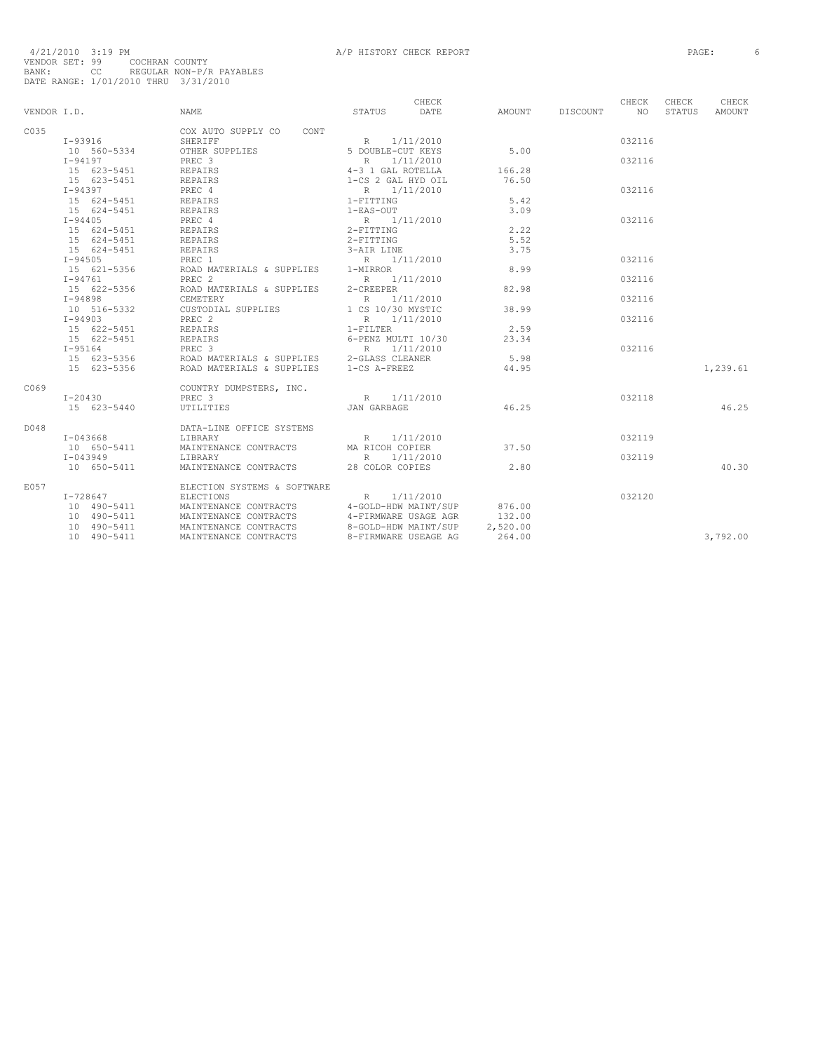4/21/2010 3:19 PM A/P HISTORY CHECK REPORT
VENDOR SET: 99 COCHRAN COUNTY
BANK: CC REGULAR NON-P/R PAYABLES
DATE RANGE: 1/01/2010 THRU 3/31/2010

| VENDOR I.D. | NAME | STATUS | CHECK DATE | AMOUNT | DISCOUNT | CHECK NO | CHECK STATUS | CHECK AMOUNT |
|---|---|---|---|---|---|---|---|---|
| C035 | COX AUTO SUPPLY CO CONT | | | | | | | |
| I-93916 | SHERIFF | R | 1/11/2010 | | | 032116 | | |
| 10 560-5334 | OTHER SUPPLIES | 5 DOUBLE-CUT KEYS | | 5.00 | | | | |
| I-94197 | PREC 3 | R | 1/11/2010 | | | 032116 | | |
| 15 623-5451 | REPAIRS | 4-3 1 GAL ROTELLA | | 166.28 | | | | |
| 15 623-5451 | REPAIRS | 1-CS 2 GAL HYD OIL | | 76.50 | | | | |
| I-94397 | PREC 4 | R | 1/11/2010 | | | 032116 | | |
| 15 624-5451 | REPAIRS | 1-FITTING | | 5.42 | | | | |
| 15 624-5451 | REPAIRS | 1-EAS-OUT | | 3.09 | | | | |
| I-94405 | PREC 4 | R | 1/11/2010 | | | 032116 | | |
| 15 624-5451 | REPAIRS | 2-FITTING | | 2.22 | | | | |
| 15 624-5451 | REPAIRS | 2-FITTING | | 5.52 | | | | |
| 15 624-5451 | REPAIRS | 3-AIR LINE | | 3.75 | | | | |
| I-94505 | PREC 1 | R | 1/11/2010 | | | 032116 | | |
| 15 621-5356 | ROAD MATERIALS & SUPPLIES | 1-MIRROR | | 8.99 | | | | |
| I-94761 | PREC 2 | R | 1/11/2010 | | | 032116 | | |
| 15 622-5356 | ROAD MATERIALS & SUPPLIES | 2-CREEPER | | 82.98 | | | | |
| I-94898 | CEMETERY | R | 1/11/2010 | | | 032116 | | |
| 10 516-5332 | CUSTODIAL SUPPLIES | 1 CS 10/30 MYSTIC | | 38.99 | | | | |
| I-94903 | PREC 2 | R | 1/11/2010 | | | 032116 | | |
| 15 622-5451 | REPAIRS | 1-FILTER | | 2.59 | | | | |
| 15 622-5451 | REPAIRS | 6-PENZ MULTI 10/30 | | 23.34 | | | | |
| I-95164 | PREC 3 | R | 1/11/2010 | | | 032116 | | |
| 15 623-5356 | ROAD MATERIALS & SUPPLIES | 2-GLASS CLEANER | | 5.98 | | | | |
| 15 623-5356 | ROAD MATERIALS & SUPPLIES | 1-CS A-FREEZ | | 44.95 | | | | 1,239.61 |
| C069 | COUNTRY DUMPSTERS, INC. | | | | | | | |
| I-20430 | PREC 3 | R | 1/11/2010 | | | 032118 | | |
| 15 623-5440 | UTILITIES | JAN GARBAGE | | 46.25 | | | | 46.25 |
| D048 | DATA-LINE OFFICE SYSTEMS | | | | | | | |
| I-043668 | LIBRARY | R | 1/11/2010 | | | 032119 | | |
| 10 650-5411 | MAINTENANCE CONTRACTS | MA RICOH COPIER | | 37.50 | | | | |
| I-043949 | LIBRARY | R | 1/11/2010 | | | 032119 | | |
| 10 650-5411 | MAINTENANCE CONTRACTS | 28 COLOR COPIES | | 2.80 | | | | 40.30 |
| E057 | ELECTION SYSTEMS & SOFTWARE | | | | | | | |
| I-728647 | ELECTIONS | R | 1/11/2010 | | | 032120 | | |
| 10 490-5411 | MAINTENANCE CONTRACTS | 4-GOLD-HDW MAINT/SUP | | 876.00 | | | | |
| 10 490-5411 | MAINTENANCE CONTRACTS | 4-FIRMWARE USAGE AGR | | 132.00 | | | | |
| 10 490-5411 | MAINTENANCE CONTRACTS | 8-GOLD-HDW MAINT/SUP | | 2,520.00 | | | | |
| 10 490-5411 | MAINTENANCE CONTRACTS | 8-FIRMWARE USEAGE AG | | 264.00 | | | | 3,792.00 |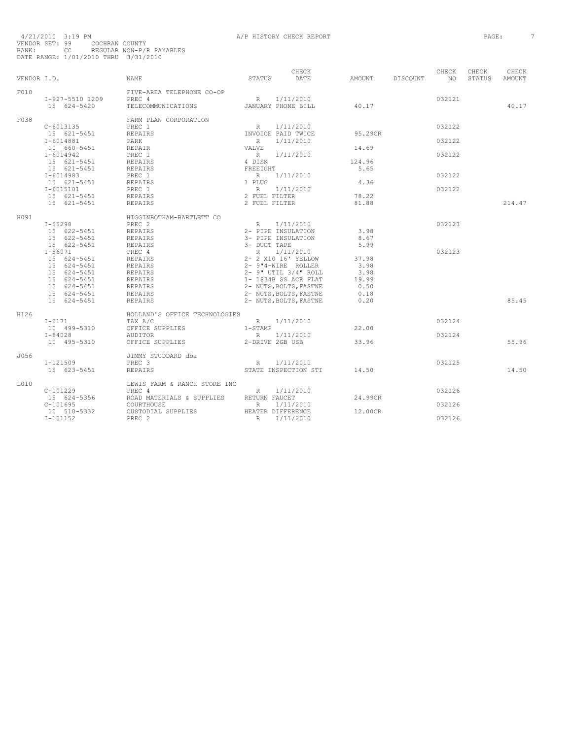4/21/2010 3:19 PM A/P HISTORY CHECK REPORT

VENDOR SET: 99 COCHRAN COUNTY
BANK: CC REGULAR NON-P/R PAYABLES
DATE RANGE: 1/01/2010 THRU 3/31/2010

| VENDOR I.D. | NAME | STATUS | CHECK DATE | AMOUNT | DISCOUNT | CHECK NO | CHECK STATUS | CHECK AMOUNT |
|---|---|---|---|---|---|---|---|---|
| F010 | FIVE-AREA TELEPHONE CO-OP | | | | | | | |
| I-927-5510 1209 | PREC 4 | R | 1/11/2010 | | | 032121 | | |
| 15 624-5420 | TELECOMMUNICATIONS | JANUARY PHONE BILL | | 40.17 | | | | 40.17 |
| F038 | FARM PLAN CORPORATION | | | | | | | |
| C-6013135 | PREC 1 | R | 1/11/2010 | | | 032122 | | |
| 15 621-5451 | REPAIRS | INVOICE PAID TWICE | | 95.29CR | | | | |
| I-6014881 | PARK | R | 1/11/2010 | | | 032122 | | |
| 10 660-5451 | REPAIR | VALVE | | 14.69 | | | | |
| I-6014942 | PREC 1 | R | 1/11/2010 | | | 032122 | | |
| 15 621-5451 | REPAIRS | 4 DISK | | 124.96 | | | | |
| 15 621-5451 | REPAIRS | FREEIGHT | | 5.65 | | | | |
| I-6014983 | PREC 1 | R | 1/11/2010 | | | 032122 | | |
| 15 621-5451 | REPAIRS | 1 PLUG | | 4.36 | | | | |
| I-6015101 | PREC 1 | R | 1/11/2010 | | | 032122 | | |
| 15 621-5451 | REPAIRS | 2 FUEL FILTER | | 78.22 | | | | |
| 15 621-5451 | REPAIRS | 2 FUEL FILTER | | 81.88 | | | | 214.47 |
| H091 | HIGGINBOTHAM-BARTLETT CO | | | | | | | |
| I-55298 | PREC 2 | R | 1/11/2010 | | | 032123 | | |
| 15 622-5451 | REPAIRS | 2- PIPE INSULATION | | 3.98 | | | | |
| 15 622-5451 | REPAIRS | 3- PIPE INSULATION | | 8.67 | | | | |
| 15 622-5451 | REPAIRS | 3- DUCT TAPE | | 5.99 | | | | |
| I-56071 | PREC 4 | R | 1/11/2010 | | | 032123 | | |
| 15 624-5451 | REPAIRS | 2- 2 X10 16' YELLOW | | 37.98 | | | | |
| 15 624-5451 | REPAIRS | 2- 9"4-WIRE ROLLER | | 3.98 | | | | |
| 15 624-5451 | REPAIRS | 2- 9" UTIL 3/4" ROLL | | 3.98 | | | | |
| 15 624-5451 | REPAIRS | 1- 1834B SS ACR FLAT | | 19.99 | | | | |
| 15 624-5451 | REPAIRS | 2- NUTS,BOLTS,FASTNE | | 0.50 | | | | |
| 15 624-5451 | REPAIRS | 2- NUTS,BOLTS,FASTNE | | 0.18 | | | | |
| 15 624-5451 | REPAIRS | 2- NUTS,BOLTS,FASTNE | | 0.20 | | | | 85.45 |
| H126 | HOLLAND'S OFFICE TECHNOLOGIES | | | | | | | |
| I-5171 | TAX A/C | R | 1/11/2010 | | | 032124 | | |
| 10 499-5310 | OFFICE SUPPLIES | 1-STAMP | | 22.00 | | | | |
| I-84028 | AUDITOR | R | 1/11/2010 | | | 032124 | | |
| 10 495-5310 | OFFICE SUPPLIES | 2-DRIVE 2GB USB | | 33.96 | | | | 55.96 |
| J056 | JIMMY STUDDARD dba | | | | | | | |
| I-121509 | PREC 3 | R | 1/11/2010 | | | 032125 | | |
| 15 623-5451 | REPAIRS | STATE INSPECTION STI | | 14.50 | | | | 14.50 |
| L010 | LEWIS FARM & RANCH STORE INC | | | | | | | |
| C-101229 | PREC 4 | R | 1/11/2010 | | | 032126 | | |
| 15 624-5356 | ROAD MATERIALS & SUPPLIES | RETURN FAUCET | | 24.99CR | | | | |
| C-101695 | COURTHOUSE | R | 1/11/2010 | | | 032126 | | |
| 10 510-5332 | CUSTODIAL SUPPLIES | HEATER DIFFERENCE | | 12.00CR | | | | |
| I-101152 | PREC 2 | R | 1/11/2010 | | | 032126 | | |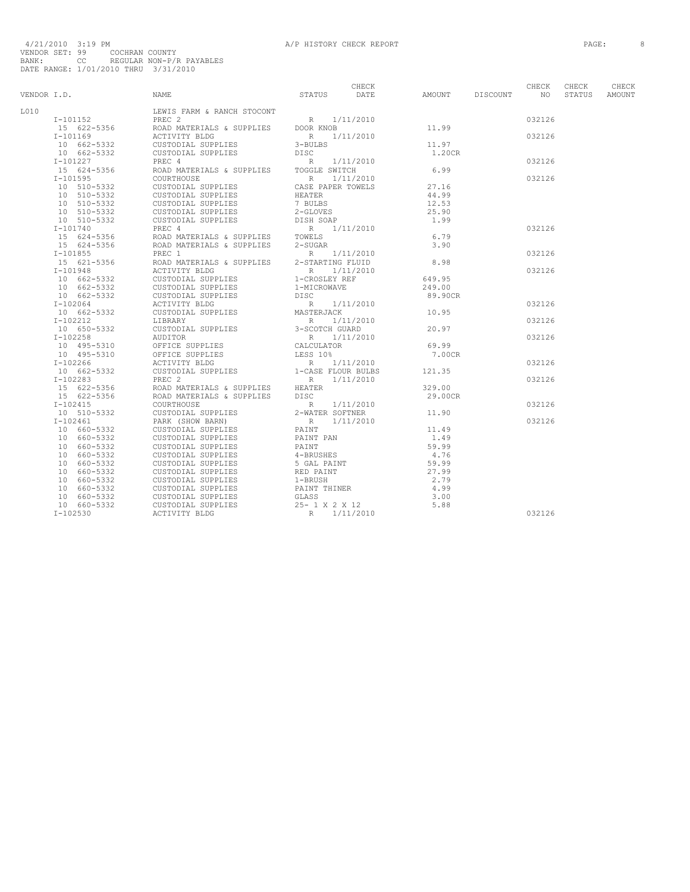4/21/2010 3:19 PM A/P HISTORY CHECK REPORT

VENDOR SET: 99 COCHRAN COUNTY
BANK: CC REGULAR NON-P/R PAYABLES
DATE RANGE: 1/01/2010 THRU 3/31/2010

| VENDOR I.D. | NAME | STATUS | CHECK DATE | AMOUNT | DISCOUNT | CHECK NO | CHECK STATUS | CHECK AMOUNT |
|---|---|---|---|---|---|---|---|---|
| L010 | LEWIS FARM & RANCH STOCONT | | | | | | | |
| I-101152 | PREC 2 | R | 1/11/2010 | | | 032126 | | |
| 15 622-5356 | ROAD MATERIALS & SUPPLIES | DOOR KNOB | | 11.99 | | | | |
| I-101169 | ACTIVITY BLDG | R | 1/11/2010 | | | 032126 | | |
| 10 662-5332 | CUSTODIAL SUPPLIES | 3-BULBS | | 11.97 | | | | |
| 10 662-5332 | CUSTODIAL SUPPLIES | DISC | | 1.20CR | | | | |
| I-101227 | PREC 4 | R | 1/11/2010 | | | 032126 | | |
| 15 624-5356 | ROAD MATERIALS & SUPPLIES | TOGGLE SWITCH | | 6.99 | | | | |
| I-101595 | COURTHOUSE | R | 1/11/2010 | | | 032126 | | |
| 10 510-5332 | CUSTODIAL SUPPLIES | CASE PAPER TOWELS | | 27.16 | | | | |
| 10 510-5332 | CUSTODIAL SUPPLIES | HEATER | | 44.99 | | | | |
| 10 510-5332 | CUSTODIAL SUPPLIES | 7 BULBS | | 12.53 | | | | |
| 10 510-5332 | CUSTODIAL SUPPLIES | 2-GLOVES | | 25.90 | | | | |
| 10 510-5332 | CUSTODIAL SUPPLIES | DISH SOAP | | 1.99 | | | | |
| I-101740 | PREC 4 | R | 1/11/2010 | | | 032126 | | |
| 15 624-5356 | ROAD MATERIALS & SUPPLIES | TOWELS | | 6.79 | | | | |
| 15 624-5356 | ROAD MATERIALS & SUPPLIES | 2-SUGAR | | 3.90 | | | | |
| I-101855 | PREC 1 | R | 1/11/2010 | | | 032126 | | |
| 15 621-5356 | ROAD MATERIALS & SUPPLIES | 2-STARTING FLUID | | 8.98 | | | | |
| I-101948 | ACTIVITY BLDG | R | 1/11/2010 | | | 032126 | | |
| 10 662-5332 | CUSTODIAL SUPPLIES | 1-CROSLEY REF | | 649.95 | | | | |
| 10 662-5332 | CUSTODIAL SUPPLIES | 1-MICROWAVE | | 249.00 | | | | |
| 10 662-5332 | CUSTODIAL SUPPLIES | DISC | | 89.90CR | | | | |
| I-102064 | ACTIVITY BLDG | R | 1/11/2010 | | | 032126 | | |
| 10 662-5332 | CUSTODIAL SUPPLIES | MASTERJACK | | 10.95 | | | | |
| I-102212 | LIBRARY | R | 1/11/2010 | | | 032126 | | |
| 10 650-5332 | CUSTODIAL SUPPLIES | 3-SCOTCH GUARD | | 20.97 | | | | |
| I-102258 | AUDITOR | R | 1/11/2010 | | | 032126 | | |
| 10 495-5310 | OFFICE SUPPLIES | CALCULATOR | | 69.99 | | | | |
| 10 495-5310 | OFFICE SUPPLIES | LESS 10% | | 7.00CR | | | | |
| I-102266 | ACTIVITY BLDG | R | 1/11/2010 | | | 032126 | | |
| 10 662-5332 | CUSTODIAL SUPPLIES | 1-CASE FLOUR BULBS | | 121.35 | | | | |
| I-102283 | PREC 2 | R | 1/11/2010 | | | 032126 | | |
| 15 622-5356 | ROAD MATERIALS & SUPPLIES | HEATER | | 329.00 | | | | |
| 15 622-5356 | ROAD MATERIALS & SUPPLIES | DISC | | 29.00CR | | | | |
| I-102415 | COURTHOUSE | R | 1/11/2010 | | | 032126 | | |
| 10 510-5332 | CUSTODIAL SUPPLIES | 2-WATER SOFTNER | | 11.90 | | | | |
| I-102461 | PARK (SHOW BARN) | R | 1/11/2010 | | | 032126 | | |
| 10 660-5332 | CUSTODIAL SUPPLIES | PAINT | | 11.49 | | | | |
| 10 660-5332 | CUSTODIAL SUPPLIES | PAINT PAN | | 1.49 | | | | |
| 10 660-5332 | CUSTODIAL SUPPLIES | PAINT | | 59.99 | | | | |
| 10 660-5332 | CUSTODIAL SUPPLIES | 4-BRUSHES | | 4.76 | | | | |
| 10 660-5332 | CUSTODIAL SUPPLIES | 5 GAL PAINT | | 59.99 | | | | |
| 10 660-5332 | CUSTODIAL SUPPLIES | RED PAINT | | 27.99 | | | | |
| 10 660-5332 | CUSTODIAL SUPPLIES | 1-BRUSH | | 2.79 | | | | |
| 10 660-5332 | CUSTODIAL SUPPLIES | PAINT THINER | | 4.99 | | | | |
| 10 660-5332 | CUSTODIAL SUPPLIES | GLASS | | 3.00 | | | | |
| 10 660-5332 | CUSTODIAL SUPPLIES | 25- 1 X 2 X 12 | | 5.88 | | | | |
| I-102530 | ACTIVITY BLDG | R | 1/11/2010 | | | 032126 | | |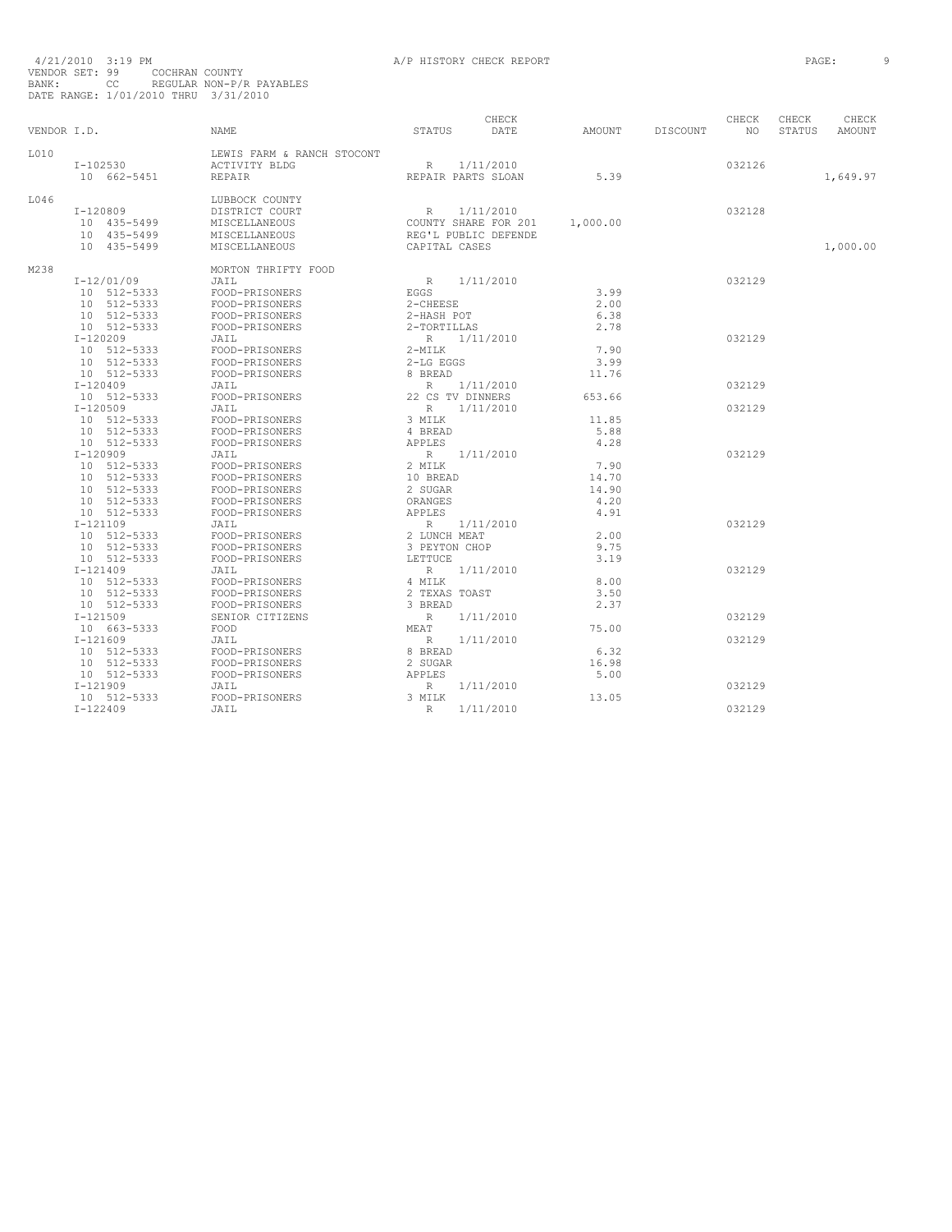4/21/2010 3:19 PM
A/P HISTORY CHECK REPORT
PAGE: 9

VENDOR SET: 99 COCHRAN COUNTY
BANK: CC REGULAR NON-P/R PAYABLES
DATE RANGE: 1/01/2010 THRU 3/31/2010

| VENDOR I.D. | NAME | STATUS | CHECK DATE | AMOUNT | DISCOUNT | CHECK NO | CHECK STATUS | CHECK AMOUNT |
|---|---|---|---|---|---|---|---|---|
| L010 | LEWIS FARM & RANCH STOCONT | | | | | | | |
| I-102530 | ACTIVITY BLDG | R | 1/11/2010 | | | 032126 | | |
| 10 662-5451 | REPAIR | REPAIR PARTS SLOAN | | 5.39 | | | | 1,649.97 |
| L046 | LUBBOCK COUNTY | | | | | | | |
| I-120809 | DISTRICT COURT | R | 1/11/2010 | | | 032128 | | |
| 10 435-5499 | MISCELLANEOUS | COUNTY SHARE FOR 201 | | 1,000.00 | | | | |
| 10 435-5499 | MISCELLANEOUS | REG'L PUBLIC DEFENDE | | | | | | |
| 10 435-5499 | MISCELLANEOUS | CAPITAL CASES | | | | | | 1,000.00 |
| M238 | MORTON THRIFTY FOOD | | | | | | | |
| I-12/01/09 | JAIL | R | 1/11/2010 | | | 032129 | | |
| 10 512-5333 | FOOD-PRISONERS | EGGS | | 3.99 | | | | |
| 10 512-5333 | FOOD-PRISONERS | 2-CHEESE | | 2.00 | | | | |
| 10 512-5333 | FOOD-PRISONERS | 2-HASH POT | | 6.38 | | | | |
| 10 512-5333 | FOOD-PRISONERS | 2-TORTILLAS | | 2.78 | | | | |
| I-120209 | JAIL | R | 1/11/2010 | | | 032129 | | |
| 10 512-5333 | FOOD-PRISONERS | 2-MILK | | 7.90 | | | | |
| 10 512-5333 | FOOD-PRISONERS | 2-LG EGGS | | 3.99 | | | | |
| 10 512-5333 | FOOD-PRISONERS | 8 BREAD | | 11.76 | | | | |
| I-120409 | JAIL | R | 1/11/2010 | | | 032129 | | |
| 10 512-5333 | FOOD-PRISONERS | 22 CS TV DINNERS | | 653.66 | | | | |
| I-120509 | JAIL | R | 1/11/2010 | | | 032129 | | |
| 10 512-5333 | FOOD-PRISONERS | 3 MILK | | 11.85 | | | | |
| 10 512-5333 | FOOD-PRISONERS | 4 BREAD | | 5.88 | | | | |
| 10 512-5333 | FOOD-PRISONERS | APPLES | | 4.28 | | | | |
| I-120909 | JAIL | R | 1/11/2010 | | | 032129 | | |
| 10 512-5333 | FOOD-PRISONERS | 2 MILK | | 7.90 | | | | |
| 10 512-5333 | FOOD-PRISONERS | 10 BREAD | | 14.70 | | | | |
| 10 512-5333 | FOOD-PRISONERS | 2 SUGAR | | 14.90 | | | | |
| 10 512-5333 | FOOD-PRISONERS | ORANGES | | 4.20 | | | | |
| 10 512-5333 | FOOD-PRISONERS | APPLES | | 4.91 | | | | |
| I-121109 | JAIL | R | 1/11/2010 | | | 032129 | | |
| 10 512-5333 | FOOD-PRISONERS | 2 LUNCH MEAT | | 2.00 | | | | |
| 10 512-5333 | FOOD-PRISONERS | 3 PEYTON CHOP | | 9.75 | | | | |
| 10 512-5333 | FOOD-PRISONERS | LETTUCE | | 3.19 | | | | |
| I-121409 | JAIL | R | 1/11/2010 | | | 032129 | | |
| 10 512-5333 | FOOD-PRISONERS | 4 MILK | | 8.00 | | | | |
| 10 512-5333 | FOOD-PRISONERS | 2 TEXAS TOAST | | 3.50 | | | | |
| 10 512-5333 | FOOD-PRISONERS | 3 BREAD | | 2.37 | | | | |
| I-121509 | SENIOR CITIZENS | R | 1/11/2010 | | | 032129 | | |
| 10 663-5333 | FOOD | MEAT | | 75.00 | | | | |
| I-121609 | JAIL | R | 1/11/2010 | | | 032129 | | |
| 10 512-5333 | FOOD-PRISONERS | 8 BREAD | | 6.32 | | | | |
| 10 512-5333 | FOOD-PRISONERS | 2 SUGAR | | 16.98 | | | | |
| 10 512-5333 | FOOD-PRISONERS | APPLES | | 5.00 | | | | |
| I-121909 | JAIL | R | 1/11/2010 | | | 032129 | | |
| 10 512-5333 | FOOD-PRISONERS | 3 MILK | | 13.05 | | | | |
| I-122409 | JAIL | R | 1/11/2010 | | | 032129 | | |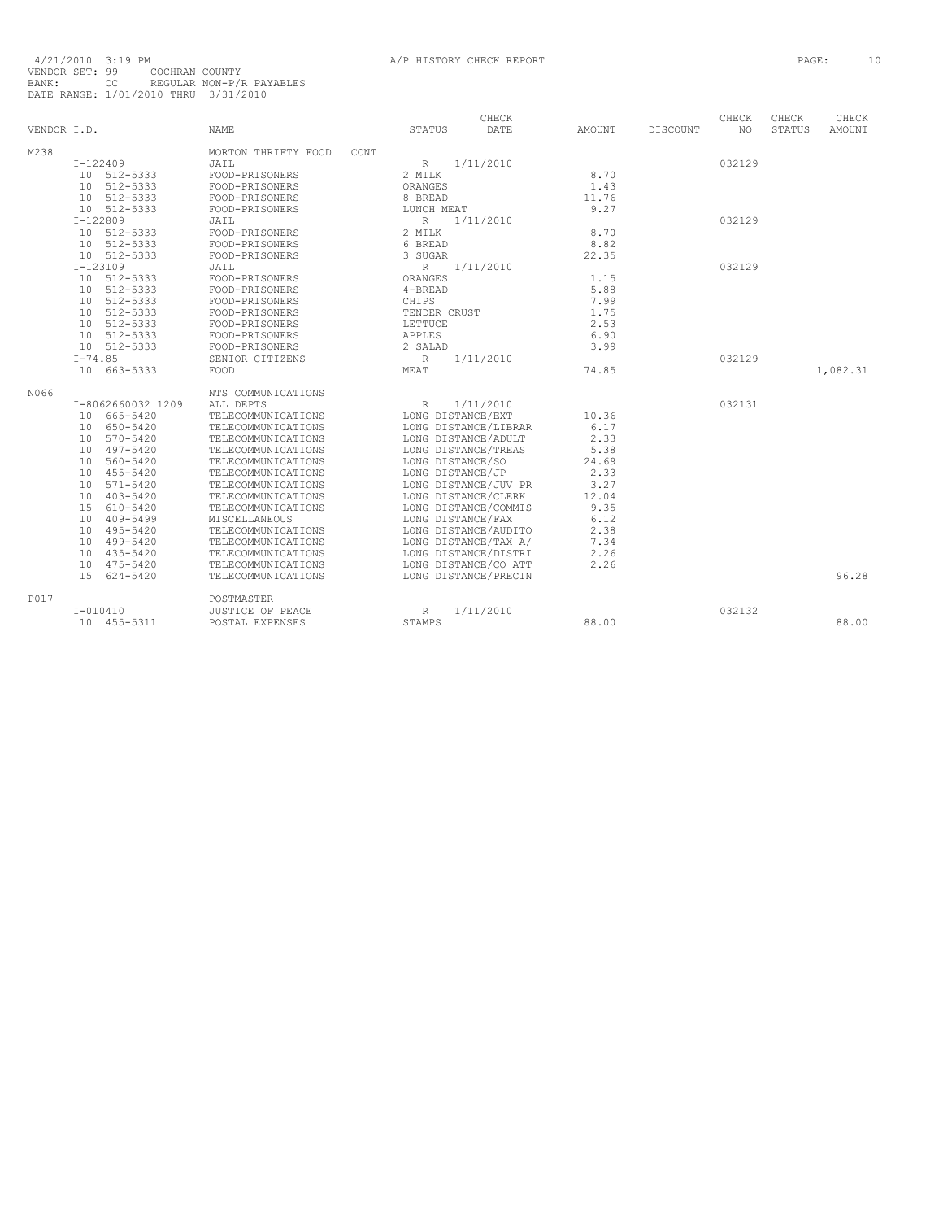4/21/2010 3:19 PM A/P HISTORY CHECK REPORT
VENDOR SET: 99 COCHRAN COUNTY
BANK: CC REGULAR NON-P/R PAYABLES
DATE RANGE: 1/01/2010 THRU 3/31/2010

| VENDOR I.D. | NAME | STATUS | CHECK DATE | AMOUNT | DISCOUNT | CHECK NO | CHECK STATUS | CHECK AMOUNT |
|---|---|---|---|---|---|---|---|---|
| M238 | MORTON THRIFTY FOOD CONT | | | | | | | |
| I-122409 | JAIL | R | 1/11/2010 | | | 032129 | | |
| 10 512-5333 | FOOD-PRISONERS | 2 MILK | | 8.70 | | | | |
| 10 512-5333 | FOOD-PRISONERS | ORANGES | | 1.43 | | | | |
| 10 512-5333 | FOOD-PRISONERS | 8 BREAD | | 11.76 | | | | |
| 10 512-5333 | FOOD-PRISONERS | LUNCH MEAT | | 9.27 | | | | |
| I-122809 | JAIL | R | 1/11/2010 | | | 032129 | | |
| 10 512-5333 | FOOD-PRISONERS | 2 MILK | | 8.70 | | | | |
| 10 512-5333 | FOOD-PRISONERS | 6 BREAD | | 8.82 | | | | |
| 10 512-5333 | FOOD-PRISONERS | 3 SUGAR | | 22.35 | | | | |
| I-123109 | JAIL | R | 1/11/2010 | | | 032129 | | |
| 10 512-5333 | FOOD-PRISONERS | ORANGES | | 1.15 | | | | |
| 10 512-5333 | FOOD-PRISONERS | 4-BREAD | | 5.88 | | | | |
| 10 512-5333 | FOOD-PRISONERS | CHIPS | | 7.99 | | | | |
| 10 512-5333 | FOOD-PRISONERS | TENDER CRUST | | 1.75 | | | | |
| 10 512-5333 | FOOD-PRISONERS | LETTUCE | | 2.53 | | | | |
| 10 512-5333 | FOOD-PRISONERS | APPLES | | 6.90 | | | | |
| 10 512-5333 | FOOD-PRISONERS | 2 SALAD | | 3.99 | | | | |
| I-74.85 | SENIOR CITIZENS | R | 1/11/2010 | | | 032129 | | |
| 10 663-5333 | FOOD | MEAT | | 74.85 | | | | 1,082.31 |
| N066 | NTS COMMUNICATIONS | | | | | | | |
| I-8062660032 1209 | ALL DEPTS | R | 1/11/2010 | | | 032131 | | |
| 10 665-5420 | TELECOMMUNICATIONS | LONG DISTANCE/EXT | | 10.36 | | | | |
| 10 650-5420 | TELECOMMUNICATIONS | LONG DISTANCE/LIBRAR | | 6.17 | | | | |
| 10 570-5420 | TELECOMMUNICATIONS | LONG DISTANCE/ADULT | | 2.33 | | | | |
| 10 497-5420 | TELECOMMUNICATIONS | LONG DISTANCE/TREAS | | 5.38 | | | | |
| 10 560-5420 | TELECOMMUNICATIONS | LONG DISTANCE/SO | | 24.69 | | | | |
| 10 455-5420 | TELECOMMUNICATIONS | LONG DISTANCE/JP | | 2.33 | | | | |
| 10 571-5420 | TELECOMMUNICATIONS | LONG DISTANCE/JUV PR | | 3.27 | | | | |
| 10 403-5420 | TELECOMMUNICATIONS | LONG DISTANCE/CLERK | | 12.04 | | | | |
| 15 610-5420 | TELECOMMUNICATIONS | LONG DISTANCE/COMMIS | | 9.35 | | | | |
| 10 409-5499 | MISCELLANEOUS | LONG DISTANCE/FAX | | 6.12 | | | | |
| 10 495-5420 | TELECOMMUNICATIONS | LONG DISTANCE/AUDITO | | 2.38 | | | | |
| 10 499-5420 | TELECOMMUNICATIONS | LONG DISTANCE/TAX A/ | | 7.34 | | | | |
| 10 435-5420 | TELECOMMUNICATIONS | LONG DISTANCE/DISTRI | | 2.26 | | | | |
| 10 475-5420 | TELECOMMUNICATIONS | LONG DISTANCE/CO ATT | | 2.26 | | | | |
| 15 624-5420 | TELECOMMUNICATIONS | LONG DISTANCE/PRECIN | | | | | | 96.28 |
| P017 | POSTMASTER | | | | | | | |
| I-010410 | JUSTICE OF PEACE | R | 1/11/2010 | | | 032132 | | |
| 10 455-5311 | POSTAL EXPENSES | STAMPS | | 88.00 | | | | 88.00 |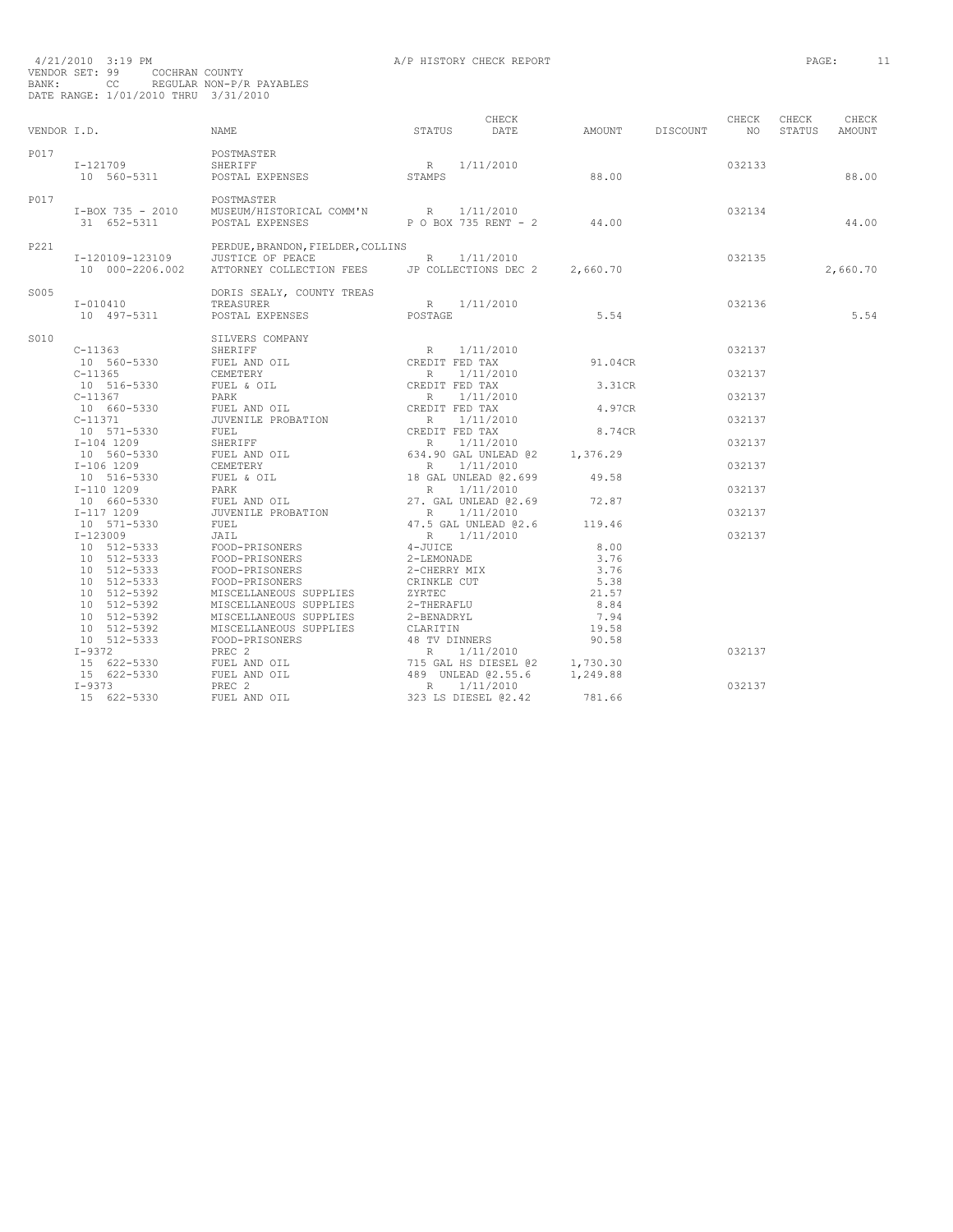4/21/2010 3:19 PM — A/P HISTORY CHECK REPORT

VENDOR SET: 99 COCHRAN COUNTY
BANK: CC REGULAR NON-P/R PAYABLES
DATE RANGE: 1/01/2010 THRU 3/31/2010

| VENDOR I.D. | NAME | STATUS | CHECK DATE | AMOUNT | DISCOUNT | CHECK NO | CHECK STATUS | CHECK AMOUNT |
|---|---|---|---|---|---|---|---|---|
| P017 | POSTMASTER | | | | | | | |
| I-121709 | SHERIFF | R | 1/11/2010 | | | 032133 | | |
| 10 560-5311 | POSTAL EXPENSES | STAMPS | | 88.00 | | | | 88.00 |
| P017 | POSTMASTER | | | | | | | |
| I-BOX 735 - 2010 | MUSEUM/HISTORICAL COMM'N | R | 1/11/2010 | | | 032134 | | |
| 31 652-5311 | POSTAL EXPENSES | P O BOX 735 RENT - 2 | | 44.00 | | | | 44.00 |
| P221 | PERDUE, BRANDON, FIELDER, COLLINS | | | | | | | |
| I-120109-123109 | JUSTICE OF PEACE | R | 1/11/2010 | | | 032135 | | |
| 10 000-2206.002 | ATTORNEY COLLECTION FEES | JP COLLECTIONS DEC 2 | | 2,660.70 | | | | 2,660.70 |
| S005 | DORIS SEALY, COUNTY TREAS | | | | | | | |
| I-010410 | TREASURER | R | 1/11/2010 | | | 032136 | | |
| 10 497-5311 | POSTAL EXPENSES | POSTAGE | | 5.54 | | | | 5.54 |
| S010 | SILVERS COMPANY | | | | | | | |
| C-11363 | SHERIFF | R | 1/11/2010 | | | 032137 | | |
| 10 560-5330 | FUEL AND OIL | CREDIT FED TAX | | 91.04CR | | | | |
| C-11365 | CEMETERY | R | 1/11/2010 | | | 032137 | | |
| 10 516-5330 | FUEL & OIL | CREDIT FED TAX | | 3.31CR | | | | |
| C-11367 | PARK | R | 1/11/2010 | | | 032137 | | |
| 10 660-5330 | FUEL AND OIL | CREDIT FED TAX | | 4.97CR | | | | |
| C-11371 | JUVENILE PROBATION | R | 1/11/2010 | | | 032137 | | |
| 10 571-5330 | FUEL | CREDIT FED TAX | | 8.74CR | | | | |
| I-104 1209 | SHERIFF | R | 1/11/2010 | | | 032137 | | |
| 10 560-5330 | FUEL AND OIL | 634.90 GAL UNLEAD @2 | | 1,376.29 | | | | |
| I-106 1209 | CEMETERY | R | 1/11/2010 | | | 032137 | | |
| 10 516-5330 | FUEL & OIL | 18 GAL UNLEAD @2.699 | | 49.58 | | | | |
| I-110 1209 | PARK | R | 1/11/2010 | | | 032137 | | |
| 10 660-5330 | FUEL AND OIL | 27. GAL UNLEAD @2.69 | | 72.87 | | | | |
| I-117 1209 | JUVENILE PROBATION | R | 1/11/2010 | | | 032137 | | |
| 10 571-5330 | FUEL | 47.5 GAL UNLEAD @2.6 | | 119.46 | | | | |
| I-123009 | JAIL | R | 1/11/2010 | | | 032137 | | |
| 10 512-5333 | FOOD-PRISONERS | 4-JUICE | | 8.00 | | | | |
| 10 512-5333 | FOOD-PRISONERS | 2-LEMONADE | | 3.76 | | | | |
| 10 512-5333 | FOOD-PRISONERS | 2-CHERRY MIX | | 3.76 | | | | |
| 10 512-5333 | FOOD-PRISONERS | CRINKLE CUT | | 5.38 | | | | |
| 10 512-5392 | MISCELLANEOUS SUPPLIES | ZYRTEC | | 21.57 | | | | |
| 10 512-5392 | MISCELLANEOUS SUPPLIES | 2-THERAFLU | | 8.84 | | | | |
| 10 512-5392 | MISCELLANEOUS SUPPLIES | 2-BENADRYL | | 7.94 | | | | |
| 10 512-5392 | MISCELLANEOUS SUPPLIES | CLARITIN | | 19.58 | | | | |
| 10 512-5333 | FOOD-PRISONERS | 48 TV DINNERS | | 90.58 | | | | |
| I-9372 | PREC 2 | R | 1/11/2010 | | | 032137 | | |
| 15 622-5330 | FUEL AND OIL | 715 GAL HS DIESEL @2 | | 1,730.30 | | | | |
| 15 622-5330 | FUEL AND OIL | 489 UNLEAD @2.55.6 | | 1,249.88 | | | | |
| I-9373 | PREC 2 | R | 1/11/2010 | | | 032137 | | |
| 15 622-5330 | FUEL AND OIL | 323 LS DIESEL @2.42 | | 781.66 | | | | |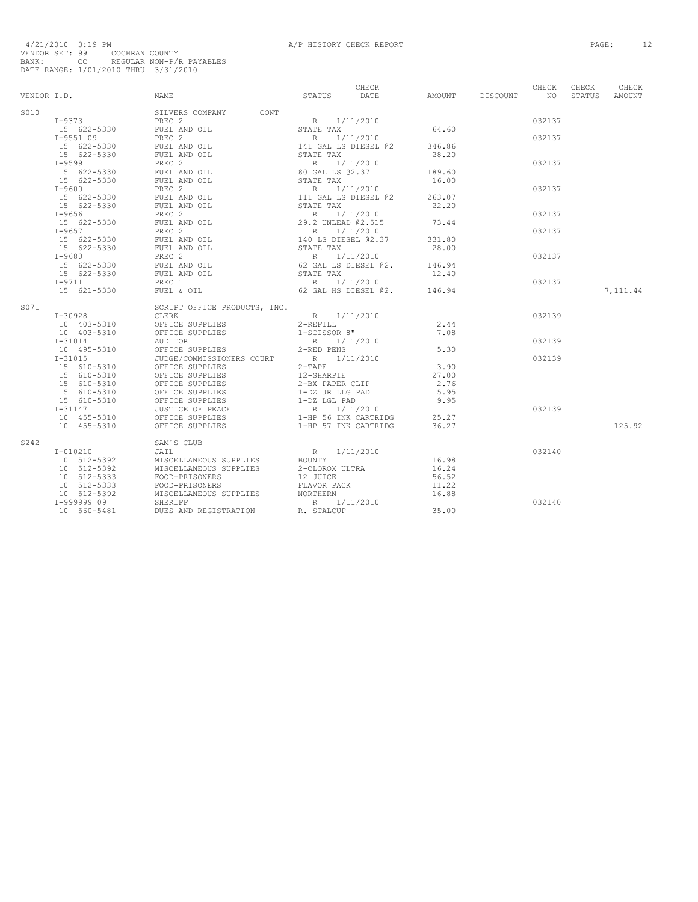4/21/2010 3:19 PM A/P HISTORY CHECK REPORT

VENDOR SET: 99 COCHRAN COUNTY
BANK: CC REGULAR NON-P/R PAYABLES
DATE RANGE: 1/01/2010 THRU 3/31/2010

| VENDOR I.D. | NAME | STATUS | CHECK DATE | AMOUNT | DISCOUNT | CHECK NO | CHECK STATUS | CHECK AMOUNT |
|---|---|---|---|---|---|---|---|---|
| S010 | SILVERS COMPANY CONT | | | | | | | |
| I-9373 | PREC 2 | R | 1/11/2010 | | | 032137 | | |
| 15 622-5330 | FUEL AND OIL | STATE TAX | | 64.60 | | | | |
| I-9551 09 | PREC 2 | R | 1/11/2010 | | | 032137 | | |
| 15 622-5330 | FUEL AND OIL | 141 GAL LS DIESEL @2 | | 346.86 | | | | |
| 15 622-5330 | FUEL AND OIL | STATE TAX | | 28.20 | | | | |
| I-9599 | PREC 2 | R | 1/11/2010 | | | 032137 | | |
| 15 622-5330 | FUEL AND OIL | 80 GAL LS @2.37 | | 189.60 | | | | |
| 15 622-5330 | FUEL AND OIL | STATE TAX | | 16.00 | | | | |
| I-9600 | PREC 2 | R | 1/11/2010 | | | 032137 | | |
| 15 622-5330 | FUEL AND OIL | 111 GAL LS DIESEL @2 | | 263.07 | | | | |
| 15 622-5330 | FUEL AND OIL | STATE TAX | | 22.20 | | | | |
| I-9656 | PREC 2 | R | 1/11/2010 | | | 032137 | | |
| 15 622-5330 | FUEL AND OIL | 29.2 UNLEAD @2.515 | | 73.44 | | | | |
| I-9657 | PREC 2 | R | 1/11/2010 | | | 032137 | | |
| 15 622-5330 | FUEL AND OIL | 140 LS DIESEL @2.37 | | 331.80 | | | | |
| 15 622-5330 | FUEL AND OIL | STATE TAX | | 28.00 | | | | |
| I-9680 | PREC 2 | R | 1/11/2010 | | | 032137 | | |
| 15 622-5330 | FUEL AND OIL | 62 GAL LS DIESEL @2. | | 146.94 | | | | |
| 15 622-5330 | FUEL AND OIL | STATE TAX | | 12.40 | | | | |
| I-9711 | PREC 1 | R | 1/11/2010 | | | 032137 | | |
| 15 621-5330 | FUEL & OIL | 62 GAL HS DIESEL @2. | | 146.94 | | | | 7,111.44 |
| S071 | SCRIPT OFFICE PRODUCTS, INC. | | | | | | | |
| I-30928 | CLERK | R | 1/11/2010 | | | 032139 | | |
| 10 403-5310 | OFFICE SUPPLIES | 2-REFILL | | 2.44 | | | | |
| 10 403-5310 | OFFICE SUPPLIES | 1-SCISSOR 8" | | 7.08 | | | | |
| I-31014 | AUDITOR | R | 1/11/2010 | | | 032139 | | |
| 10 495-5310 | OFFICE SUPPLIES | 2-RED PENS | | 5.30 | | | | |
| I-31015 | JUDGE/COMMISSIONERS COURT | R | 1/11/2010 | | | 032139 | | |
| 15 610-5310 | OFFICE SUPPLIES | 2-TAPE | | 3.90 | | | | |
| 15 610-5310 | OFFICE SUPPLIES | 12-SHARPIE | | 27.00 | | | | |
| 15 610-5310 | OFFICE SUPPLIES | 2-BX PAPER CLIP | | 2.76 | | | | |
| 15 610-5310 | OFFICE SUPPLIES | 1-DZ JR LLG PAD | | 5.95 | | | | |
| 15 610-5310 | OFFICE SUPPLIES | 1-DZ LGL PAD | | 9.95 | | | | |
| I-31147 | JUSTICE OF PEACE | R | 1/11/2010 | | | 032139 | | |
| 10 455-5310 | OFFICE SUPPLIES | 1-HP 56 INK CARTRIDG | | 25.27 | | | | |
| 10 455-5310 | OFFICE SUPPLIES | 1-HP 57 INK CARTRIDG | | 36.27 | | | | 125.92 |
| S242 | SAM'S CLUB | | | | | | | |
| I-010210 | JAIL | R | 1/11/2010 | | | 032140 | | |
| 10 512-5392 | MISCELLANEOUS SUPPLIES | BOUNTY | | 16.98 | | | | |
| 10 512-5392 | MISCELLANEOUS SUPPLIES | 2-CLOROX ULTRA | | 16.24 | | | | |
| 10 512-5333 | FOOD-PRISONERS | 12 JUICE | | 56.52 | | | | |
| 10 512-5333 | FOOD-PRISONERS | FLAVOR PACK | | 11.22 | | | | |
| 10 512-5392 | MISCELLANEOUS SUPPLIES | NORTHERN | | 16.88 | | | | |
| I-999999 09 | SHERIFF | R | 1/11/2010 | | | 032140 | | |
| 10 560-5481 | DUES AND REGISTRATION | R. STALCUP | | 35.00 | | | | |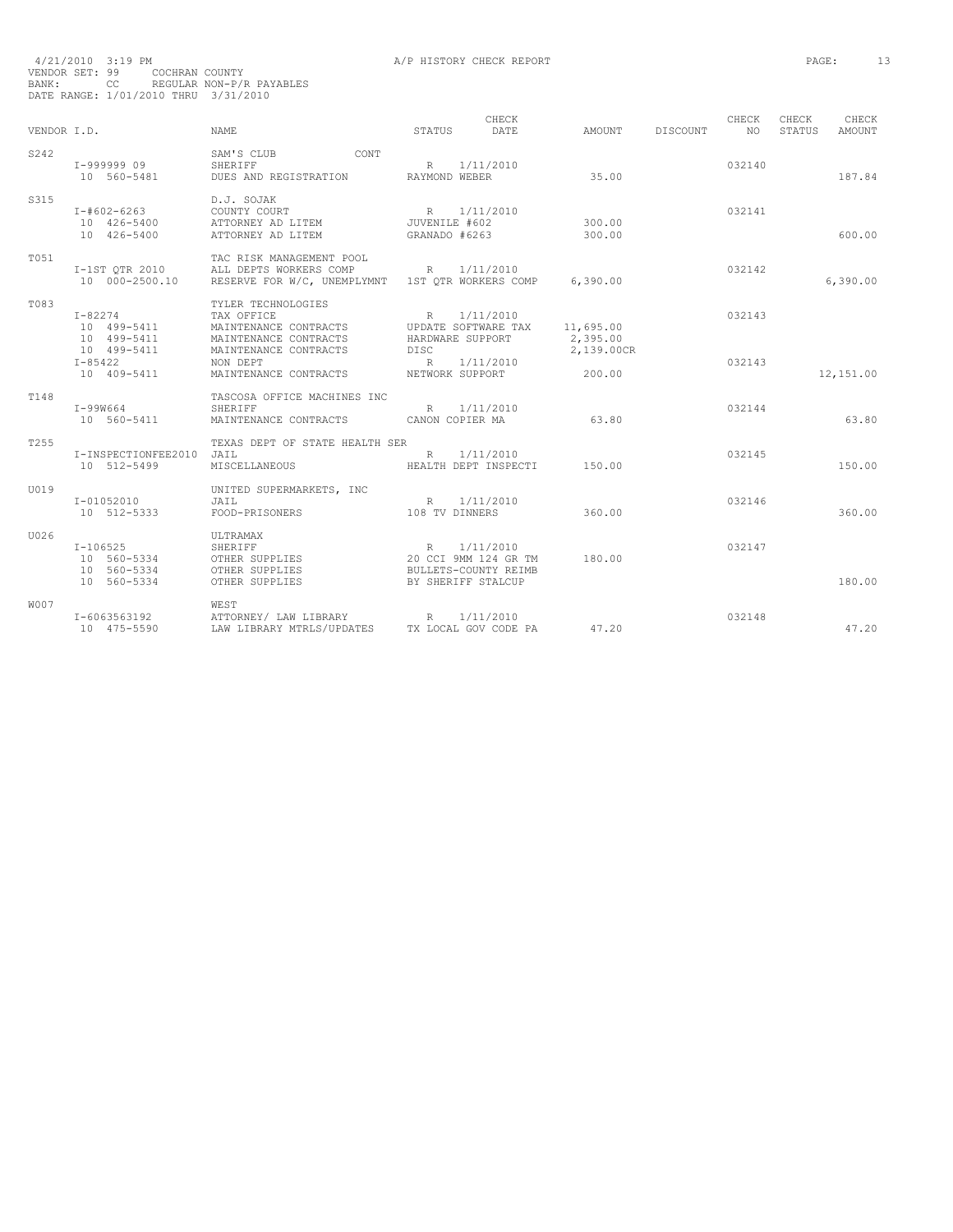4/21/2010 3:19 PM A/P HISTORY CHECK REPORT
VENDOR SET: 99 COCHRAN COUNTY
BANK: CC REGULAR NON-P/R PAYABLES
DATE RANGE: 1/01/2010 THRU 3/31/2010

| VENDOR I.D. | NAME | STATUS | CHECK DATE | AMOUNT | DISCOUNT | CHECK NO | CHECK STATUS | CHECK AMOUNT |
|---|---|---|---|---|---|---|---|---|
| S242 | SAM'S CLUB CONT | | | | | | | |
| I-999999 09 | SHERIFF | R | 1/11/2010 | | | 032140 | | |
| 10 560-5481 | DUES AND REGISTRATION | RAYMOND WEBER | | 35.00 | | | | 187.84 |
| S315 | D.J. SOJAK | | | | | | | |
| I-#602-6263 | COUNTY COURT | R | 1/11/2010 | | | 032141 | | |
| 10 426-5400 | ATTORNEY AD LITEM | JUVENILE #602 | | 300.00 | | | | |
| 10 426-5400 | ATTORNEY AD LITEM | GRANADO #6263 | | 300.00 | | | | 600.00 |
| T051 | TAC RISK MANAGEMENT POOL | | | | | | | |
| I-1ST QTR 2010 | ALL DEPTS WORKERS COMP | R | 1/11/2010 | | | 032142 | | |
| 10 000-2500.10 | RESERVE FOR W/C, UNEMPLYMNT | 1ST QTR WORKERS COMP | | 6,390.00 | | | | 6,390.00 |
| T083 | TYLER TECHNOLOGIES | | | | | | | |
| I-82274 | TAX OFFICE | R | 1/11/2010 | | | 032143 | | |
| 10 499-5411 | MAINTENANCE CONTRACTS | UPDATE SOFTWARE TAX | | 11,695.00 | | | | |
| 10 499-5411 | MAINTENANCE CONTRACTS | HARDWARE SUPPORT | | 2,395.00 | | | | |
| 10 499-5411 | MAINTENANCE CONTRACTS | DISC | | 2,139.00CR | | | | |
| I-85422 | NON DEPT | R | 1/11/2010 | | | 032143 | | |
| 10 409-5411 | MAINTENANCE CONTRACTS | NETWORK SUPPORT | | 200.00 | | | | 12,151.00 |
| T148 | TASCOSA OFFICE MACHINES INC | | | | | | | |
| I-99W664 | SHERIFF | R | 1/11/2010 | | | 032144 | | |
| 10 560-5411 | MAINTENANCE CONTRACTS | CANON COPIER MA | | 63.80 | | | | 63.80 |
| T255 | TEXAS DEPT OF STATE HEALTH SER | | | | | | | |
| I-INSPECTIONFEE2010 | JAIL | R | 1/11/2010 | | | 032145 | | |
| 10 512-5499 | MISCELLANEOUS | HEALTH DEPT INSPECTI | | 150.00 | | | | 150.00 |
| U019 | UNITED SUPERMARKETS, INC | | | | | | | |
| I-01052010 | JAIL | R | 1/11/2010 | | | 032146 | | |
| 10 512-5333 | FOOD-PRISONERS | 108 TV DINNERS | | 360.00 | | | | 360.00 |
| U026 | ULTRAMAX | | | | | | | |
| I-106525 | SHERIFF | R | 1/11/2010 | | | 032147 | | |
| 10 560-5334 | OTHER SUPPLIES | 20 CCI 9MM 124 GR TM | | 180.00 | | | | |
| 10 560-5334 | OTHER SUPPLIES | BULLETS-COUNTY REIMB | | | | | | |
| 10 560-5334 | OTHER SUPPLIES | BY SHERIFF STALCUP | | | | | | 180.00 |
| W007 | WEST | | | | | | | |
| I-6063563192 | ATTORNEY/ LAW LIBRARY | R | 1/11/2010 | | | 032148 | | |
| 10 475-5590 | LAW LIBRARY MTRLS/UPDATES | TX LOCAL GOV CODE PA | | 47.20 | | | | 47.20 |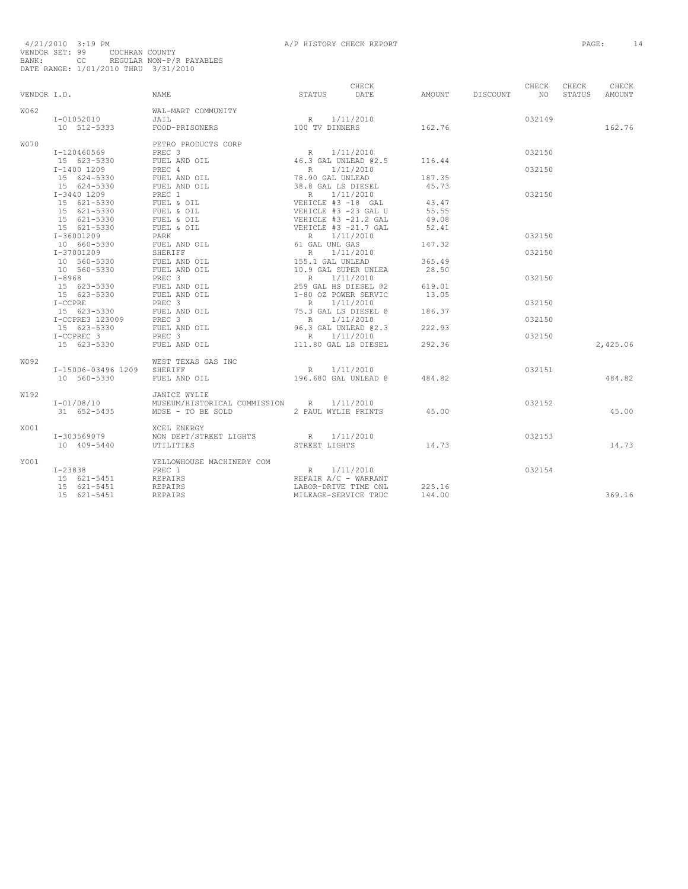4/21/2010 3:19 PM A/P HISTORY CHECK REPORT

VENDOR SET: 99 COCHRAN COUNTY
BANK: CC REGULAR NON-P/R PAYABLES
DATE RANGE: 1/01/2010 THRU 3/31/2010

| VENDOR I.D. | NAME | STATUS | CHECK DATE | AMOUNT | DISCOUNT | CHECK NO | CHECK STATUS | CHECK AMOUNT |
|---|---|---|---|---|---|---|---|---|
| W062 | WAL-MART COMMUNITY | | | | | | | |
| I-01052010 | JAIL | R | 1/11/2010 | | | 032149 | | |
| 10 512-5333 | FOOD-PRISONERS | 100 TV DINNERS | | 162.76 | | | | 162.76 |
| W070 | PETRO PRODUCTS CORP | | | | | | | |
| I-120460569 | PREC 3 | R | 1/11/2010 | | | 032150 | | |
| 15 623-5330 | FUEL AND OIL | 46.3 GAL UNLEAD @2.5 | | 116.44 | | | | |
| I-1400 1209 | PREC 4 | R | 1/11/2010 | | | 032150 | | |
| 15 624-5330 | FUEL AND OIL | 78.90 GAL UNLEAD | | 187.35 | | | | |
| 15 624-5330 | FUEL AND OIL | 38.8 GAL LS DIESEL | | 45.73 | | | | |
| I-3440 1209 | PREC 1 | R | 1/11/2010 | | | 032150 | | |
| 15 621-5330 | FUEL & OIL | VEHICLE #3 -18 GAL | | 43.47 | | | | |
| 15 621-5330 | FUEL & OIL | VEHICLE #3 -23 GAL U | | 55.55 | | | | |
| 15 621-5330 | FUEL & OIL | VEHICLE #3 -21.2 GAL | | 49.08 | | | | |
| 15 621-5330 | FUEL & OIL | VEHICLE #3 -21.7 GAL | | 52.41 | | | | |
| I-36001209 | PARK | R | 1/11/2010 | | | 032150 | | |
| 10 660-5330 | FUEL AND OIL | 61 GAL UNL GAS | | 147.32 | | | | |
| I-37001209 | SHERIFF | R | 1/11/2010 | | | 032150 | | |
| 10 560-5330 | FUEL AND OIL | 155.1 GAL UNLEAD | | 365.49 | | | | |
| 10 560-5330 | FUEL AND OIL | 10.9 GAL SUPER UNLEA | | 28.50 | | | | |
| I-8968 | PREC 3 | R | 1/11/2010 | | | 032150 | | |
| 15 623-5330 | FUEL AND OIL | 259 GAL HS DIESEL @2 | | 619.01 | | | | |
| 15 623-5330 | FUEL AND OIL | 1-80 OZ POWER SERVIC | | 13.05 | | | | |
| I-CCPRE | PREC 3 | R | 1/11/2010 | | | 032150 | | |
| 15 623-5330 | FUEL AND OIL | 75.3 GAL LS DIESEL @ | | 186.37 | | | | |
| I-CCPRE3 123009 | PREC 3 | R | 1/11/2010 | | | 032150 | | |
| 15 623-5330 | FUEL AND OIL | 96.3 GAL UNLEAD @2.3 | | 222.93 | | | | |
| I-CCPREC 3 | PREC 3 | R | 1/11/2010 | | | 032150 | | |
| 15 623-5330 | FUEL AND OIL | 111.80 GAL LS DIESEL | | 292.36 | | | | 2,425.06 |
| W092 | WEST TEXAS GAS INC | | | | | | | |
| I-15006-03496 1209 | SHERIFF | R | 1/11/2010 | | | 032151 | | |
| 10 560-5330 | FUEL AND OIL | 196.680 GAL UNLEAD @ | | 484.82 | | | | 484.82 |
| W192 | JANICE WYLIE | | | | | | | |
| I-01/08/10 | MUSEUM/HISTORICAL COMMISSION | R | 1/11/2010 | | | 032152 | | |
| 31 652-5435 | MDSE - TO BE SOLD | 2 PAUL WYLIE PRINTS | | 45.00 | | | | 45.00 |
| X001 | XCEL ENERGY | | | | | | | |
| I-303569079 | NON DEPT/STREET LIGHTS | R | 1/11/2010 | | | 032153 | | |
| 10 409-5440 | UTILITIES | STREET LIGHTS | | 14.73 | | | | 14.73 |
| Y001 | YELLOWHOUSE MACHINERY COM | | | | | | | |
| I-23838 | PREC 1 | R | 1/11/2010 | | | 032154 | | |
| 15 621-5451 | REPAIRS | REPAIR A/C - WARRANT | | | | | | |
| 15 621-5451 | REPAIRS | LABOR-DRIVE TIME ONL | | 225.16 | | | | |
| 15 621-5451 | REPAIRS | MILEAGE-SERVICE TRUC | | 144.00 | | | | 369.16 |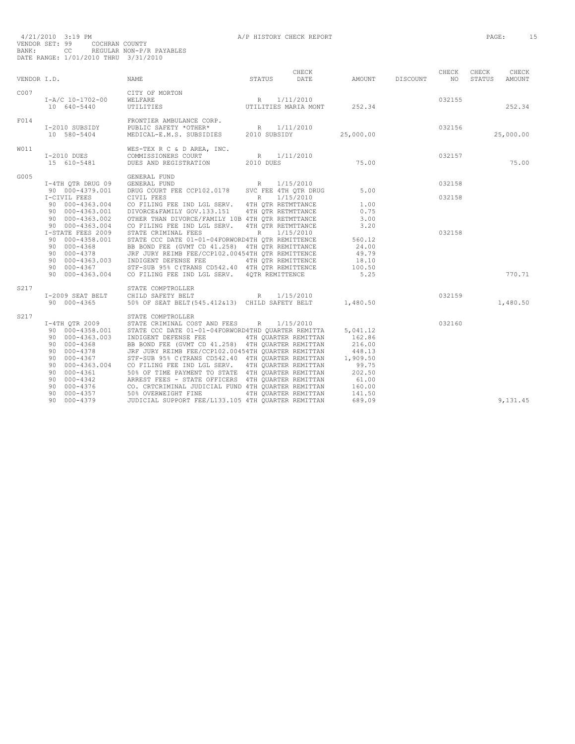4/21/2010 3:19 PM A/P HISTORY CHECK REPORT

VENDOR SET: 99 COCHRAN COUNTY
BANK: CC REGULAR NON-P/R PAYABLES
DATE RANGE: 1/01/2010 THRU 3/31/2010

| VENDOR I.D. | NAME | STATUS | CHECK DATE | AMOUNT | DISCOUNT | CHECK NO | CHECK STATUS | CHECK AMOUNT |
|---|---|---|---|---|---|---|---|---|
| C007 | CITY OF MORTON | | | | | | | |
| I-A/C 10-1702-00 | WELFARE | R | 1/11/2010 | | | 032155 | | |
| 10 640-5440 | UTILITIES | UTILITIES MARIA MONT | | 252.34 | | | | 252.34 |
| F014 | FRONTIER AMBULANCE CORP. | | | | | | | |
| I-2010 SUBSIDY | PUBLIC SAFETY *OTHER* | R | 1/11/2010 | | | 032156 | | |
| 10 580-5404 | MEDICAL-E.M.S. SUBSIDIES | 2010 SUBSIDY | | 25,000.00 | | | | 25,000.00 |
| W011 | WES-TEX R C & D AREA, INC. | | | | | | | |
| I-2010 DUES | COMMISSIONERS COURT | R | 1/11/2010 | | | 032157 | | |
| 15 610-5481 | DUES AND REGISTRATION | 2010 DUES | | 75.00 | | | | 75.00 |
| G005 | GENERAL FUND | | | | | | | |
| I-4TH QTR DRUG 09 | GENERAL FUND | R | 1/15/2010 | | | 032158 | | |
| 90 000-4379.001 | DRUG COURT FEE CCP102.0178 | SVC FEE 4TH QTR DRUG | | 5.00 | | | | |
| I-CIVIL FEES | CIVIL FEES | R | 1/15/2010 | | | 032158 | | |
| 90 000-4363.004 | CO FILING FEE IND LGL SERV. | 4TH QTR RETMTTANCE | | 1.00 | | | | |
| 90 000-4363.001 | DIVORCE&FAMILY GOV.133.151 | 4TH QTR RETMTTANCE | | 0.75 | | | | |
| 90 000-4363.002 | OTHER THAN DIVORCE/FAMILY 10B | 4TH QTR RETMTTANCE | | 3.00 | | | | |
| 90 000-4363.004 | CO FILING FEE IND LGL SERV. | 4TH QTR RETMTTANCE | | 3.20 | | | | |
| I-STATE FEES 2009 | STATE CRIMINAL FEES | R | 1/15/2010 | | | 032158 | | |
| 90 000-4358.001 | STATE CCC DATE 01-01-04FORWORD | 4TH QTR REMITTENCE | | 560.12 | | | | |
| 90 000-4368 | BB BOND FEE (GVMT CD 41.258) | 4TH QTR REMITTANCE | | 24.00 | | | | |
| 90 000-4378 | JRF JURY REIMB FEE/CCP102.0045 | 4TH QTR REMITTENCE | | 49.79 | | | | |
| 90 000-4363.003 | INDIGENT DEFENSE FEE | 4TH QTR REMITTENCE | | 18.10 | | | | |
| 90 000-4367 | STF-SUB 95% C(TRANS CD542.40 | 4TH QTR REMITTENCE | | 100.50 | | | | |
| 90 000-4363.004 | CO FILING FEE IND LGL SERV. | 4QTR REMITTENCE | | 5.25 | | | | 770.71 |
| S217 | STATE COMPTROLLER | | | | | | | |
| I-2009 SEAT BELT | CHILD SAFETY BELT | R | 1/15/2010 | | | 032159 | | |
| 90 000-4365 | 50% OF SEAT BELT(545.412&13) | CHILD SAFETY BELT | | 1,480.50 | | | | 1,480.50 |
| S217 | STATE COMPTROLLER | | | | | | | |
| I-4TH QTR 2009 | STATE CRIMINAL COST AND FEES | R | 1/15/2010 | | | 032160 | | |
| 90 000-4358.001 | STATE CCC DATE 01-01-04FORWORD | 4THD QUARTER REMITTA | | 5,041.12 | | | | |
| 90 000-4363.003 | INDIGENT DEFENSE FEE | 4TH QUARTER REMITTAN | | 162.86 | | | | |
| 90 000-4368 | BB BOND FEE (GVMT CD 41.258) | 4TH QUARTER REMITTAN | | 216.00 | | | | |
| 90 000-4378 | JRF JURY REIMB FEE/CCP102.0045 | 4TH QUARTER REMITTAN | | 448.13 | | | | |
| 90 000-4367 | STF-SUB 95% C(TRANS CD542.40 | 4TH QUARTER REMITTAN | | 1,909.50 | | | | |
| 90 000-4363.004 | CO FILING FEE IND LGL SERV. | 4TH QUARTER REMITTAN | | 99.75 | | | | |
| 90 000-4361 | 50% OF TIME PAYMENT TO STATE | 4TH QUARTER REMITTAN | | 202.50 | | | | |
| 90 000-4342 | ARREST FEES - STATE OFFICERS | 4TH QUARTER REMITTAN | | 61.00 | | | | |
| 90 000-4376 | CO. CRTCRIMINAL JUDICIAL FUND | 4TH QUARTER REMITTAN | | 160.00 | | | | |
| 90 000-4357 | 50% OVERWEIGHT FINE | 4TH QUARTER REMITTAN | | 141.50 | | | | |
| 90 000-4379 | JUDICIAL SUPPORT FEE/L133.105 | 4TH QUARTER REMITTAN | | 689.09 | | | | 9,131.45 |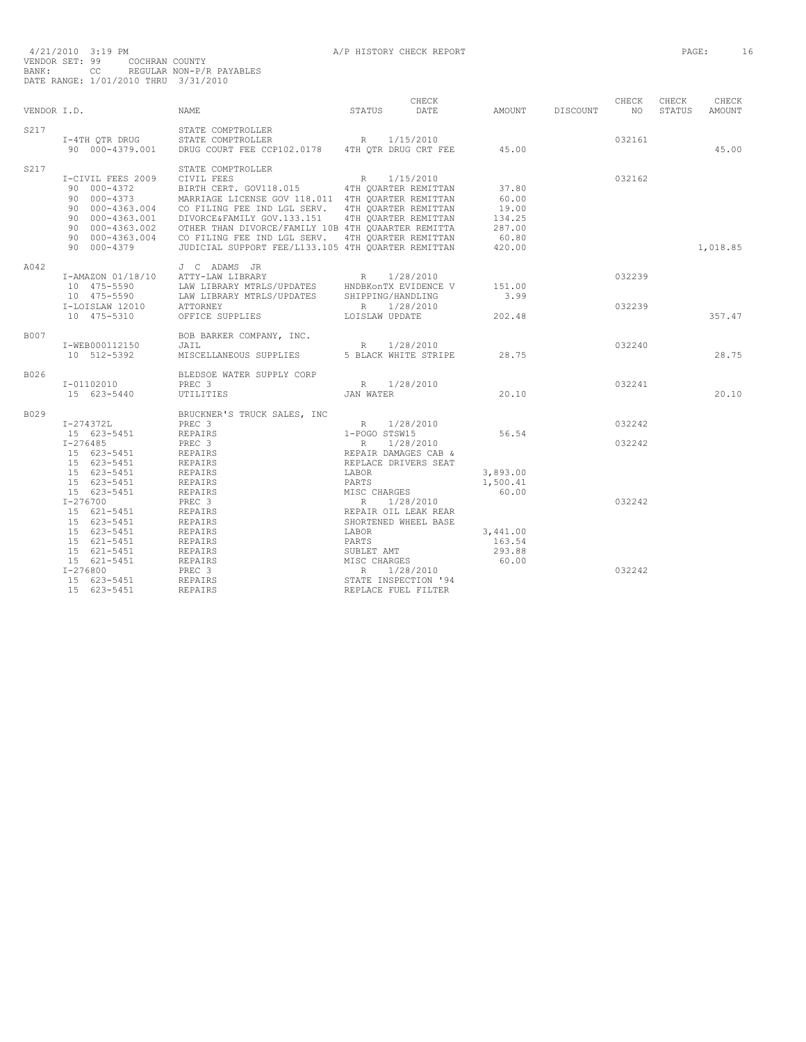4/21/2010 3:19 PM A/P HISTORY CHECK REPORT
VENDOR SET: 99 COCHRAN COUNTY
BANK: CC REGULAR NON-P/R PAYABLES
DATE RANGE: 1/01/2010 THRU 3/31/2010

| VENDOR I.D. | NAME | STATUS | CHECK DATE | AMOUNT | DISCOUNT | CHECK NO | CHECK STATUS | CHECK AMOUNT |
|---|---|---|---|---|---|---|---|---|
| S217 | STATE COMPTROLLER | | | | | | | |
| I-4TH QTR DRUG | STATE COMPTROLLER | R | 1/15/2010 | | | 032161 | | |
| 90 000-4379.001 | DRUG COURT FEE CCP102.0178 | 4TH QTR DRUG CRT FEE | | 45.00 | | | | 45.00 |
| S217 | STATE COMPTROLLER | | | | | | | |
| I-CIVIL FEES 2009 | CIVIL FEES | R | 1/15/2010 | | | 032162 | | |
| 90 000-4372 | BIRTH CERT. GOV118.015 | 4TH QUARTER REMITTAN | | 37.80 | | | | |
| 90 000-4373 | MARRIAGE LICENSE GOV 118.011 | 4TH QUARTER REMITTAN | | 60.00 | | | | |
| 90 000-4363.004 | CO FILING FEE IND LGL SERV. | 4TH QUARTER REMITTAN | | 19.00 | | | | |
| 90 000-4363.001 | DIVORCE&FAMILY GOV.133.151 | 4TH QUARTER REMITTAN | | 134.25 | | | | |
| 90 000-4363.002 | OTHER THAN DIVORCE/FAMILY 10B | 4TH QUAARTER REMITTA | | 287.00 | | | | |
| 90 000-4363.004 | CO FILING FEE IND LGL SERV. | 4TH QUARTER REMITTAN | | 60.80 | | | | |
| 90 000-4379 | JUDICIAL SUPPORT FEE/L133.105 | 4TH QUARTER REMITTAN | | 420.00 | | | | 1,018.85 |
| A042 | J C ADAMS JR | | | | | | | |
| I-AMAZON 01/18/10 | ATTY-LAW LIBRARY | R | 1/28/2010 | | | 032239 | | |
| 10 475-5590 | LAW LIBRARY MTRLS/UPDATES | HNDBKonTX EVIDENCE V | | 151.00 | | | | |
| 10 475-5590 | LAW LIBRARY MTRLS/UPDATES | SHIPPING/HANDLING | | 3.99 | | | | |
| I-LOISLAW 12010 | ATTORNEY | R | 1/28/2010 | | | 032239 | | |
| 10 475-5310 | OFFICE SUPPLIES | LOISLAW UPDATE | | 202.48 | | | | 357.47 |
| B007 | BOB BARKER COMPANY, INC. | | | | | | | |
| I-WEB000112150 | JAIL | R | 1/28/2010 | | | 032240 | | |
| 10 512-5392 | MISCELLANEOUS SUPPLIES | 5 BLACK WHITE STRIPE | | 28.75 | | | | 28.75 |
| B026 | BLEDSOE WATER SUPPLY CORP | | | | | | | |
| I-01102010 | PREC 3 | R | 1/28/2010 | | | 032241 | | |
| 15 623-5440 | UTILITIES | JAN WATER | | 20.10 | | | | 20.10 |
| B029 | BRUCKNER'S TRUCK SALES, INC | | | | | | | |
| I-274372L | PREC 3 | R | 1/28/2010 | | | 032242 | | |
| 15 623-5451 | REPAIRS | 1-POGO STSW15 | | 56.54 | | | | |
| I-276485 | PREC 3 | R | 1/28/2010 | | | 032242 | | |
| 15 623-5451 | REPAIRS | REPAIR DAMAGES CAB & | | | | | | |
| 15 623-5451 | REPAIRS | REPLACE DRIVERS SEAT | | | | | | |
| 15 623-5451 | REPAIRS | LABOR | | 3,893.00 | | | | |
| 15 623-5451 | REPAIRS | PARTS | | 1,500.41 | | | | |
| 15 623-5451 | REPAIRS | MISC CHARGES | | 60.00 | | | | |
| I-276700 | PREC 3 | R | 1/28/2010 | | | 032242 | | |
| 15 621-5451 | REPAIRS | REPAIR OIL LEAK REAR | | | | | | |
| 15 623-5451 | REPAIRS | SHORTENED WHEEL BASE | | | | | | |
| 15 623-5451 | REPAIRS | LABOR | | 3,441.00 | | | | |
| 15 621-5451 | REPAIRS | PARTS | | 163.54 | | | | |
| 15 621-5451 | REPAIRS | SUBLET AMT | | 293.88 | | | | |
| 15 621-5451 | REPAIRS | MISC CHARGES | | 60.00 | | | | |
| I-276800 | PREC 3 | R | 1/28/2010 | | | 032242 | | |
| 15 623-5451 | REPAIRS | STATE INSPECTION '94 | | | | | | |
| 15 623-5451 | REPAIRS | REPLACE FUEL FILTER | | | | | | |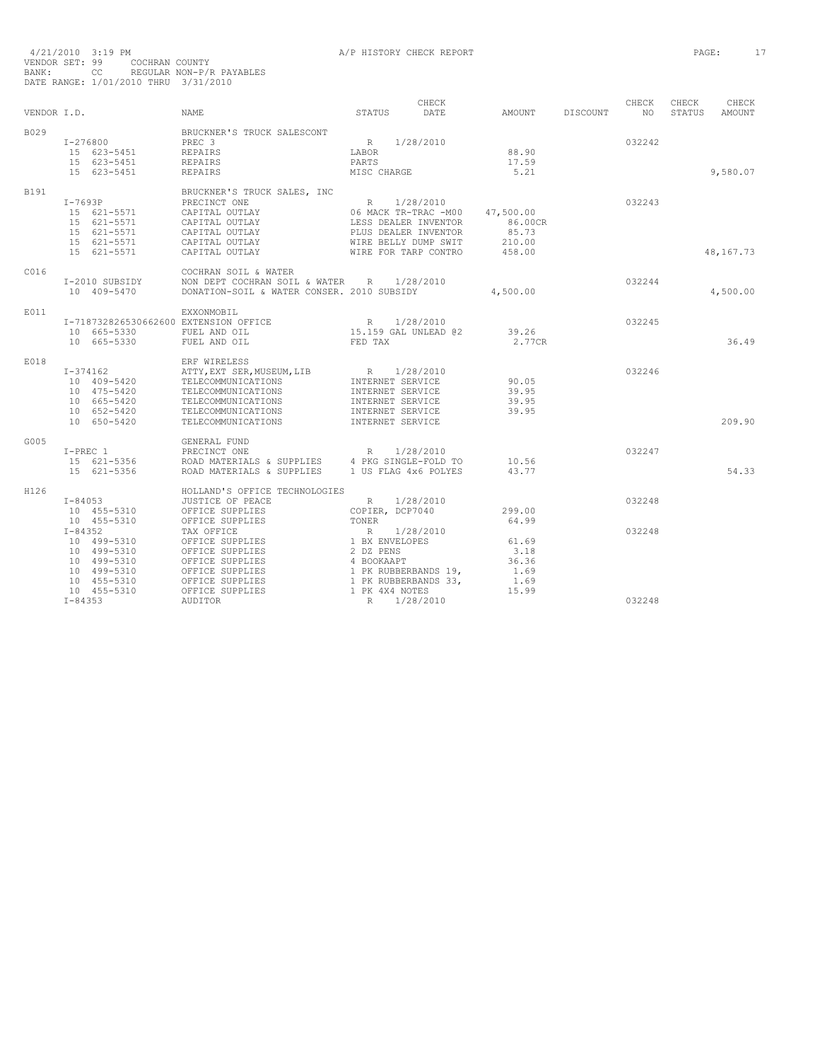4/21/2010 3:19 PM A/P HISTORY CHECK REPORT

VENDOR SET: 99 COCHRAN COUNTY
BANK: CC REGULAR NON-P/R PAYABLES
DATE RANGE: 1/01/2010 THRU 3/31/2010

| VENDOR I.D. | NAME | STATUS | CHECK DATE | AMOUNT | DISCOUNT | CHECK NO | CHECK STATUS | CHECK AMOUNT |
|---|---|---|---|---|---|---|---|---|
| B029 | BRUCKNER'S TRUCK SALESCONT | | | | | | | |
| I-276800 | PREC 3 | R | 1/28/2010 | | | 032242 | | |
| 15 623-5451 | REPAIRS | LABOR | | 88.90 | | | | |
| 15 623-5451 | REPAIRS | PARTS | | 17.59 | | | | |
| 15 623-5451 | REPAIRS | MISC CHARGE | | 5.21 | | | | 9,580.07 |
| B191 | BRUCKNER'S TRUCK SALES, INC | | | | | | | |
| I-7693P | PRECINCT ONE | R | 1/28/2010 | | | 032243 | | |
| 15 621-5571 | CAPITAL OUTLAY | 06 MACK TR-TRAC -M00 | | 47,500.00 | | | | |
| 15 621-5571 | CAPITAL OUTLAY | LESS DEALER INVENTOR | | 86.00CR | | | | |
| 15 621-5571 | CAPITAL OUTLAY | PLUS DEALER INVENTOR | | 85.73 | | | | |
| 15 621-5571 | CAPITAL OUTLAY | WIRE BELLY DUMP SWIT | | 210.00 | | | | |
| 15 621-5571 | CAPITAL OUTLAY | WIRE FOR TARP CONTRO | | 458.00 | | | | 48,167.73 |
| C016 | COCHRAN SOIL & WATER | | | | | | | |
| I-2010 SUBSIDY | NON DEPT COCHRAN SOIL & WATER | R | 1/28/2010 | | | 032244 | | |
| 10 409-5470 | DONATION-SOIL & WATER CONSER. | 2010 SUBSIDY | | 4,500.00 | | | | 4,500.00 |
| E011 | EXXONMOBIL | | | | | | | |
| I-718732826530662600 | EXTENSION OFFICE | R | 1/28/2010 | | | 032245 | | |
| 10 665-5330 | FUEL AND OIL | 15.159 GAL UNLEAD @2 | | 39.26 | | | | |
| 10 665-5330 | FUEL AND OIL | FED TAX | | 2.77CR | | | | 36.49 |
| E018 | ERF WIRELESS | | | | | | | |
| I-374162 | ATTY,EXT SER,MUSEUM,LIB | R | 1/28/2010 | | | 032246 | | |
| 10 409-5420 | TELECOMMUNICATIONS | INTERNET SERVICE | | 90.05 | | | | |
| 10 475-5420 | TELECOMMUNICATIONS | INTERNET SERVICE | | 39.95 | | | | |
| 10 665-5420 | TELECOMMUNICATIONS | INTERNET SERVICE | | 39.95 | | | | |
| 10 652-5420 | TELECOMMUNICATIONS | INTERNET SERVICE | | 39.95 | | | | |
| 10 650-5420 | TELECOMMUNICATIONS | INTERNET SERVICE | | | | | | 209.90 |
| G005 | GENERAL FUND | | | | | | | |
| I-PREC 1 | PRECINCT ONE | R | 1/28/2010 | | | 032247 | | |
| 15 621-5356 | ROAD MATERIALS & SUPPLIES | 4 PKG SINGLE-FOLD TO | | 10.56 | | | | |
| 15 621-5356 | ROAD MATERIALS & SUPPLIES | 1 US FLAG 4x6 POLYES | | 43.77 | | | | 54.33 |
| H126 | HOLLAND'S OFFICE TECHNOLOGIES | | | | | | | |
| I-84053 | JUSTICE OF PEACE | R | 1/28/2010 | | | 032248 | | |
| 10 455-5310 | OFFICE SUPPLIES | COPIER, DCP7040 | | 299.00 | | | | |
| 10 455-5310 | OFFICE SUPPLIES | TONER | | 64.99 | | | | |
| I-84352 | TAX OFFICE | R | 1/28/2010 | | | 032248 | | |
| 10 499-5310 | OFFICE SUPPLIES | 1 BX ENVELOPES | | 61.69 | | | | |
| 10 499-5310 | OFFICE SUPPLIES | 2 DZ PENS | | 3.18 | | | | |
| 10 499-5310 | OFFICE SUPPLIES | 4 BOOKAAPT | | 36.36 | | | | |
| 10 499-5310 | OFFICE SUPPLIES | 1 PK RUBBERBANDS 19, | | 1.69 | | | | |
| 10 455-5310 | OFFICE SUPPLIES | 1 PK RUBBERBANDS 33, | | 1.69 | | | | |
| 10 455-5310 | OFFICE SUPPLIES | 1 PK 4X4 NOTES | | 15.99 | | | | |
| I-84353 | AUDITOR | R | 1/28/2010 | | | 032248 | | |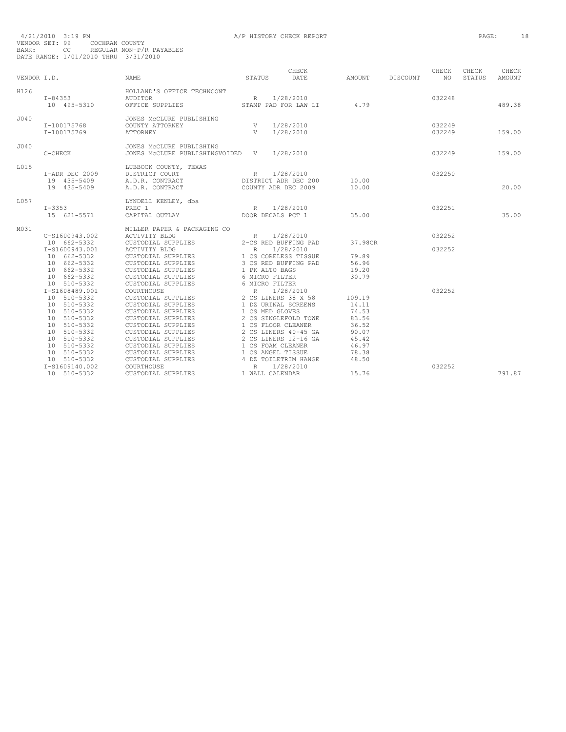4/21/2010 3:19 PM A/P HISTORY CHECK REPORT

VENDOR SET: 99 COCHRAN COUNTY
BANK: CC REGULAR NON-P/R PAYABLES
DATE RANGE: 1/01/2010 THRU 3/31/2010

| VENDOR I.D. | NAME | STATUS | CHECK DATE | AMOUNT | DISCOUNT | CHECK NO | CHECK STATUS | CHECK AMOUNT |
|---|---|---|---|---|---|---|---|---|
| H126 | HOLLAND'S OFFICE TECHNCONT | | | | | | | |
| I-84353 | AUDITOR | R | 1/28/2010 | | | 032248 | | |
| 10 495-5310 | OFFICE SUPPLIES | STAMP PAD FOR LAW LI | | 4.79 | | | | 489.38 |
| J040 | JONES McCLURE PUBLISHING | | | | | | | |
| I-100175768 | COUNTY ATTORNEY | V | 1/28/2010 | | | 032249 | | |
| I-100175769 | ATTORNEY | V | 1/28/2010 | | | 032249 | | 159.00 |
| J040 | JONES McCLURE PUBLISHING | | | | | | | |
| C-CHECK | JONES McCLURE PUBLISHINGVOIDED | V | 1/28/2010 | | | 032249 | | 159.00 |
| L015 | LUBBOCK COUNTY, TEXAS | | | | | | | |
| I-ADR DEC 2009 | DISTRICT COURT | R | 1/28/2010 | | | 032250 | | |
| 19 435-5409 | A.D.R. CONTRACT | DISTRICT ADR DEC 200 | | 10.00 | | | | |
| 19 435-5409 | A.D.R. CONTRACT | COUNTY ADR DEC 2009 | | 10.00 | | | | 20.00 |
| L057 | LYNDELL KENLEY, dba | | | | | | | |
| I-3353 | PREC 1 | R | 1/28/2010 | | | 032251 | | |
| 15 621-5571 | CAPITAL OUTLAY | DOOR DECALS PCT 1 | | 35.00 | | | | 35.00 |
| M031 | MILLER PAPER & PACKAGING CO | | | | | | | |
| C-S1600943.002 | ACTIVITY BLDG | R | 1/28/2010 | | | 032252 | | |
| 10 662-5332 | CUSTODIAL SUPPLIES | 2-CS RED BUFFING PAD | | 37.98CR | | | | |
| I-S1600943.001 | ACTIVITY BLDG | R | 1/28/2010 | | | 032252 | | |
| 10 662-5332 | CUSTODIAL SUPPLIES | 1 CS CORELESS TISSUE | | 79.89 | | | | |
| 10 662-5332 | CUSTODIAL SUPPLIES | 3 CS RED BUFFING PAD | | 56.96 | | | | |
| 10 662-5332 | CUSTODIAL SUPPLIES | 1 PK ALTO BAGS | | 19.20 | | | | |
| 10 662-5332 | CUSTODIAL SUPPLIES | 6 MICRO FILTER | | 30.79 | | | | |
| 10 510-5332 | CUSTODIAL SUPPLIES | 6 MICRO FILTER | | | | | | |
| I-S1608489.001 | COURTHOUSE | R | 1/28/2010 | | | 032252 | | |
| 10 510-5332 | CUSTODIAL SUPPLIES | 2 CS LINERS 38 X 58 | | 109.19 | | | | |
| 10 510-5332 | CUSTODIAL SUPPLIES | 1 DZ URINAL SCREENS | | 14.11 | | | | |
| 10 510-5332 | CUSTODIAL SUPPLIES | 1 CS MED GLOVES | | 74.53 | | | | |
| 10 510-5332 | CUSTODIAL SUPPLIES | 2 CS SINGLEFOLD TOWE | | 83.56 | | | | |
| 10 510-5332 | CUSTODIAL SUPPLIES | 1 CS FLOOR CLEANER | | 36.52 | | | | |
| 10 510-5332 | CUSTODIAL SUPPLIES | 2 CS LINERS 40-45 GA | | 90.07 | | | | |
| 10 510-5332 | CUSTODIAL SUPPLIES | 2 CS LINERS 12-16 GA | | 45.42 | | | | |
| 10 510-5332 | CUSTODIAL SUPPLIES | 1 CS FOAM CLEANER | | 46.97 | | | | |
| 10 510-5332 | CUSTODIAL SUPPLIES | 1 CS ANGEL TISSUE | | 78.38 | | | | |
| 10 510-5332 | CUSTODIAL SUPPLIES | 4 DZ TOILETRIM HANGE | | 48.50 | | | | |
| I-S1609140.002 | COURTHOUSE | R | 1/28/2010 | | | 032252 | | |
| 10 510-5332 | CUSTODIAL SUPPLIES | 1 WALL CALENDAR | | 15.76 | | | | 791.87 |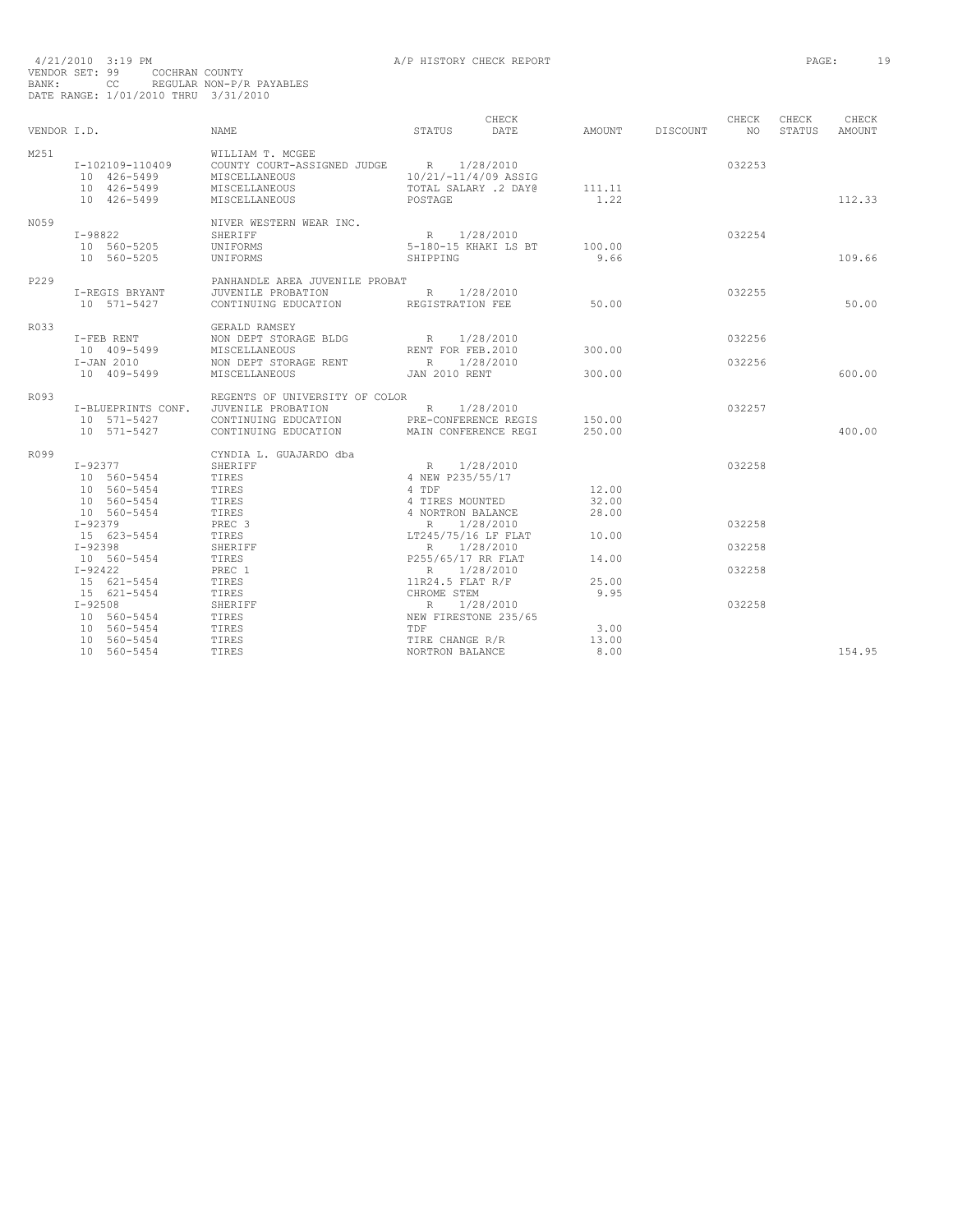4/21/2010 3:19 PM A/P HISTORY CHECK REPORT

VENDOR SET: 99 COCHRAN COUNTY
BANK: CC REGULAR NON-P/R PAYABLES
DATE RANGE: 1/01/2010 THRU 3/31/2010

| VENDOR I.D. | NAME | STATUS | CHECK DATE | AMOUNT | DISCOUNT | CHECK NO | CHECK STATUS | CHECK AMOUNT |
|---|---|---|---|---|---|---|---|---|
| M251 | WILLIAM T. MCGEE | | | | | | | |
| I-102109-110409 | COUNTY COURT-ASSIGNED JUDGE | R | 1/28/2010 | | | 032253 | | |
| 10 426-5499 | MISCELLANEOUS | 10/21/-11/4/09 ASSIG | | | | | | |
| 10 426-5499 | MISCELLANEOUS | TOTAL SALARY .2 DAY@ | | 111.11 | | | | |
| 10 426-5499 | MISCELLANEOUS | POSTAGE | | 1.22 | | | | 112.33 |
| N059 | NIVER WESTERN WEAR INC. | | | | | | | |
| I-98822 | SHERIFF | R | 1/28/2010 | | | 032254 | | |
| 10 560-5205 | UNIFORMS | 5-180-15 KHAKI LS BT | | 100.00 | | | | |
| 10 560-5205 | UNIFORMS | SHIPPING | | 9.66 | | | | 109.66 |
| P229 | PANHANDLE AREA JUVENILE PROBAT | | | | | | | |
| I-REGIS BRYANT | JUVENILE PROBATION | R | 1/28/2010 | | | 032255 | | |
| 10 571-5427 | CONTINUING EDUCATION | REGISTRATION FEE | | 50.00 | | | | 50.00 |
| R033 | GERALD RAMSEY | | | | | | | |
| I-FEB RENT | NON DEPT STORAGE BLDG | R | 1/28/2010 | | | 032256 | | |
| 10 409-5499 | MISCELLANEOUS | RENT FOR FEB.2010 | | 300.00 | | | | |
| I-JAN 2010 | NON DEPT STORAGE RENT | R | 1/28/2010 | | | 032256 | | |
| 10 409-5499 | MISCELLANEOUS | JAN 2010 RENT | | 300.00 | | | | 600.00 |
| R093 | REGENTS OF UNIVERSITY OF COLOR | | | | | | | |
| I-BLUEPRINTS CONF. | JUVENILE PROBATION | R | 1/28/2010 | | | 032257 | | |
| 10 571-5427 | CONTINUING EDUCATION | PRE-CONFERENCE REGIS | | 150.00 | | | | |
| 10 571-5427 | CONTINUING EDUCATION | MAIN CONFERENCE REGI | | 250.00 | | | | 400.00 |
| R099 | CYNDIA L. GUAJARDO dba | | | | | | | |
| I-92377 | SHERIFF | R | 1/28/2010 | | | 032258 | | |
| 10 560-5454 | TIRES | 4 NEW P235/55/17 | | | | | | |
| 10 560-5454 | TIRES | 4 TDF | | 12.00 | | | | |
| 10 560-5454 | TIRES | 4 TIRES MOUNTED | | 32.00 | | | | |
| 10 560-5454 | TIRES | 4 NORTRON BALANCE | | 28.00 | | | | |
| I-92379 | PREC 3 | R | 1/28/2010 | | | 032258 | | |
| 15 623-5454 | TIRES | LT245/75/16 LF FLAT | | 10.00 | | | | |
| I-92398 | SHERIFF | R | 1/28/2010 | | | 032258 | | |
| 10 560-5454 | TIRES | P255/65/17 RR FLAT | | 14.00 | | | | |
| I-92422 | PREC 1 | R | 1/28/2010 | | | 032258 | | |
| 15 621-5454 | TIRES | 11R24.5 FLAT R/F | | 25.00 | | | | |
| 15 621-5454 | TIRES | CHROME STEM | | 9.95 | | | | |
| I-92508 | SHERIFF | R | 1/28/2010 | | | 032258 | | |
| 10 560-5454 | TIRES | NEW FIRESTONE 235/65 | | | | | | |
| 10 560-5454 | TIRES | TDF | | 3.00 | | | | |
| 10 560-5454 | TIRES | TIRE CHANGE R/R | | 13.00 | | | | |
| 10 560-5454 | TIRES | NORTRON BALANCE | | 8.00 | | | | 154.95 |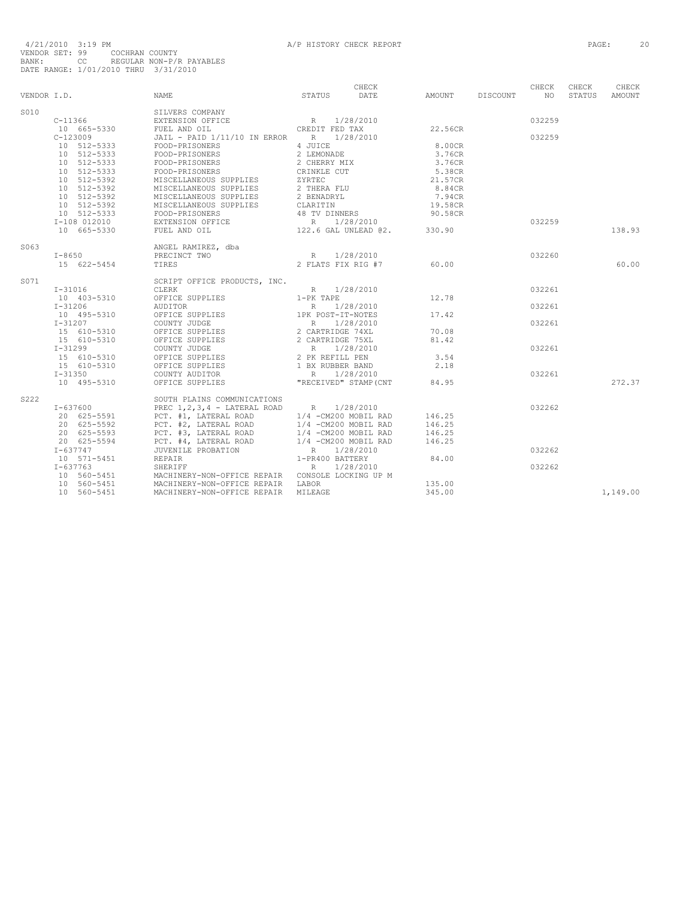4/21/2010 3:19 PM A/P HISTORY CHECK REPORT
VENDOR SET: 99 COCHRAN COUNTY
BANK: CC REGULAR NON-P/R PAYABLES
DATE RANGE: 1/01/2010 THRU 3/31/2010

| VENDOR I.D. | NAME | STATUS | CHECK DATE | AMOUNT | DISCOUNT | CHECK NO | CHECK STATUS | CHECK AMOUNT |
|---|---|---|---|---|---|---|---|---|
| S010 | SILVERS COMPANY | | | | | | | |
| C-11366 | EXTENSION OFFICE | R | 1/28/2010 | | | 032259 | | |
| 10 665-5330 | FUEL AND OIL | CREDIT FED TAX | | 22.56CR | | | | |
| C-123009 | JAIL - PAID 1/11/10 IN ERROR | R | 1/28/2010 | | | 032259 | | |
| 10 512-5333 | FOOD-PRISONERS | 4 JUICE | | 8.00CR | | | | |
| 10 512-5333 | FOOD-PRISONERS | 2 LEMONADE | | 3.76CR | | | | |
| 10 512-5333 | FOOD-PRISONERS | 2 CHERRY MIX | | 3.76CR | | | | |
| 10 512-5333 | FOOD-PRISONERS | CRINKLE CUT | | 5.38CR | | | | |
| 10 512-5392 | MISCELLANEOUS SUPPLIES | ZYRTEC | | 21.57CR | | | | |
| 10 512-5392 | MISCELLANEOUS SUPPLIES | 2 THERA FLU | | 8.84CR | | | | |
| 10 512-5392 | MISCELLANEOUS SUPPLIES | 2 BENADRYL | | 7.94CR | | | | |
| 10 512-5392 | MISCELLANEOUS SUPPLIES | CLARITIN | | 19.58CR | | | | |
| 10 512-5333 | FOOD-PRISONERS | 48 TV DINNERS | | 90.58CR | | | | |
| I-108 012010 | EXTENSION OFFICE | R | 1/28/2010 | | | 032259 | | |
| 10 665-5330 | FUEL AND OIL | 122.6 GAL UNLEAD @2. | | 330.90 | | | | 138.93 |
| S063 | ANGEL RAMIREZ, dba | | | | | | | |
| I-8650 | PRECINCT TWO | R | 1/28/2010 | | | 032260 | | |
| 15 622-5454 | TIRES | 2 FLATS FIX RIG #7 | | 60.00 | | | | 60.00 |
| S071 | SCRIPT OFFICE PRODUCTS, INC. | | | | | | | |
| I-31016 | CLERK | R | 1/28/2010 | | | 032261 | | |
| 10 403-5310 | OFFICE SUPPLIES | 1-PK TAPE | | 12.78 | | | | |
| I-31206 | AUDITOR | R | 1/28/2010 | | | 032261 | | |
| 10 495-5310 | OFFICE SUPPLIES | 1PK POST-IT-NOTES | | 17.42 | | | | |
| I-31207 | COUNTY JUDGE | R | 1/28/2010 | | | 032261 | | |
| 15 610-5310 | OFFICE SUPPLIES | 2 CARTRIDGE 74XL | | 70.08 | | | | |
| 15 610-5310 | OFFICE SUPPLIES | 2 CARTRIDGE 75XL | | 81.42 | | | | |
| I-31299 | COUNTY JUDGE | R | 1/28/2010 | | | 032261 | | |
| 15 610-5310 | OFFICE SUPPLIES | 2 PK REFILL PEN | | 3.54 | | | | |
| 15 610-5310 | OFFICE SUPPLIES | 1 BX RUBBER BAND | | 2.18 | | | | |
| I-31350 | COUNTY AUDITOR | R | 1/28/2010 | | | 032261 | | |
| 10 495-5310 | OFFICE SUPPLIES | "RECEIVED" STAMP(CNT | | 84.95 | | | | 272.37 |
| S222 | SOUTH PLAINS COMMUNICATIONS | | | | | | | |
| I-637600 | PREC 1,2,3,4 - LATERAL ROAD | R | 1/28/2010 | | | 032262 | | |
| 20 625-5591 | PCT. #1, LATERAL ROAD | 1/4 -CM200 MOBIL RAD | | 146.25 | | | | |
| 20 625-5592 | PCT. #2, LATERAL ROAD | 1/4 -CM200 MOBIL RAD | | 146.25 | | | | |
| 20 625-5593 | PCT. #3, LATERAL ROAD | 1/4 -CM200 MOBIL RAD | | 146.25 | | | | |
| 20 625-5594 | PCT. #4, LATERAL ROAD | 1/4 -CM200 MOBIL RAD | | 146.25 | | | | |
| I-637747 | JUVENILE PROBATION | R | 1/28/2010 | | | 032262 | | |
| 10 571-5451 | REPAIR | 1-PR400 BATTERY | | 84.00 | | | | |
| I-637763 | SHERIFF | R | 1/28/2010 | | | 032262 | | |
| 10 560-5451 | MACHINERY-NON-OFFICE REPAIR | CONSOLE LOCKING UP M | | | | | | |
| 10 560-5451 | MACHINERY-NON-OFFICE REPAIR | LABOR | | 135.00 | | | | |
| 10 560-5451 | MACHINERY-NON-OFFICE REPAIR | MILEAGE | | 345.00 | | | | 1,149.00 |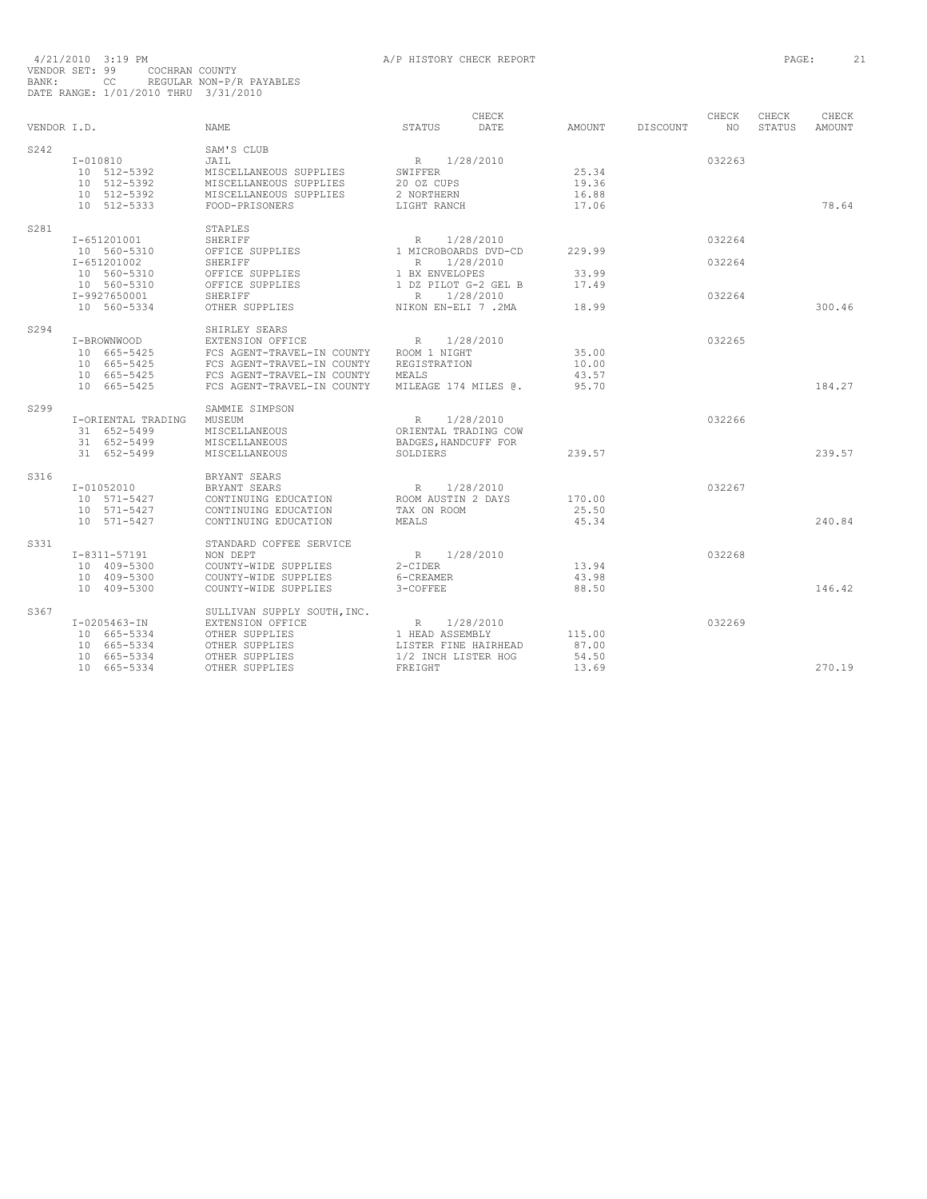4/21/2010 3:19 PM A/P HISTORY CHECK REPORT

VENDOR SET: 99 COCHRAN COUNTY
BANK: CC REGULAR NON-P/R PAYABLES
DATE RANGE: 1/01/2010 THRU 3/31/2010

| VENDOR I.D. | NAME | STATUS | CHECK DATE | AMOUNT | DISCOUNT | CHECK NO | CHECK STATUS | CHECK AMOUNT |
|---|---|---|---|---|---|---|---|---|
| S242 | SAM'S CLUB | | | | | | | |
| I-010810 | JAIL | R | 1/28/2010 | | | 032263 | | |
| 10 512-5392 | MISCELLANEOUS SUPPLIES | SWIFFER | | 25.34 | | | | |
| 10 512-5392 | MISCELLANEOUS SUPPLIES | 20 OZ CUPS | | 19.36 | | | | |
| 10 512-5392 | MISCELLANEOUS SUPPLIES | 2 NORTHERN | | 16.88 | | | | |
| 10 512-5333 | FOOD-PRISONERS | LIGHT RANCH | | 17.06 | | | | 78.64 |
| S281 | STAPLES | | | | | | | |
| I-651201001 | SHERIFF | R | 1/28/2010 | | | 032264 | | |
| 10 560-5310 | OFFICE SUPPLIES | 1 MICROBOARDS DVD-CD | | 229.99 | | | | |
| I-651201002 | SHERIFF | R | 1/28/2010 | | | 032264 | | |
| 10 560-5310 | OFFICE SUPPLIES | 1 BX ENVELOPES | | 33.99 | | | | |
| 10 560-5310 | OFFICE SUPPLIES | 1 DZ PILOT G-2 GEL B | | 17.49 | | | | |
| I-9927650001 | SHERIFF | R | 1/28/2010 | | | 032264 | | |
| 10 560-5334 | OTHER SUPPLIES | NIKON EN-ELI 7 .2MA | | 18.99 | | | | 300.46 |
| S294 | SHIRLEY SEARS | | | | | | | |
| I-BROWNWOOD | EXTENSION OFFICE | R | 1/28/2010 | | | 032265 | | |
| 10 665-5425 | FCS AGENT-TRAVEL-IN COUNTY | ROOM 1 NIGHT | | 35.00 | | | | |
| 10 665-5425 | FCS AGENT-TRAVEL-IN COUNTY | REGISTRATION | | 10.00 | | | | |
| 10 665-5425 | FCS AGENT-TRAVEL-IN COUNTY | MEALS | | 43.57 | | | | |
| 10 665-5425 | FCS AGENT-TRAVEL-IN COUNTY | MILEAGE 174 MILES @. | | 95.70 | | | | 184.27 |
| S299 | SAMMIE SIMPSON | | | | | | | |
| I-ORIENTAL TRADING | MUSEUM | R | 1/28/2010 | | | 032266 | | |
| 31 652-5499 | MISCELLANEOUS | ORIENTAL TRADING COW | | | | | | |
| 31 652-5499 | MISCELLANEOUS | BADGES,HANDCUFF FOR | | | | | | |
| 31 652-5499 | MISCELLANEOUS | SOLDIERS | | 239.57 | | | | 239.57 |
| S316 | BRYANT SEARS | | | | | | | |
| I-01052010 | BRYANT SEARS | R | 1/28/2010 | | | 032267 | | |
| 10 571-5427 | CONTINUING EDUCATION | ROOM AUSTIN 2 DAYS | | 170.00 | | | | |
| 10 571-5427 | CONTINUING EDUCATION | TAX ON ROOM | | 25.50 | | | | |
| 10 571-5427 | CONTINUING EDUCATION | MEALS | | 45.34 | | | | 240.84 |
| S331 | STANDARD COFFEE SERVICE | | | | | | | |
| I-8311-57191 | NON DEPT | R | 1/28/2010 | | | 032268 | | |
| 10 409-5300 | COUNTY-WIDE SUPPLIES | 2-CIDER | | 13.94 | | | | |
| 10 409-5300 | COUNTY-WIDE SUPPLIES | 6-CREAMER | | 43.98 | | | | |
| 10 409-5300 | COUNTY-WIDE SUPPLIES | 3-COFFEE | | 88.50 | | | | 146.42 |
| S367 | SULLIVAN SUPPLY SOUTH,INC. | | | | | | | |
| I-0205463-IN | EXTENSION OFFICE | R | 1/28/2010 | | | 032269 | | |
| 10 665-5334 | OTHER SUPPLIES | 1 HEAD ASSEMBLY | | 115.00 | | | | |
| 10 665-5334 | OTHER SUPPLIES | LISTER FINE HAIRHEAD | | 87.00 | | | | |
| 10 665-5334 | OTHER SUPPLIES | 1/2 INCH LISTER HOG | | 54.50 | | | | |
| 10 665-5334 | OTHER SUPPLIES | FREIGHT | | 13.69 | | | | 270.19 |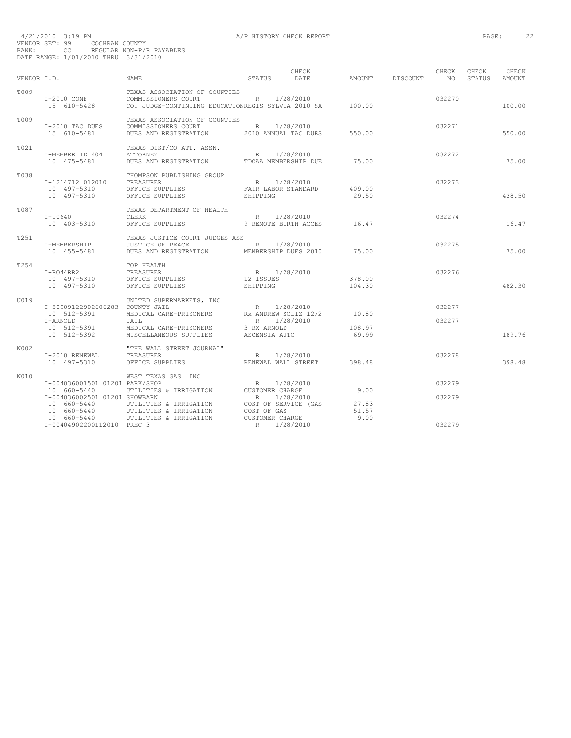4/21/2010 3:19 PM A/P HISTORY CHECK REPORT
VENDOR SET: 99 COCHRAN COUNTY
BANK: CC REGULAR NON-P/R PAYABLES
DATE RANGE: 1/01/2010 THRU 3/31/2010

| VENDOR I.D. | NAME | STATUS | CHECK DATE | AMOUNT | DISCOUNT | CHECK NO | CHECK STATUS | CHECK AMOUNT |
|---|---|---|---|---|---|---|---|---|
| T009 | TEXAS ASSOCIATION OF COUNTIES | | | | | | | |
| I-2010 CONF | COMMISSIONERS COURT | R | 1/28/2010 | | | 032270 | | |
| 15 610-5428 | CO. JUDGE-CONTINUING EDUCATION | REGIS SYLVIA 2010 SA | | 100.00 | | | | 100.00 |
| T009 | TEXAS ASSOCIATION OF COUNTIES | | | | | | | |
| I-2010 TAC DUES | COMMISSIONERS COURT | R | 1/28/2010 | | | 032271 | | |
| 15 610-5481 | DUES AND REGISTRATION | 2010 ANNUAL TAC DUES | | 550.00 | | | | 550.00 |
| T021 | TEXAS DIST/CO ATT. ASSN. | | | | | | | |
| I-MEMBER ID 404 | ATTORNEY | R | 1/28/2010 | | | 032272 | | |
| 10 475-5481 | DUES AND REGISTRATION | TDCAA MEMBERSHIP DUE | | 75.00 | | | | 75.00 |
| T038 | THOMPSON PUBLISHING GROUP | | | | | | | |
| I-1214712 012010 | TREASURER | R | 1/28/2010 | | | 032273 | | |
| 10 497-5310 | OFFICE SUPPLIES | FAIR LABOR STANDARD | | 409.00 | | | | |
| 10 497-5310 | OFFICE SUPPLIES | SHIPPING | | 29.50 | | | | 438.50 |
| T087 | TEXAS DEPARTMENT OF HEALTH | | | | | | | |
| I-10640 | CLERK | R | 1/28/2010 | | | 032274 | | |
| 10 403-5310 | OFFICE SUPPLIES | 9 REMOTE BIRTH ACCES | | 16.47 | | | | 16.47 |
| T251 | TEXAS JUSTICE COURT JUDGES ASS | | | | | | | |
| I-MEMBERSHIP | JUSTICE OF PEACE | R | 1/28/2010 | | | 032275 | | |
| 10 455-5481 | DUES AND REGISTRATION | MEMBERSHIP DUES 2010 | | 75.00 | | | | 75.00 |
| T254 | TOP HEALTH | | | | | | | |
| I-RO44RR2 | TREASURER | R | 1/28/2010 | | | 032276 | | |
| 10 497-5310 | OFFICE SUPPLIES | 12 ISSUES | | 378.00 | | | | |
| 10 497-5310 | OFFICE SUPPLIES | SHIPPING | | 104.30 | | | | 482.30 |
| U019 | UNITED SUPERMARKETS, INC | | | | | | | |
| I-50909122902606283 | COUNTY JAIL | R | 1/28/2010 | | | 032277 | | |
| 10 512-5391 | MEDICAL CARE-PRISONERS | Rx ANDREW SOLIZ 12/2 | | 10.80 | | | | |
| I-ARNOLD | JAIL | R | 1/28/2010 | | | 032277 | | |
| 10 512-5391 | MEDICAL CARE-PRISONERS | 3 RX ARNOLD | | 108.97 | | | | |
| 10 512-5392 | MISCELLANEOUS SUPPLIES | ASCENSIA AUTO | | 69.99 | | | | 189.76 |
| W002 | "THE WALL STREET JOURNAL" | | | | | | | |
| I-2010 RENEWAL | TREASURER | R | 1/28/2010 | | | 032278 | | |
| 10 497-5310 | OFFICE SUPPLIES | RENEWAL WALL STREET | | 398.48 | | | | 398.48 |
| W010 | WEST TEXAS GAS INC | | | | | | | |
| I-004036001501 01201 | PARK/SHOP | R | 1/28/2010 | | | 032279 | | |
| 10 660-5440 | UTILITIES & IRRIGATION | CUSTOMER CHARGE | | 9.00 | | | | |
| I-004036002501 01201 | SHOWBARN | R | 1/28/2010 | | | 032279 | | |
| 10 660-5440 | UTILITIES & IRRIGATION | COST OF SERVICE (GAS | | 27.83 | | | | |
| 10 660-5440 | UTILITIES & IRRIGATION | COST OF GAS | | 51.57 | | | | |
| 10 660-5440 | UTILITIES & IRRIGATION | CUSTOMER CHARGE | | 9.00 | | | | |
| I-00404902200112010 | PREC 3 | R | 1/28/2010 | | | 032279 | | |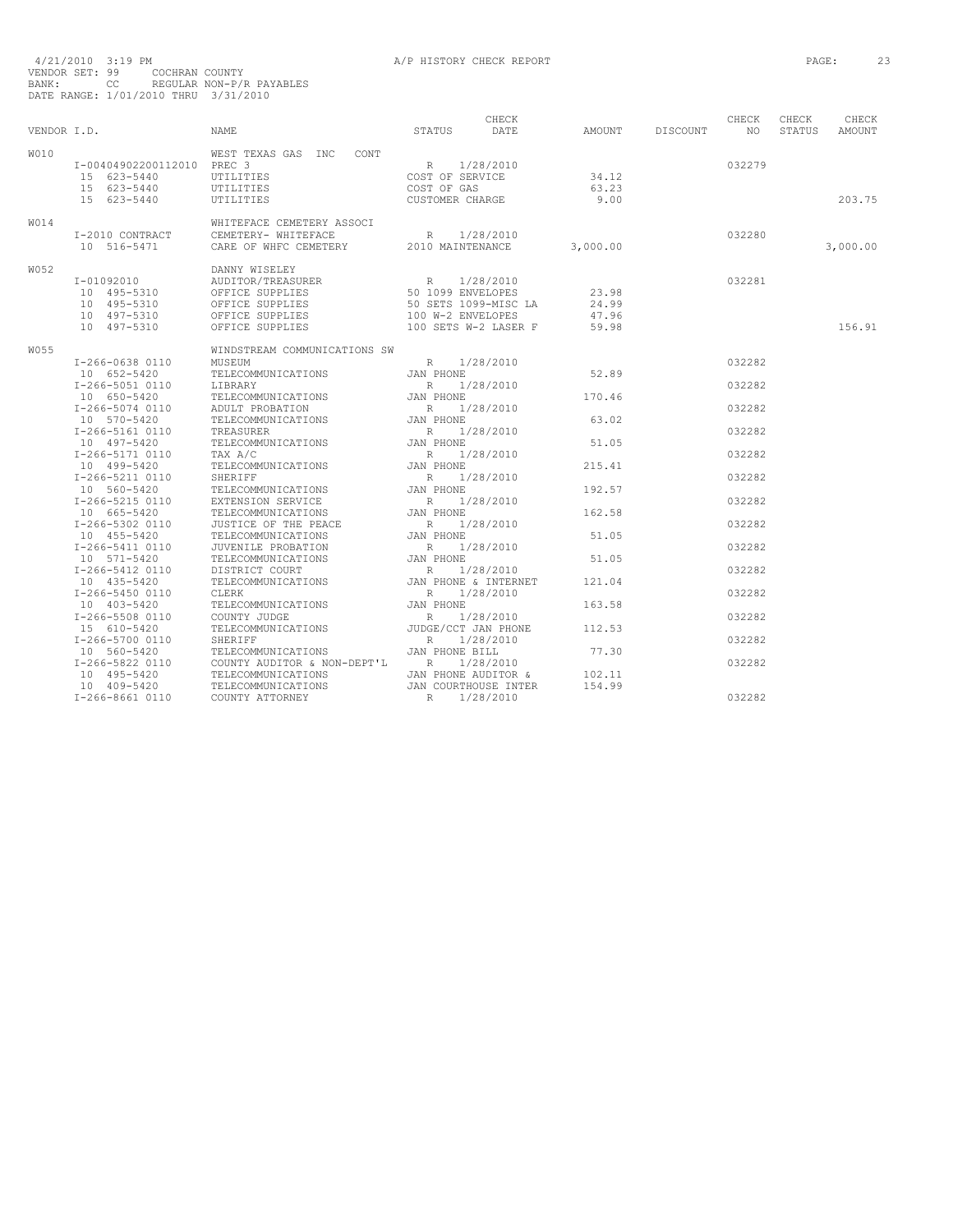4/21/2010 3:19 PM A/P HISTORY CHECK REPORT
VENDOR SET: 99 COCHRAN COUNTY
BANK: CC REGULAR NON-P/R PAYABLES
DATE RANGE: 1/01/2010 THRU 3/31/2010

| VENDOR I.D. | | NAME | STATUS | CHECK DATE | AMOUNT | DISCOUNT | CHECK NO | CHECK STATUS | CHECK AMOUNT |
|---|---|---|---|---|---|---|---|---|---|
| W010 | | WEST TEXAS GAS INC CONT | | | | | | | |
| | I-00404902200112010 | PREC 3 | R | 1/28/2010 | | | 032279 | | |
| | 15 623-5440 | UTILITIES | COST OF SERVICE | | 34.12 | | | | |
| | 15 623-5440 | UTILITIES | COST OF GAS | | 63.23 | | | | |
| | 15 623-5440 | UTILITIES | CUSTOMER CHARGE | | 9.00 | | | | 203.75 |
| W014 | | WHITEFACE CEMETERY ASSOCI | | | | | | | |
| | I-2010 CONTRACT | CEMETERY- WHITEFACE | R | 1/28/2010 | | | 032280 | | |
| | 10 516-5471 | CARE OF WHFC CEMETERY | 2010 MAINTENANCE | | 3,000.00 | | | | 3,000.00 |
| W052 | | DANNY WISELEY | | | | | | | |
| | I-01092010 | AUDITOR/TREASURER | R | 1/28/2010 | | | 032281 | | |
| | 10 495-5310 | OFFICE SUPPLIES | 50 1099 ENVELOPES | | 23.98 | | | | |
| | 10 495-5310 | OFFICE SUPPLIES | 50 SETS 1099-MISC LA | | 24.99 | | | | |
| | 10 497-5310 | OFFICE SUPPLIES | 100 W-2 ENVELOPES | | 47.96 | | | | |
| | 10 497-5310 | OFFICE SUPPLIES | 100 SETS W-2 LASER F | | 59.98 | | | | 156.91 |
| W055 | | WINDSTREAM COMMUNICATIONS SW | | | | | | | |
| | I-266-0638 0110 | MUSEUM | R | 1/28/2010 | | | 032282 | | |
| | 10 652-5420 | TELECOMMUNICATIONS | JAN PHONE | | 52.89 | | | | |
| | I-266-5051 0110 | LIBRARY | R | 1/28/2010 | | | 032282 | | |
| | 10 650-5420 | TELECOMMUNICATIONS | JAN PHONE | | 170.46 | | | | |
| | I-266-5074 0110 | ADULT PROBATION | R | 1/28/2010 | | | 032282 | | |
| | 10 570-5420 | TELECOMMUNICATIONS | JAN PHONE | | 63.02 | | | | |
| | I-266-5161 0110 | TREASURER | R | 1/28/2010 | | | 032282 | | |
| | 10 497-5420 | TELECOMMUNICATIONS | JAN PHONE | | 51.05 | | | | |
| | I-266-5171 0110 | TAX A/C | R | 1/28/2010 | | | 032282 | | |
| | 10 499-5420 | TELECOMMUNICATIONS | JAN PHONE | | 215.41 | | | | |
| | I-266-5211 0110 | SHERIFF | R | 1/28/2010 | | | 032282 | | |
| | 10 560-5420 | TELECOMMUNICATIONS | JAN PHONE | | 192.57 | | | | |
| | I-266-5215 0110 | EXTENSION SERVICE | R | 1/28/2010 | | | 032282 | | |
| | 10 665-5420 | TELECOMMUNICATIONS | JAN PHONE | | 162.58 | | | | |
| | I-266-5302 0110 | JUSTICE OF THE PEACE | R | 1/28/2010 | | | 032282 | | |
| | 10 455-5420 | TELECOMMUNICATIONS | JAN PHONE | | 51.05 | | | | |
| | I-266-5411 0110 | JUVENILE PROBATION | R | 1/28/2010 | | | 032282 | | |
| | 10 571-5420 | TELECOMMUNICATIONS | JAN PHONE | | 51.05 | | | | |
| | I-266-5412 0110 | DISTRICT COURT | R | 1/28/2010 | | | 032282 | | |
| | 10 435-5420 | TELECOMMUNICATIONS | JAN PHONE & INTERNET | | 121.04 | | | | |
| | I-266-5450 0110 | CLERK | R | 1/28/2010 | | | 032282 | | |
| | 10 403-5420 | TELECOMMUNICATIONS | JAN PHONE | | 163.58 | | | | |
| | I-266-5508 0110 | COUNTY JUDGE | R | 1/28/2010 | | | 032282 | | |
| | 15 610-5420 | TELECOMMUNICATIONS | JUDGE/CCT JAN PHONE | | 112.53 | | | | |
| | I-266-5700 0110 | SHERIFF | R | 1/28/2010 | | | 032282 | | |
| | 10 560-5420 | TELECOMMUNICATIONS | JAN PHONE BILL | | 77.30 | | | | |
| | I-266-5822 0110 | COUNTY AUDITOR & NON-DEPT'L | R | 1/28/2010 | | | 032282 | | |
| | 10 495-5420 | TELECOMMUNICATIONS | JAN PHONE AUDITOR & | | 102.11 | | | | |
| | 10 409-5420 | TELECOMMUNICATIONS | JAN COURTHOUSE INTER | | 154.99 | | | | |
| | I-266-8661 0110 | COUNTY ATTORNEY | R | 1/28/2010 | | | 032282 | | |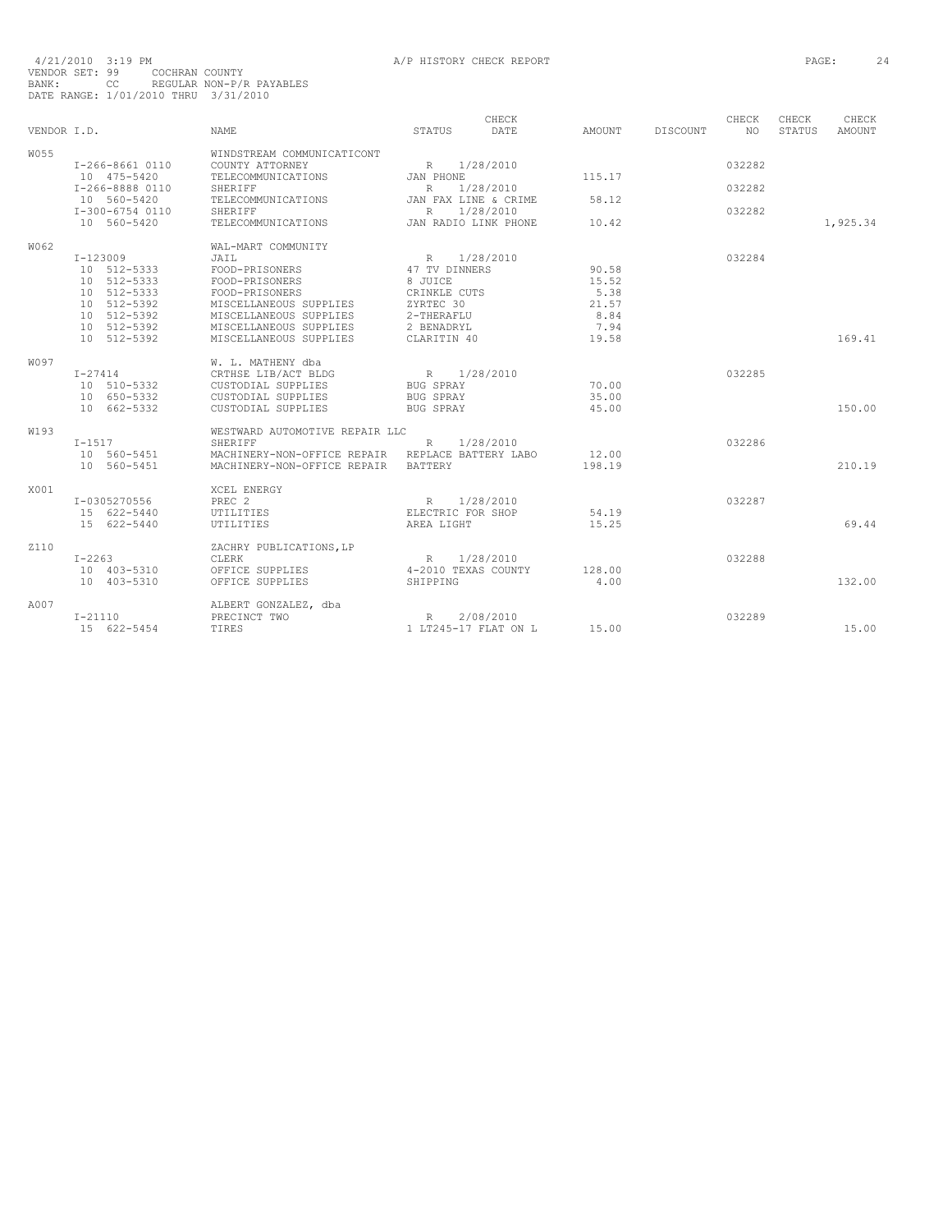4/21/2010 3:19 PM A/P HISTORY CHECK REPORT
VENDOR SET: 99 COCHRAN COUNTY
BANK: CC REGULAR NON-P/R PAYABLES
DATE RANGE: 1/01/2010 THRU 3/31/2010

| VENDOR I.D. | NAME | STATUS | CHECK DATE | AMOUNT | DISCOUNT | CHECK NO | CHECK STATUS | CHECK AMOUNT |
|---|---|---|---|---|---|---|---|---|
| W055 | WINDSTREAM COMMUNICATICONT | | | | | | | |
| I-266-8661 0110 | COUNTY ATTORNEY | R | 1/28/2010 | | | 032282 | | |
| 10 475-5420 | TELECOMMUNICATIONS | JAN PHONE | | 115.17 | | | | |
| I-266-8888 0110 | SHERIFF | R | 1/28/2010 | | | 032282 | | |
| 10 560-5420 | TELECOMMUNICATIONS | JAN FAX LINE & CRIME | | 58.12 | | | | |
| I-300-6754 0110 | SHERIFF | R | 1/28/2010 | | | 032282 | | |
| 10 560-5420 | TELECOMMUNICATIONS | JAN RADIO LINK PHONE | | 10.42 | | | | 1,925.34 |
| W062 | WAL-MART COMMUNITY | | | | | | | |
| I-123009 | JAIL | R | 1/28/2010 | | | 032284 | | |
| 10 512-5333 | FOOD-PRISONERS | 47 TV DINNERS | | 90.58 | | | | |
| 10 512-5333 | FOOD-PRISONERS | 8 JUICE | | 15.52 | | | | |
| 10 512-5333 | FOOD-PRISONERS | CRINKLE CUTS | | 5.38 | | | | |
| 10 512-5392 | MISCELLANEOUS SUPPLIES | ZYRTEC 30 | | 21.57 | | | | |
| 10 512-5392 | MISCELLANEOUS SUPPLIES | 2-THERAFLU | | 8.84 | | | | |
| 10 512-5392 | MISCELLANEOUS SUPPLIES | 2 BENADRYL | | 7.94 | | | | |
| 10 512-5392 | MISCELLANEOUS SUPPLIES | CLARITIN 40 | | 19.58 | | | | 169.41 |
| W097 | W. L. MATHENY dba | | | | | | | |
| I-27414 | CRTHSE LIB/ACT BLDG | R | 1/28/2010 | | | 032285 | | |
| 10 510-5332 | CUSTODIAL SUPPLIES | BUG SPRAY | | 70.00 | | | | |
| 10 650-5332 | CUSTODIAL SUPPLIES | BUG SPRAY | | 35.00 | | | | |
| 10 662-5332 | CUSTODIAL SUPPLIES | BUG SPRAY | | 45.00 | | | | 150.00 |
| W193 | WESTWARD AUTOMOTIVE REPAIR LLC | | | | | | | |
| I-1517 | SHERIFF | R | 1/28/2010 | | | 032286 | | |
| 10 560-5451 | MACHINERY-NON-OFFICE REPAIR | REPLACE BATTERY LABO | | 12.00 | | | | |
| 10 560-5451 | MACHINERY-NON-OFFICE REPAIR | BATTERY | | 198.19 | | | | 210.19 |
| X001 | XCEL ENERGY | | | | | | | |
| I-0305270556 | PREC 2 | R | 1/28/2010 | | | 032287 | | |
| 15 622-5440 | UTILITIES | ELECTRIC FOR SHOP | | 54.19 | | | | |
| 15 622-5440 | UTILITIES | AREA LIGHT | | 15.25 | | | | 69.44 |
| Z110 | ZACHRY PUBLICATIONS,LP | | | | | | | |
| I-2263 | CLERK | R | 1/28/2010 | | | 032288 | | |
| 10 403-5310 | OFFICE SUPPLIES | 4-2010 TEXAS COUNTY | | 128.00 | | | | |
| 10 403-5310 | OFFICE SUPPLIES | SHIPPING | | 4.00 | | | | 132.00 |
| A007 | ALBERT GONZALEZ, dba | | | | | | | |
| I-21110 | PRECINCT TWO | R | 2/08/2010 | | | 032289 | | |
| 15 622-5454 | TIRES | 1 LT245-17 FLAT ON L | | 15.00 | | | | 15.00 |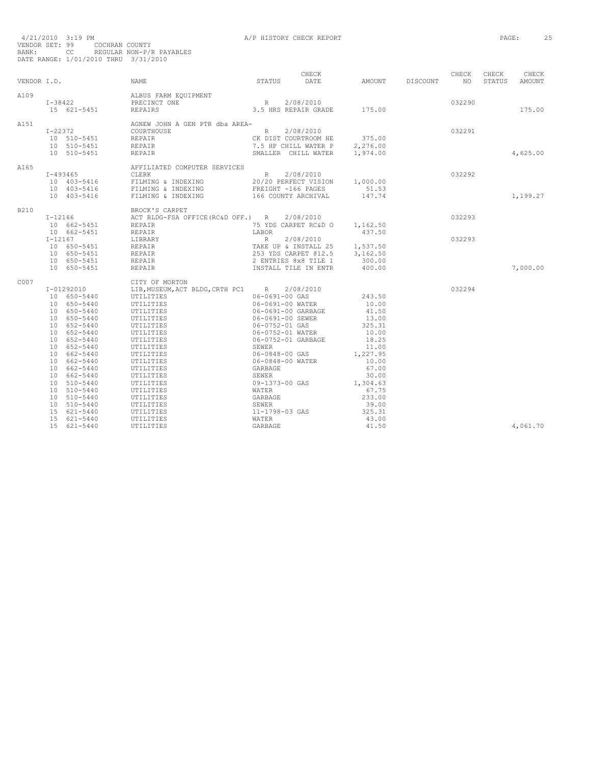4/21/2010 3:19 PM A/P HISTORY CHECK REPORT

VENDOR SET: 99 COCHRAN COUNTY
BANK: CC REGULAR NON-P/R PAYABLES
DATE RANGE: 1/01/2010 THRU 3/31/2010

| VENDOR I.D. | NAME | STATUS | CHECK DATE | AMOUNT | DISCOUNT | CHECK NO | CHECK STATUS | CHECK AMOUNT |
|---|---|---|---|---|---|---|---|---|
| A109 | ALBUS FARM EQUIPMENT | | | | | | | |
| I-38422 | PRECINCT ONE | R | 2/08/2010 | | | 032290 | | |
| 15 621-5451 | REPAIRS | 3.5 HRS REPAIR GRADE | | 175.00 | | | | 175.00 |
| A151 | AGNEW JOHN A GEN PTR dba AREA- | | | | | | | |
| I-22372 | COURTHOUSE | R | 2/08/2010 | | | 032291 | | |
| 10 510-5451 | REPAIR | CK DIST COURTROOM HE | | 375.00 | | | | |
| 10 510-5451 | REPAIR | 7.5 HP CHILL WATER P | | 2,276.00 | | | | |
| 10 510-5451 | REPAIR | SMALLER CHILL WATER | | 1,974.00 | | | | 4,625.00 |
| A165 | AFFILIATED COMPUTER SERVICES | | | | | | | |
| I-493465 | CLERK | R | 2/08/2010 | | | 032292 | | |
| 10 403-5416 | FILMING & INDEXING | 20/20 PERFECT VISION | | 1,000.00 | | | | |
| 10 403-5416 | FILMING & INDEXING | FREIGHT -166 PAGES | | 51.53 | | | | |
| 10 403-5416 | FILMING & INDEXING | 166 COUNTY ARCHIVAL | | 147.74 | | | | 1,199.27 |
| B210 | BROCK'S CARPET | | | | | | | |
| I-12166 | ACT BLDG-FSA OFFICE(RC&D OFF.) | R | 2/08/2010 | | | 032293 | | |
| 10 662-5451 | REPAIR | 75 YDS CARPET RC&D O | | 1,162.50 | | | | |
| 10 662-5451 | REPAIR | LABOR | | 437.50 | | | | |
| I-12167 | LIBRARY | R | 2/08/2010 | | | 032293 | | |
| 10 650-5451 | REPAIR | TAKE UP & INSTALL 25 | | 1,537.50 | | | | |
| 10 650-5451 | REPAIR | 253 YDS CARPET @12.5 | | 3,162.50 | | | | |
| 10 650-5451 | REPAIR | 2 ENTRIES 8x8 TILE 1 | | 300.00 | | | | |
| 10 650-5451 | REPAIR | INSTALL TILE IN ENTR | | 400.00 | | | | 7,000.00 |
| C007 | CITY OF MORTON | | | | | | | |
| I-01292010 | LIB,MUSEUM,ACT BLDG,CRTH PC1 | R | 2/08/2010 | | | 032294 | | |
| 10 650-5440 | UTILITIES | 06-0691-00 GAS | | 243.50 | | | | |
| 10 650-5440 | UTILITIES | 06-0691-00 WATER | | 10.00 | | | | |
| 10 650-5440 | UTILITIES | 06-0691-00 GARBAGE | | 41.50 | | | | |
| 10 650-5440 | UTILITIES | 06-0691-00 SEWER | | 13.00 | | | | |
| 10 652-5440 | UTILITIES | 06-0752-01 GAS | | 325.31 | | | | |
| 10 652-5440 | UTILITIES | 06-0752-01 WATER | | 10.00 | | | | |
| 10 652-5440 | UTILITIES | 06-0752-01 GARBAGE | | 18.25 | | | | |
| 10 652-5440 | UTILITIES | SEWER | | 11.00 | | | | |
| 10 662-5440 | UTILITIES | 06-0848-00 GAS | | 1,227.95 | | | | |
| 10 662-5440 | UTILITIES | 06-0848-00 WATER | | 10.00 | | | | |
| 10 662-5440 | UTILITIES | GARBAGE | | 67.00 | | | | |
| 10 662-5440 | UTILITIES | SEWER | | 30.00 | | | | |
| 10 510-5440 | UTILITIES | 09-1373-00 GAS | | 1,304.63 | | | | |
| 10 510-5440 | UTILITIES | WATER | | 67.75 | | | | |
| 10 510-5440 | UTILITIES | GARBAGE | | 233.00 | | | | |
| 10 510-5440 | UTILITIES | SEWER | | 39.00 | | | | |
| 15 621-5440 | UTILITIES | 11-1798-03 GAS | | 325.31 | | | | |
| 15 621-5440 | UTILITIES | WATER | | 43.00 | | | | |
| 15 621-5440 | UTILITIES | GARBAGE | | 41.50 | | | | 4,061.70 |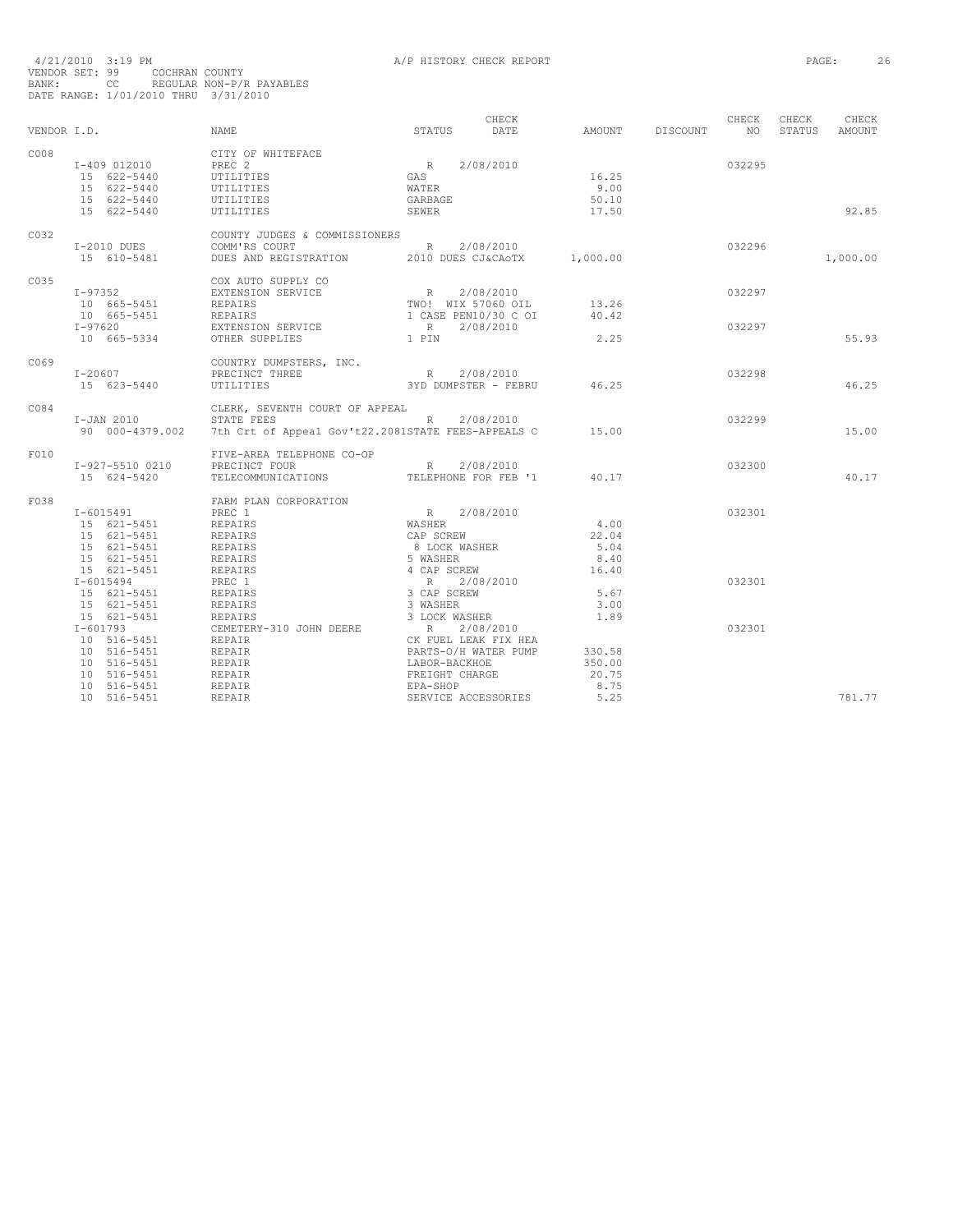4/21/2010 3:19 PM A/P HISTORY CHECK REPORT

VENDOR SET: 99 COCHRAN COUNTY
BANK: CC REGULAR NON-P/R PAYABLES
DATE RANGE: 1/01/2010 THRU 3/31/2010

| VENDOR I.D. | NAME | STATUS | CHECK DATE | AMOUNT | DISCOUNT | CHECK NO | CHECK STATUS | CHECK AMOUNT |
|---|---|---|---|---|---|---|---|---|
| C008 | CITY OF WHITEFACE | | | | | | | |
| I-409 012010 | PREC 2 | R | 2/08/2010 | | | 032295 | | |
| 15 622-5440 | UTILITIES | GAS | | 16.25 | | | | |
| 15 622-5440 | UTILITIES | WATER | | 9.00 | | | | |
| 15 622-5440 | UTILITIES | GARBAGE | | 50.10 | | | | |
| 15 622-5440 | UTILITIES | SEWER | | 17.50 | | | | 92.85 |
| C032 | COUNTY JUDGES & COMMISSIONERS | | | | | | | |
| I-2010 DUES | COMM'RS COURT | R | 2/08/2010 | | | 032296 | | |
| 15 610-5481 | DUES AND REGISTRATION | 2010 DUES CJ&CAoTX | | 1,000.00 | | | | 1,000.00 |
| C035 | COX AUTO SUPPLY CO | | | | | | | |
| I-97352 | EXTENSION SERVICE | R | 2/08/2010 | | | 032297 | | |
| 10 665-5451 | REPAIRS | TWO! WIX 57060 OIL | | 13.26 | | | | |
| 10 665-5451 | REPAIRS | 1 CASE PEN10/30 C OI | | 40.42 | | | | |
| I-97620 | EXTENSION SERVICE | R | 2/08/2010 | | | 032297 | | |
| 10 665-5334 | OTHER SUPPLIES | 1 PIN | | 2.25 | | | | 55.93 |
| C069 | COUNTRY DUMPSTERS, INC. | | | | | | | |
| I-20607 | PRECINCT THREE | R | 2/08/2010 | | | 032298 | | |
| 15 623-5440 | UTILITIES | 3YD DUMPSTER - FEBRU | | 46.25 | | | | 46.25 |
| C084 | CLERK, SEVENTH COURT OF APPEAL | | | | | | | |
| I-JAN 2010 | STATE FEES | R | 2/08/2010 | | | 032299 | | |
| 90 000-4379.002 | 7th Crt of Appeal Gov't22.2081 | STATE FEES-APPEALS C | | 15.00 | | | | 15.00 |
| F010 | FIVE-AREA TELEPHONE CO-OP | | | | | | | |
| I-927-5510 0210 | PRECINCT FOUR | R | 2/08/2010 | | | 032300 | | |
| 15 624-5420 | TELECOMMUNICATIONS | TELEPHONE FOR FEB '1 | | 40.17 | | | | 40.17 |
| F038 | FARM PLAN CORPORATION | | | | | | | |
| I-6015491 | PREC 1 | R | 2/08/2010 | | | 032301 | | |
| 15 621-5451 | REPAIRS | WASHER | | 4.00 | | | | |
| 15 621-5451 | REPAIRS | CAP SCREW | | 22.04 | | | | |
| 15 621-5451 | REPAIRS | 8 LOCK WASHER | | 5.04 | | | | |
| 15 621-5451 | REPAIRS | 5 WASHER | | 8.40 | | | | |
| 15 621-5451 | REPAIRS | 4 CAP SCREW | | 16.40 | | | | |
| I-6015494 | PREC 1 | R | 2/08/2010 | | | 032301 | | |
| 15 621-5451 | REPAIRS | 3 CAP SCREW | | 5.67 | | | | |
| 15 621-5451 | REPAIRS | 3 WASHER | | 3.00 | | | | |
| 15 621-5451 | REPAIRS | 3 LOCK WASHER | | 1.89 | | | | |
| I-601793 | CEMETERY-310 JOHN DEERE | R | 2/08/2010 | | | 032301 | | |
| 10 516-5451 | REPAIR | CK FUEL LEAK FIX HEA | | | | | | |
| 10 516-5451 | REPAIR | PARTS-O/H WATER PUMP | | 330.58 | | | | |
| 10 516-5451 | REPAIR | LABOR-BACKHOE | | 350.00 | | | | |
| 10 516-5451 | REPAIR | FREIGHT CHARGE | | 20.75 | | | | |
| 10 516-5451 | REPAIR | EPA-SHOP | | 8.75 | | | | |
| 10 516-5451 | REPAIR | SERVICE ACCESSORIES | | 5.25 | | | | 781.77 |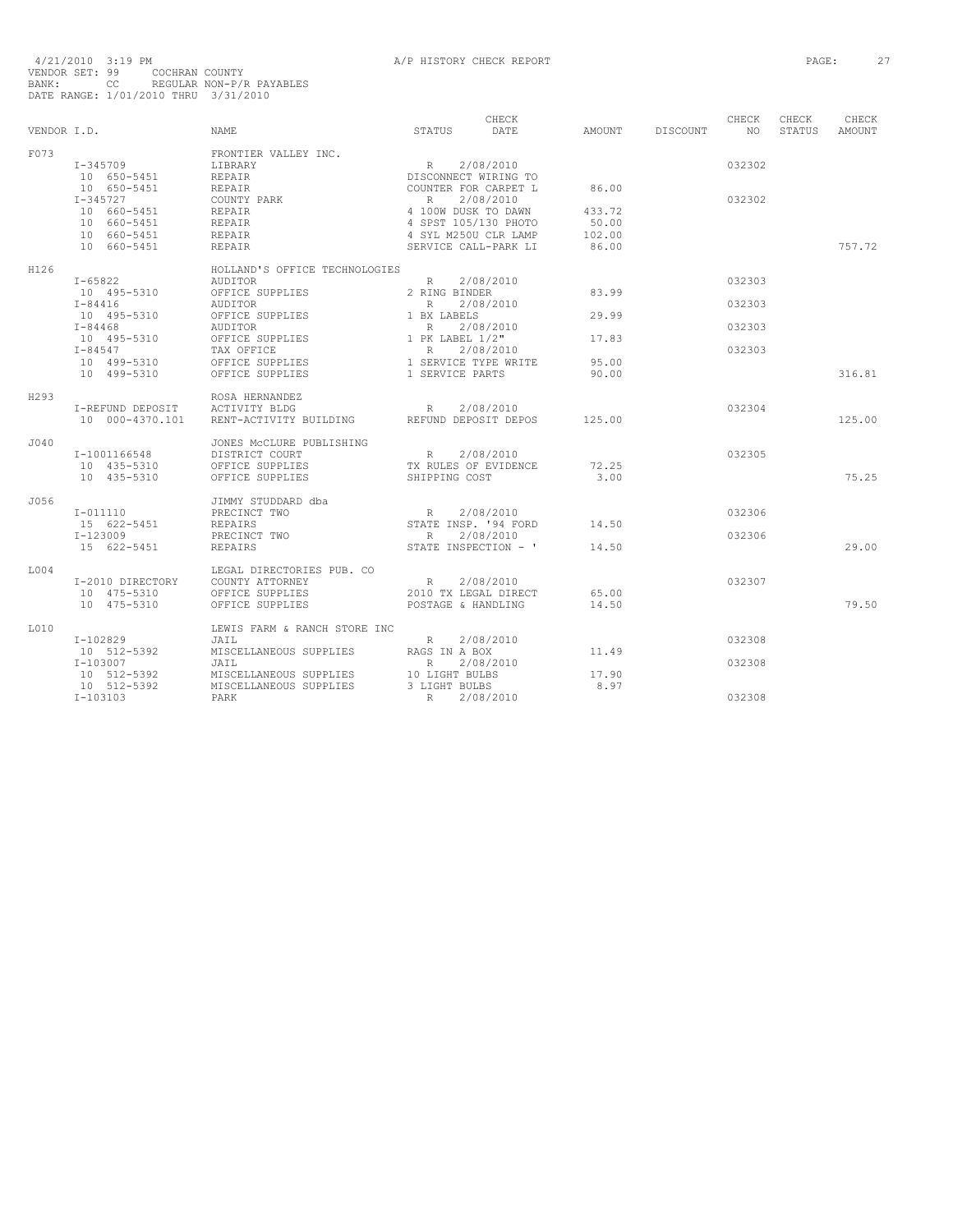4/21/2010 3:19 PM A/P HISTORY CHECK REPORT
VENDOR SET: 99 COCHRAN COUNTY
BANK: CC REGULAR NON-P/R PAYABLES
DATE RANGE: 1/01/2010 THRU 3/31/2010

| VENDOR I.D. | | NAME | STATUS | CHECK DATE | AMOUNT | DISCOUNT | CHECK NO | CHECK STATUS | CHECK AMOUNT |
|---|---|---|---|---|---|---|---|---|---|
| F073 | | FRONTIER VALLEY INC. | | | | | | | |
| | I-345709 | LIBRARY | R | 2/08/2010 | | | 032302 | | |
| | 10 650-5451 | REPAIR | DISCONNECT WIRING TO | | | | | | |
| | 10 650-5451 | REPAIR | COUNTER FOR CARPET L | | 86.00 | | | | |
| | I-345727 | COUNTY PARK | R | 2/08/2010 | | | 032302 | | |
| | 10 660-5451 | REPAIR | 4 100W DUSK TO DAWN | | 433.72 | | | | |
| | 10 660-5451 | REPAIR | 4 SPST 105/130 PHOTO | | 50.00 | | | | |
| | 10 660-5451 | REPAIR | 4 SYL M250U CLR LAMP | | 102.00 | | | | |
| | 10 660-5451 | REPAIR | SERVICE CALL-PARK LI | | 86.00 | | | | 757.72 |
| H126 | | HOLLAND'S OFFICE TECHNOLOGIES | | | | | | | |
| | I-65822 | AUDITOR | R | 2/08/2010 | | | 032303 | | |
| | 10 495-5310 | OFFICE SUPPLIES | 2 RING BINDER | | 83.99 | | | | |
| | I-84416 | AUDITOR | R | 2/08/2010 | | | 032303 | | |
| | 10 495-5310 | OFFICE SUPPLIES | 1 BX LABELS | | 29.99 | | | | |
| | I-84468 | AUDITOR | R | 2/08/2010 | | | 032303 | | |
| | 10 495-5310 | OFFICE SUPPLIES | 1 PK LABEL 1/2" | | 17.83 | | | | |
| | I-84547 | TAX OFFICE | R | 2/08/2010 | | | 032303 | | |
| | 10 499-5310 | OFFICE SUPPLIES | 1 SERVICE TYPE WRITE | | 95.00 | | | | |
| | 10 499-5310 | OFFICE SUPPLIES | 1 SERVICE PARTS | | 90.00 | | | | 316.81 |
| H293 | | ROSA HERNANDEZ | | | | | | | |
| | I-REFUND DEPOSIT | ACTIVITY BLDG | R | 2/08/2010 | | | 032304 | | |
| | 10 000-4370.101 | RENT-ACTIVITY BUILDING | REFUND DEPOSIT DEPOS | | 125.00 | | | | 125.00 |
| J040 | | JONES McCLURE PUBLISHING | | | | | | | |
| | I-1001166548 | DISTRICT COURT | R | 2/08/2010 | | | 032305 | | |
| | 10 435-5310 | OFFICE SUPPLIES | TX RULES OF EVIDENCE | | 72.25 | | | | |
| | 10 435-5310 | OFFICE SUPPLIES | SHIPPING COST | | 3.00 | | | | 75.25 |
| J056 | | JIMMY STUDDARD dba | | | | | | | |
| | I-011110 | PRECINCT TWO | R | 2/08/2010 | | | 032306 | | |
| | 15 622-5451 | REPAIRS | STATE INSP. '94 FORD | | 14.50 | | | | |
| | I-123009 | PRECINCT TWO | R | 2/08/2010 | | | 032306 | | |
| | 15 622-5451 | REPAIRS | STATE INSPECTION - ' | | 14.50 | | | | 29.00 |
| L004 | | LEGAL DIRECTORIES PUB. CO | | | | | | | |
| | I-2010 DIRECTORY | COUNTY ATTORNEY | R | 2/08/2010 | | | 032307 | | |
| | 10 475-5310 | OFFICE SUPPLIES | 2010 TX LEGAL DIRECT | | 65.00 | | | | |
| | 10 475-5310 | OFFICE SUPPLIES | POSTAGE & HANDLING | | 14.50 | | | | 79.50 |
| L010 | | LEWIS FARM & RANCH STORE INC | | | | | | | |
| | I-102829 | JAIL | R | 2/08/2010 | | | 032308 | | |
| | 10 512-5392 | MISCELLANEOUS SUPPLIES | RAGS IN A BOX | | 11.49 | | | | |
| | I-103007 | JAIL | R | 2/08/2010 | | | 032308 | | |
| | 10 512-5392 | MISCELLANEOUS SUPPLIES | 10 LIGHT BULBS | | 17.90 | | | | |
| | 10 512-5392 | MISCELLANEOUS SUPPLIES | 3 LIGHT BULBS | | 8.97 | | | | |
| | I-103103 | PARK | R | 2/08/2010 | | | 032308 | | |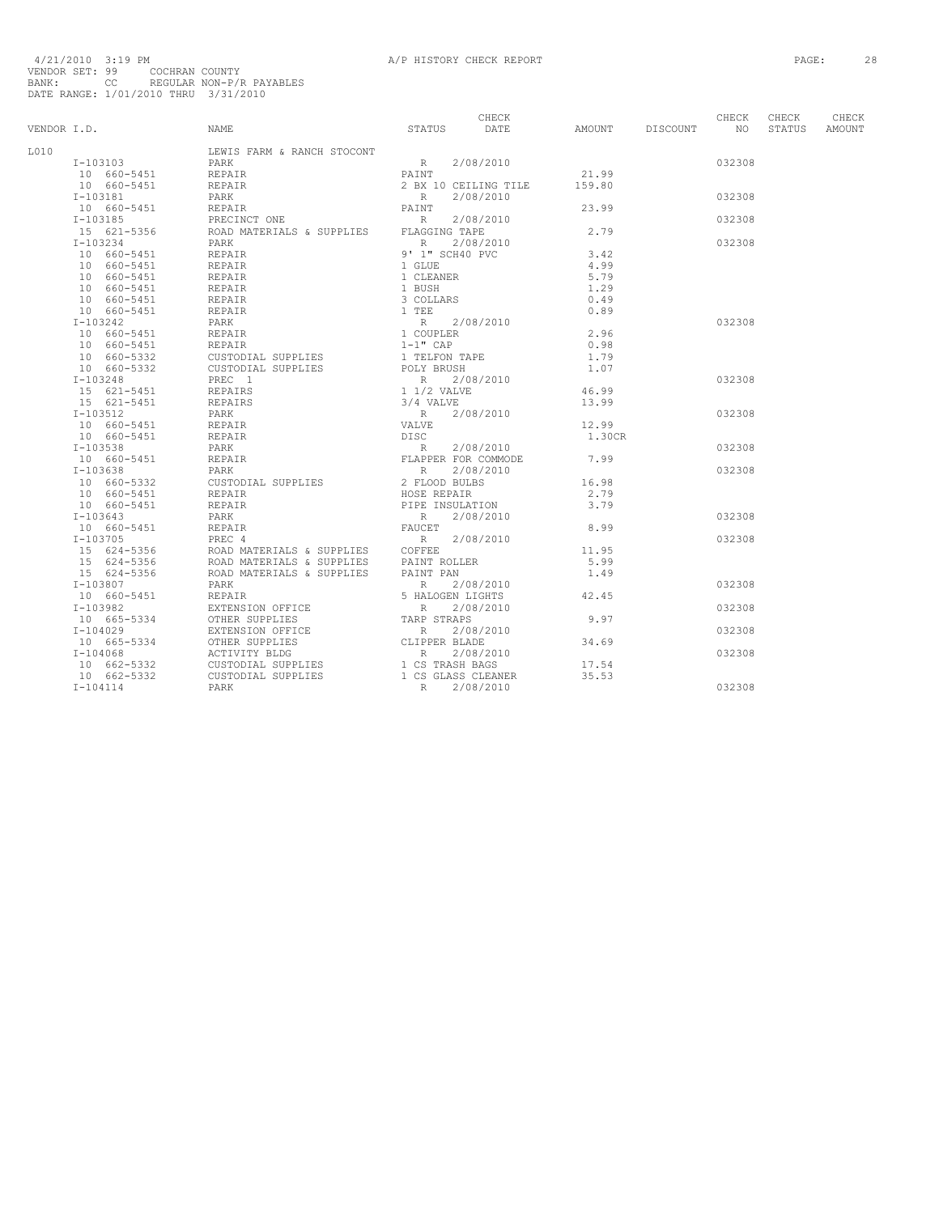4/21/2010 3:19 PM A/P HISTORY CHECK REPORT
VENDOR SET: 99 COCHRAN COUNTY
BANK: CC REGULAR NON-P/R PAYABLES
DATE RANGE: 1/01/2010 THRU 3/31/2010

| VENDOR I.D. | NAME | STATUS | CHECK DATE | AMOUNT | DISCOUNT | CHECK NO | CHECK STATUS | CHECK AMOUNT |
|---|---|---|---|---|---|---|---|---|
| L010 | LEWIS FARM & RANCH STOCONT | | | | | | | |
| I-103103 | PARK | R | 2/08/2010 | | | 032308 | | |
| 10 660-5451 | REPAIR | PAINT | | 21.99 | | | | |
| 10 660-5451 | REPAIR | 2 BX 10 CEILING TILE | | 159.80 | | | | |
| I-103181 | PARK | R | 2/08/2010 | | | 032308 | | |
| 10 660-5451 | REPAIR | PAINT | | 23.99 | | | | |
| I-103185 | PRECINCT ONE | R | 2/08/2010 | | | 032308 | | |
| 15 621-5356 | ROAD MATERIALS & SUPPLIES | FLAGGING TAPE | | 2.79 | | | | |
| I-103234 | PARK | R | 2/08/2010 | | | 032308 | | |
| 10 660-5451 | REPAIR | 9' 1" SCH40 PVC | | 3.42 | | | | |
| 10 660-5451 | REPAIR | 1 GLUE | | 4.99 | | | | |
| 10 660-5451 | REPAIR | 1 CLEANER | | 5.79 | | | | |
| 10 660-5451 | REPAIR | 1 BUSH | | 1.29 | | | | |
| 10 660-5451 | REPAIR | 3 COLLARS | | 0.49 | | | | |
| 10 660-5451 | REPAIR | 1 TEE | | 0.89 | | | | |
| I-103242 | PARK | R | 2/08/2010 | | | 032308 | | |
| 10 660-5451 | REPAIR | 1 COUPLER | | 2.96 | | | | |
| 10 660-5451 | REPAIR | 1-1" CAP | | 0.98 | | | | |
| 10 660-5332 | CUSTODIAL SUPPLIES | 1 TELFON TAPE | | 1.79 | | | | |
| 10 660-5332 | CUSTODIAL SUPPLIES | POLY BRUSH | | 1.07 | | | | |
| I-103248 | PREC 1 | R | 2/08/2010 | | | 032308 | | |
| 15 621-5451 | REPAIRS | 1 1/2 VALVE | | 46.99 | | | | |
| 15 621-5451 | REPAIRS | 3/4 VALVE | | 13.99 | | | | |
| I-103512 | PARK | R | 2/08/2010 | | | 032308 | | |
| 10 660-5451 | REPAIR | VALVE | | 12.99 | | | | |
| 10 660-5451 | REPAIR | DISC | | 1.30CR | | | | |
| I-103538 | PARK | R | 2/08/2010 | | | 032308 | | |
| 10 660-5451 | REPAIR | FLAPPER FOR COMMODE | | 7.99 | | | | |
| I-103638 | PARK | R | 2/08/2010 | | | 032308 | | |
| 10 660-5332 | CUSTODIAL SUPPLIES | 2 FLOOD BULBS | | 16.98 | | | | |
| 10 660-5451 | REPAIR | HOSE REPAIR | | 2.79 | | | | |
| 10 660-5451 | REPAIR | PIPE INSULATION | | 3.79 | | | | |
| I-103643 | PARK | R | 2/08/2010 | | | 032308 | | |
| 10 660-5451 | REPAIR | FAUCET | | 8.99 | | | | |
| I-103705 | PREC 4 | R | 2/08/2010 | | | 032308 | | |
| 15 624-5356 | ROAD MATERIALS & SUPPLIES | COFFEE | | 11.95 | | | | |
| 15 624-5356 | ROAD MATERIALS & SUPPLIES | PAINT ROLLER | | 5.99 | | | | |
| 15 624-5356 | ROAD MATERIALS & SUPPLIES | PAINT PAN | | 1.49 | | | | |
| I-103807 | PARK | R | 2/08/2010 | | | 032308 | | |
| 10 660-5451 | REPAIR | 5 HALOGEN LIGHTS | | 42.45 | | | | |
| I-103982 | EXTENSION OFFICE | R | 2/08/2010 | | | 032308 | | |
| 10 665-5334 | OTHER SUPPLIES | TARP STRAPS | | 9.97 | | | | |
| I-104029 | EXTENSION OFFICE | R | 2/08/2010 | | | 032308 | | |
| 10 665-5334 | OTHER SUPPLIES | CLIPPER BLADE | | 34.69 | | | | |
| I-104068 | ACTIVITY BLDG | R | 2/08/2010 | | | 032308 | | |
| 10 662-5332 | CUSTODIAL SUPPLIES | 1 CS TRASH BAGS | | 17.54 | | | | |
| 10 662-5332 | CUSTODIAL SUPPLIES | 1 CS GLASS CLEANER | | 35.53 | | | | |
| I-104114 | PARK | R | 2/08/2010 | | | 032308 | | |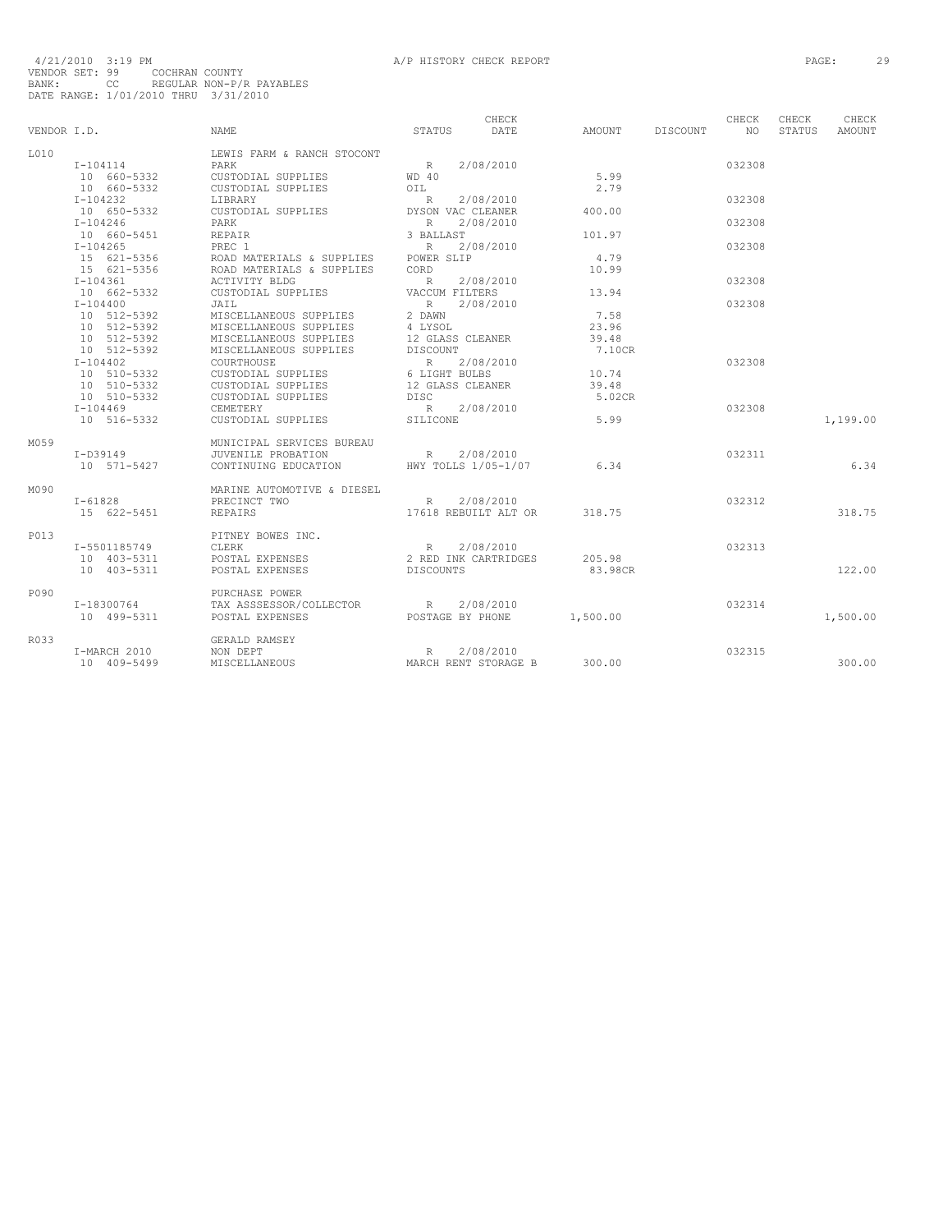4/21/2010 3:19 PM A/P HISTORY CHECK REPORT
VENDOR SET: 99 COCHRAN COUNTY
BANK: CC REGULAR NON-P/R PAYABLES
DATE RANGE: 1/01/2010 THRU 3/31/2010

| VENDOR I.D. | NAME | STATUS | CHECK DATE | AMOUNT | DISCOUNT | CHECK NO | CHECK STATUS | CHECK AMOUNT |
|---|---|---|---|---|---|---|---|---|
| L010 | LEWIS FARM & RANCH STOCONT | | | | | | | |
| I-104114 | PARK | R | 2/08/2010 | | | 032308 | | |
| 10 660-5332 | CUSTODIAL SUPPLIES | WD 40 | | 5.99 | | | | |
| 10 660-5332 | CUSTODIAL SUPPLIES | OIL | | 2.79 | | | | |
| I-104232 | LIBRARY | R | 2/08/2010 | | | 032308 | | |
| 10 650-5332 | CUSTODIAL SUPPLIES | DYSON VAC CLEANER | | 400.00 | | | | |
| I-104246 | PARK | R | 2/08/2010 | | | 032308 | | |
| 10 660-5451 | REPAIR | 3 BALLAST | | 101.97 | | | | |
| I-104265 | PREC 1 | R | 2/08/2010 | | | 032308 | | |
| 15 621-5356 | ROAD MATERIALS & SUPPLIES | POWER SLIP | | 4.79 | | | | |
| 15 621-5356 | ROAD MATERIALS & SUPPLIES | CORD | | 10.99 | | | | |
| I-104361 | ACTIVITY BLDG | R | 2/08/2010 | | | 032308 | | |
| 10 662-5332 | CUSTODIAL SUPPLIES | VACCUM FILTERS | | 13.94 | | | | |
| I-104400 | JAIL | R | 2/08/2010 | | | 032308 | | |
| 10 512-5392 | MISCELLANEOUS SUPPLIES | 2 DAWN | | 7.58 | | | | |
| 10 512-5392 | MISCELLANEOUS SUPPLIES | 4 LYSOL | | 23.96 | | | | |
| 10 512-5392 | MISCELLANEOUS SUPPLIES | 12 GLASS CLEANER | | 39.48 | | | | |
| 10 512-5392 | MISCELLANEOUS SUPPLIES | DISCOUNT | | 7.10CR | | | | |
| I-104402 | COURTHOUSE | R | 2/08/2010 | | | 032308 | | |
| 10 510-5332 | CUSTODIAL SUPPLIES | 6 LIGHT BULBS | | 10.74 | | | | |
| 10 510-5332 | CUSTODIAL SUPPLIES | 12 GLASS CLEANER | | 39.48 | | | | |
| 10 510-5332 | CUSTODIAL SUPPLIES | DISC | | 5.02CR | | | | |
| I-104469 | CEMETERY | R | 2/08/2010 | | | 032308 | | |
| 10 516-5332 | CUSTODIAL SUPPLIES | SILICONE | | 5.99 | | | | 1,199.00 |
| M059 | MUNICIPAL SERVICES BUREAU | | | | | | | |
| I-D39149 | JUVENILE PROBATION | R | 2/08/2010 | | | 032311 | | |
| 10 571-5427 | CONTINUING EDUCATION | HWY TOLLS 1/05-1/07 | | 6.34 | | | | 6.34 |
| M090 | MARINE AUTOMOTIVE & DIESEL | | | | | | | |
| I-61828 | PRECINCT TWO | R | 2/08/2010 | | | 032312 | | |
| 15 622-5451 | REPAIRS | 17618 REBUILT ALT OR | | 318.75 | | | | 318.75 |
| P013 | PITNEY BOWES INC. | | | | | | | |
| I-5501185749 | CLERK | R | 2/08/2010 | | | 032313 | | |
| 10 403-5311 | POSTAL EXPENSES | 2 RED INK CARTRIDGES | | 205.98 | | | | |
| 10 403-5311 | POSTAL EXPENSES | DISCOUNTS | | 83.98CR | | | | 122.00 |
| P090 | PURCHASE POWER | | | | | | | |
| I-18300764 | TAX ASSSESSOR/COLLECTOR | R | 2/08/2010 | | | 032314 | | |
| 10 499-5311 | POSTAL EXPENSES | POSTAGE BY PHONE | | 1,500.00 | | | | 1,500.00 |
| R033 | GERALD RAMSEY | | | | | | | |
| I-MARCH 2010 | NON DEPT | R | 2/08/2010 | | | 032315 | | |
| 10 409-5499 | MISCELLANEOUS | MARCH RENT STORAGE B | | 300.00 | | | | 300.00 |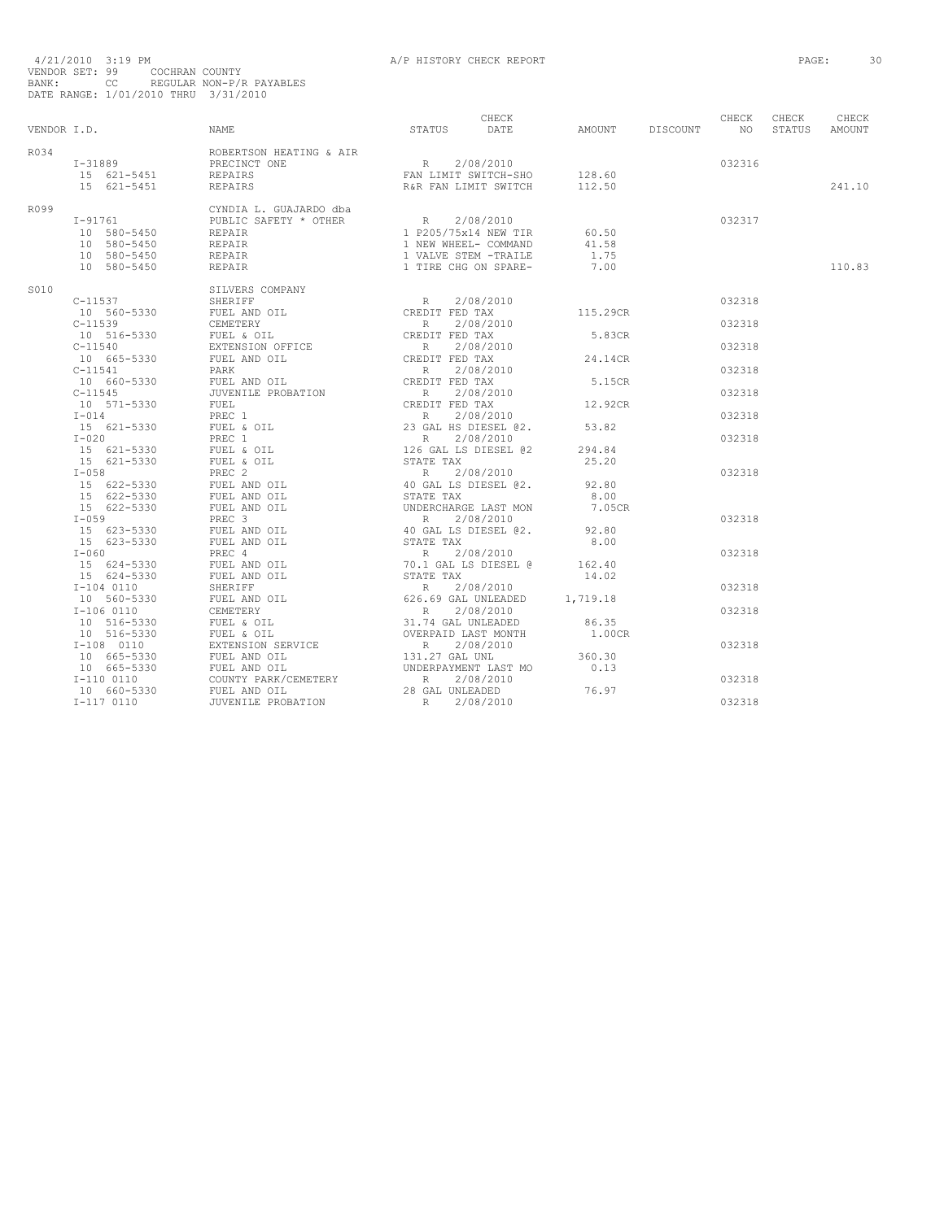4/21/2010 3:19 PM A/P HISTORY CHECK REPORT
VENDOR SET: 99 COCHRAN COUNTY
BANK: CC REGULAR NON-P/R PAYABLES
DATE RANGE: 1/01/2010 THRU 3/31/2010

| VENDOR I.D. | NAME | STATUS | CHECK DATE | AMOUNT | DISCOUNT | CHECK NO | CHECK STATUS | CHECK AMOUNT |
|---|---|---|---|---|---|---|---|---|
| R034 | ROBERTSON HEATING & AIR | | | | | | | |
| I-31889 | PRECINCT ONE | R | 2/08/2010 | | | 032316 | | |
| 15 621-5451 | REPAIRS | FAN LIMIT SWITCH-SHO | | 128.60 | | | | |
| 15 621-5451 | REPAIRS | R&R FAN LIMIT SWITCH | | 112.50 | | | | 241.10 |
| R099 | CYNDIA L. GUAJARDO dba | | | | | | | |
| I-91761 | PUBLIC SAFETY * OTHER | R | 2/08/2010 | | | 032317 | | |
| 10 580-5450 | REPAIR | 1 P205/75x14 NEW TIR | | 60.50 | | | | |
| 10 580-5450 | REPAIR | 1 NEW WHEEL- COMMAND | | 41.58 | | | | |
| 10 580-5450 | REPAIR | 1 VALVE STEM -TRAILE | | 1.75 | | | | |
| 10 580-5450 | REPAIR | 1 TIRE CHG ON SPARE- | | 7.00 | | | | 110.83 |
| S010 | SILVERS COMPANY | | | | | | | |
| C-11537 | SHERIFF | R | 2/08/2010 | | | 032318 | | |
| 10 560-5330 | FUEL AND OIL | CREDIT FED TAX | | 115.29CR | | | | |
| C-11539 | CEMETERY | R | 2/08/2010 | | | 032318 | | |
| 10 516-5330 | FUEL & OIL | CREDIT FED TAX | | 5.83CR | | | | |
| C-11540 | EXTENSION OFFICE | R | 2/08/2010 | | | 032318 | | |
| 10 665-5330 | FUEL AND OIL | CREDIT FED TAX | | 24.14CR | | | | |
| C-11541 | PARK | R | 2/08/2010 | | | 032318 | | |
| 10 660-5330 | FUEL AND OIL | CREDIT FED TAX | | 5.15CR | | | | |
| C-11545 | JUVENILE PROBATION | R | 2/08/2010 | | | 032318 | | |
| 10 571-5330 | FUEL | CREDIT FED TAX | | 12.92CR | | | | |
| I-014 | PREC 1 | R | 2/08/2010 | | | 032318 | | |
| 15 621-5330 | FUEL & OIL | 23 GAL HS DIESEL @2. | | 53.82 | | | | |
| I-020 | PREC 1 | R | 2/08/2010 | | | 032318 | | |
| 15 621-5330 | FUEL & OIL | 126 GAL LS DIESEL @2 | | 294.84 | | | | |
| 15 621-5330 | FUEL & OIL | STATE TAX | | 25.20 | | | | |
| I-058 | PREC 2 | R | 2/08/2010 | | | 032318 | | |
| 15 622-5330 | FUEL AND OIL | 40 GAL LS DIESEL @2. | | 92.80 | | | | |
| 15 622-5330 | FUEL AND OIL | STATE TAX | | 8.00 | | | | |
| 15 622-5330 | FUEL AND OIL | UNDERCHARGE LAST MON | | 7.05CR | | | | |
| I-059 | PREC 3 | R | 2/08/2010 | | | 032318 | | |
| 15 623-5330 | FUEL AND OIL | 40 GAL LS DIESEL @2. | | 92.80 | | | | |
| 15 623-5330 | FUEL AND OIL | STATE TAX | | 8.00 | | | | |
| I-060 | PREC 4 | R | 2/08/2010 | | | 032318 | | |
| 15 624-5330 | FUEL AND OIL | 70.1 GAL LS DIESEL @ | | 162.40 | | | | |
| 15 624-5330 | FUEL AND OIL | STATE TAX | | 14.02 | | | | |
| I-104 0110 | SHERIFF | R | 2/08/2010 | | | 032318 | | |
| 10 560-5330 | FUEL AND OIL | 626.69 GAL UNLEADED | | 1,719.18 | | | | |
| I-106 0110 | CEMETERY | R | 2/08/2010 | | | 032318 | | |
| 10 516-5330 | FUEL & OIL | 31.74 GAL UNLEADED | | 86.35 | | | | |
| 10 516-5330 | FUEL & OIL | OVERPAID LAST MONTH | | 1.00CR | | | | |
| I-108 0110 | EXTENSION SERVICE | R | 2/08/2010 | | | 032318 | | |
| 10 665-5330 | FUEL AND OIL | 131.27 GAL UNL | | 360.30 | | | | |
| 10 665-5330 | FUEL AND OIL | UNDERPAYMENT LAST MO | | 0.13 | | | | |
| I-110 0110 | COUNTY PARK/CEMETERY | R | 2/08/2010 | | | 032318 | | |
| 10 660-5330 | FUEL AND OIL | 28 GAL UNLEADED | | 76.97 | | | | |
| I-117 0110 | JUVENILE PROBATION | R | 2/08/2010 | | | 032318 | | |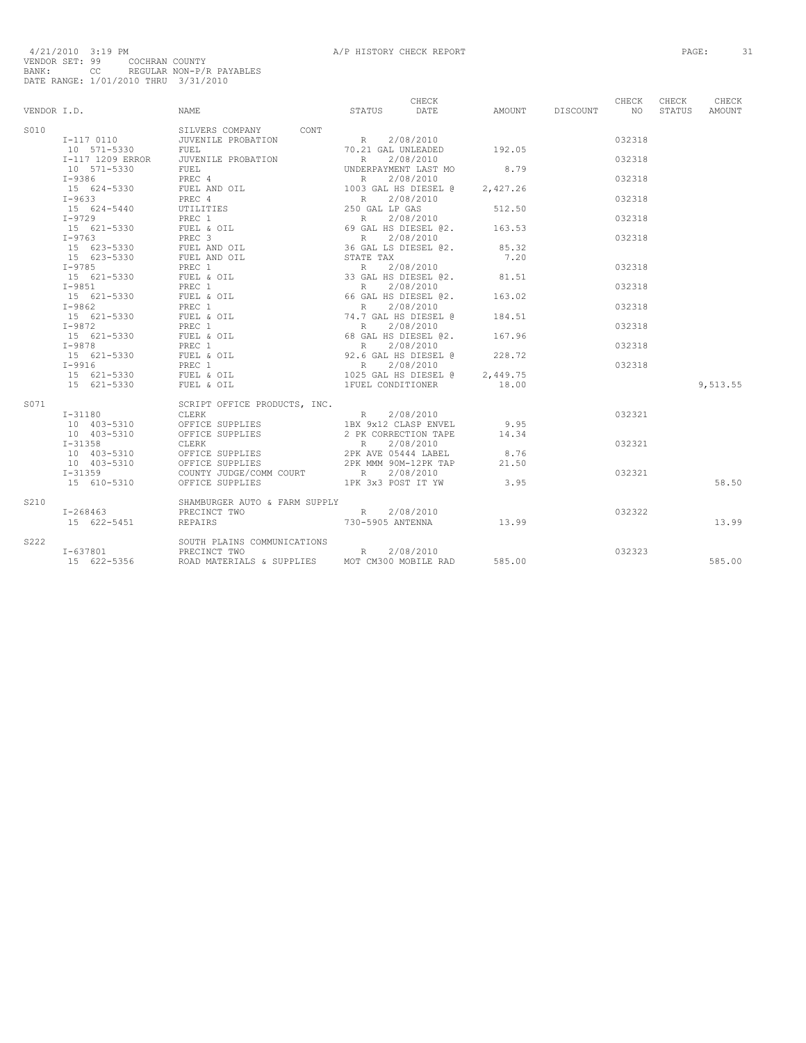4/21/2010 3:19 PM A/P HISTORY CHECK REPORT

VENDOR SET: 99 COCHRAN COUNTY
BANK: CC REGULAR NON-P/R PAYABLES
DATE RANGE: 1/01/2010 THRU 3/31/2010

| VENDOR I.D. | NAME | STATUS | CHECK DATE | AMOUNT | DISCOUNT | CHECK NO | CHECK STATUS | CHECK AMOUNT |
|---|---|---|---|---|---|---|---|---|
| S010 | SILVERS COMPANY CONT | | | | | | | |
| I-117 0110 | JUVENILE PROBATION | R | 2/08/2010 | | | 032318 | | |
| 10 571-5330 | FUEL | 70.21 GAL UNLEADED | | 192.05 | | | | |
| I-117 1209 ERROR | JUVENILE PROBATION | R | 2/08/2010 | | | 032318 | | |
| 10 571-5330 | FUEL | UNDERPAYMENT LAST MO | | 8.79 | | | | |
| I-9386 | PREC 4 | R | 2/08/2010 | | | 032318 | | |
| 15 624-5330 | FUEL AND OIL | 1003 GAL HS DIESEL @ | | 2,427.26 | | | | |
| I-9633 | PREC 4 | R | 2/08/2010 | | | 032318 | | |
| 15 624-5440 | UTILITIES | 250 GAL LP GAS | | 512.50 | | | | |
| I-9729 | PREC 1 | R | 2/08/2010 | | | 032318 | | |
| 15 621-5330 | FUEL & OIL | 69 GAL HS DIESEL @2. | | 163.53 | | | | |
| I-9763 | PREC 3 | R | 2/08/2010 | | | 032318 | | |
| 15 623-5330 | FUEL AND OIL | 36 GAL LS DIESEL @2. | | 85.32 | | | | |
| 15 623-5330 | FUEL AND OIL | STATE TAX | | 7.20 | | | | |
| I-9785 | PREC 1 | R | 2/08/2010 | | | 032318 | | |
| 15 621-5330 | FUEL & OIL | 33 GAL HS DIESEL @2. | | 81.51 | | | | |
| I-9851 | PREC 1 | R | 2/08/2010 | | | 032318 | | |
| 15 621-5330 | FUEL & OIL | 66 GAL HS DIESEL @2. | | 163.02 | | | | |
| I-9862 | PREC 1 | R | 2/08/2010 | | | 032318 | | |
| 15 621-5330 | FUEL & OIL | 74.7 GAL HS DIESEL @ | | 184.51 | | | | |
| I-9872 | PREC 1 | R | 2/08/2010 | | | 032318 | | |
| 15 621-5330 | FUEL & OIL | 68 GAL HS DIESEL @2. | | 167.96 | | | | |
| I-9878 | PREC 1 | R | 2/08/2010 | | | 032318 | | |
| 15 621-5330 | FUEL & OIL | 92.6 GAL HS DIESEL @ | | 228.72 | | | | |
| I-9916 | PREC 1 | R | 2/08/2010 | | | 032318 | | |
| 15 621-5330 | FUEL & OIL | 1025 GAL HS DIESEL @ | | 2,449.75 | | | | |
| 15 621-5330 | FUEL & OIL | 1FUEL CONDITIONER | | 18.00 | | | | 9,513.55 |
| S071 | SCRIPT OFFICE PRODUCTS, INC. | | | | | | | |
| I-31180 | CLERK | R | 2/08/2010 | | | 032321 | | |
| 10 403-5310 | OFFICE SUPPLIES | 1BX 9x12 CLASP ENVEL | | 9.95 | | | | |
| 10 403-5310 | OFFICE SUPPLIES | 2 PK CORRECTION TAPE | | 14.34 | | | | |
| I-31358 | CLERK | R | 2/08/2010 | | | 032321 | | |
| 10 403-5310 | OFFICE SUPPLIES | 2PK AVE 05444 LABEL | | 8.76 | | | | |
| 10 403-5310 | OFFICE SUPPLIES | 2PK MMM 90M-12PK TAP | | 21.50 | | | | |
| I-31359 | COUNTY JUDGE/COMM COURT | R | 2/08/2010 | | | 032321 | | |
| 15 610-5310 | OFFICE SUPPLIES | 1PK 3x3 POST IT YW | | 3.95 | | | | 58.50 |
| S210 | SHAMBURGER AUTO & FARM SUPPLY | | | | | | | |
| I-268463 | PRECINCT TWO | R | 2/08/2010 | | | 032322 | | |
| 15 622-5451 | REPAIRS | 730-5905 ANTENNA | | 13.99 | | | | 13.99 |
| S222 | SOUTH PLAINS COMMUNICATIONS | | | | | | | |
| I-637801 | PRECINCT TWO | R | 2/08/2010 | | | 032323 | | |
| 15 622-5356 | ROAD MATERIALS & SUPPLIES | MOT CM300 MOBILE RAD | | 585.00 | | | | 585.00 |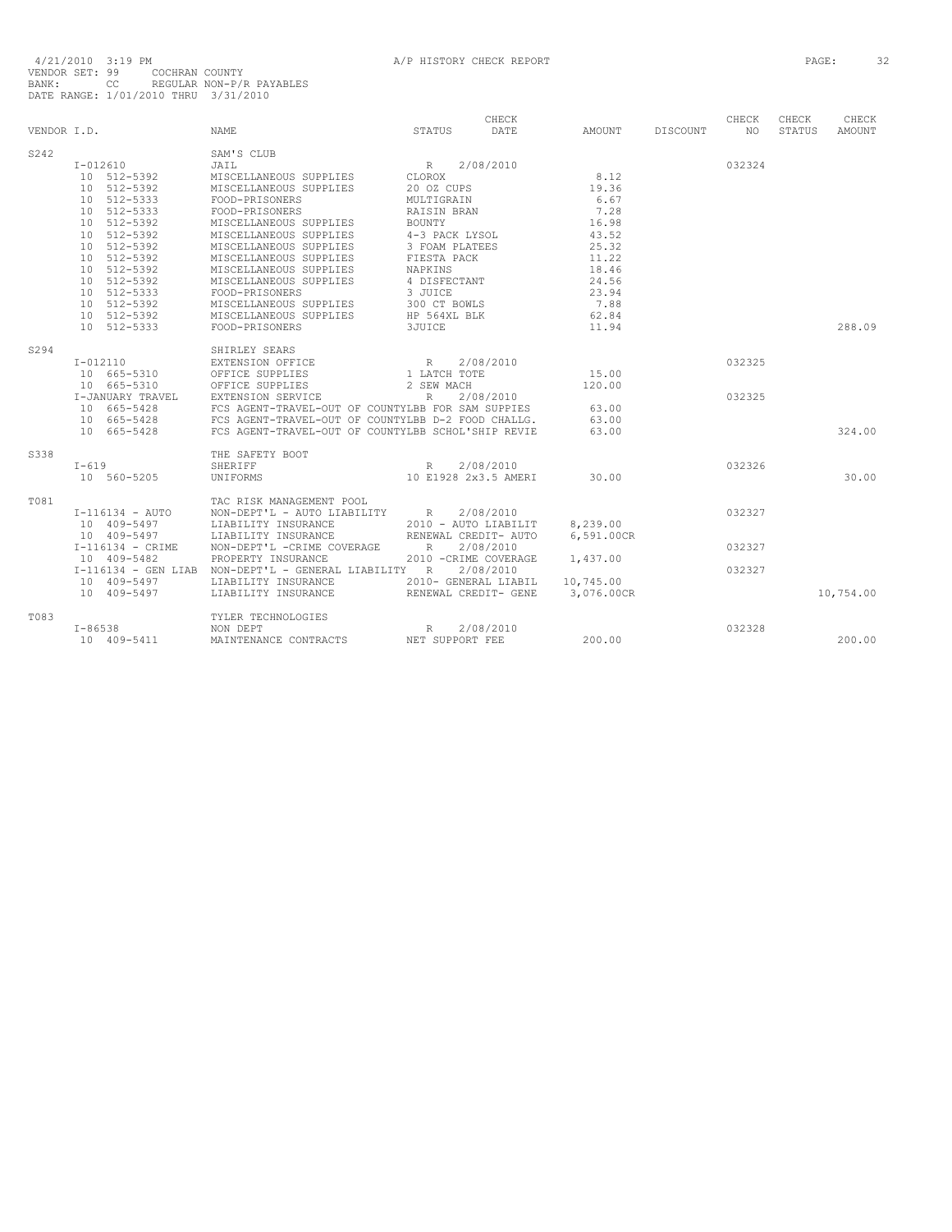4/21/2010 3:19 PM A/P HISTORY CHECK REPORT

VENDOR SET: 99 COCHRAN COUNTY
BANK: CC REGULAR NON-P/R PAYABLES
DATE RANGE: 1/01/2010 THRU 3/31/2010

| VENDOR I.D. | NAME | STATUS | CHECK DATE | AMOUNT | DISCOUNT | CHECK NO | CHECK STATUS | CHECK AMOUNT |
|---|---|---|---|---|---|---|---|---|
| S242 | SAM'S CLUB | | | | | | | |
| I-012610 | JAIL | R | 2/08/2010 | | | 032324 | | |
| 10 512-5392 | MISCELLANEOUS SUPPLIES | CLOROX | | 8.12 | | | | |
| 10 512-5392 | MISCELLANEOUS SUPPLIES | 20 OZ CUPS | | 19.36 | | | | |
| 10 512-5333 | FOOD-PRISONERS | MULTIGRAIN | | 6.67 | | | | |
| 10 512-5333 | FOOD-PRISONERS | RAISIN BRAN | | 7.28 | | | | |
| 10 512-5392 | MISCELLANEOUS SUPPLIES | BOUNTY | | 16.98 | | | | |
| 10 512-5392 | MISCELLANEOUS SUPPLIES | 4-3 PACK LYSOL | | 43.52 | | | | |
| 10 512-5392 | MISCELLANEOUS SUPPLIES | 3 FOAM PLATEES | | 25.32 | | | | |
| 10 512-5392 | MISCELLANEOUS SUPPLIES | FIESTA PACK | | 11.22 | | | | |
| 10 512-5392 | MISCELLANEOUS SUPPLIES | NAPKINS | | 18.46 | | | | |
| 10 512-5392 | MISCELLANEOUS SUPPLIES | 4 DISFECTANT | | 24.56 | | | | |
| 10 512-5333 | FOOD-PRISONERS | 3 JUICE | | 23.94 | | | | |
| 10 512-5392 | MISCELLANEOUS SUPPLIES | 300 CT BOWLS | | 7.88 | | | | |
| 10 512-5392 | MISCELLANEOUS SUPPLIES | HP 564XL BLK | | 62.84 | | | | |
| 10 512-5333 | FOOD-PRISONERS | 3JUICE | | 11.94 | | | | 288.09 |
| S294 | SHIRLEY SEARS | | | | | | | |
| I-012110 | EXTENSION OFFICE | R | 2/08/2010 | | | 032325 | | |
| 10 665-5310 | OFFICE SUPPLIES | 1 LATCH TOTE | | 15.00 | | | | |
| 10 665-5310 | OFFICE SUPPLIES | 2 SEW MACH | | 120.00 | | | | |
| I-JANUARY TRAVEL | EXTENSION SERVICE | R | 2/08/2010 | | | 032325 | | |
| 10 665-5428 | FCS AGENT-TRAVEL-OUT OF COUNTYLBB FOR SAM SUPPIES | | | 63.00 | | | | |
| 10 665-5428 | FCS AGENT-TRAVEL-OUT OF COUNTYLBB D-2 FOOD CHALLG. | | | 63.00 | | | | |
| 10 665-5428 | FCS AGENT-TRAVEL-OUT OF COUNTYLBB SCHOL'SHIP REVIE | | | 63.00 | | | | 324.00 |
| S338 | THE SAFETY BOOT | | | | | | | |
| I-619 | SHERIFF | R | 2/08/2010 | | | 032326 | | |
| 10 560-5205 | UNIFORMS | 10 E1928 2x3.5 AMERI | | 30.00 | | | | 30.00 |
| T081 | TAC RISK MANAGEMENT POOL | | | | | | | |
| I-116134 - AUTO | NON-DEPT'L - AUTO LIABILITY | R | 2/08/2010 | | | 032327 | | |
| 10 409-5497 | LIABILITY INSURANCE | 2010 - AUTO LIABILIT | | 8,239.00 | | | | |
| 10 409-5497 | LIABILITY INSURANCE | RENEWAL CREDIT- AUTO | | 6,591.00CR | | | | |
| I-116134 - CRIME | NON-DEPT'L -CRIME COVERAGE | R | 2/08/2010 | | | 032327 | | |
| 10 409-5482 | PROPERTY INSURANCE | 2010 -CRIME COVERAGE | | 1,437.00 | | | | |
| I-116134 - GEN LIAB | NON-DEPT'L - GENERAL LIABILITY | R | 2/08/2010 | | | 032327 | | |
| 10 409-5497 | LIABILITY INSURANCE | 2010- GENERAL LIABIL | | 10,745.00 | | | | |
| 10 409-5497 | LIABILITY INSURANCE | RENEWAL CREDIT- GENE | | 3,076.00CR | | | | 10,754.00 |
| T083 | TYLER TECHNOLOGIES | | | | | | | |
| I-86538 | NON DEPT | R | 2/08/2010 | | | 032328 | | |
| 10 409-5411 | MAINTENANCE CONTRACTS | NET SUPPORT FEE | | 200.00 | | | | 200.00 |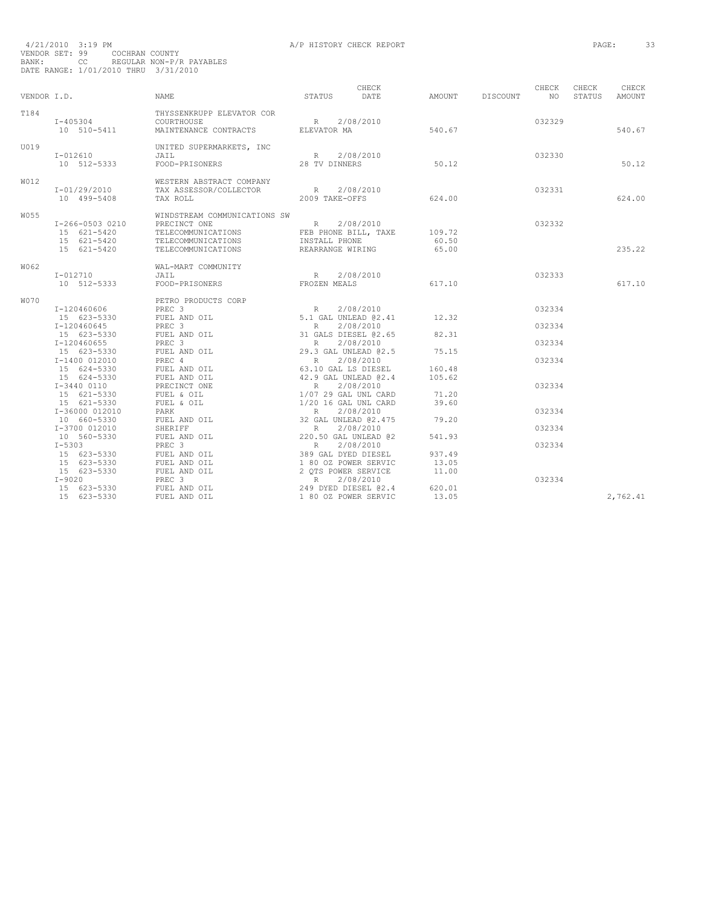4/21/2010 3:19 PM A/P HISTORY CHECK REPORT

VENDOR SET: 99 COCHRAN COUNTY
BANK: CC REGULAR NON-P/R PAYABLES
DATE RANGE: 1/01/2010 THRU 3/31/2010

| VENDOR I.D. | NAME | STATUS | CHECK DATE | AMOUNT | DISCOUNT | CHECK NO | CHECK STATUS | CHECK AMOUNT |
|---|---|---|---|---|---|---|---|---|
| T184 | THYSSENKRUPP ELEVATOR COR | | | | | | | |
| I-405304 | COURTHOUSE | R | 2/08/2010 | | | 032329 | | |
| 10 510-5411 | MAINTENANCE CONTRACTS | ELEVATOR MA | | 540.67 | | | | 540.67 |
| U019 | UNITED SUPERMARKETS, INC | | | | | | | |
| I-012610 | JAIL | R | 2/08/2010 | | | 032330 | | |
| 10 512-5333 | FOOD-PRISONERS | 28 TV DINNERS | | 50.12 | | | | 50.12 |
| W012 | WESTERN ABSTRACT COMPANY | | | | | | | |
| I-01/29/2010 | TAX ASSESSOR/COLLECTOR | R | 2/08/2010 | | | 032331 | | |
| 10 499-5408 | TAX ROLL | 2009 TAKE-OFFS | | 624.00 | | | | 624.00 |
| W055 | WINDSTREAM COMMUNICATIONS SW | | | | | | | |
| I-266-0503 0210 | PRECINCT ONE | R | 2/08/2010 | | | 032332 | | |
| 15 621-5420 | TELECOMMUNICATIONS | FEB PHONE BILL, TAXE | | 109.72 | | | | |
| 15 621-5420 | TELECOMMUNICATIONS | INSTALL PHONE | | 60.50 | | | | |
| 15 621-5420 | TELECOMMUNICATIONS | REARRANGE WIRING | | 65.00 | | | | 235.22 |
| W062 | WAL-MART COMMUNITY | | | | | | | |
| I-012710 | JAIL | R | 2/08/2010 | | | 032333 | | |
| 10 512-5333 | FOOD-PRISONERS | FROZEN MEALS | | 617.10 | | | | 617.10 |
| W070 | PETRO PRODUCTS CORP | | | | | | | |
| I-120460606 | PREC 3 | R | 2/08/2010 | | | 032334 | | |
| 15 623-5330 | FUEL AND OIL | 5.1 GAL UNLEAD @2.41 | | 12.32 | | | | |
| I-120460645 | PREC 3 | R | 2/08/2010 | | | 032334 | | |
| 15 623-5330 | FUEL AND OIL | 31 GALS DIESEL @2.65 | | 82.31 | | | | |
| I-120460655 | PREC 3 | R | 2/08/2010 | | | 032334 | | |
| 15 623-5330 | FUEL AND OIL | 29.3 GAL UNLEAD @2.5 | | 75.15 | | | | |
| I-1400 012010 | PREC 4 | R | 2/08/2010 | | | 032334 | | |
| 15 624-5330 | FUEL AND OIL | 63.10 GAL LS DIESEL | | 160.48 | | | | |
| 15 624-5330 | FUEL AND OIL | 42.9 GAL UNLEAD @2.4 | | 105.62 | | | | |
| I-3440 0110 | PRECINCT ONE | R | 2/08/2010 | | | 032334 | | |
| 15 621-5330 | FUEL & OIL | 1/07 29 GAL UNL CARD | | 71.20 | | | | |
| 15 621-5330 | FUEL & OIL | 1/20 16 GAL UNL CARD | | 39.60 | | | | |
| I-36000 012010 | PARK | R | 2/08/2010 | | | 032334 | | |
| 10 660-5330 | FUEL AND OIL | 32 GAL UNLEAD @2.475 | | 79.20 | | | | |
| I-3700 012010 | SHERIFF | R | 2/08/2010 | | | 032334 | | |
| 10 560-5330 | FUEL AND OIL | 220.50 GAL UNLEAD @2 | | 541.93 | | | | |
| I-5303 | PREC 3 | R | 2/08/2010 | | | 032334 | | |
| 15 623-5330 | FUEL AND OIL | 389 GAL DYED DIESEL | | 937.49 | | | | |
| 15 623-5330 | FUEL AND OIL | 1 80 OZ POWER SERVIC | | 13.05 | | | | |
| 15 623-5330 | FUEL AND OIL | 2 QTS POWER SERVICE | | 11.00 | | | | |
| I-9020 | PREC 3 | R | 2/08/2010 | | | 032334 | | |
| 15 623-5330 | FUEL AND OIL | 249 DYED DIESEL @2.4 | | 620.01 | | | | |
| 15 623-5330 | FUEL AND OIL | 1 80 OZ POWER SERVIC | | 13.05 | | | | 2,762.41 |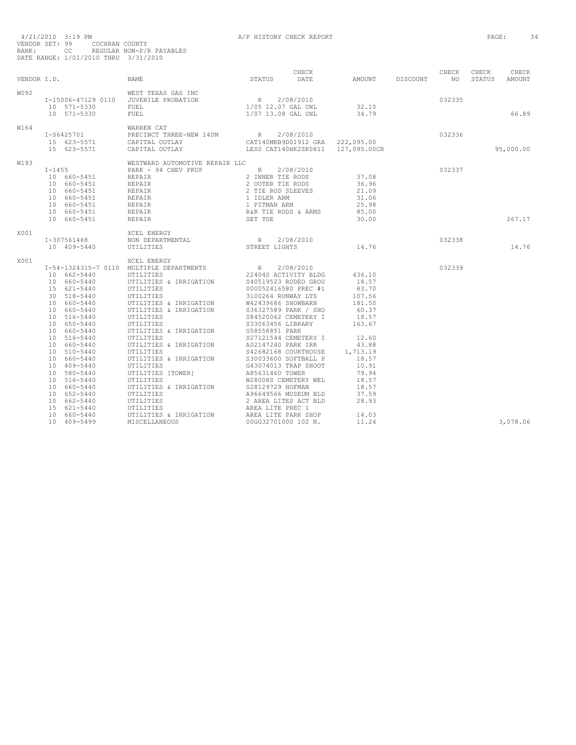4/21/2010 3:19 PM A/P HISTORY CHECK REPORT

VENDOR SET: 99 COCHRAN COUNTY
BANK: CC REGULAR NON-P/R PAYABLES
DATE RANGE: 1/01/2010 THRU 3/31/2010

| VENDOR I.D. | NAME | STATUS | CHECK DATE | AMOUNT | DISCOUNT | CHECK NO | CHECK STATUS | CHECK AMOUNT |
|---|---|---|---|---|---|---|---|---|
| W092 | WEST TEXAS GAS INC | | | | | | | |
| I-15006-47129 0110 | JUVENILE PROBATION | R | 2/08/2010 | | | 032335 | | |
| 10 571-5330 | FUEL | 1/05 12.07 GAL UNL | | 32.10 | | | | |
| 10 571-5330 | FUEL | 1/07 13.08 GAL UNL | | 34.79 | | | | 66.89 |
| W164 | WARREN CAT | | | | | | | |
| I-S6425701 | PRECINCT THREE-NEW 140M | R | 2/08/2010 | | | 032336 | | |
| 15 623-5571 | CAPITAL OUTLAY | CAT140MKB9D01912 GRA | | 222,095.00 | | | | |
| 15 623-5571 | CAPITAL OUTLAY | LESS CAT140HK2ZK0811 | | 127,095.00CR | | | | 95,000.00 |
| W193 | WESTWARD AUTOMOTIVE REPAIR LLC | | | | | | | |
| I-1455 | PARK - 94 CHEV PKUP | R | 2/08/2010 | | | 032337 | | |
| 10 660-5451 | REPAIR | 2 INNER TIE RODS | | 37.08 | | | | |
| 10 660-5451 | REPAIR | 2 OUTER TIE RODS | | 36.96 | | | | |
| 10 660-5451 | REPAIR | 2 TIE ROD SLEEVES | | 21.09 | | | | |
| 10 660-5451 | REPAIR | 1 IDLER ARM | | 31.06 | | | | |
| 10 660-5451 | REPAIR | 1 PITMAN ARM | | 25.98 | | | | |
| 10 660-5451 | REPAIR | R&R TIE RODS & ARMS | | 85.00 | | | | |
| 10 660-5451 | REPAIR | SET TOE | | 30.00 | | | | 267.17 |
| X001 | XCEL ENERGY | | | | | | | |
| I-307561468 | NON DEPARTMENTAL | R | 2/08/2010 | | | 032338 | | |
| 10 409-5440 | UTILITIES | STREET LIGHTS | | 14.76 | | | | 14.76 |
| X001 | XCEL ENERGY | | | | | | | |
| I-54-1324315-7 0110 | MULTIPLE DEPARTMENTS | R | 2/08/2010 | | | 032339 | | |
| 10 662-5440 | UTILITIES | 22404S ACTIVITY BLDG | | 436.10 | | | | |
| 10 660-5440 | UTILITIES & IRRIGATION | S40519523 RODEO GROU | | 18.57 | | | | |
| 15 621-5440 | UTILITIES | 000052416580 PREC #1 | | 83.70 | | | | |
| 30 518-5440 | UTILITIES | 3100264 RUNWAY LTS | | 107.56 | | | | |
| 10 660-5440 | UTILITIES & IRRIGATION | W42439686 SHOWBARN | | 181.50 | | | | |
| 10 660-5440 | UTILITIES & IRRIGATION | S36327589 PARK / SHO | | 60.37 | | | | |
| 10 516-5440 | UTILITIES | S84520062 CEMETERY I | | 18.57 | | | | |
| 10 650-5440 | UTILITIES | S33063456 LIBRARY | | 163.67 | | | | |
| 10 660-5440 | UTILITIES & IRRIGATION | G58558851 PARK | | | | | | |
| 10 516-5440 | UTILITIES | S27121544 CEMETERY I | | 12.60 | | | | |
| 10 660-5440 | UTILITIES & IRRIGATION | A02147240 PARK IRR | | 43.88 | | | | |
| 10 510-5440 | UTILITIES | S42682168 COURTHOUSE | | 1,713.19 | | | | |
| 10 660-5440 | UTILITIES & IRRIGATION | S30033600 SOFTBALL P | | 18.57 | | | | |
| 10 409-5440 | UTILITIES | G43074013 TRAP SHOOT | | 10.91 | | | | |
| 10 580-5440 | UTILITIES [TOWER] | A85631460 TOWER | | 79.94 | | | | |
| 10 516-5440 | UTILITIES | W28008S CEMETERY WEL | | 18.57 | | | | |
| 10 660-5440 | UTILITIES & IRRIGATION | S28129729 HOFMAN | | 18.57 | | | | |
| 10 652-5440 | UTILITIES | A96649566 MUSEUM BLD | | 37.59 | | | | |
| 10 662-5440 | UTILITIES | 2 AREA LITES ACT BLD | | 28.93 | | | | |
| 15 621-5440 | UTILITIES | AREA LITE PREC 1 | | | | | | |
| 10 660-5440 | UTILITIES & IRRIGATION | AREA LITE PARK SHOP | | 14.03 | | | | |
| 10 409-5499 | MISCELLANEOUS | 00GG32701000 102 N. | | 11.24 | | | | 3,078.06 |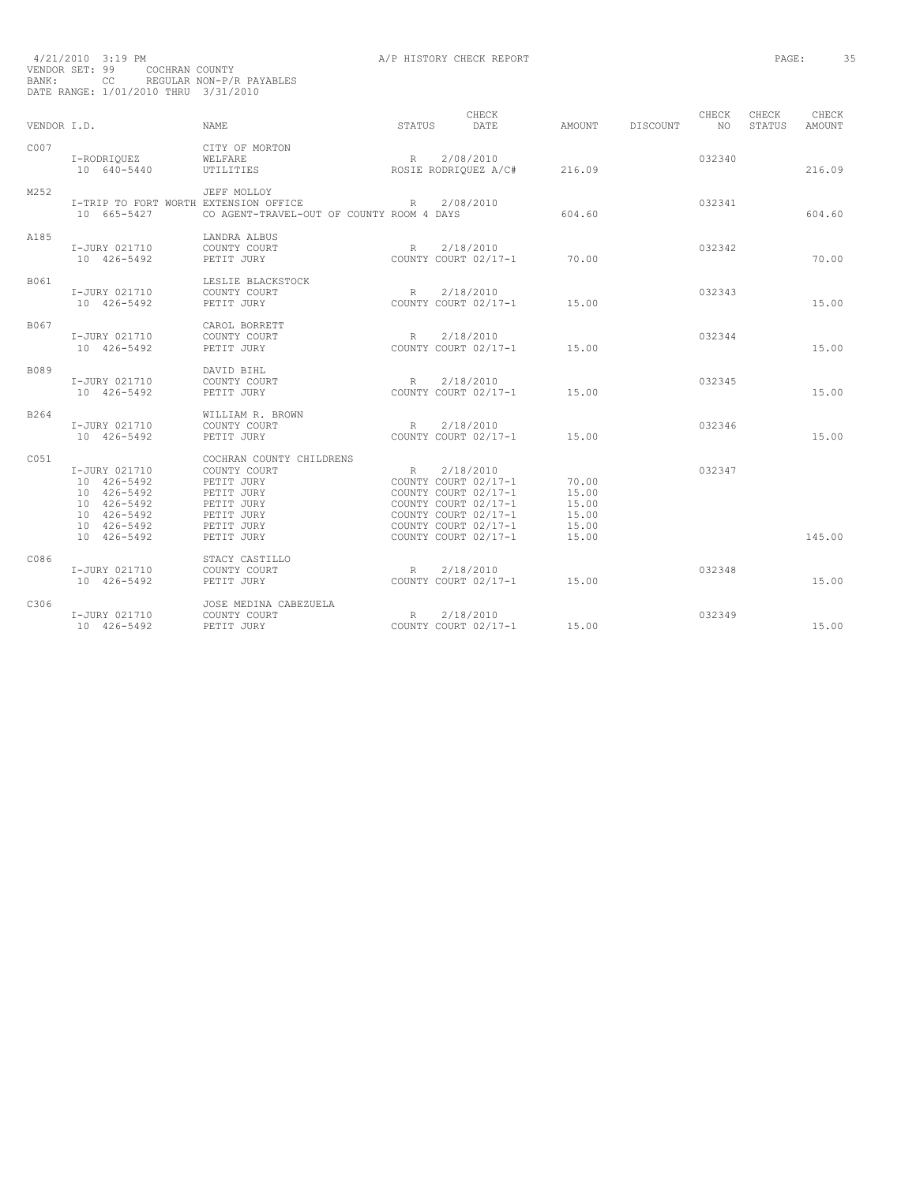4/21/2010 3:19 PM A/P HISTORY CHECK REPORT
VENDOR SET: 99 COCHRAN COUNTY
BANK: CC REGULAR NON-P/R PAYABLES
DATE RANGE: 1/01/2010 THRU 3/31/2010

| VENDOR I.D. | | NAME | STATUS | CHECK DATE | AMOUNT | DISCOUNT | CHECK NO | CHECK STATUS | CHECK AMOUNT |
|---|---|---|---|---|---|---|---|---|---|
| C007 | | CITY OF MORTON | | | | | | | |
| | I-RODRIQUEZ | WELFARE | R | 2/08/2010 | | | 032340 | | |
| | 10 640-5440 | UTILITIES | | ROSIE RODRIQUEZ A/C# | 216.09 | | | | 216.09 |
| M252 | | JEFF MOLLOY | | | | | | | |
| | I-TRIP TO FORT WORTH EXTENSION OFFICE | | R | 2/08/2010 | | | 032341 | | |
| | 10 665-5427 | CO AGENT-TRAVEL-OUT OF COUNTY ROOM 4 DAYS | | | 604.60 | | | | 604.60 |
| A185 | | LANDRA ALBUS | | | | | | | |
| | I-JURY 021710 | COUNTY COURT | R | 2/18/2010 | | | 032342 | | |
| | 10 426-5492 | PETIT JURY | | COUNTY COURT 02/17-1 | 70.00 | | | | 70.00 |
| B061 | | LESLIE BLACKSTOCK | | | | | | | |
| | I-JURY 021710 | COUNTY COURT | R | 2/18/2010 | | | 032343 | | |
| | 10 426-5492 | PETIT JURY | | COUNTY COURT 02/17-1 | 15.00 | | | | 15.00 |
| B067 | | CAROL BORRETT | | | | | | | |
| | I-JURY 021710 | COUNTY COURT | R | 2/18/2010 | | | 032344 | | |
| | 10 426-5492 | PETIT JURY | | COUNTY COURT 02/17-1 | 15.00 | | | | 15.00 |
| B089 | | DAVID BIHL | | | | | | | |
| | I-JURY 021710 | COUNTY COURT | R | 2/18/2010 | | | 032345 | | |
| | 10 426-5492 | PETIT JURY | | COUNTY COURT 02/17-1 | 15.00 | | | | 15.00 |
| B264 | | WILLIAM R. BROWN | | | | | | | |
| | I-JURY 021710 | COUNTY COURT | R | 2/18/2010 | | | 032346 | | |
| | 10 426-5492 | PETIT JURY | | COUNTY COURT 02/17-1 | 15.00 | | | | 15.00 |
| C051 | | COCHRAN COUNTY CHILDRENS | | | | | | | |
| | I-JURY 021710 | COUNTY COURT | R | 2/18/2010 | | | 032347 | | |
| | 10 426-5492 | PETIT JURY | | COUNTY COURT 02/17-1 | 70.00 | | | | |
| | 10 426-5492 | PETIT JURY | | COUNTY COURT 02/17-1 | 15.00 | | | | |
| | 10 426-5492 | PETIT JURY | | COUNTY COURT 02/17-1 | 15.00 | | | | |
| | 10 426-5492 | PETIT JURY | | COUNTY COURT 02/17-1 | 15.00 | | | | |
| | 10 426-5492 | PETIT JURY | | COUNTY COURT 02/17-1 | 15.00 | | | | |
| | 10 426-5492 | PETIT JURY | | COUNTY COURT 02/17-1 | 15.00 | | | | 145.00 |
| C086 | | STACY CASTILLO | | | | | | | |
| | I-JURY 021710 | COUNTY COURT | R | 2/18/2010 | | | 032348 | | |
| | 10 426-5492 | PETIT JURY | | COUNTY COURT 02/17-1 | 15.00 | | | | 15.00 |
| C306 | | JOSE MEDINA CABEZUELA | | | | | | | |
| | I-JURY 021710 | COUNTY COURT | R | 2/18/2010 | | | 032349 | | |
| | 10 426-5492 | PETIT JURY | | COUNTY COURT 02/17-1 | 15.00 | | | | 15.00 |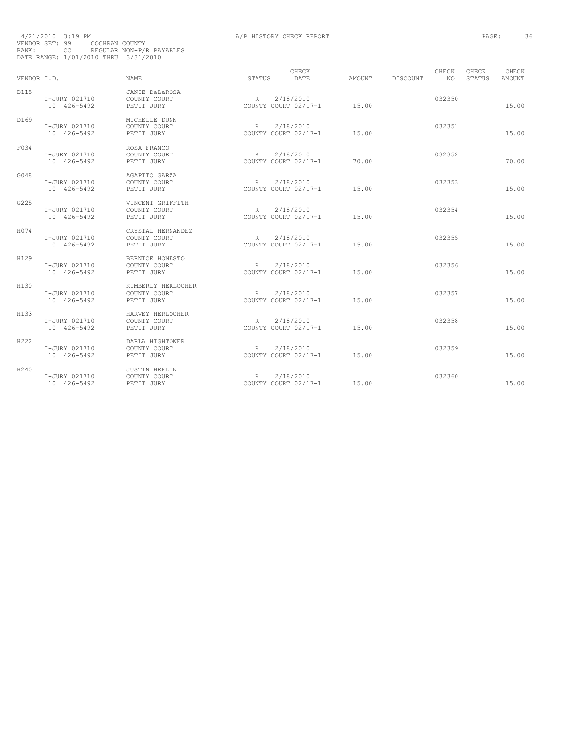4/21/2010 3:19 PM A/P HISTORY CHECK REPORT

VENDOR SET: 99 COCHRAN COUNTY
BANK: CC REGULAR NON-P/R PAYABLES
DATE RANGE: 1/01/2010 THRU 3/31/2010

| VENDOR I.D. | NAME | STATUS | CHECK DATE | AMOUNT | DISCOUNT | CHECK NO | CHECK STATUS | CHECK AMOUNT |
|---|---|---|---|---|---|---|---|---|
| D115 | JANIE DeLaROSA | | | | | | | |
| I-JURY 021710 | COUNTY COURT | R | 2/18/2010 | | | 032350 | | |
| 10 426-5492 | PETIT JURY | | COUNTY COURT 02/17-1 | 15.00 | | | | 15.00 |
| D169 | MICHELLE DUNN | | | | | | | |
| I-JURY 021710 | COUNTY COURT | R | 2/18/2010 | | | 032351 | | |
| 10 426-5492 | PETIT JURY | | COUNTY COURT 02/17-1 | 15.00 | | | | 15.00 |
| F034 | ROSA FRANCO | | | | | | | |
| I-JURY 021710 | COUNTY COURT | R | 2/18/2010 | | | 032352 | | |
| 10 426-5492 | PETIT JURY | | COUNTY COURT 02/17-1 | 70.00 | | | | 70.00 |
| G048 | AGAPITO GARZA | | | | | | | |
| I-JURY 021710 | COUNTY COURT | R | 2/18/2010 | | | 032353 | | |
| 10 426-5492 | PETIT JURY | | COUNTY COURT 02/17-1 | 15.00 | | | | 15.00 |
| G225 | VINCENT GRIFFITH | | | | | | | |
| I-JURY 021710 | COUNTY COURT | R | 2/18/2010 | | | 032354 | | |
| 10 426-5492 | PETIT JURY | | COUNTY COURT 02/17-1 | 15.00 | | | | 15.00 |
| H074 | CRYSTAL HERNANDEZ | | | | | | | |
| I-JURY 021710 | COUNTY COURT | R | 2/18/2010 | | | 032355 | | |
| 10 426-5492 | PETIT JURY | | COUNTY COURT 02/17-1 | 15.00 | | | | 15.00 |
| H129 | BERNICE HONESTO | | | | | | | |
| I-JURY 021710 | COUNTY COURT | R | 2/18/2010 | | | 032356 | | |
| 10 426-5492 | PETIT JURY | | COUNTY COURT 02/17-1 | 15.00 | | | | 15.00 |
| H130 | KIMBERLY HERLOCHER | | | | | | | |
| I-JURY 021710 | COUNTY COURT | R | 2/18/2010 | | | 032357 | | |
| 10 426-5492 | PETIT JURY | | COUNTY COURT 02/17-1 | 15.00 | | | | 15.00 |
| H133 | HARVEY HERLOCHER | | | | | | | |
| I-JURY 021710 | COUNTY COURT | R | 2/18/2010 | | | 032358 | | |
| 10 426-5492 | PETIT JURY | | COUNTY COURT 02/17-1 | 15.00 | | | | 15.00 |
| H222 | DARLA HIGHTOWER | | | | | | | |
| I-JURY 021710 | COUNTY COURT | R | 2/18/2010 | | | 032359 | | |
| 10 426-5492 | PETIT JURY | | COUNTY COURT 02/17-1 | 15.00 | | | | 15.00 |
| H240 | JUSTIN HEFLIN | | | | | | | |
| I-JURY 021710 | COUNTY COURT | R | 2/18/2010 | | | 032360 | | |
| 10 426-5492 | PETIT JURY | | COUNTY COURT 02/17-1 | 15.00 | | | | 15.00 |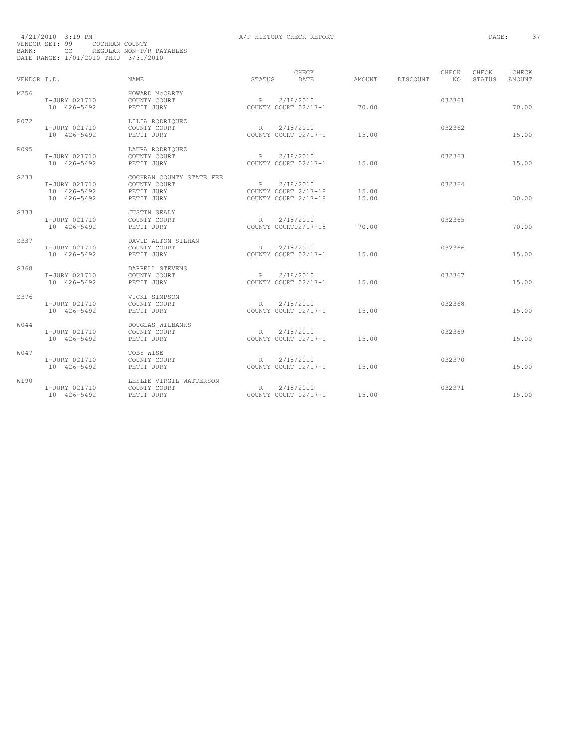4/21/2010 3:19 PM A/P HISTORY CHECK REPORT

VENDOR SET: 99 COCHRAN COUNTY
BANK: CC REGULAR NON-P/R PAYABLES
DATE RANGE: 1/01/2010 THRU 3/31/2010

| VENDOR I.D. | NAME | STATUS | CHECK DATE | AMOUNT | DISCOUNT | CHECK NO | CHECK STATUS | CHECK AMOUNT |
|---|---|---|---|---|---|---|---|---|
| M256 | HOWARD McCARTY | | | | | | | |
| I-JURY 021710 | COUNTY COURT | R | 2/18/2010 | | | 032361 | | |
| 10 426-5492 | PETIT JURY | | COUNTY COURT 02/17-1 | 70.00 | | | | 70.00 |
| R072 | LILIA RODRIQUEZ | | | | | | | |
| I-JURY 021710 | COUNTY COURT | R | 2/18/2010 | | | 032362 | | |
| 10 426-5492 | PETIT JURY | | COUNTY COURT 02/17-1 | 15.00 | | | | 15.00 |
| R095 | LAURA RODRIQUEZ | | | | | | | |
| I-JURY 021710 | COUNTY COURT | R | 2/18/2010 | | | 032363 | | |
| 10 426-5492 | PETIT JURY | | COUNTY COURT 02/17-1 | 15.00 | | | | 15.00 |
| S233 | COCHRAN COUNTY STATE FEE | | | | | | | |
| I-JURY 021710 | COUNTY COURT | R | 2/18/2010 | | | 032364 | | |
| 10 426-5492 | PETIT JURY | | COUNTY COURT 2/17-18 | 15.00 | | | | |
| 10 426-5492 | PETIT JURY | | COUNTY COURT 2/17-18 | 15.00 | | | | 30.00 |
| S333 | JUSTIN SEALY | | | | | | | |
| I-JURY 021710 | COUNTY COURT | R | 2/18/2010 | | | 032365 | | |
| 10 426-5492 | PETIT JURY | | COUNTY COURT02/17-18 | 70.00 | | | | 70.00 |
| S337 | DAVID ALTON SILHAN | | | | | | | |
| I-JURY 021710 | COUNTY COURT | R | 2/18/2010 | | | 032366 | | |
| 10 426-5492 | PETIT JURY | | COUNTY COURT 02/17-1 | 15.00 | | | | 15.00 |
| S368 | DARRELL STEVENS | | | | | | | |
| I-JURY 021710 | COUNTY COURT | R | 2/18/2010 | | | 032367 | | |
| 10 426-5492 | PETIT JURY | | COUNTY COURT 02/17-1 | 15.00 | | | | 15.00 |
| S376 | VICKI SIMPSON | | | | | | | |
| I-JURY 021710 | COUNTY COURT | R | 2/18/2010 | | | 032368 | | |
| 10 426-5492 | PETIT JURY | | COUNTY COURT 02/17-1 | 15.00 | | | | 15.00 |
| W044 | DOUGLAS WILBANKS | | | | | | | |
| I-JURY 021710 | COUNTY COURT | R | 2/18/2010 | | | 032369 | | |
| 10 426-5492 | PETIT JURY | | COUNTY COURT 02/17-1 | 15.00 | | | | 15.00 |
| W047 | TOBY WISE | | | | | | | |
| I-JURY 021710 | COUNTY COURT | R | 2/18/2010 | | | 032370 | | |
| 10 426-5492 | PETIT JURY | | COUNTY COURT 02/17-1 | 15.00 | | | | 15.00 |
| W190 | LESLIE VIRGIL WATTERSON | | | | | | | |
| I-JURY 021710 | COUNTY COURT | R | 2/18/2010 | | | 032371 | | |
| 10 426-5492 | PETIT JURY | | COUNTY COURT 02/17-1 | 15.00 | | | | 15.00 |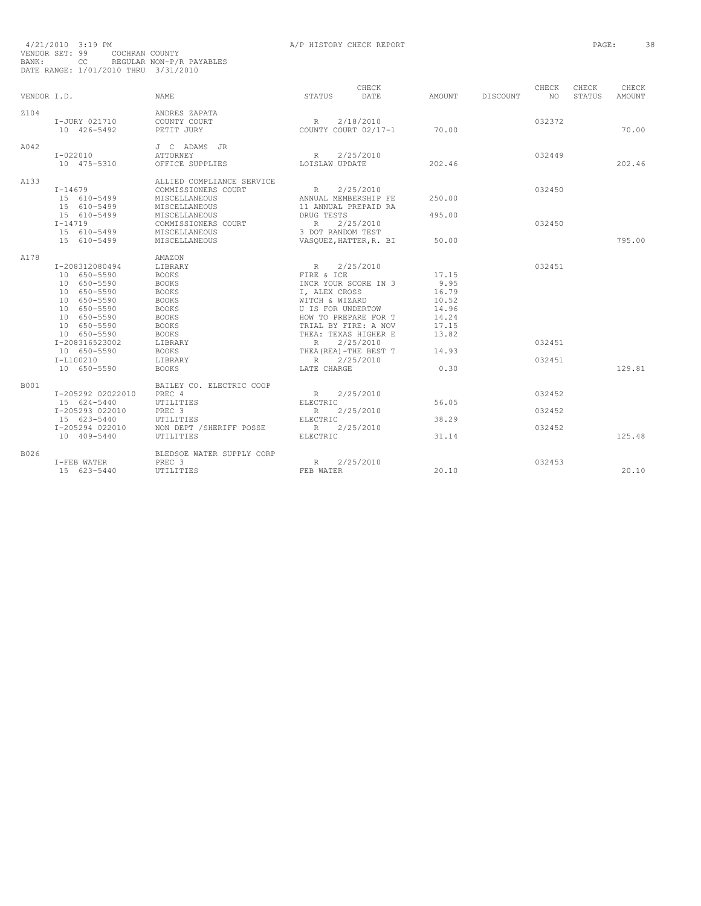4/21/2010 3:19 PM A/P HISTORY CHECK REPORT
VENDOR SET: 99 COCHRAN COUNTY
BANK: CC REGULAR NON-P/R PAYABLES
DATE RANGE: 1/01/2010 THRU 3/31/2010

| VENDOR I.D. | NAME | STATUS | CHECK DATE | AMOUNT | DISCOUNT | CHECK NO | CHECK STATUS | CHECK AMOUNT |
|---|---|---|---|---|---|---|---|---|
| Z104 | ANDRES ZAPATA | | | | | | | |
| I-JURY 021710 | COUNTY COURT | R | 2/18/2010 | | | 032372 | | |
| 10 426-5492 | PETIT JURY | COUNTY COURT 02/17-1 | | 70.00 | | | | 70.00 |
| A042 | J C ADAMS JR | | | | | | | |
| I-022010 | ATTORNEY | R | 2/25/2010 | | | 032449 | | |
| 10 475-5310 | OFFICE SUPPLIES | LOISLAW UPDATE | | 202.46 | | | | 202.46 |
| A133 | ALLIED COMPLIANCE SERVICE | | | | | | | |
| I-14679 | COMMISSIONERS COURT | R | 2/25/2010 | | | 032450 | | |
| 15 610-5499 | MISCELLANEOUS | ANNUAL MEMBERSHIP FE | | 250.00 | | | | |
| 15 610-5499 | MISCELLANEOUS | 11 ANNUAL PREPAID RA | | | | | | |
| 15 610-5499 | MISCELLANEOUS | DRUG TESTS | | 495.00 | | | | |
| I-14719 | COMMISSIONERS COURT | R | 2/25/2010 | | | 032450 | | |
| 15 610-5499 | MISCELLANEOUS | 3 DOT RANDOM TEST | | | | | | |
| 15 610-5499 | MISCELLANEOUS | VASQUEZ,HATTER,R. BI | | 50.00 | | | | 795.00 |
| A178 | AMAZON | | | | | | | |
| I-208312080494 | LIBRARY | R | 2/25/2010 | | | 032451 | | |
| 10 650-5590 | BOOKS | FIRE & ICE | | 17.15 | | | | |
| 10 650-5590 | BOOKS | INCR YOUR SCORE IN 3 | | 9.95 | | | | |
| 10 650-5590 | BOOKS | I, ALEX CROSS | | 16.79 | | | | |
| 10 650-5590 | BOOKS | WITCH & WIZARD | | 10.52 | | | | |
| 10 650-5590 | BOOKS | U IS FOR UNDERTOW | | 14.96 | | | | |
| 10 650-5590 | BOOKS | HOW TO PREPARE FOR T | | 14.24 | | | | |
| 10 650-5590 | BOOKS | TRIAL BY FIRE: A NOV | | 17.15 | | | | |
| 10 650-5590 | BOOKS | THEA: TEXAS HIGHER E | | 13.82 | | | | |
| I-208316523002 | LIBRARY | R | 2/25/2010 | | | 032451 | | |
| 10 650-5590 | BOOKS | THEA(REA)-THE BEST T | | 14.93 | | | | |
| I-L100210 | LIBRARY | R | 2/25/2010 | | | 032451 | | |
| 10 650-5590 | BOOKS | LATE CHARGE | | 0.30 | | | | 129.81 |
| B001 | BAILEY CO. ELECTRIC COOP | | | | | | | |
| I-205292 02022010 | PREC 4 | R | 2/25/2010 | | | 032452 | | |
| 15 624-5440 | UTILITIES | ELECTRIC | | 56.05 | | | | |
| I-205293 022010 | PREC 3 | R | 2/25/2010 | | | 032452 | | |
| 15 623-5440 | UTILITIES | ELECTRIC | | 38.29 | | | | |
| I-205294 022010 | NON DEPT /SHERIFF POSSE | R | 2/25/2010 | | | 032452 | | |
| 10 409-5440 | UTILITIES | ELECTRIC | | 31.14 | | | | 125.48 |
| B026 | BLEDSOE WATER SUPPLY CORP | | | | | | | |
| I-FEB WATER | PREC 3 | R | 2/25/2010 | | | 032453 | | |
| 15 623-5440 | UTILITIES | FEB WATER | | 20.10 | | | | 20.10 |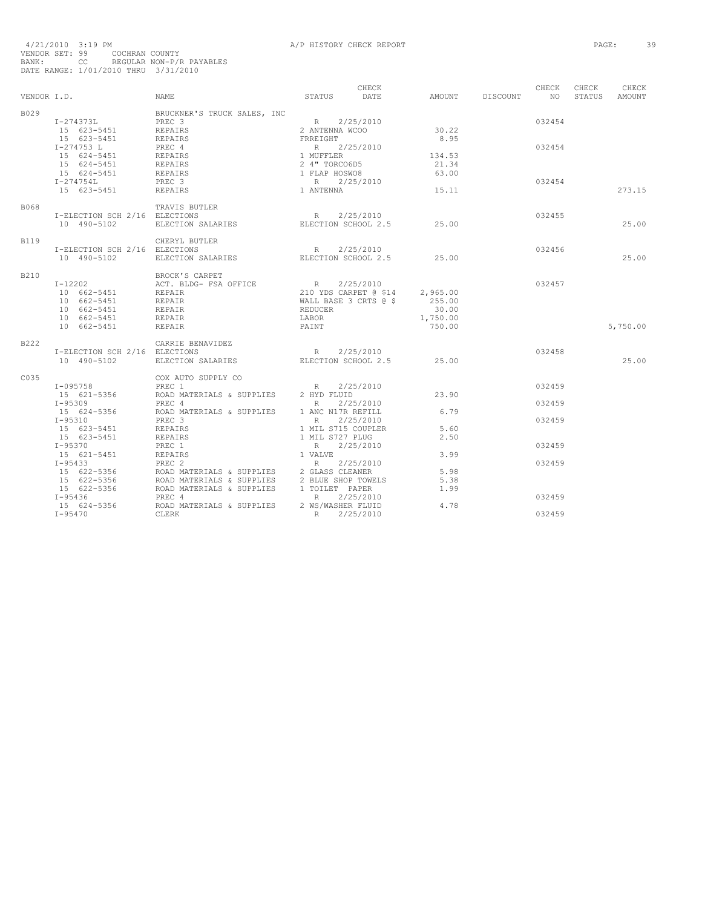4/21/2010 3:19 PM A/P HISTORY CHECK REPORT

VENDOR SET: 99 COCHRAN COUNTY
BANK: CC REGULAR NON-P/R PAYABLES
DATE RANGE: 1/01/2010 THRU 3/31/2010

| VENDOR I.D. | NAME | STATUS | CHECK DATE | AMOUNT | DISCOUNT | CHECK NO | CHECK STATUS | CHECK AMOUNT |
|---|---|---|---|---|---|---|---|---|
| B029 | BRUCKNER'S TRUCK SALES, INC | | | | | | | |
| I-274373L | PREC 3 | R | 2/25/2010 | | | 032454 | | |
| 15 623-5451 | REPAIRS | 2 ANTENNA WCOO | | 30.22 | | | | |
| 15 623-5451 | REPAIRS | FRREIGHT | | 8.95 | | | | |
| I-274753 L | PREC 4 | R | 2/25/2010 | | | 032454 | | |
| 15 624-5451 | REPAIRS | 1 MUFFLER | | 134.53 | | | | |
| 15 624-5451 | REPAIRS | 2 4" TORCO6D5 | | 21.34 | | | | |
| 15 624-5451 | REPAIRS | 1 FLAP HOSWO8 | | 63.00 | | | | |
| I-274754L | PREC 3 | R | 2/25/2010 | | | 032454 | | |
| 15 623-5451 | REPAIRS | 1 ANTENNA | | 15.11 | | | | 273.15 |
| B068 | TRAVIS BUTLER | | | | | | | |
| I-ELECTION SCH 2/16 | ELECTIONS | R | 2/25/2010 | | | 032455 | | |
| 10 490-5102 | ELECTION SALARIES | ELECTION SCHOOL 2.5 | | 25.00 | | | | 25.00 |
| B119 | CHERYL BUTLER | | | | | | | |
| I-ELECTION SCH 2/16 | ELECTIONS | R | 2/25/2010 | | | 032456 | | |
| 10 490-5102 | ELECTION SALARIES | ELECTION SCHOOL 2.5 | | 25.00 | | | | 25.00 |
| B210 | BROCK'S CARPET | | | | | | | |
| I-12202 | ACT. BLDG- FSA OFFICE | R | 2/25/2010 | | | 032457 | | |
| 10 662-5451 | REPAIR | 210 YDS CARPET @ $14 | | 2,965.00 | | | | |
| 10 662-5451 | REPAIR | WALL BASE 3 CRTS @ $ | | 255.00 | | | | |
| 10 662-5451 | REPAIR | REDUCER | | 30.00 | | | | |
| 10 662-5451 | REPAIR | LABOR | | 1,750.00 | | | | |
| 10 662-5451 | REPAIR | PAINT | | 750.00 | | | | 5,750.00 |
| B222 | CARRIE BENAVIDEZ | | | | | | | |
| I-ELECTION SCH 2/16 | ELECTIONS | R | 2/25/2010 | | | 032458 | | |
| 10 490-5102 | ELECTION SALARIES | ELECTION SCHOOL 2.5 | | 25.00 | | | | 25.00 |
| C035 | COX AUTO SUPPLY CO | | | | | | | |
| I-095758 | PREC 1 | R | 2/25/2010 | | | 032459 | | |
| 15 621-5356 | ROAD MATERIALS & SUPPLIES | 2 HYD FLUID | | 23.90 | | | | |
| I-95309 | PREC 4 | R | 2/25/2010 | | | 032459 | | |
| 15 624-5356 | ROAD MATERIALS & SUPPLIES | 1 ANC N17R REFILL | | 6.79 | | | | |
| I-95310 | PREC 3 | R | 2/25/2010 | | | 032459 | | |
| 15 623-5451 | REPAIRS | 1 MIL S715 COUPLER | | 5.60 | | | | |
| 15 623-5451 | REPAIRS | 1 MIL S727 PLUG | | 2.50 | | | | |
| I-95370 | PREC 1 | R | 2/25/2010 | | | 032459 | | |
| 15 621-5451 | REPAIRS | 1 VALVE | | 3.99 | | | | |
| I-95433 | PREC 2 | R | 2/25/2010 | | | 032459 | | |
| 15 622-5356 | ROAD MATERIALS & SUPPLIES | 2 GLASS CLEANER | | 5.98 | | | | |
| 15 622-5356 | ROAD MATERIALS & SUPPLIES | 2 BLUE SHOP TOWELS | | 5.38 | | | | |
| 15 622-5356 | ROAD MATERIALS & SUPPLIES | 1 TOILET PAPER | | 1.99 | | | | |
| I-95436 | PREC 4 | R | 2/25/2010 | | | 032459 | | |
| 15 624-5356 | ROAD MATERIALS & SUPPLIES | 2 WS/WASHER FLUID | | 4.78 | | | | |
| I-95470 | CLERK | R | 2/25/2010 | | | 032459 | | |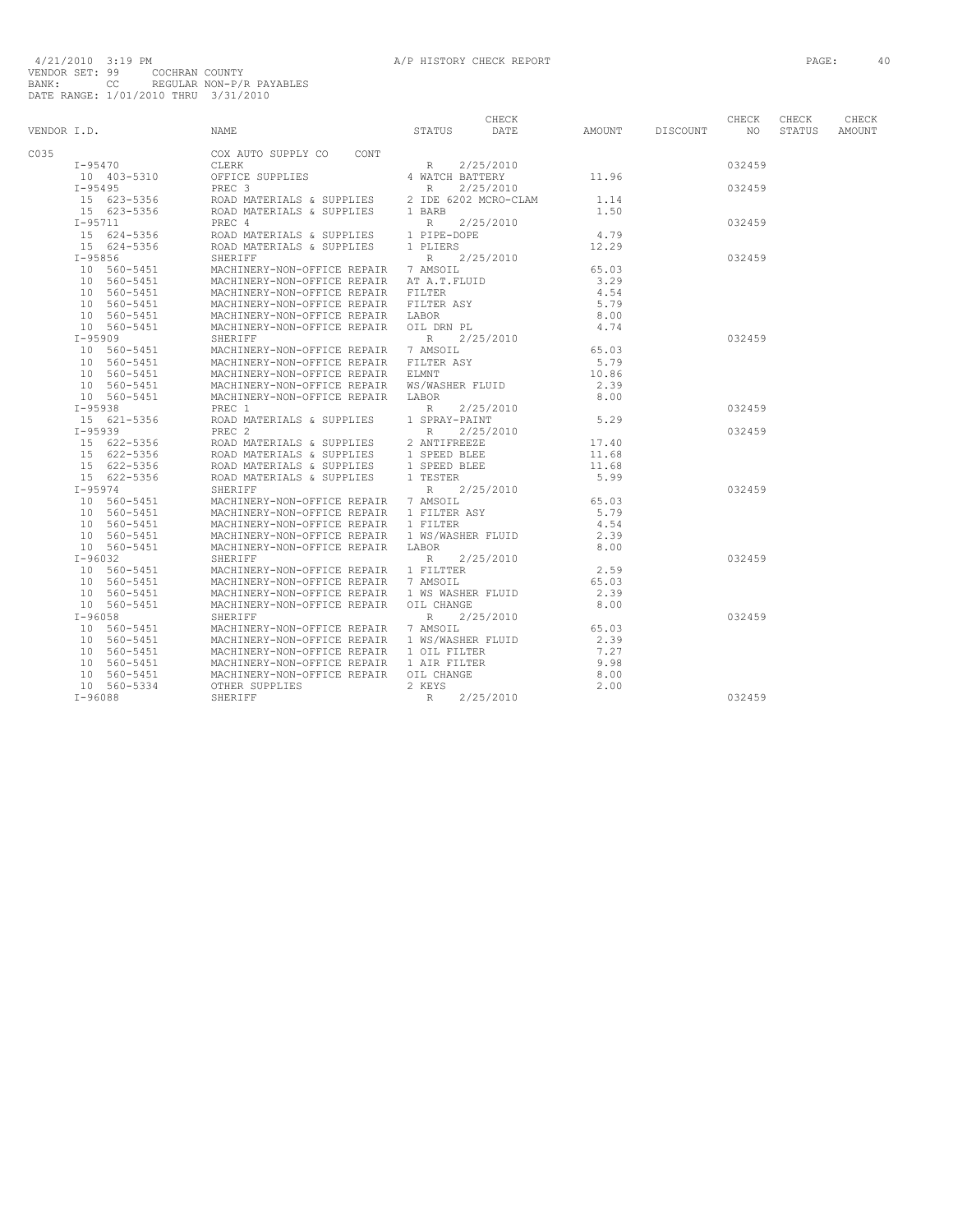4/21/2010 3:19 PM A/P HISTORY CHECK REPORT
VENDOR SET: 99 COCHRAN COUNTY
BANK: CC REGULAR NON-P/R PAYABLES
DATE RANGE: 1/01/2010 THRU 3/31/2010

| VENDOR I.D. | NAME | STATUS | CHECK DATE | AMOUNT | DISCOUNT | CHECK NO | CHECK STATUS | CHECK AMOUNT |
|---|---|---|---|---|---|---|---|---|
| C035 | COX AUTO SUPPLY CO CONT | | | | | | | |
| I-95470 | CLERK | R | 2/25/2010 | | | 032459 | | |
| 10 403-5310 | OFFICE SUPPLIES | 4 WATCH BATTERY | | 11.96 | | | | |
| I-95495 | PREC 3 | R | 2/25/2010 | | | 032459 | | |
| 15 623-5356 | ROAD MATERIALS & SUPPLIES | 2 IDE 6202 MCRO-CLAM | | 1.14 | | | | |
| 15 623-5356 | ROAD MATERIALS & SUPPLIES | 1 BARB | | 1.50 | | | | |
| I-95711 | PREC 4 | R | 2/25/2010 | | | 032459 | | |
| 15 624-5356 | ROAD MATERIALS & SUPPLIES | 1 PIPE-DOPE | | 4.79 | | | | |
| 15 624-5356 | ROAD MATERIALS & SUPPLIES | 1 PLIERS | | 12.29 | | | | |
| I-95856 | SHERIFF | R | 2/25/2010 | | | 032459 | | |
| 10 560-5451 | MACHINERY-NON-OFFICE REPAIR | 7 AMSOIL | | 65.03 | | | | |
| 10 560-5451 | MACHINERY-NON-OFFICE REPAIR | AT A.T.FLUID | | 3.29 | | | | |
| 10 560-5451 | MACHINERY-NON-OFFICE REPAIR | FILTER | | 4.54 | | | | |
| 10 560-5451 | MACHINERY-NON-OFFICE REPAIR | FILTER ASY | | 5.79 | | | | |
| 10 560-5451 | MACHINERY-NON-OFFICE REPAIR | LABOR | | 8.00 | | | | |
| 10 560-5451 | MACHINERY-NON-OFFICE REPAIR | OIL DRN PL | | 4.74 | | | | |
| I-95909 | SHERIFF | R | 2/25/2010 | | | 032459 | | |
| 10 560-5451 | MACHINERY-NON-OFFICE REPAIR | 7 AMSOIL | | 65.03 | | | | |
| 10 560-5451 | MACHINERY-NON-OFFICE REPAIR | FILTER ASY | | 5.79 | | | | |
| 10 560-5451 | MACHINERY-NON-OFFICE REPAIR | ELMNT | | 10.86 | | | | |
| 10 560-5451 | MACHINERY-NON-OFFICE REPAIR | WS/WASHER FLUID | | 2.39 | | | | |
| 10 560-5451 | MACHINERY-NON-OFFICE REPAIR | LABOR | | 8.00 | | | | |
| I-95938 | PREC 1 | R | 2/25/2010 | | | 032459 | | |
| 15 621-5356 | ROAD MATERIALS & SUPPLIES | 1 SPRAY-PAINT | | 5.29 | | | | |
| I-95939 | PREC 2 | R | 2/25/2010 | | | 032459 | | |
| 15 622-5356 | ROAD MATERIALS & SUPPLIES | 2 ANTIFREEZE | | 17.40 | | | | |
| 15 622-5356 | ROAD MATERIALS & SUPPLIES | 1 SPEED BLEE | | 11.68 | | | | |
| 15 622-5356 | ROAD MATERIALS & SUPPLIES | 1 SPEED BLEE | | 11.68 | | | | |
| 15 622-5356 | ROAD MATERIALS & SUPPLIES | 1 TESTER | | 5.99 | | | | |
| I-95974 | SHERIFF | R | 2/25/2010 | | | 032459 | | |
| 10 560-5451 | MACHINERY-NON-OFFICE REPAIR | 7 AMSOIL | | 65.03 | | | | |
| 10 560-5451 | MACHINERY-NON-OFFICE REPAIR | 1 FILTER ASY | | 5.79 | | | | |
| 10 560-5451 | MACHINERY-NON-OFFICE REPAIR | 1 FILTER | | 4.54 | | | | |
| 10 560-5451 | MACHINERY-NON-OFFICE REPAIR | 1 WS/WASHER FLUID | | 2.39 | | | | |
| 10 560-5451 | MACHINERY-NON-OFFICE REPAIR | LABOR | | 8.00 | | | | |
| I-96032 | SHERIFF | R | 2/25/2010 | | | 032459 | | |
| 10 560-5451 | MACHINERY-NON-OFFICE REPAIR | 1 FILTTER | | 2.59 | | | | |
| 10 560-5451 | MACHINERY-NON-OFFICE REPAIR | 7 AMSOIL | | 65.03 | | | | |
| 10 560-5451 | MACHINERY-NON-OFFICE REPAIR | 1 WS WASHER FLUID | | 2.39 | | | | |
| 10 560-5451 | MACHINERY-NON-OFFICE REPAIR | OIL CHANGE | | 8.00 | | | | |
| I-96058 | SHERIFF | R | 2/25/2010 | | | 032459 | | |
| 10 560-5451 | MACHINERY-NON-OFFICE REPAIR | 7 AMSOIL | | 65.03 | | | | |
| 10 560-5451 | MACHINERY-NON-OFFICE REPAIR | 1 WS/WASHER FLUID | | 2.39 | | | | |
| 10 560-5451 | MACHINERY-NON-OFFICE REPAIR | 1 OIL FILTER | | 7.27 | | | | |
| 10 560-5451 | MACHINERY-NON-OFFICE REPAIR | 1 AIR FILTER | | 9.98 | | | | |
| 10 560-5451 | MACHINERY-NON-OFFICE REPAIR | OIL CHANGE | | 8.00 | | | | |
| 10 560-5334 | OTHER SUPPLIES | 2 KEYS | | 2.00 | | | | |
| I-96088 | SHERIFF | R | 2/25/2010 | | | 032459 | | |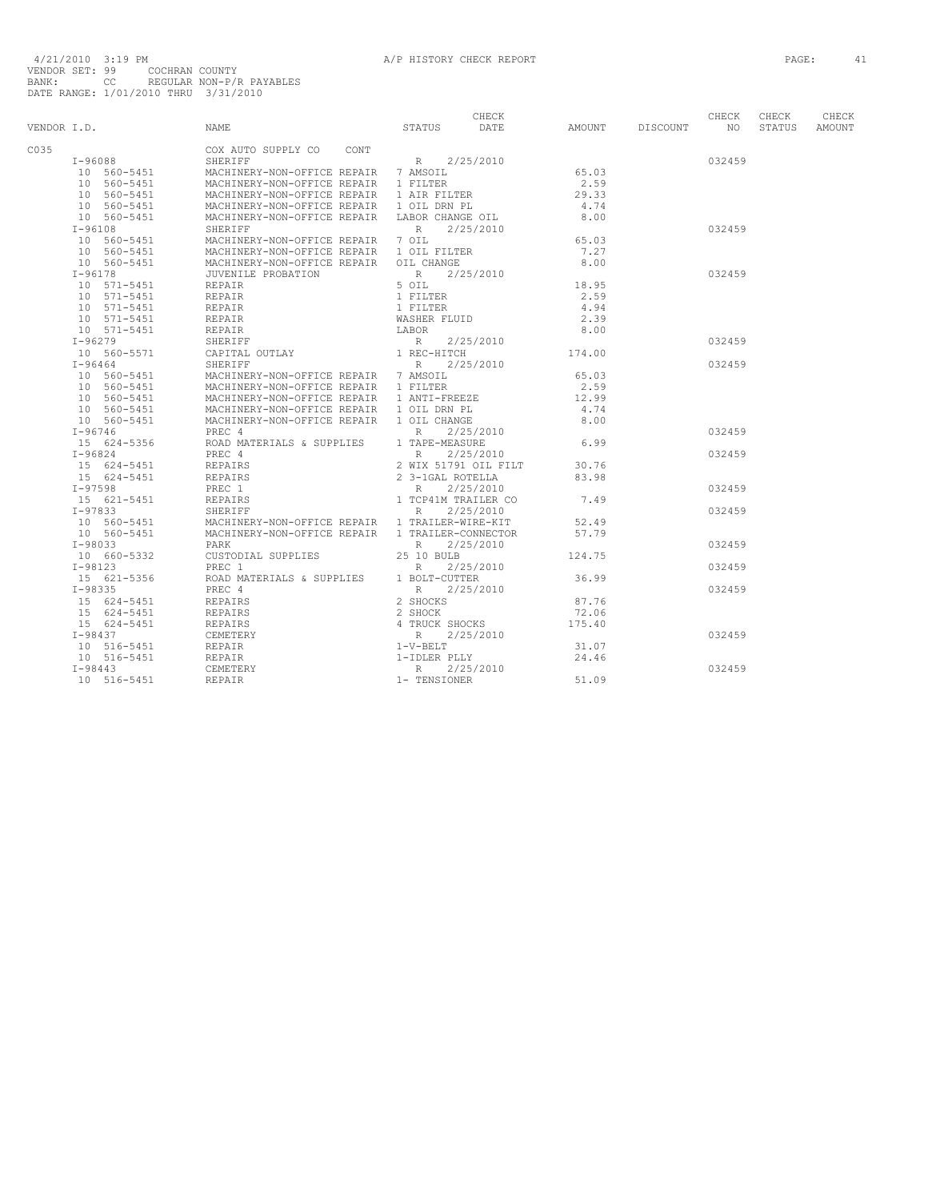4/21/2010 3:19 PM A/P HISTORY CHECK REPORT
VENDOR SET: 99 COCHRAN COUNTY
BANK: CC REGULAR NON-P/R PAYABLES
DATE RANGE: 1/01/2010 THRU 3/31/2010

| VENDOR I.D. | NAME | STATUS | CHECK DATE | AMOUNT | DISCOUNT | CHECK NO | CHECK STATUS | CHECK AMOUNT |
|---|---|---|---|---|---|---|---|---|
| C035 | COX AUTO SUPPLY CO CONT | | | | | | | |
| I-96088 | SHERIFF | R | 2/25/2010 | | | 032459 | | |
| 10 560-5451 | MACHINERY-NON-OFFICE REPAIR | 7 AMSOIL | | 65.03 | | | | |
| 10 560-5451 | MACHINERY-NON-OFFICE REPAIR | 1 FILTER | | 2.59 | | | | |
| 10 560-5451 | MACHINERY-NON-OFFICE REPAIR | 1 AIR FILTER | | 29.33 | | | | |
| 10 560-5451 | MACHINERY-NON-OFFICE REPAIR | 1 OIL DRN PL | | 4.74 | | | | |
| 10 560-5451 | MACHINERY-NON-OFFICE REPAIR | LABOR CHANGE OIL | | 8.00 | | | | |
| I-96108 | SHERIFF | R | 2/25/2010 | | | 032459 | | |
| 10 560-5451 | MACHINERY-NON-OFFICE REPAIR | 7 OIL | | 65.03 | | | | |
| 10 560-5451 | MACHINERY-NON-OFFICE REPAIR | 1 OIL FILTER | | 7.27 | | | | |
| 10 560-5451 | MACHINERY-NON-OFFICE REPAIR | OIL CHANGE | | 8.00 | | | | |
| I-96178 | JUVENILE PROBATION | R | 2/25/2010 | | | 032459 | | |
| 10 571-5451 | REPAIR | 5 OIL | | 18.95 | | | | |
| 10 571-5451 | REPAIR | 1 FILTER | | 2.59 | | | | |
| 10 571-5451 | REPAIR | 1 FILTER | | 4.94 | | | | |
| 10 571-5451 | REPAIR | WASHER FLUID | | 2.39 | | | | |
| 10 571-5451 | REPAIR | LABOR | | 8.00 | | | | |
| I-96279 | SHERIFF | R | 2/25/2010 | | | 032459 | | |
| 10 560-5571 | CAPITAL OUTLAY | 1 REC-HITCH | | 174.00 | | | | |
| I-96464 | SHERIFF | R | 2/25/2010 | | | 032459 | | |
| 10 560-5451 | MACHINERY-NON-OFFICE REPAIR | 7 AMSOIL | | 65.03 | | | | |
| 10 560-5451 | MACHINERY-NON-OFFICE REPAIR | 1 FILTER | | 2.59 | | | | |
| 10 560-5451 | MACHINERY-NON-OFFICE REPAIR | 1 ANTI-FREEZE | | 12.99 | | | | |
| 10 560-5451 | MACHINERY-NON-OFFICE REPAIR | 1 OIL DRN PL | | 4.74 | | | | |
| 10 560-5451 | MACHINERY-NON-OFFICE REPAIR | 1 OIL CHANGE | | 8.00 | | | | |
| I-96746 | PREC 4 | R | 2/25/2010 | | | 032459 | | |
| 15 624-5356 | ROAD MATERIALS & SUPPLIES | 1 TAPE-MEASURE | | 6.99 | | | | |
| I-96824 | PREC 4 | R | 2/25/2010 | | | 032459 | | |
| 15 624-5451 | REPAIRS | 2 WIX 51791 OIL FILT | | 30.76 | | | | |
| 15 624-5451 | REPAIRS | 2 3-1GAL ROTELLA | | 83.98 | | | | |
| I-97598 | PREC 1 | R | 2/25/2010 | | | 032459 | | |
| 15 621-5451 | REPAIRS | 1 TCP41M TRAILER CO | | 7.49 | | | | |
| I-97833 | SHERIFF | R | 2/25/2010 | | | 032459 | | |
| 10 560-5451 | MACHINERY-NON-OFFICE REPAIR | 1 TRAILER-WIRE-KIT | | 52.49 | | | | |
| 10 560-5451 | MACHINERY-NON-OFFICE REPAIR | 1 TRAILER-CONNECTOR | | 57.79 | | | | |
| I-98033 | PARK | R | 2/25/2010 | | | 032459 | | |
| 10 660-5332 | CUSTODIAL SUPPLIES | 25 10 BULB | | 124.75 | | | | |
| I-98123 | PREC 1 | R | 2/25/2010 | | | 032459 | | |
| 15 621-5356 | ROAD MATERIALS & SUPPLIES | 1 BOLT-CUTTER | | 36.99 | | | | |
| I-98335 | PREC 4 | R | 2/25/2010 | | | 032459 | | |
| 15 624-5451 | REPAIRS | 2 SHOCKS | | 87.76 | | | | |
| 15 624-5451 | REPAIRS | 2 SHOCK | | 72.06 | | | | |
| 15 624-5451 | REPAIRS | 4 TRUCK SHOCKS | | 175.40 | | | | |
| I-98437 | CEMETERY | R | 2/25/2010 | | | 032459 | | |
| 10 516-5451 | REPAIR | 1-V-BELT | | 31.07 | | | | |
| 10 516-5451 | REPAIR | 1-IDLER PLLY | | 24.46 | | | | |
| I-98443 | CEMETERY | R | 2/25/2010 | | | 032459 | | |
| 10 516-5451 | REPAIR | 1- TENSIONER | | 51.09 | | | | |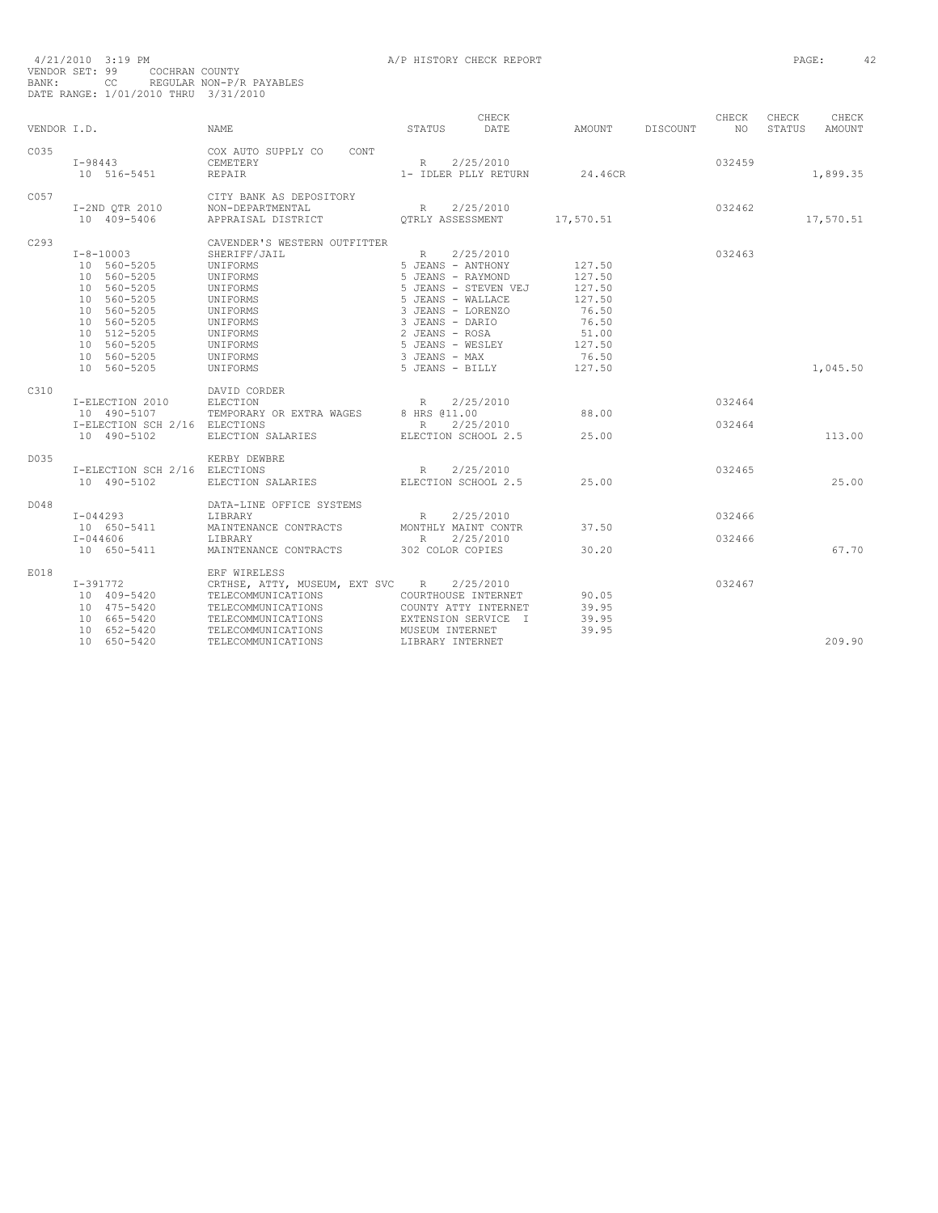4/21/2010 3:19 PM A/P HISTORY CHECK REPORT

VENDOR SET: 99 COCHRAN COUNTY
BANK: CC REGULAR NON-P/R PAYABLES
DATE RANGE: 1/01/2010 THRU 3/31/2010

| VENDOR I.D. | NAME | STATUS | CHECK DATE | AMOUNT | DISCOUNT | CHECK NO | CHECK STATUS | CHECK AMOUNT |
|---|---|---|---|---|---|---|---|---|
| C035 | COX AUTO SUPPLY CO CONT | | | | | | | |
| I-98443 | CEMETERY | R | 2/25/2010 | | | 032459 | | |
| 10 516-5451 | REPAIR | 1- IDLER PLLY RETURN | | 24.46CR | | | | 1,899.35 |
| C057 | CITY BANK AS DEPOSITORY | | | | | | | |
| I-2ND QTR 2010 | NON-DEPARTMENTAL | R | 2/25/2010 | | | 032462 | | |
| 10 409-5406 | APPRAISAL DISTRICT | QTRLY ASSESSMENT | | 17,570.51 | | | | 17,570.51 |
| C293 | CAVENDER'S WESTERN OUTFITTER | | | | | | | |
| I-8-10003 | SHERIFF/JAIL | R | 2/25/2010 | | | 032463 | | |
| 10 560-5205 | UNIFORMS | 5 JEANS - ANTHONY | | 127.50 | | | | |
| 10 560-5205 | UNIFORMS | 5 JEANS - RAYMOND | | 127.50 | | | | |
| 10 560-5205 | UNIFORMS | 5 JEANS - STEVEN VEJ | | 127.50 | | | | |
| 10 560-5205 | UNIFORMS | 5 JEANS - WALLACE | | 127.50 | | | | |
| 10 560-5205 | UNIFORMS | 3 JEANS - LORENZO | | 76.50 | | | | |
| 10 560-5205 | UNIFORMS | 3 JEANS - DARIO | | 76.50 | | | | |
| 10 512-5205 | UNIFORMS | 2 JEANS - ROSA | | 51.00 | | | | |
| 10 560-5205 | UNIFORMS | 5 JEANS - WESLEY | | 127.50 | | | | |
| 10 560-5205 | UNIFORMS | 3 JEANS - MAX | | 76.50 | | | | |
| 10 560-5205 | UNIFORMS | 5 JEANS - BILLY | | 127.50 | | | | 1,045.50 |
| C310 | DAVID CORDER | | | | | | | |
| I-ELECTION 2010 | ELECTION | R | 2/25/2010 | | | 032464 | | |
| 10 490-5107 | TEMPORARY OR EXTRA WAGES | 8 HRS @11.00 | | 88.00 | | | | |
| I-ELECTION SCH 2/16 | ELECTIONS | R | 2/25/2010 | | | 032464 | | |
| 10 490-5102 | ELECTION SALARIES | ELECTION SCHOOL 2.5 | | 25.00 | | | | 113.00 |
| D035 | KERBY DEWBRE | | | | | | | |
| I-ELECTION SCH 2/16 | ELECTIONS | R | 2/25/2010 | | | 032465 | | |
| 10 490-5102 | ELECTION SALARIES | ELECTION SCHOOL 2.5 | | 25.00 | | | | 25.00 |
| D048 | DATA-LINE OFFICE SYSTEMS | | | | | | | |
| I-044293 | LIBRARY | R | 2/25/2010 | | | 032466 | | |
| 10 650-5411 | MAINTENANCE CONTRACTS | MONTHLY MAINT CONTR | | 37.50 | | | | |
| I-044606 | LIBRARY | R | 2/25/2010 | | | 032466 | | |
| 10 650-5411 | MAINTENANCE CONTRACTS | 302 COLOR COPIES | | 30.20 | | | | 67.70 |
| E018 | ERF WIRELESS | | | | | | | |
| I-391772 | CRTHSE, ATTY, MUSEUM, EXT SVC | R | 2/25/2010 | | | 032467 | | |
| 10 409-5420 | TELECOMMUNICATIONS | COURTHOUSE INTERNET | | 90.05 | | | | |
| 10 475-5420 | TELECOMMUNICATIONS | COUNTY ATTY INTERNET | | 39.95 | | | | |
| 10 665-5420 | TELECOMMUNICATIONS | EXTENSION SERVICE I | | 39.95 | | | | |
| 10 652-5420 | TELECOMMUNICATIONS | MUSEUM INTERNET | | 39.95 | | | | |
| 10 650-5420 | TELECOMMUNICATIONS | LIBRARY INTERNET | | | | | | 209.90 |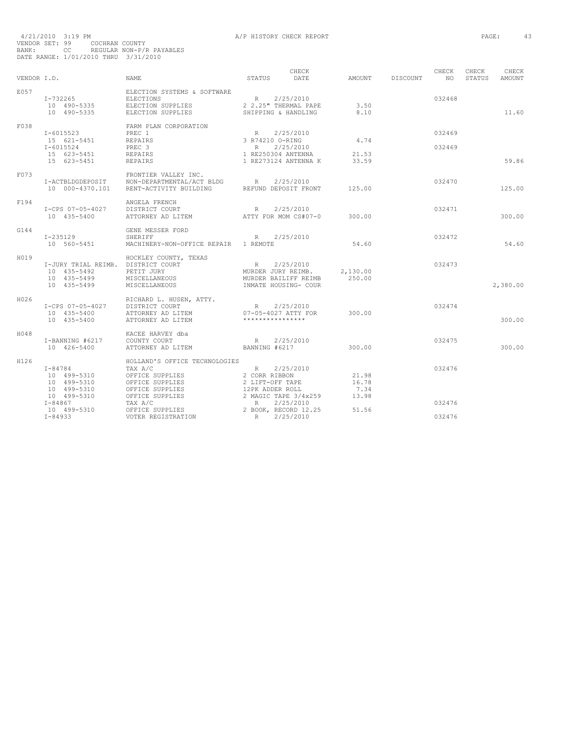4/21/2010 3:19 PM A/P HISTORY CHECK REPORT

VENDOR SET: 99 COCHRAN COUNTY
BANK: CC REGULAR NON-P/R PAYABLES
DATE RANGE: 1/01/2010 THRU 3/31/2010

| VENDOR I.D. | NAME | STATUS | CHECK DATE | AMOUNT | DISCOUNT | CHECK NO | CHECK STATUS | CHECK AMOUNT |
|---|---|---|---|---|---|---|---|---|
| E057 | ELECTION SYSTEMS & SOFTWARE | | | | | | | |
| I-732265 | ELECTIONS | R | 2/25/2010 | | | 032468 | | |
| 10 490-5335 | ELECTION SUPPLIES | 2 2.25" THERMAL PAPE | | 3.50 | | | | |
| 10 490-5335 | ELECTION SUPPLIES | SHIPPING & HANDLING | | 8.10 | | | | 11.60 |
| F038 | FARM PLAN CORPORATION | | | | | | | |
| I-6015523 | PREC 1 | R | 2/25/2010 | | | 032469 | | |
| 15 621-5451 | REPAIRS | 3 R74210 O-RING | | 4.74 | | | | |
| I-6015524 | PREC 3 | R | 2/25/2010 | | | 032469 | | |
| 15 623-5451 | REPAIRS | 1 RE250304 ANTENNA | | 21.53 | | | | |
| 15 623-5451 | REPAIRS | 1 RE273124 ANTENNA K | | 33.59 | | | | 59.86 |
| F073 | FRONTIER VALLEY INC. | | | | | | | |
| I-ACTBLDGDEPOSIT | NON-DEPARTMENTAL/ACT BLDG | R | 2/25/2010 | | | 032470 | | |
| 10 000-4370.101 | RENT-ACTIVITY BUILDING | REFUND DEPOSIT FRONT | | 125.00 | | | | 125.00 |
| F194 | ANGELA FRENCH | | | | | | | |
| I-CPS 07-05-4027 | DISTRICT COURT | R | 2/25/2010 | | | 032471 | | |
| 10 435-5400 | ATTORNEY AD LITEM | ATTY FOR MOM CS#07-0 | | 300.00 | | | | 300.00 |
| G144 | GENE MESSER FORD | | | | | | | |
| I-235129 | SHERIFF | R | 2/25/2010 | | | 032472 | | |
| 10 560-5451 | MACHINERY-NON-OFFICE REPAIR | 1 REMOTE | | 54.60 | | | | 54.60 |
| H019 | HOCKLEY COUNTY, TEXAS | | | | | | | |
| I-JURY TRIAL REIMB. | DISTRICT COURT | R | 2/25/2010 | | | 032473 | | |
| 10 435-5492 | PETIT JURY | MURDER JURY REIMB. | | 2,130.00 | | | | |
| 10 435-5499 | MISCELLANEOUS | MURDER BAILIFF REIMB | | 250.00 | | | | |
| 10 435-5499 | MISCELLANEOUS | INMATE HOUSING- COUR | | | | | | 2,380.00 |
| H026 | RICHARD L. HUSEN, ATTY. | | | | | | | |
| I-CPS 07-05-4027 | DISTRICT COURT | R | 2/25/2010 | | | 032474 | | |
| 10 435-5400 | ATTORNEY AD LITEM | 07-05-4027 ATTY FOR | | 300.00 | | | | |
| 10 435-5400 | ATTORNEY AD LITEM | **************** | | | | | | 300.00 |
| H048 | KACEE HARVEY dba | | | | | | | |
| I-BANNING #6217 | COUNTY COURT | R | 2/25/2010 | | | 032475 | | |
| 10 426-5400 | ATTORNEY AD LITEM | BANNING #6217 | | 300.00 | | | | 300.00 |
| H126 | HOLLAND'S OFFICE TECHNOLOGIES | | | | | | | |
| I-84784 | TAX A/C | R | 2/25/2010 | | | 032476 | | |
| 10 499-5310 | OFFICE SUPPLIES | 2 CORR RIBBON | | 21.98 | | | | |
| 10 499-5310 | OFFICE SUPPLIES | 2 LIFT-OFF TAPE | | 16.78 | | | | |
| 10 499-5310 | OFFICE SUPPLIES | 12PK ADDER ROLL | | 7.34 | | | | |
| 10 499-5310 | OFFICE SUPPLIES | 2 MAGIC TAPE 3/4x259 | | 13.98 | | | | |
| I-84867 | TAX A/C | R | 2/25/2010 | | | 032476 | | |
| 10 499-5310 | OFFICE SUPPLIES | 2 BOOK, RECORD 12.25 | | 51.56 | | | | |
| I-84933 | VOTER REGISTRATION | R | 2/25/2010 | | | 032476 | | |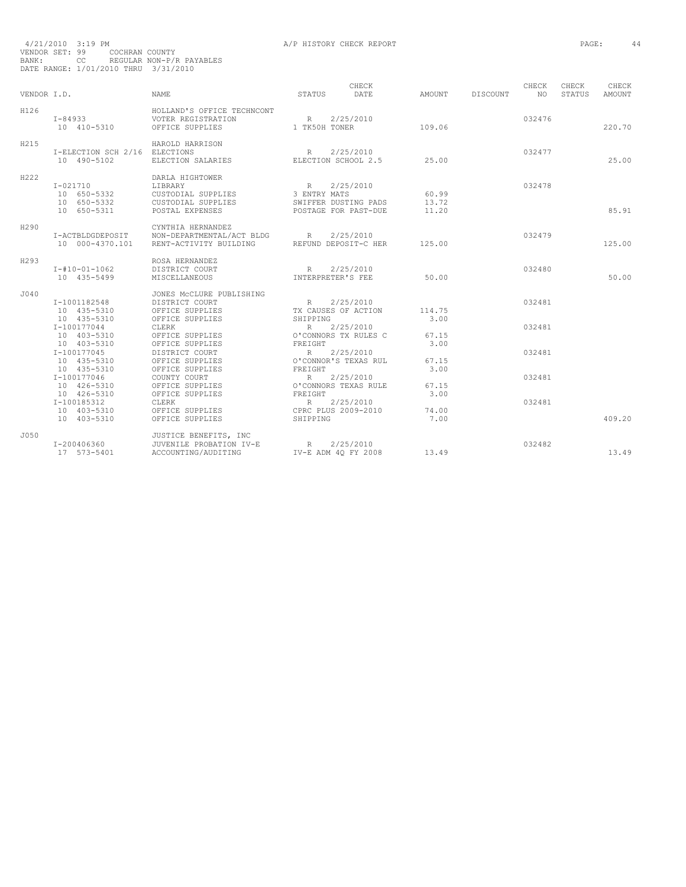4/21/2010 3:19 PM A/P HISTORY CHECK REPORT

VENDOR SET: 99 COCHRAN COUNTY
BANK: CC REGULAR NON-P/R PAYABLES
DATE RANGE: 1/01/2010 THRU 3/31/2010

| VENDOR I.D. | NAME | STATUS | CHECK DATE | AMOUNT | DISCOUNT | CHECK NO | CHECK STATUS | CHECK AMOUNT |
|---|---|---|---|---|---|---|---|---|
| H126 | HOLLAND'S OFFICE TECHNCONT | | | | | | | |
| I-84933 | VOTER REGISTRATION | R | 2/25/2010 | | | 032476 | | |
| 10 410-5310 | OFFICE SUPPLIES | 1 TK50H TONER | | 109.06 | | | | 220.70 |
| H215 | HAROLD HARRISON | | | | | | | |
| I-ELECTION SCH 2/16 | ELECTIONS | R | 2/25/2010 | | | 032477 | | |
| 10 490-5102 | ELECTION SALARIES | ELECTION SCHOOL 2.5 | | 25.00 | | | | 25.00 |
| H222 | DARLA HIGHTOWER | | | | | | | |
| I-021710 | LIBRARY | R | 2/25/2010 | | | 032478 | | |
| 10 650-5332 | CUSTODIAL SUPPLIES | 3 ENTRY MATS | | 60.99 | | | | |
| 10 650-5332 | CUSTODIAL SUPPLIES | SWIFFER DUSTING PADS | | 13.72 | | | | |
| 10 650-5311 | POSTAL EXPENSES | POSTAGE FOR PAST-DUE | | 11.20 | | | | 85.91 |
| H290 | CYNTHIA HERNANDEZ | | | | | | | |
| I-ACTBLDGDEPOSIT | NON-DEPARTMENTAL/ACT BLDG | R | 2/25/2010 | | | 032479 | | |
| 10 000-4370.101 | RENT-ACTIVITY BUILDING | REFUND DEPOSIT-C HER | | 125.00 | | | | 125.00 |
| H293 | ROSA HERNANDEZ | | | | | | | |
| I-#10-01-1062 | DISTRICT COURT | R | 2/25/2010 | | | 032480 | | |
| 10 435-5499 | MISCELLANEOUS | INTERPRETER'S FEE | | 50.00 | | | | 50.00 |
| J040 | JONES McCLURE PUBLISHING | | | | | | | |
| I-1001182548 | DISTRICT COURT | R | 2/25/2010 | | | 032481 | | |
| 10 435-5310 | OFFICE SUPPLIES | TX CAUSES OF ACTION | | 114.75 | | | | |
| 10 435-5310 | OFFICE SUPPLIES | SHIPPING | | 3.00 | | | | |
| I-100177044 | CLERK | R | 2/25/2010 | | | 032481 | | |
| 10 403-5310 | OFFICE SUPPLIES | O'CONNORS TX RULES C | | 67.15 | | | | |
| 10 403-5310 | OFFICE SUPPLIES | FREIGHT | | 3.00 | | | | |
| I-100177045 | DISTRICT COURT | R | 2/25/2010 | | | 032481 | | |
| 10 435-5310 | OFFICE SUPPLIES | O'CONNOR'S TEXAS RUL | | 67.15 | | | | |
| 10 435-5310 | OFFICE SUPPLIES | FREIGHT | | 3.00 | | | | |
| I-100177046 | COUNTY COURT | R | 2/25/2010 | | | 032481 | | |
| 10 426-5310 | OFFICE SUPPLIES | O'CONNORS TEXAS RULE | | 67.15 | | | | |
| 10 426-5310 | OFFICE SUPPLIES | FREIGHT | | 3.00 | | | | |
| I-100185312 | CLERK | R | 2/25/2010 | | | 032481 | | |
| 10 403-5310 | OFFICE SUPPLIES | CPRC PLUS 2009-2010 | | 74.00 | | | | |
| 10 403-5310 | OFFICE SUPPLIES | SHIPPING | | 7.00 | | | | 409.20 |
| J050 | JUSTICE BENEFITS, INC | | | | | | | |
| I-200406360 | JUVENILE PROBATION IV-E | R | 2/25/2010 | | | 032482 | | |
| 17 573-5401 | ACCOUNTING/AUDITING | IV-E ADM 4Q FY 2008 | | 13.49 | | | | 13.49 |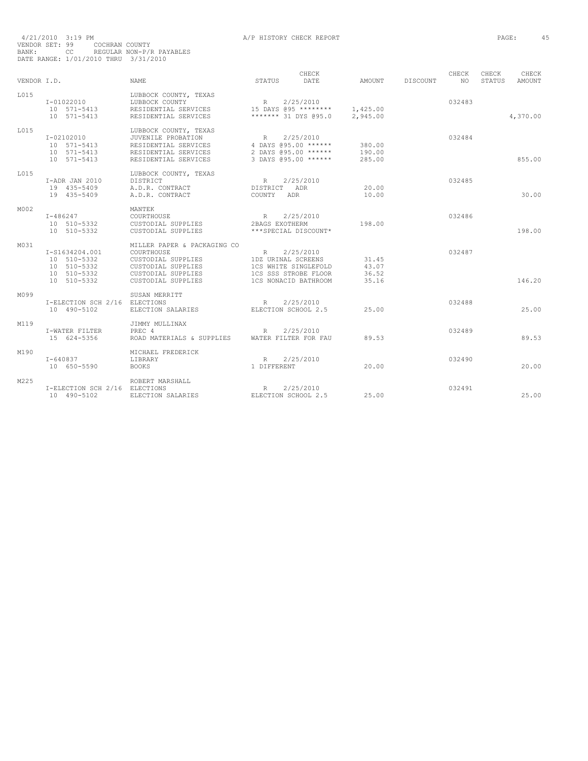4/21/2010 3:19 PM A/P HISTORY CHECK REPORT
VENDOR SET: 99 COCHRAN COUNTY
BANK: CC REGULAR NON-P/R PAYABLES
DATE RANGE: 1/01/2010 THRU 3/31/2010

| VENDOR I.D. | NAME | STATUS | CHECK DATE | AMOUNT | DISCOUNT | CHECK NO | CHECK STATUS | CHECK AMOUNT |
|---|---|---|---|---|---|---|---|---|
| L015 | LUBBOCK COUNTY, TEXAS | | | | | | | |
| I-01022010 | LUBBOCK COUNTY | R | 2/25/2010 | | | 032483 | | |
| 10 571-5413 | RESIDENTIAL SERVICES | 15 DAYS @95 ******** | | 1,425.00 | | | | |
| 10 571-5413 | RESIDENTIAL SERVICES | ******* 31 DYS @95.0 | | 2,945.00 | | | | 4,370.00 |
| L015 | LUBBOCK COUNTY, TEXAS | | | | | | | |
| I-02102010 | JUVENILE PROBATION | R | 2/25/2010 | | | 032484 | | |
| 10 571-5413 | RESIDENTIAL SERVICES | 4 DAYS @95.00 ****** | | 380.00 | | | | |
| 10 571-5413 | RESIDENTIAL SERVICES | 2 DAYS @95.00 ****** | | 190.00 | | | | |
| 10 571-5413 | RESIDENTIAL SERVICES | 3 DAYS @95.00 ****** | | 285.00 | | | | 855.00 |
| L015 | LUBBOCK COUNTY, TEXAS | | | | | | | |
| I-ADR JAN 2010 | DISTRICT | R | 2/25/2010 | | | 032485 | | |
| 19 435-5409 | A.D.R. CONTRACT | DISTRICT ADR | | 20.00 | | | | |
| 19 435-5409 | A.D.R. CONTRACT | COUNTY ADR | | 10.00 | | | | 30.00 |
| M002 | MANTEK | | | | | | | |
| I-486247 | COURTHOUSE | R | 2/25/2010 | | | 032486 | | |
| 10 510-5332 | CUSTODIAL SUPPLIES | 2BAGS EXOTHERM | | 198.00 | | | | |
| 10 510-5332 | CUSTODIAL SUPPLIES | ***SPECIAL DISCOUNT* | | | | | | 198.00 |
| M031 | MILLER PAPER & PACKAGING CO | | | | | | | |
| I-S1634204.001 | COURTHOUSE | R | 2/25/2010 | | | 032487 | | |
| 10 510-5332 | CUSTODIAL SUPPLIES | 1DZ URINAL SCREENS | | 31.45 | | | | |
| 10 510-5332 | CUSTODIAL SUPPLIES | 1CS WHITE SINGLEFOLD | | 43.07 | | | | |
| 10 510-5332 | CUSTODIAL SUPPLIES | 1CS SSS STROBE FLOOR | | 36.52 | | | | |
| 10 510-5332 | CUSTODIAL SUPPLIES | 1CS NONACID BATHROOM | | 35.16 | | | | 146.20 |
| M099 | SUSAN MERRITT | | | | | | | |
| I-ELECTION SCH 2/16 | ELECTIONS | R | 2/25/2010 | | | 032488 | | |
| 10 490-5102 | ELECTION SALARIES | ELECTION SCHOOL 2.5 | | 25.00 | | | | 25.00 |
| M119 | JIMMY MULLINAX | | | | | | | |
| I-WATER FILTER | PREC 4 | R | 2/25/2010 | | | 032489 | | |
| 15 624-5356 | ROAD MATERIALS & SUPPLIES | WATER FILTER FOR FAU | | 89.53 | | | | 89.53 |
| M190 | MICHAEL FREDERICK | | | | | | | |
| I-640837 | LIBRARY | R | 2/25/2010 | | | 032490 | | |
| 10 650-5590 | BOOKS | 1 DIFFERENT | | 20.00 | | | | 20.00 |
| M225 | ROBERT MARSHALL | | | | | | | |
| I-ELECTION SCH 2/16 | ELECTIONS | R | 2/25/2010 | | | 032491 | | |
| 10 490-5102 | ELECTION SALARIES | ELECTION SCHOOL 2.5 | | 25.00 | | | | 25.00 |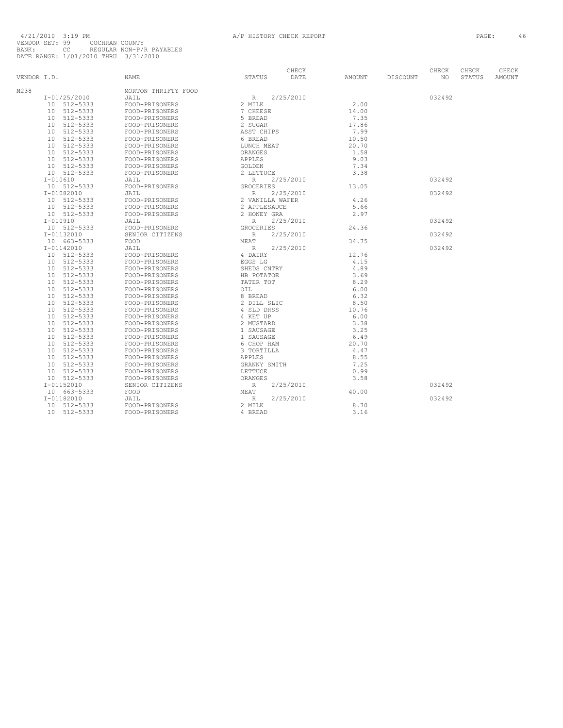4/21/2010 3:19 PM A/P HISTORY CHECK REPORT

VENDOR SET: 99 COCHRAN COUNTY
BANK: CC REGULAR NON-P/R PAYABLES
DATE RANGE: 1/01/2010 THRU 3/31/2010

| VENDOR I.D. | NAME | STATUS | CHECK DATE | AMOUNT | DISCOUNT | CHECK NO | CHECK STATUS | CHECK AMOUNT |
|---|---|---|---|---|---|---|---|---|
| M238 | MORTON THRIFTY FOOD | | | | | | | |
| I-01/25/2010 | JAIL | R | 2/25/2010 | | | 032492 | | |
| 10 512-5333 | FOOD-PRISONERS | 2 MILK | | 2.00 | | | | |
| 10 512-5333 | FOOD-PRISONERS | 7 CHEESE | | 14.00 | | | | |
| 10 512-5333 | FOOD-PRISONERS | 5 BREAD | | 7.35 | | | | |
| 10 512-5333 | FOOD-PRISONERS | 2 SUGAR | | 17.86 | | | | |
| 10 512-5333 | FOOD-PRISONERS | ASST CHIPS | | 7.99 | | | | |
| 10 512-5333 | FOOD-PRISONERS | 6 BREAD | | 10.50 | | | | |
| 10 512-5333 | FOOD-PRISONERS | LUNCH MEAT | | 20.70 | | | | |
| 10 512-5333 | FOOD-PRISONERS | ORANGES | | 1.58 | | | | |
| 10 512-5333 | FOOD-PRISONERS | APPLES | | 9.03 | | | | |
| 10 512-5333 | FOOD-PRISONERS | GOLDEN | | 7.34 | | | | |
| 10 512-5333 | FOOD-PRISONERS | 2 LETTUCE | | 3.38 | | | | |
| I-010610 | JAIL | R | 2/25/2010 | | | 032492 | | |
| 10 512-5333 | FOOD-PRISONERS | GROCERIES | | 13.05 | | | | |
| I-01082010 | JAIL | R | 2/25/2010 | | | 032492 | | |
| 10 512-5333 | FOOD-PRISONERS | 2 VANILLA WAFER | | 4.26 | | | | |
| 10 512-5333 | FOOD-PRISONERS | 2 APPLESAUCE | | 5.66 | | | | |
| 10 512-5333 | FOOD-PRISONERS | 2 HONEY GRA | | 2.97 | | | | |
| I-010910 | JAIL | R | 2/25/2010 | | | 032492 | | |
| 10 512-5333 | FOOD-PRISONERS | GROCERIES | | 24.36 | | | | |
| I-01132010 | SENIOR CITIZENS | R | 2/25/2010 | | | 032492 | | |
| 10 663-5333 | FOOD | MEAT | | 34.75 | | | | |
| I-01142010 | JAIL | R | 2/25/2010 | | | 032492 | | |
| 10 512-5333 | FOOD-PRISONERS | 4 DAIRY | | 12.76 | | | | |
| 10 512-5333 | FOOD-PRISONERS | EGGS LG | | 4.15 | | | | |
| 10 512-5333 | FOOD-PRISONERS | SHEDS CNTRY | | 4.89 | | | | |
| 10 512-5333 | FOOD-PRISONERS | HB POTATOE | | 3.69 | | | | |
| 10 512-5333 | FOOD-PRISONERS | TATER TOT | | 8.29 | | | | |
| 10 512-5333 | FOOD-PRISONERS | OIL | | 6.00 | | | | |
| 10 512-5333 | FOOD-PRISONERS | 8 BREAD | | 6.32 | | | | |
| 10 512-5333 | FOOD-PRISONERS | 2 DILL SLIC | | 8.50 | | | | |
| 10 512-5333 | FOOD-PRISONERS | 4 SLD DRSS | | 10.76 | | | | |
| 10 512-5333 | FOOD-PRISONERS | 4 KET UP | | 6.00 | | | | |
| 10 512-5333 | FOOD-PRISONERS | 2 MUSTARD | | 3.38 | | | | |
| 10 512-5333 | FOOD-PRISONERS | 1 SAUSAGE | | 3.25 | | | | |
| 10 512-5333 | FOOD-PRISONERS | 1 SAUSAGE | | 6.49 | | | | |
| 10 512-5333 | FOOD-PRISONERS | 6 CHOP HAM | | 20.70 | | | | |
| 10 512-5333 | FOOD-PRISONERS | 3 TORTILLA | | 4.47 | | | | |
| 10 512-5333 | FOOD-PRISONERS | APPLES | | 8.55 | | | | |
| 10 512-5333 | FOOD-PRISONERS | GRANNY SMITH | | 7.25 | | | | |
| 10 512-5333 | FOOD-PRISONERS | LETTUCE | | 0.99 | | | | |
| 10 512-5333 | FOOD-PRISONERS | ORANGES | | 3.58 | | | | |
| I-01152010 | SENIOR CITIZENS | R | 2/25/2010 | | | 032492 | | |
| 10 663-5333 | FOOD | MEAT | | 40.00 | | | | |
| I-01182010 | JAIL | R | 2/25/2010 | | | 032492 | | |
| 10 512-5333 | FOOD-PRISONERS | 2 MILK | | 8.70 | | | | |
| 10 512-5333 | FOOD-PRISONERS | 4 BREAD | | 3.16 | | | | |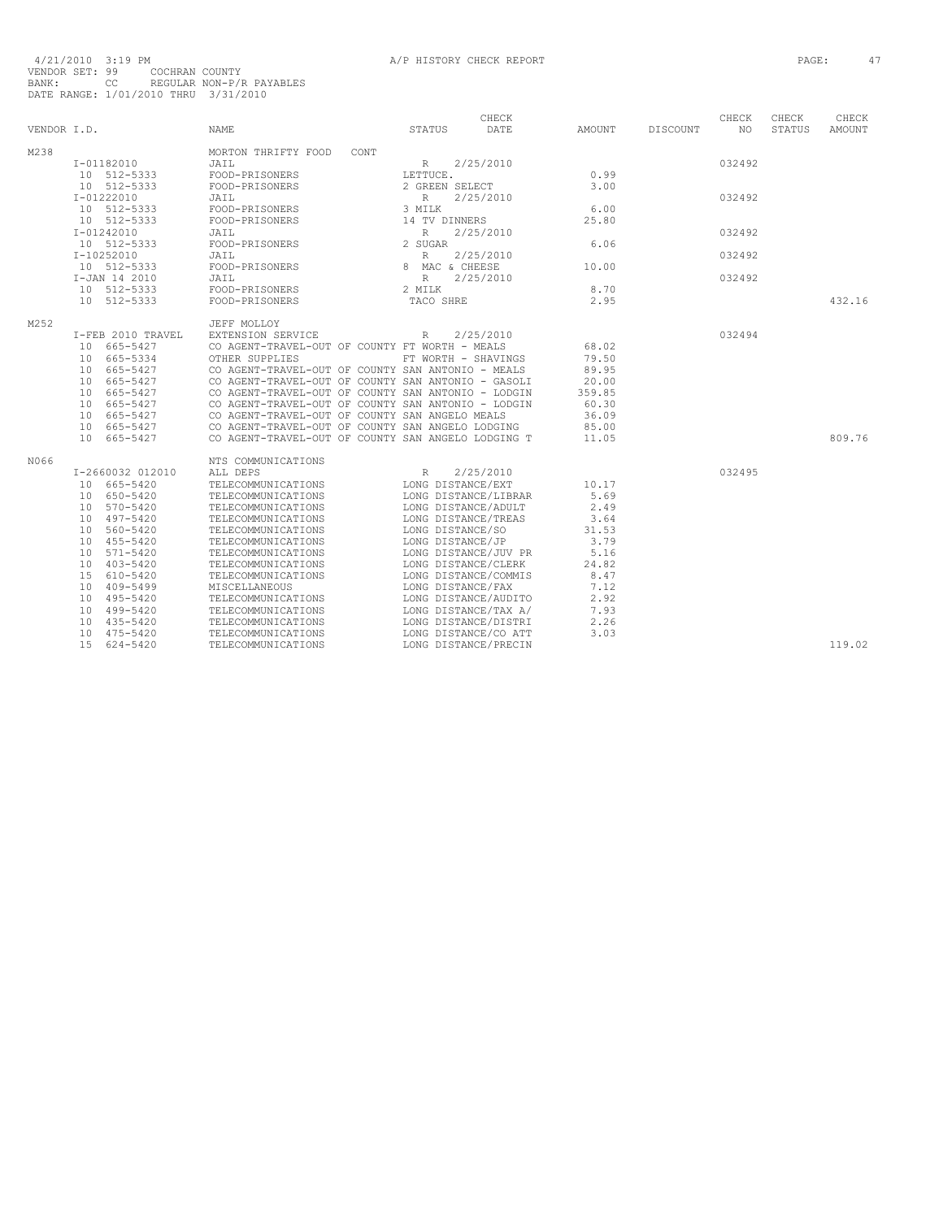4/21/2010 3:19 PM A/P HISTORY CHECK REPORT
VENDOR SET: 99 COCHRAN COUNTY
BANK: CC REGULAR NON-P/R PAYABLES
DATE RANGE: 1/01/2010 THRU 3/31/2010

| VENDOR I.D. | NAME | STATUS | CHECK DATE | AMOUNT | DISCOUNT | CHECK NO | CHECK STATUS | CHECK AMOUNT |
|---|---|---|---|---|---|---|---|---|
| M238 | MORTON THRIFTY FOOD CONT | | | | | | | |
| I-01182010 | JAIL | R | 2/25/2010 | | | 032492 | | |
| 10 512-5333 | FOOD-PRISONERS | LETTUCE. | | 0.99 | | | | |
| 10 512-5333 | FOOD-PRISONERS | 2 GREEN SELECT | | 3.00 | | | | |
| I-01222010 | JAIL | R | 2/25/2010 | | | 032492 | | |
| 10 512-5333 | FOOD-PRISONERS | 3 MILK | | 6.00 | | | | |
| 10 512-5333 | FOOD-PRISONERS | 14 TV DINNERS | | 25.80 | | | | |
| I-01242010 | JAIL | R | 2/25/2010 | | | 032492 | | |
| 10 512-5333 | FOOD-PRISONERS | 2 SUGAR | | 6.06 | | | | |
| I-10252010 | JAIL | R | 2/25/2010 | | | 032492 | | |
| 10 512-5333 | FOOD-PRISONERS | 8 MAC & CHEESE | | 10.00 | | | | |
| I-JAN 14 2010 | JAIL | R | 2/25/2010 | | | 032492 | | |
| 10 512-5333 | FOOD-PRISONERS | 2 MILK | | 8.70 | | | | |
| 10 512-5333 | FOOD-PRISONERS | TACO SHRE | | 2.95 | | | | 432.16 |
| M252 | JEFF MOLLOY | | | | | | | |
| I-FEB 2010 TRAVEL | EXTENSION SERVICE | R | 2/25/2010 | | | 032494 | | |
| 10 665-5427 | CO AGENT-TRAVEL-OUT OF COUNTY FT WORTH - MEALS | | | 68.02 | | | | |
| 10 665-5334 | OTHER SUPPLIES | FT WORTH - SHAVINGS | | 79.50 | | | | |
| 10 665-5427 | CO AGENT-TRAVEL-OUT OF COUNTY SAN ANTONIO - MEALS | | | 89.95 | | | | |
| 10 665-5427 | CO AGENT-TRAVEL-OUT OF COUNTY SAN ANTONIO - GASOLI | | | 20.00 | | | | |
| 10 665-5427 | CO AGENT-TRAVEL-OUT OF COUNTY SAN ANTONIO - LODGIN | | | 359.85 | | | | |
| 10 665-5427 | CO AGENT-TRAVEL-OUT OF COUNTY SAN ANTONIO - LODGIN | | | 60.30 | | | | |
| 10 665-5427 | CO AGENT-TRAVEL-OUT OF COUNTY SAN ANGELO MEALS | | | 36.09 | | | | |
| 10 665-5427 | CO AGENT-TRAVEL-OUT OF COUNTY SAN ANGELO LODGING | | | 85.00 | | | | |
| 10 665-5427 | CO AGENT-TRAVEL-OUT OF COUNTY SAN ANGELO LODGING T | | | 11.05 | | | | 809.76 |
| N066 | NTS COMMUNICATIONS | | | | | | | |
| I-2660032 012010 | ALL DEPS | R | 2/25/2010 | | | 032495 | | |
| 10 665-5420 | TELECOMMUNICATIONS | LONG DISTANCE/EXT | | 10.17 | | | | |
| 10 650-5420 | TELECOMMUNICATIONS | LONG DISTANCE/LIBRAR | | 5.69 | | | | |
| 10 570-5420 | TELECOMMUNICATIONS | LONG DISTANCE/ADULT | | 2.49 | | | | |
| 10 497-5420 | TELECOMMUNICATIONS | LONG DISTANCE/TREAS | | 3.64 | | | | |
| 10 560-5420 | TELECOMMUNICATIONS | LONG DISTANCE/SO | | 31.53 | | | | |
| 10 455-5420 | TELECOMMUNICATIONS | LONG DISTANCE/JP | | 3.79 | | | | |
| 10 571-5420 | TELECOMMUNICATIONS | LONG DISTANCE/JUV PR | | 5.16 | | | | |
| 10 403-5420 | TELECOMMUNICATIONS | LONG DISTANCE/CLERK | | 24.82 | | | | |
| 15 610-5420 | TELECOMMUNICATIONS | LONG DISTANCE/COMMIS | | 8.47 | | | | |
| 10 409-5499 | MISCELLANEOUS | LONG DISTANCE/FAX | | 7.12 | | | | |
| 10 495-5420 | TELECOMMUNICATIONS | LONG DISTANCE/AUDITO | | 2.92 | | | | |
| 10 499-5420 | TELECOMMUNICATIONS | LONG DISTANCE/TAX A/ | | 7.93 | | | | |
| 10 435-5420 | TELECOMMUNICATIONS | LONG DISTANCE/DISTRI | | 2.26 | | | | |
| 10 475-5420 | TELECOMMUNICATIONS | LONG DISTANCE/CO ATT | | 3.03 | | | | |
| 15 624-5420 | TELECOMMUNICATIONS | LONG DISTANCE/PRECIN | | | | | | 119.02 |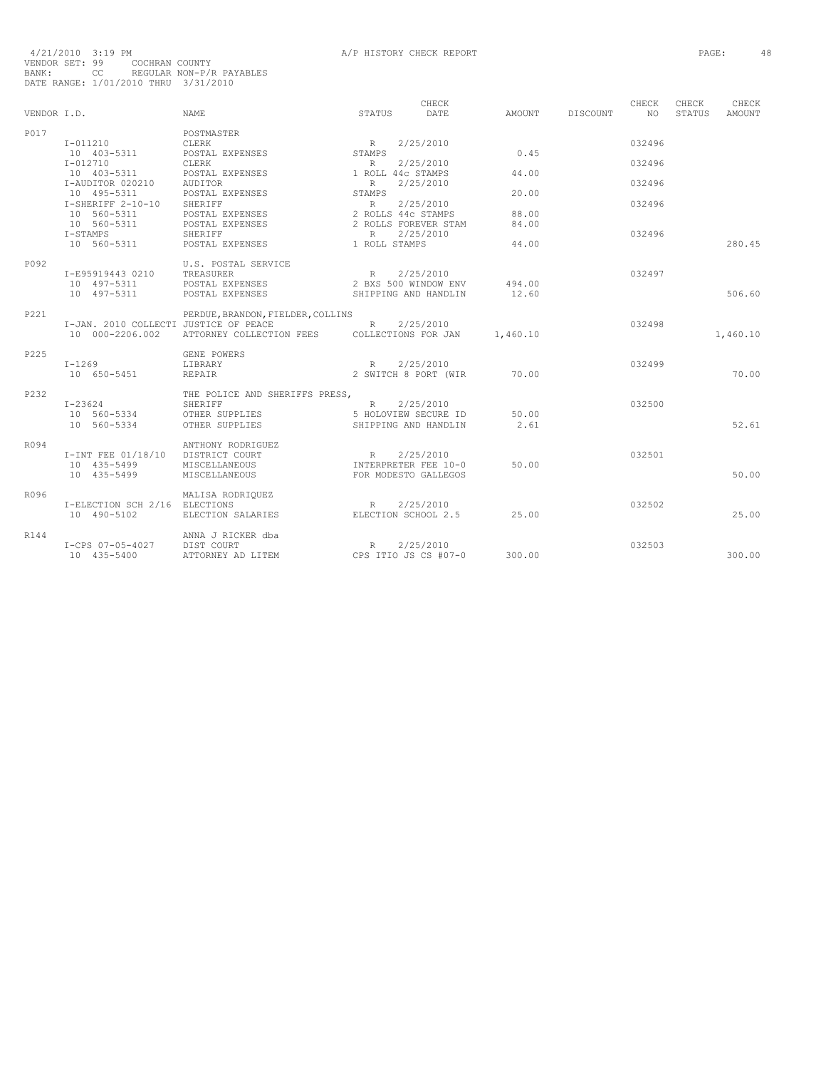4/21/2010 3:19 PM A/P HISTORY CHECK REPORT

VENDOR SET: 99 COCHRAN COUNTY
BANK: CC REGULAR NON-P/R PAYABLES
DATE RANGE: 1/01/2010 THRU 3/31/2010

| VENDOR I.D. | NAME | STATUS | CHECK DATE | AMOUNT | DISCOUNT | CHECK NO | CHECK STATUS | CHECK AMOUNT |
|---|---|---|---|---|---|---|---|---|
| P017 | POSTMASTER | | | | | | | |
| I-011210 | CLERK | R | 2/25/2010 | | | 032496 | | |
| 10 403-5311 | POSTAL EXPENSES | STAMPS | | 0.45 | | | | |
| I-012710 | CLERK | R | 2/25/2010 | | | 032496 | | |
| 10 403-5311 | POSTAL EXPENSES | 1 ROLL 44c STAMPS | | 44.00 | | | | |
| I-AUDITOR 020210 | AUDITOR | R | 2/25/2010 | | | 032496 | | |
| 10 495-5311 | POSTAL EXPENSES | STAMPS | | 20.00 | | | | |
| I-SHERIFF 2-10-10 | SHERIFF | R | 2/25/2010 | | | 032496 | | |
| 10 560-5311 | POSTAL EXPENSES | 2 ROLLS 44c STAMPS | | 88.00 | | | | |
| 10 560-5311 | POSTAL EXPENSES | 2 ROLLS FOREVER STAM | | 84.00 | | | | |
| I-STAMPS | SHERIFF | R | 2/25/2010 | | | 032496 | | |
| 10 560-5311 | POSTAL EXPENSES | 1 ROLL STAMPS | | 44.00 | | | | 280.45 |
| P092 | U.S. POSTAL SERVICE | | | | | | | |
| I-E95919443 0210 | TREASURER | R | 2/25/2010 | | | 032497 | | |
| 10 497-5311 | POSTAL EXPENSES | 2 BXS 500 WINDOW ENV | | 494.00 | | | | |
| 10 497-5311 | POSTAL EXPENSES | SHIPPING AND HANDLIN | | 12.60 | | | | 506.60 |
| P221 | PERDUE,BRANDON,FIELDER,COLLINS | | | | | | | |
| I-JAN. 2010 COLLECTI | JUSTICE OF PEACE | R | 2/25/2010 | | | 032498 | | |
| 10 000-2206.002 | ATTORNEY COLLECTION FEES | COLLECTIONS FOR JAN | | 1,460.10 | | | | 1,460.10 |
| P225 | GENE POWERS | | | | | | | |
| I-1269 | LIBRARY | R | 2/25/2010 | | | 032499 | | |
| 10 650-5451 | REPAIR | 2 SWITCH 8 PORT (WIR | | 70.00 | | | | 70.00 |
| P232 | THE POLICE AND SHERIFFS PRESS, | | | | | | | |
| I-23624 | SHERIFF | R | 2/25/2010 | | | 032500 | | |
| 10 560-5334 | OTHER SUPPLIES | 5 HOLOVIEW SECURE ID | | 50.00 | | | | |
| 10 560-5334 | OTHER SUPPLIES | SHIPPING AND HANDLIN | | 2.61 | | | | 52.61 |
| R094 | ANTHONY RODRIGUEZ | | | | | | | |
| I-INT FEE 01/18/10 | DISTRICT COURT | R | 2/25/2010 | | | 032501 | | |
| 10 435-5499 | MISCELLANEOUS | INTERPRETER FEE 10-0 | | 50.00 | | | | |
| 10 435-5499 | MISCELLANEOUS | FOR MODESTO GALLEGOS | | | | | | 50.00 |
| R096 | MALISA RODRIQUEZ | | | | | | | |
| I-ELECTION SCH 2/16 | ELECTIONS | R | 2/25/2010 | | | 032502 | | |
| 10 490-5102 | ELECTION SALARIES | ELECTION SCHOOL 2.5 | | 25.00 | | | | 25.00 |
| R144 | ANNA J RICKER dba | | | | | | | |
| I-CPS 07-05-4027 | DIST COURT | R | 2/25/2010 | | | 032503 | | |
| 10 435-5400 | ATTORNEY AD LITEM | CPS ITIO JS CS #07-0 | | 300.00 | | | | 300.00 |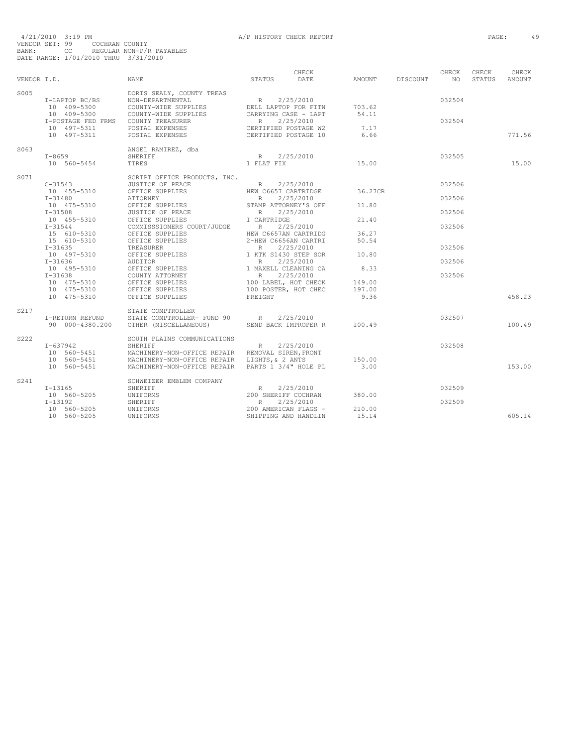4/21/2010 3:19 PM　　A/P HISTORY CHECK REPORT

VENDOR SET: 99　COCHRAN COUNTY
BANK: CC　REGULAR NON-P/R PAYABLES
DATE RANGE: 1/01/2010 THRU 3/31/2010

| VENDOR I.D. | NAME | STATUS | CHECK DATE | AMOUNT | DISCOUNT | CHECK NO | CHECK STATUS | CHECK AMOUNT |
|---|---|---|---|---|---|---|---|---|
| S005 | DORIS SEALY, COUNTY TREAS | | | | | | | |
| I-LAPTOP BC/BS | NON-DEPARTMENTAL | R | 2/25/2010 | | | 032504 | | |
| 10 409-5300 | COUNTY-WIDE SUPPLIES | DELL LAPTOP FOR FITN | | 703.62 | | | | |
| 10 409-5300 | COUNTY-WIDE SUPPLIES | CARRYING CASE - LAPT | | 54.11 | | | | |
| I-POSTAGE FED FRMS | COUNTY TREASURER | R | 2/25/2010 | | | 032504 | | |
| 10 497-5311 | POSTAL EXPENSES | CERTIFIED POSTAGE W2 | | 7.17 | | | | |
| 10 497-5311 | POSTAL EXPENSES | CERTIFIED POSTAGE 10 | | 6.66 | | | | 771.56 |
| S063 | ANGEL RAMIREZ, dba | | | | | | | |
| I-8659 | SHERIFF | R | 2/25/2010 | | | 032505 | | |
| 10 560-5454 | TIRES | 1 FLAT FIX | | 15.00 | | | | 15.00 |
| S071 | SCRIPT OFFICE PRODUCTS, INC. | | | | | | | |
| C-31543 | JUSTICE OF PEACE | R | 2/25/2010 | | | 032506 | | |
| 10 455-5310 | OFFICE SUPPLIES | HEW C6657 CARTRIDGE | | 36.27CR | | | | |
| I-31480 | ATTORNEY | R | 2/25/2010 | | | 032506 | | |
| 10 475-5310 | OFFICE SUPPLIES | STAMP ATTORNEY'S OFF | | 11.80 | | | | |
| I-31508 | JUSTICE OF PEACE | R | 2/25/2010 | | | 032506 | | |
| 10 455-5310 | OFFICE SUPPLIES | 1 CARTRIDGE | | 21.40 | | | | |
| I-31544 | COMMISSSIONERS COURT/JUDGE | R | 2/25/2010 | | | 032506 | | |
| 15 610-5310 | OFFICE SUPPLIES | HEW C6657AN CARTRIDG | | 36.27 | | | | |
| 15 610-5310 | OFFICE SUPPLIES | 2-HEW C6656AN CARTRI | | 50.54 | | | | |
| I-31635 | TREASURER | R | 2/25/2010 | | | 032506 | | |
| 10 497-5310 | OFFICE SUPPLIES | 1 KTK S1430 STEP SOR | | 10.80 | | | | |
| I-31636 | AUDITOR | R | 2/25/2010 | | | 032506 | | |
| 10 495-5310 | OFFICE SUPPLIES | 1 MAXELL CLEANING CA | | 8.33 | | | | |
| I-31638 | COUNTY ATTORNEY | R | 2/25/2010 | | | 032506 | | |
| 10 475-5310 | OFFICE SUPPLIES | 100 LABEL, HOT CHECK | | 149.00 | | | | |
| 10 475-5310 | OFFICE SUPPLIES | 100 POSTER, HOT CHEC | | 197.00 | | | | |
| 10 475-5310 | OFFICE SUPPLIES | FREIGHT | | 9.36 | | | | 458.23 |
| S217 | STATE COMPTROLLER | | | | | | | |
| I-RETURN REFUND | STATE COMPTROLLER- FUND 90 | R | 2/25/2010 | | | 032507 | | |
| 90 000-4380.200 | OTHER (MISCELLANEOUS) | SEND BACK IMPROPER R | | 100.49 | | | | 100.49 |
| S222 | SOUTH PLAINS COMMUNICATIONS | | | | | | | |
| I-637942 | SHERIFF | R | 2/25/2010 | | | 032508 | | |
| 10 560-5451 | MACHINERY-NON-OFFICE REPAIR | REMOVAL SIREN,FRONT | | | | | | |
| 10 560-5451 | MACHINERY-NON-OFFICE REPAIR | LIGHTS,& 2 ANTS | | 150.00 | | | | |
| 10 560-5451 | MACHINERY-NON-OFFICE REPAIR | PARTS 1 3/4" HOLE PL | | 3.00 | | | | 153.00 |
| S241 | SCHWEIZER EMBLEM COMPANY | | | | | | | |
| I-13165 | SHERIFF | R | 2/25/2010 | | | 032509 | | |
| 10 560-5205 | UNIFORMS | 200 SHERIFF COCHRAN | | 380.00 | | | | |
| I-13192 | SHERIFF | R | 2/25/2010 | | | 032509 | | |
| 10 560-5205 | UNIFORMS | 200 AMERICAN FLAGS - | | 210.00 | | | | |
| 10 560-5205 | UNIFORMS | SHIPPING AND HANDLIN | | 15.14 | | | | 605.14 |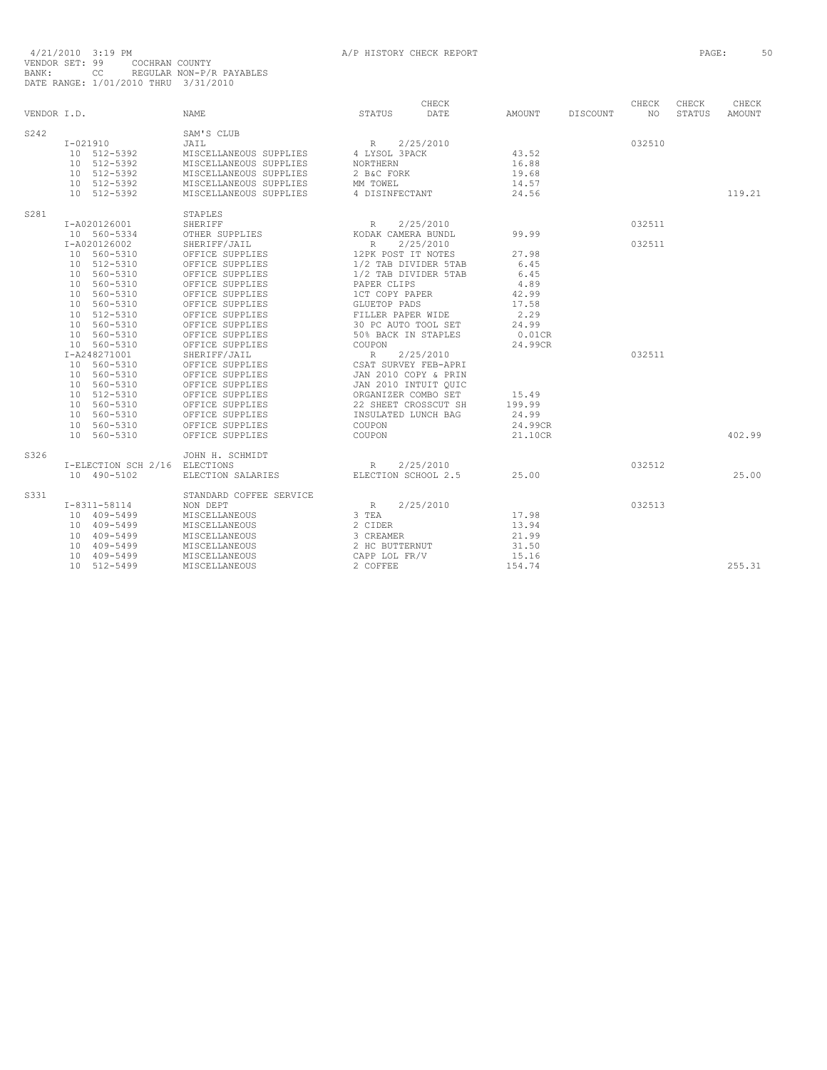4/21/2010 3:19 PM A/P HISTORY CHECK REPORT

VENDOR SET: 99 COCHRAN COUNTY
BANK: CC REGULAR NON-P/R PAYABLES
DATE RANGE: 1/01/2010 THRU 3/31/2010

| VENDOR I.D. | NAME | STATUS | CHECK DATE | AMOUNT | DISCOUNT | CHECK NO | CHECK STATUS | CHECK AMOUNT |
|---|---|---|---|---|---|---|---|---|
| S242 | SAM'S CLUB | | | | | | | |
| I-021910 | JAIL | R | 2/25/2010 | | | 032510 | | |
| 10 512-5392 | MISCELLANEOUS SUPPLIES | 4 LYSOL 3PACK | | 43.52 | | | | |
| 10 512-5392 | MISCELLANEOUS SUPPLIES | NORTHERN | | 16.88 | | | | |
| 10 512-5392 | MISCELLANEOUS SUPPLIES | 2 B&C FORK | | 19.68 | | | | |
| 10 512-5392 | MISCELLANEOUS SUPPLIES | MM TOWEL | | 14.57 | | | | |
| 10 512-5392 | MISCELLANEOUS SUPPLIES | 4 DISINFECTANT | | 24.56 | | | | 119.21 |
| S281 | STAPLES | | | | | | | |
| I-A020126001 | SHERIFF | R | 2/25/2010 | | | 032511 | | |
| 10 560-5334 | OTHER SUPPLIES | KODAK CAMERA BUNDL | | 99.99 | | | | |
| I-A020126002 | SHERIFF/JAIL | R | 2/25/2010 | | | 032511 | | |
| 10 560-5310 | OFFICE SUPPLIES | 12PK POST IT NOTES | | 27.98 | | | | |
| 10 512-5310 | OFFICE SUPPLIES | 1/2 TAB DIVIDER 5TAB | | 6.45 | | | | |
| 10 560-5310 | OFFICE SUPPLIES | 1/2 TAB DIVIDER 5TAB | | 6.45 | | | | |
| 10 560-5310 | OFFICE SUPPLIES | PAPER CLIPS | | 4.89 | | | | |
| 10 560-5310 | OFFICE SUPPLIES | 1CT COPY PAPER | | 42.99 | | | | |
| 10 560-5310 | OFFICE SUPPLIES | GLUETOP PADS | | 17.58 | | | | |
| 10 512-5310 | OFFICE SUPPLIES | FILLER PAPER WIDE | | 2.29 | | | | |
| 10 560-5310 | OFFICE SUPPLIES | 30 PC AUTO TOOL SET | | 24.99 | | | | |
| 10 560-5310 | OFFICE SUPPLIES | 50% BACK IN STAPLES | | 0.01CR | | | | |
| 10 560-5310 | OFFICE SUPPLIES | COUPON | | 24.99CR | | | | |
| I-A248271001 | SHERIFF/JAIL | R | 2/25/2010 | | | 032511 | | |
| 10 560-5310 | OFFICE SUPPLIES | CSAT SURVEY FEB-APRI | | | | | | |
| 10 560-5310 | OFFICE SUPPLIES | JAN 2010 COPY & PRIN | | | | | | |
| 10 560-5310 | OFFICE SUPPLIES | JAN 2010 INTUIT QUIC | | | | | | |
| 10 512-5310 | OFFICE SUPPLIES | ORGANIZER COMBO SET | | 15.49 | | | | |
| 10 560-5310 | OFFICE SUPPLIES | 22 SHEET CROSSCUT SH | | 199.99 | | | | |
| 10 560-5310 | OFFICE SUPPLIES | INSULATED LUNCH BAG | | 24.99 | | | | |
| 10 560-5310 | OFFICE SUPPLIES | COUPON | | 24.99CR | | | | |
| 10 560-5310 | OFFICE SUPPLIES | COUPON | | 21.10CR | | | | 402.99 |
| S326 | JOHN H. SCHMIDT | | | | | | | |
| I-ELECTION SCH 2/16 | ELECTIONS | R | 2/25/2010 | | | 032512 | | |
| 10 490-5102 | ELECTION SALARIES | ELECTION SCHOOL 2.5 | | 25.00 | | | | 25.00 |
| S331 | STANDARD COFFEE SERVICE | | | | | | | |
| I-8311-58114 | NON DEPT | R | 2/25/2010 | | | 032513 | | |
| 10 409-5499 | MISCELLANEOUS | 3 TEA | | 17.98 | | | | |
| 10 409-5499 | MISCELLANEOUS | 2 CIDER | | 13.94 | | | | |
| 10 409-5499 | MISCELLANEOUS | 3 CREAMER | | 21.99 | | | | |
| 10 409-5499 | MISCELLANEOUS | 2 HC BUTTERNUT | | 31.50 | | | | |
| 10 409-5499 | MISCELLANEOUS | CAPP LOL FR/V | | 15.16 | | | | |
| 10 512-5499 | MISCELLANEOUS | 2 COFFEE | | 154.74 | | | | 255.31 |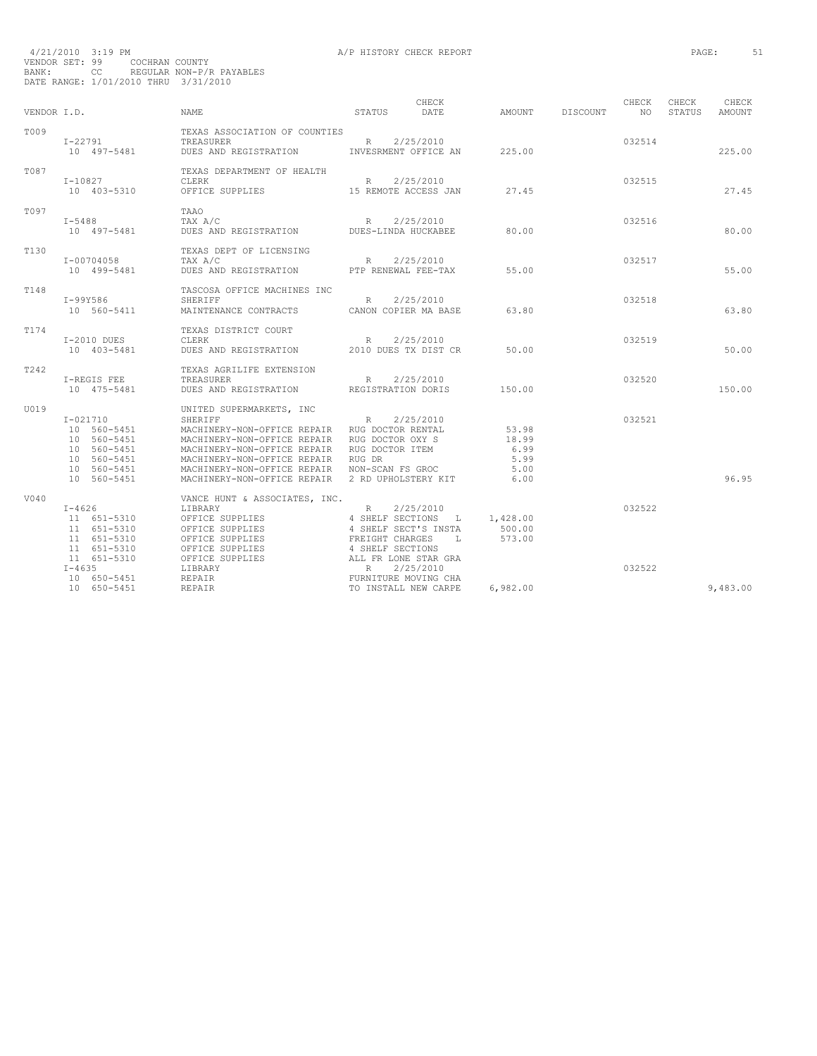4/21/2010 3:19 PM A/P HISTORY CHECK REPORT

VENDOR SET: 99 COCHRAN COUNTY
BANK: CC REGULAR NON-P/R PAYABLES
DATE RANGE: 1/01/2010 THRU 3/31/2010

| VENDOR I.D. | NAME | STATUS | CHECK DATE | AMOUNT | DISCOUNT | CHECK NO | CHECK STATUS | CHECK AMOUNT |
|---|---|---|---|---|---|---|---|---|
| T009 | TEXAS ASSOCIATION OF COUNTIES | | | | | | | |
| I-22791 | TREASURER | R | 2/25/2010 | | | 032514 | | |
| 10 497-5481 | DUES AND REGISTRATION | INVESRMENT OFFICE AN | | 225.00 | | | | 225.00 |
| T087 | TEXAS DEPARTMENT OF HEALTH | | | | | | | |
| I-10827 | CLERK | R | 2/25/2010 | | | 032515 | | |
| 10 403-5310 | OFFICE SUPPLIES | 15 REMOTE ACCESS JAN | | 27.45 | | | | 27.45 |
| T097 | TAAO | | | | | | | |
| I-5488 | TAX A/C | R | 2/25/2010 | | | 032516 | | |
| 10 497-5481 | DUES AND REGISTRATION | DUES-LINDA HUCKABEE | | 80.00 | | | | 80.00 |
| T130 | TEXAS DEPT OF LICENSING | | | | | | | |
| I-00704058 | TAX A/C | R | 2/25/2010 | | | 032517 | | |
| 10 499-5481 | DUES AND REGISTRATION | PTP RENEWAL FEE-TAX | | 55.00 | | | | 55.00 |
| T148 | TASCOSA OFFICE MACHINES INC | | | | | | | |
| I-99Y586 | SHERIFF | R | 2/25/2010 | | | 032518 | | |
| 10 560-5411 | MAINTENANCE CONTRACTS | CANON COPIER MA BASE | | 63.80 | | | | 63.80 |
| T174 | TEXAS DISTRICT COURT | | | | | | | |
| I-2010 DUES | CLERK | R | 2/25/2010 | | | 032519 | | |
| 10 403-5481 | DUES AND REGISTRATION | 2010 DUES TX DIST CR | | 50.00 | | | | 50.00 |
| T242 | TEXAS AGRILIFE EXTENSION | | | | | | | |
| I-REGIS FEE | TREASURER | R | 2/25/2010 | | | 032520 | | |
| 10 475-5481 | DUES AND REGISTRATION | REGISTRATION DORIS | | 150.00 | | | | 150.00 |
| U019 | UNITED SUPERMARKETS, INC | | | | | | | |
| I-021710 | SHERIFF | R | 2/25/2010 | | | 032521 | | |
| 10 560-5451 | MACHINERY-NON-OFFICE REPAIR | RUG DOCTOR RENTAL | | 53.98 | | | | |
| 10 560-5451 | MACHINERY-NON-OFFICE REPAIR | RUG DOCTOR OXY S | | 18.99 | | | | |
| 10 560-5451 | MACHINERY-NON-OFFICE REPAIR | RUG DOCTOR ITEM | | 6.99 | | | | |
| 10 560-5451 | MACHINERY-NON-OFFICE REPAIR | RUG DR | | 5.99 | | | | |
| 10 560-5451 | MACHINERY-NON-OFFICE REPAIR | NON-SCAN FS GROC | | 5.00 | | | | |
| 10 560-5451 | MACHINERY-NON-OFFICE REPAIR | 2 RD UPHOLSTERY KIT | | 6.00 | | | | 96.95 |
| V040 | VANCE HUNT & ASSOCIATES, INC. | | | | | | | |
| I-4626 | LIBRARY | R | 2/25/2010 | | | 032522 | | |
| 11 651-5310 | OFFICE SUPPLIES | 4 SHELF SECTIONS L | | 1,428.00 | | | | |
| 11 651-5310 | OFFICE SUPPLIES | 4 SHELF SECT'S INSTA | | 500.00 | | | | |
| 11 651-5310 | OFFICE SUPPLIES | FREIGHT CHARGES L | | 573.00 | | | | |
| 11 651-5310 | OFFICE SUPPLIES | 4 SHELF SECTIONS | | | | | | |
| 11 651-5310 | OFFICE SUPPLIES | ALL FR LONE STAR GRA | | | | | | |
| I-4635 | LIBRARY | R | 2/25/2010 | | | 032522 | | |
| 10 650-5451 | REPAIR | FURNITURE MOVING CHA | | | | | | |
| 10 650-5451 | REPAIR | TO INSTALL NEW CARPE | | 6,982.00 | | | | 9,483.00 |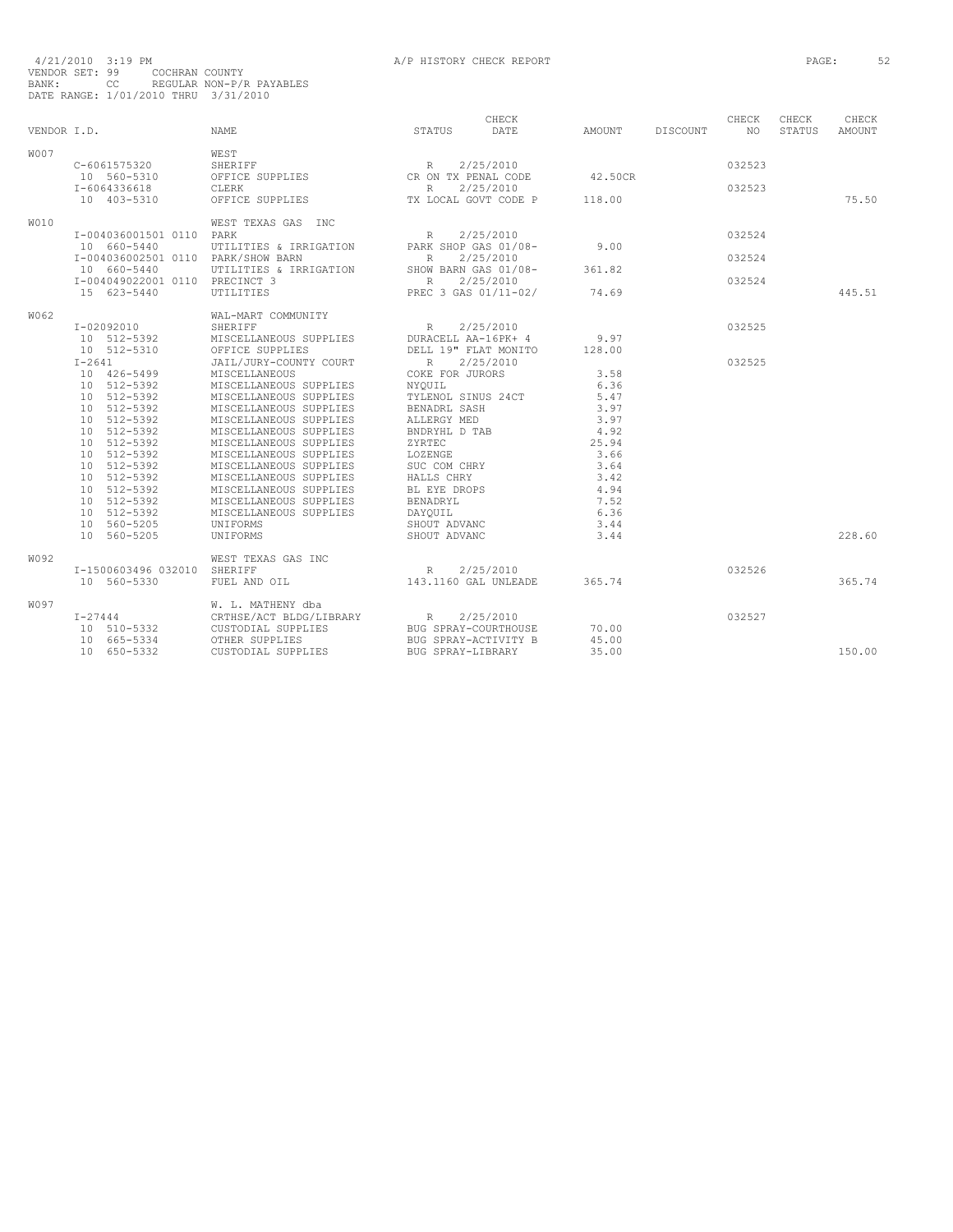4/21/2010 3:19 PM A/P HISTORY CHECK REPORT

VENDOR SET: 99 COCHRAN COUNTY
BANK: CC REGULAR NON-P/R PAYABLES
DATE RANGE: 1/01/2010 THRU 3/31/2010

| VENDOR I.D. | NAME | STATUS | CHECK DATE | AMOUNT | DISCOUNT | CHECK NO | CHECK STATUS | CHECK AMOUNT |
|---|---|---|---|---|---|---|---|---|
| W007 | WEST | | | | | | | |
| C-6061575320 | SHERIFF | R | 2/25/2010 | | | 032523 | | |
| 10 560-5310 | OFFICE SUPPLIES | CR ON TX PENAL CODE | | 42.50CR | | | | |
| I-6064336618 | CLERK | R | 2/25/2010 | | | 032523 | | |
| 10 403-5310 | OFFICE SUPPLIES | TX LOCAL GOVT CODE P | | 118.00 | | | | 75.50 |
| W010 | WEST TEXAS GAS INC | | | | | | | |
| I-004036001501 0110 | PARK | R | 2/25/2010 | | | 032524 | | |
| 10 660-5440 | UTILITIES & IRRIGATION | PARK SHOP GAS 01/08- | | 9.00 | | | | |
| I-004036002501 0110 | PARK/SHOW BARN | R | 2/25/2010 | | | 032524 | | |
| 10 660-5440 | UTILITIES & IRRIGATION | SHOW BARN GAS 01/08- | | 361.82 | | | | |
| I-004049022001 0110 | PRECINCT 3 | R | 2/25/2010 | | | 032524 | | |
| 15 623-5440 | UTILITIES | PREC 3 GAS 01/11-02/ | | 74.69 | | | | 445.51 |
| W062 | WAL-MART COMMUNITY | | | | | | | |
| I-02092010 | SHERIFF | R | 2/25/2010 | | | 032525 | | |
| 10 512-5392 | MISCELLANEOUS SUPPLIES | DURACELL AA-16PK+ 4 | | 9.97 | | | | |
| 10 512-5310 | OFFICE SUPPLIES | DELL 19" FLAT MONITO | | 128.00 | | | | |
| I-2641 | JAIL/JURY-COUNTY COURT | R | 2/25/2010 | | | 032525 | | |
| 10 426-5499 | MISCELLANEOUS | COKE FOR JURORS | | 3.58 | | | | |
| 10 512-5392 | MISCELLANEOUS SUPPLIES | NYQUIL | | 6.36 | | | | |
| 10 512-5392 | MISCELLANEOUS SUPPLIES | TYLENOL SINUS 24CT | | 5.47 | | | | |
| 10 512-5392 | MISCELLANEOUS SUPPLIES | BENADRL SASH | | 3.97 | | | | |
| 10 512-5392 | MISCELLANEOUS SUPPLIES | ALLERGY MED | | 3.97 | | | | |
| 10 512-5392 | MISCELLANEOUS SUPPLIES | BNDRYHL D TAB | | 4.92 | | | | |
| 10 512-5392 | MISCELLANEOUS SUPPLIES | ZYRTEC | | 25.94 | | | | |
| 10 512-5392 | MISCELLANEOUS SUPPLIES | LOZENGE | | 3.66 | | | | |
| 10 512-5392 | MISCELLANEOUS SUPPLIES | SUC COM CHRY | | 3.64 | | | | |
| 10 512-5392 | MISCELLANEOUS SUPPLIES | HALLS CHRY | | 3.42 | | | | |
| 10 512-5392 | MISCELLANEOUS SUPPLIES | BL EYE DROPS | | 4.94 | | | | |
| 10 512-5392 | MISCELLANEOUS SUPPLIES | BENADRYL | | 7.52 | | | | |
| 10 512-5392 | MISCELLANEOUS SUPPLIES | DAYQUIL | | 6.36 | | | | |
| 10 560-5205 | UNIFORMS | SHOUT ADVANC | | 3.44 | | | | |
| 10 560-5205 | UNIFORMS | SHOUT ADVANC | | 3.44 | | | | 228.60 |
| W092 | WEST TEXAS GAS INC | | | | | | | |
| I-1500603496 032010 | SHERIFF | R | 2/25/2010 | | | 032526 | | |
| 10 560-5330 | FUEL AND OIL | 143.1160 GAL UNLEADE | | 365.74 | | | | 365.74 |
| W097 | W. L. MATHENY dba | | | | | | | |
| I-27444 | CRTHSE/ACT BLDG/LIBRARY | R | 2/25/2010 | | | 032527 | | |
| 10 510-5332 | CUSTODIAL SUPPLIES | BUG SPRAY-COURTHOUSE | | 70.00 | | | | |
| 10 665-5334 | OTHER SUPPLIES | BUG SPRAY-ACTIVITY B | | 45.00 | | | | |
| 10 650-5332 | CUSTODIAL SUPPLIES | BUG SPRAY-LIBRARY | | 35.00 | | | | 150.00 |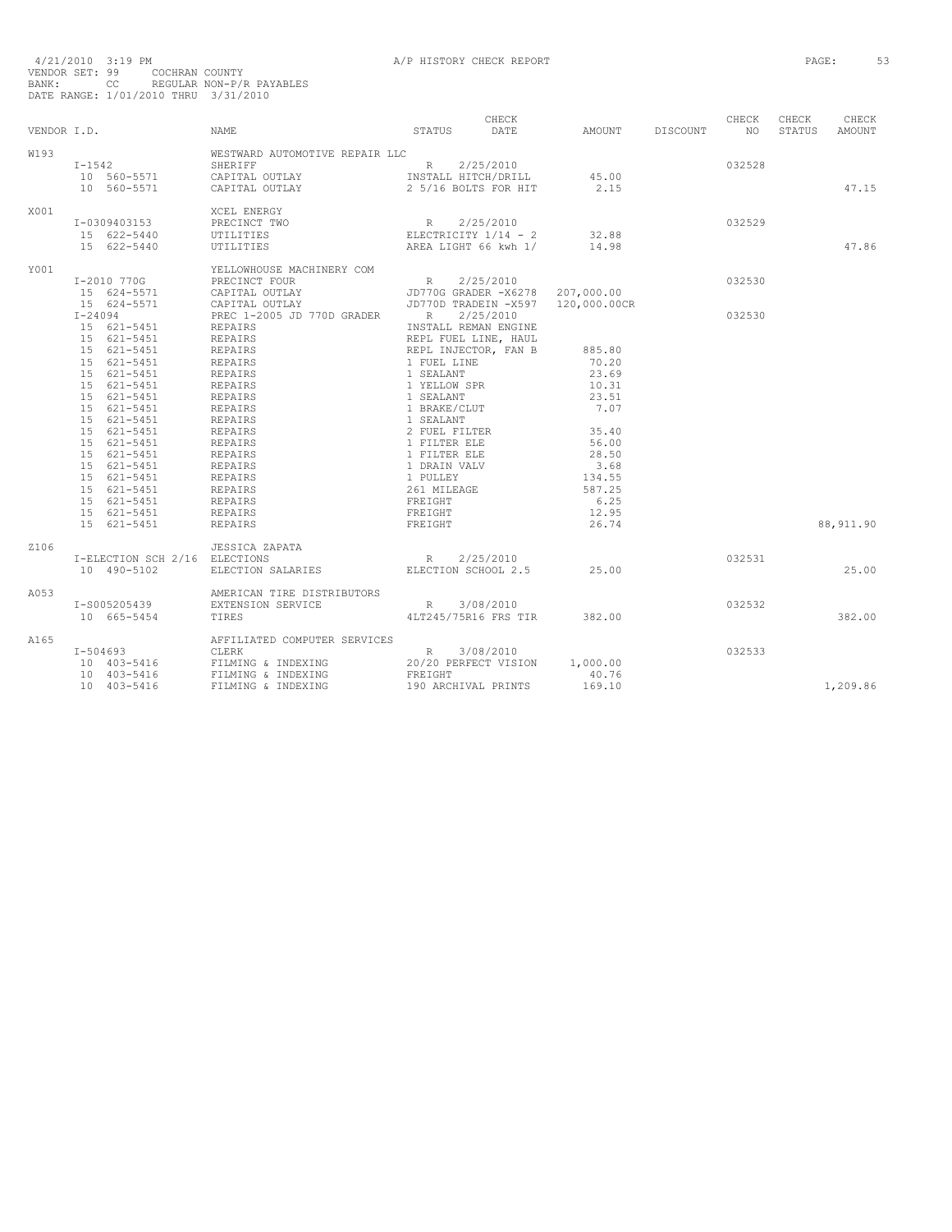4/21/2010 3:19 PM A/P HISTORY CHECK REPORT
VENDOR SET: 99 COCHRAN COUNTY
BANK: CC REGULAR NON-P/R PAYABLES
DATE RANGE: 1/01/2010 THRU 3/31/2010

| VENDOR I.D. | NAME | STATUS | CHECK DATE | AMOUNT | DISCOUNT | CHECK NO | CHECK STATUS | CHECK AMOUNT |
|---|---|---|---|---|---|---|---|---|
| W193 | WESTWARD AUTOMOTIVE REPAIR LLC | | | | | | | |
| I-1542 | SHERIFF | R | 2/25/2010 | | | 032528 | | |
| 10 560-5571 | CAPITAL OUTLAY | INSTALL HITCH/DRILL | | 45.00 | | | | |
| 10 560-5571 | CAPITAL OUTLAY | 2 5/16 BOLTS FOR HIT | | 2.15 | | | | 47.15 |
| X001 | XCEL ENERGY | | | | | | | |
| I-0309403153 | PRECINCT TWO | R | 2/25/2010 | | | 032529 | | |
| 15 622-5440 | UTILITIES | ELECTRICITY 1/14 - 2 | | 32.88 | | | | |
| 15 622-5440 | UTILITIES | AREA LIGHT 66 kwh 1/ | | 14.98 | | | | 47.86 |
| Y001 | YELLOWHOUSE MACHINERY COM | | | | | | | |
| I-2010 770G | PRECINCT FOUR | R | 2/25/2010 | | | 032530 | | |
| 15 624-5571 | CAPITAL OUTLAY | JD770G GRADER -X6278 | | 207,000.00 | | | | |
| 15 624-5571 | CAPITAL OUTLAY | JD770D TRADEIN -X597 | | 120,000.00CR | | | | |
| I-24094 | PREC 1-2005 JD 770D GRADER | R | 2/25/2010 | | | 032530 | | |
| 15 621-5451 | REPAIRS | INSTALL REMAN ENGINE | | | | | | |
| 15 621-5451 | REPAIRS | REPL FUEL LINE, HAUL | | | | | | |
| 15 621-5451 | REPAIRS | REPL INJECTOR, FAN B | | 885.80 | | | | |
| 15 621-5451 | REPAIRS | 1 FUEL LINE | | 70.20 | | | | |
| 15 621-5451 | REPAIRS | 1 SEALANT | | 23.69 | | | | |
| 15 621-5451 | REPAIRS | 1 YELLOW SPR | | 10.31 | | | | |
| 15 621-5451 | REPAIRS | 1 SEALANT | | 23.51 | | | | |
| 15 621-5451 | REPAIRS | 1 BRAKE/CLUT | | 7.07 | | | | |
| 15 621-5451 | REPAIRS | 1 SEALANT | | | | | | |
| 15 621-5451 | REPAIRS | 2 FUEL FILTER | | 35.40 | | | | |
| 15 621-5451 | REPAIRS | 1 FILTER ELE | | 56.00 | | | | |
| 15 621-5451 | REPAIRS | 1 FILTER ELE | | 28.50 | | | | |
| 15 621-5451 | REPAIRS | 1 DRAIN VALV | | 3.68 | | | | |
| 15 621-5451 | REPAIRS | 1 PULLEY | | 134.55 | | | | |
| 15 621-5451 | REPAIRS | 261 MILEAGE | | 587.25 | | | | |
| 15 621-5451 | REPAIRS | FREIGHT | | 6.25 | | | | |
| 15 621-5451 | REPAIRS | FREIGHT | | 12.95 | | | | |
| 15 621-5451 | REPAIRS | FREIGHT | | 26.74 | | | | 88,911.90 |
| Z106 | JESSICA ZAPATA | | | | | | | |
| I-ELECTION SCH 2/16 | ELECTIONS | R | 2/25/2010 | | | 032531 | | |
| 10 490-5102 | ELECTION SALARIES | ELECTION SCHOOL 2.5 | | 25.00 | | | | 25.00 |
| A053 | AMERICAN TIRE DISTRIBUTORS | | | | | | | |
| I-S005205439 | EXTENSION SERVICE | R | 3/08/2010 | | | 032532 | | |
| 10 665-5454 | TIRES | 4LT245/75R16 FRS TIR | | 382.00 | | | | 382.00 |
| A165 | AFFILIATED COMPUTER SERVICES | | | | | | | |
| I-504693 | CLERK | R | 3/08/2010 | | | 032533 | | |
| 10 403-5416 | FILMING & INDEXING | 20/20 PERFECT VISION | | 1,000.00 | | | | |
| 10 403-5416 | FILMING & INDEXING | FREIGHT | | 40.76 | | | | |
| 10 403-5416 | FILMING & INDEXING | 190 ARCHIVAL PRINTS | | 169.10 | | | | 1,209.86 |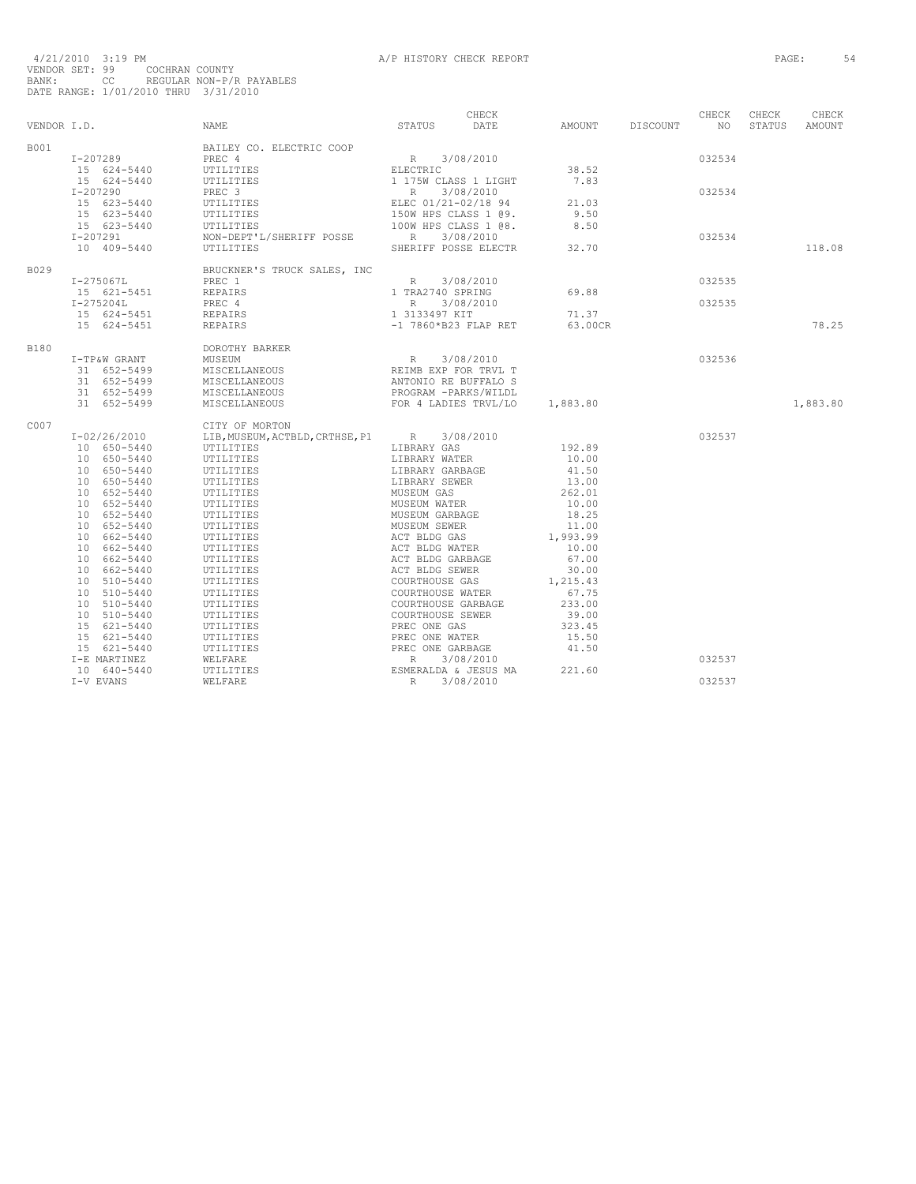4/21/2010 3:19 PM A/P HISTORY CHECK REPORT PAGE: 54
VENDOR SET: 99 COCHRAN COUNTY
BANK: CC REGULAR NON-P/R PAYABLES
DATE RANGE: 1/01/2010 THRU 3/31/2010

| VENDOR I.D. | NAME | STATUS | CHECK DATE | AMOUNT | DISCOUNT | CHECK NO | CHECK STATUS | CHECK AMOUNT |
|---|---|---|---|---|---|---|---|---|
| B001 | BAILEY CO. ELECTRIC COOP | | | | | | | |
| I-207289 | PREC 4 | R | 3/08/2010 | | | 032534 | | |
| 15 624-5440 | UTILITIES | ELECTRIC | | 38.52 | | | | |
| 15 624-5440 | UTILITIES | 1 175W CLASS 1 LIGHT | | 7.83 | | | | |
| I-207290 | PREC 3 | R | 3/08/2010 | | | 032534 | | |
| 15 623-5440 | UTILITIES | ELEC 01/21-02/18 94 | | 21.03 | | | | |
| 15 623-5440 | UTILITIES | 150W HPS CLASS 1 @9. | | 9.50 | | | | |
| 15 623-5440 | UTILITIES | 100W HPS CLASS 1 @8. | | 8.50 | | | | |
| I-207291 | NON-DEPT'L/SHERIFF POSSE | R | 3/08/2010 | | | 032534 | | |
| 10 409-5440 | UTILITIES | SHERIFF POSSE ELECTR | | 32.70 | | | | 118.08 |
| B029 | BRUCKNER'S TRUCK SALES, INC | | | | | | | |
| I-275067L | PREC 1 | R | 3/08/2010 | | | 032535 | | |
| 15 621-5451 | REPAIRS | 1 TRA2740 SPRING | | 69.88 | | | | |
| I-275204L | PREC 4 | R | 3/08/2010 | | | 032535 | | |
| 15 624-5451 | REPAIRS | 1 3133497 KIT | | 71.37 | | | | |
| 15 624-5451 | REPAIRS | -1 7860*B23 FLAP RET | | 63.00CR | | | | 78.25 |
| B180 | DOROTHY BARKER | | | | | | | |
| I-TP&W GRANT | MUSEUM | R | 3/08/2010 | | | 032536 | | |
| 31 652-5499 | MISCELLANEOUS | REIMB EXP FOR TRVL T | | | | | | |
| 31 652-5499 | MISCELLANEOUS | ANTONIO RE BUFFALO S | | | | | | |
| 31 652-5499 | MISCELLANEOUS | PROGRAM -PARKS/WILDL | | | | | | |
| 31 652-5499 | MISCELLANEOUS | FOR 4 LADIES TRVL/LO | | 1,883.80 | | | | 1,883.80 |
| C007 | CITY OF MORTON | | | | | | | |
| I-02/26/2010 | LIB,MUSEUM,ACTBLD,CRTHSE,P1 | R | 3/08/2010 | | | 032537 | | |
| 10 650-5440 | UTILITIES | LIBRARY GAS | | 192.89 | | | | |
| 10 650-5440 | UTILITIES | LIBRARY WATER | | 10.00 | | | | |
| 10 650-5440 | UTILITIES | LIBRARY GARBAGE | | 41.50 | | | | |
| 10 650-5440 | UTILITIES | LIBRARY SEWER | | 13.00 | | | | |
| 10 652-5440 | UTILITIES | MUSEUM GAS | | 262.01 | | | | |
| 10 652-5440 | UTILITIES | MUSEUM WATER | | 10.00 | | | | |
| 10 652-5440 | UTILITIES | MUSEUM GARBAGE | | 18.25 | | | | |
| 10 652-5440 | UTILITIES | MUSEUM SEWER | | 11.00 | | | | |
| 10 662-5440 | UTILITIES | ACT BLDG GAS | | 1,993.99 | | | | |
| 10 662-5440 | UTILITIES | ACT BLDG WATER | | 10.00 | | | | |
| 10 662-5440 | UTILITIES | ACT BLDG GARBAGE | | 67.00 | | | | |
| 10 662-5440 | UTILITIES | ACT BLDG SEWER | | 30.00 | | | | |
| 10 510-5440 | UTILITIES | COURTHOUSE GAS | | 1,215.43 | | | | |
| 10 510-5440 | UTILITIES | COURTHOUSE WATER | | 67.75 | | | | |
| 10 510-5440 | UTILITIES | COURTHOUSE GARBAGE | | 233.00 | | | | |
| 10 510-5440 | UTILITIES | COURTHOUSE SEWER | | 39.00 | | | | |
| 15 621-5440 | UTILITIES | PREC ONE GAS | | 323.45 | | | | |
| 15 621-5440 | UTILITIES | PREC ONE WATER | | 15.50 | | | | |
| 15 621-5440 | UTILITIES | PREC ONE GARBAGE | | 41.50 | | | | |
| I-E MARTINEZ | WELFARE | R | 3/08/2010 | | | 032537 | | |
| 10 640-5440 | UTILITIES | ESMERALDA & JESUS MA | | 221.60 | | | | |
| I-V EVANS | WELFARE | R | 3/08/2010 | | | 032537 | | |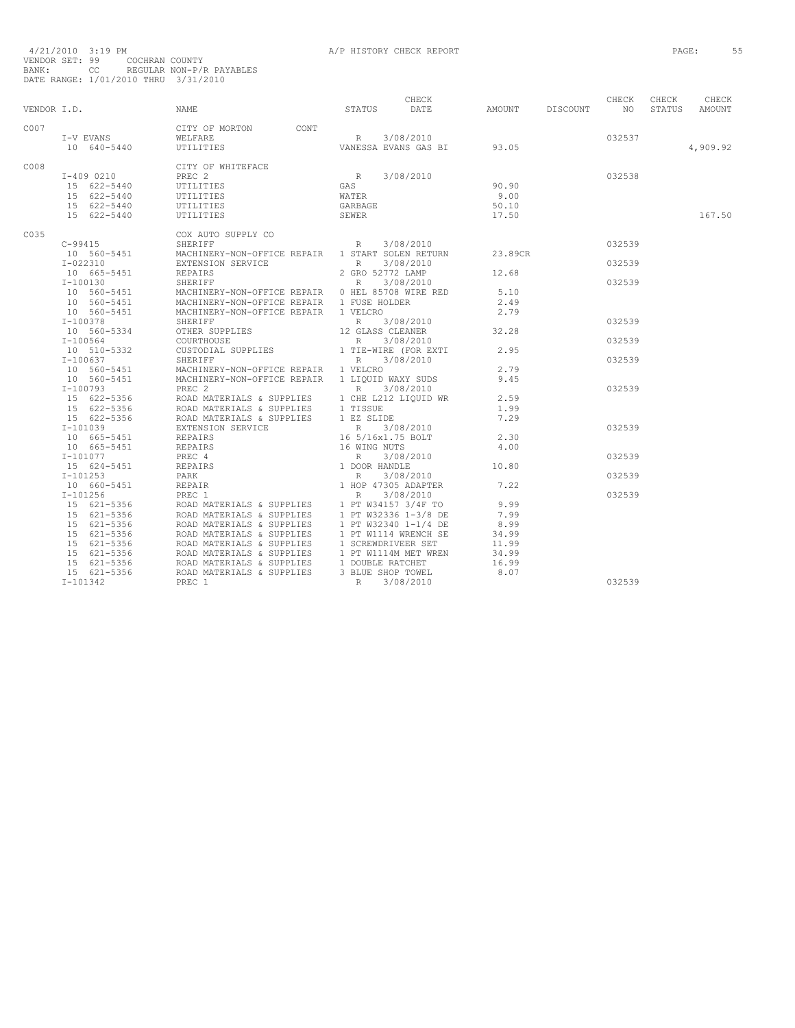4/21/2010 3:19 PM A/P HISTORY CHECK REPORT
VENDOR SET: 99 COCHRAN COUNTY
BANK: CC REGULAR NON-P/R PAYABLES
DATE RANGE: 1/01/2010 THRU 3/31/2010

| VENDOR I.D. | NAME | STATUS | CHECK DATE | AMOUNT | DISCOUNT | CHECK NO | CHECK STATUS | CHECK AMOUNT |
|---|---|---|---|---|---|---|---|---|
| C007 | CITY OF MORTON CONT | | | | | | | |
| I-V EVANS | WELFARE | R | 3/08/2010 | | | 032537 | | |
| 10 640-5440 | UTILITIES | VANESSA EVANS GAS BI | | 93.05 | | | | 4,909.92 |
| C008 | CITY OF WHITEFACE | | | | | | | |
| I-409 0210 | PREC 2 | R | 3/08/2010 | | | 032538 | | |
| 15 622-5440 | UTILITIES | GAS | | 90.90 | | | | |
| 15 622-5440 | UTILITIES | WATER | | 9.00 | | | | |
| 15 622-5440 | UTILITIES | GARBAGE | | 50.10 | | | | |
| 15 622-5440 | UTILITIES | SEWER | | 17.50 | | | | 167.50 |
| C035 | COX AUTO SUPPLY CO | | | | | | | |
| C-99415 | SHERIFF | R | 3/08/2010 | | | 032539 | | |
| 10 560-5451 | MACHINERY-NON-OFFICE REPAIR | 1 START SOLEN RETURN | | 23.89CR | | | | |
| I-022310 | EXTENSION SERVICE | R | 3/08/2010 | | | 032539 | | |
| 10 665-5451 | REPAIRS | 2 GRO 52772 LAMP | | 12.68 | | | | |
| I-100130 | SHERIFF | R | 3/08/2010 | | | 032539 | | |
| 10 560-5451 | MACHINERY-NON-OFFICE REPAIR | 0 HEL 85708 WIRE RED | | 5.10 | | | | |
| 10 560-5451 | MACHINERY-NON-OFFICE REPAIR | 1 FUSE HOLDER | | 2.49 | | | | |
| 10 560-5451 | MACHINERY-NON-OFFICE REPAIR | 1 VELCRO | | 2.79 | | | | |
| I-100378 | SHERIFF | R | 3/08/2010 | | | 032539 | | |
| 10 560-5334 | OTHER SUPPLIES | 12 GLASS CLEANER | | 32.28 | | | | |
| I-100564 | COURTHOUSE | R | 3/08/2010 | | | 032539 | | |
| 10 510-5332 | CUSTODIAL SUPPLIES | 1 TIE-WIRE (FOR EXTI | | 2.95 | | | | |
| I-100637 | SHERIFF | R | 3/08/2010 | | | 032539 | | |
| 10 560-5451 | MACHINERY-NON-OFFICE REPAIR | 1 VELCRO | | 2.79 | | | | |
| 10 560-5451 | MACHINERY-NON-OFFICE REPAIR | 1 LIQUID WAXY SUDS | | 9.45 | | | | |
| I-100793 | PREC 2 | R | 3/08/2010 | | | 032539 | | |
| 15 622-5356 | ROAD MATERIALS & SUPPLIES | 1 CHE L212 LIQUID WR | | 2.59 | | | | |
| 15 622-5356 | ROAD MATERIALS & SUPPLIES | 1 TISSUE | | 1.99 | | | | |
| 15 622-5356 | ROAD MATERIALS & SUPPLIES | 1 EZ SLIDE | | 7.29 | | | | |
| I-101039 | EXTENSION SERVICE | R | 3/08/2010 | | | 032539 | | |
| 10 665-5451 | REPAIRS | 16 5/16x1.75 BOLT | | 2.30 | | | | |
| 10 665-5451 | REPAIRS | 16 WING NUTS | | 4.00 | | | | |
| I-101077 | PREC 4 | R | 3/08/2010 | | | 032539 | | |
| 15 624-5451 | REPAIRS | 1 DOOR HANDLE | | 10.80 | | | | |
| I-101253 | PARK | R | 3/08/2010 | | | 032539 | | |
| 10 660-5451 | REPAIR | 1 HOP 47305 ADAPTER | | 7.22 | | | | |
| I-101256 | PREC 1 | R | 3/08/2010 | | | 032539 | | |
| 15 621-5356 | ROAD MATERIALS & SUPPLIES | 1 PT W34157 3/4F TO | | 9.99 | | | | |
| 15 621-5356 | ROAD MATERIALS & SUPPLIES | 1 PT W32336 1-3/8 DE | | 7.99 | | | | |
| 15 621-5356 | ROAD MATERIALS & SUPPLIES | 1 PT W32340 1-1/4 DE | | 8.99 | | | | |
| 15 621-5356 | ROAD MATERIALS & SUPPLIES | 1 PT W1114 WRENCH SE | | 34.99 | | | | |
| 15 621-5356 | ROAD MATERIALS & SUPPLIES | 1 SCREWDRIVEER SET | | 11.99 | | | | |
| 15 621-5356 | ROAD MATERIALS & SUPPLIES | 1 PT W1114M MET WREN | | 34.99 | | | | |
| 15 621-5356 | ROAD MATERIALS & SUPPLIES | 1 DOUBLE RATCHET | | 16.99 | | | | |
| 15 621-5356 | ROAD MATERIALS & SUPPLIES | 3 BLUE SHOP TOWEL | | 8.07 | | | | |
| I-101342 | PREC 1 | R | 3/08/2010 | | | 032539 | | |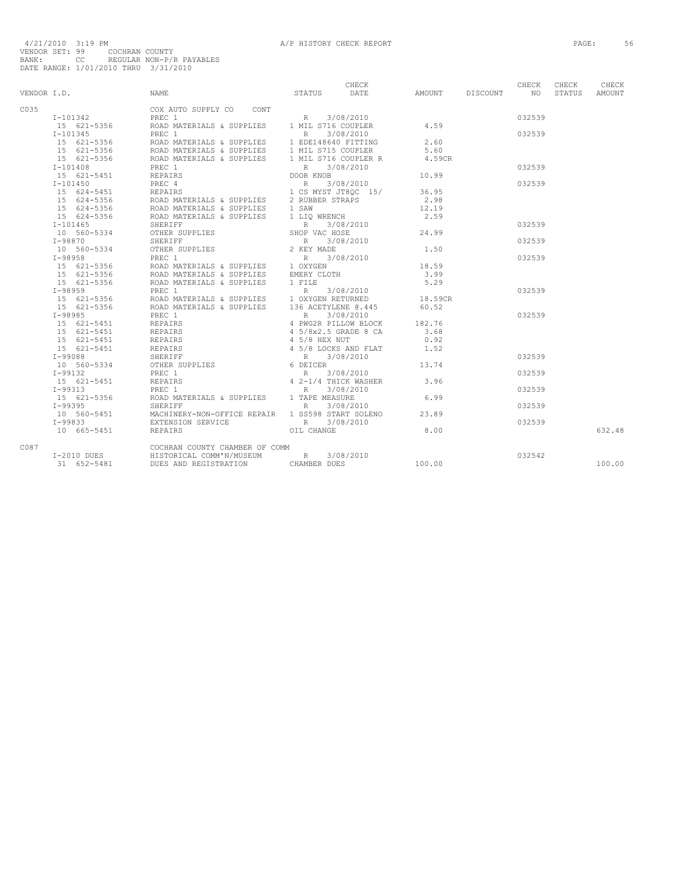4/21/2010 3:19 PM A/P HISTORY CHECK REPORT

VENDOR SET: 99 COCHRAN COUNTY
BANK: CC REGULAR NON-P/R PAYABLES
DATE RANGE: 1/01/2010 THRU 3/31/2010

| VENDOR I.D. | NAME | STATUS | CHECK DATE | AMOUNT | DISCOUNT | CHECK NO | CHECK STATUS | CHECK AMOUNT |
|---|---|---|---|---|---|---|---|---|
| C035 | COX AUTO SUPPLY CO CONT | | | | | | | |
| I-101342 | PREC 1 | R | 3/08/2010 | | | 032539 | | |
| 15 621-5356 | ROAD MATERIALS & SUPPLIES | 1 MIL S716 COUPLER | | 4.59 | | | | |
| I-101345 | PREC 1 | R | 3/08/2010 | | | 032539 | | |
| 15 621-5356 | ROAD MATERIALS & SUPPLIES | 1 EDE148640 FITTING | | 2.60 | | | | |
| 15 621-5356 | ROAD MATERIALS & SUPPLIES | 1 MIL S715 COUPLER | | 5.60 | | | | |
| 15 621-5356 | ROAD MATERIALS & SUPPLIES | 1 MIL S716 COUPLER R | | 4.59CR | | | | |
| I-101408 | PREC 1 | R | 3/08/2010 | | | 032539 | | |
| 15 621-5451 | REPAIRS | DOOR KNOB | | 10.99 | | | | |
| I-101450 | PREC 4 | R | 3/08/2010 | | | 032539 | | |
| 15 624-5451 | REPAIRS | 1 CS MYST JT8QC 15/ | | 36.95 | | | | |
| 15 624-5356 | ROAD MATERIALS & SUPPLIES | 2 RUBBER STRAPS | | 2.98 | | | | |
| 15 624-5356 | ROAD MATERIALS & SUPPLIES | 1 SAW | | 12.19 | | | | |
| 15 624-5356 | ROAD MATERIALS & SUPPLIES | 1 LIQ WRENCH | | 2.59 | | | | |
| I-101465 | SHERIFF | R | 3/08/2010 | | | 032539 | | |
| 10 560-5334 | OTHER SUPPLIES | SHOP VAC HOSE | | 24.99 | | | | |
| I-98870 | SHERIFF | R | 3/08/2010 | | | 032539 | | |
| 10 560-5334 | OTHER SUPPLIES | 2 KEY MADE | | 1.50 | | | | |
| I-98958 | PREC 1 | R | 3/08/2010 | | | 032539 | | |
| 15 621-5356 | ROAD MATERIALS & SUPPLIES | 1 OXYGEN | | 18.59 | | | | |
| 15 621-5356 | ROAD MATERIALS & SUPPLIES | EMERY CLOTH | | 3.99 | | | | |
| 15 621-5356 | ROAD MATERIALS & SUPPLIES | 1 FILE | | 5.29 | | | | |
| I-98959 | PREC 1 | R | 3/08/2010 | | | 032539 | | |
| 15 621-5356 | ROAD MATERIALS & SUPPLIES | 1 OXYGEN RETURNED | | 18.59CR | | | | |
| 15 621-5356 | ROAD MATERIALS & SUPPLIES | 136 ACETYLENE @.445 | | 60.52 | | | | |
| I-98985 | PREC 1 | R | 3/08/2010 | | | 032539 | | |
| 15 621-5451 | REPAIRS | 4 PWG2R PILLOW BLOCK | | 182.76 | | | | |
| 15 621-5451 | REPAIRS | 4 5/8x2.5 GRADE 8 CA | | 3.68 | | | | |
| 15 621-5451 | REPAIRS | 4 5/8 HEX NUT | | 0.92 | | | | |
| 15 621-5451 | REPAIRS | 4 5/8 LOCKS AND FLAT | | 1.52 | | | | |
| I-99088 | SHERIFF | R | 3/08/2010 | | | 032539 | | |
| 10 560-5334 | OTHER SUPPLIES | 6 DEICER | | 13.74 | | | | |
| I-99132 | PREC 1 | R | 3/08/2010 | | | 032539 | | |
| 15 621-5451 | REPAIRS | 4 2-1/4 THICK WASHER | | 3.96 | | | | |
| I-99313 | PREC 1 | R | 3/08/2010 | | | 032539 | | |
| 15 621-5356 | ROAD MATERIALS & SUPPLIES | 1 TAPE MEASURE | | 6.99 | | | | |
| I-99395 | SHERIFF | R | 3/08/2010 | | | 032539 | | |
| 10 560-5451 | MACHINERY-NON-OFFICE REPAIR | 1 SS598 START SOLENO | | 23.89 | | | | |
| I-99833 | EXTENSION SERVICE | R | 3/08/2010 | | | 032539 | | |
| 10 665-5451 | REPAIRS | OIL CHANGE | | 8.00 | | | | 632.48 |
| C087 | COCHRAN COUNTY CHAMBER OF COMM | | | | | | | |
| I-2010 DUES | HISTORICAL COMM'N/MUSEUM | R | 3/08/2010 | | | 032542 | | |
| 31 652-5481 | DUES AND REGISTRATION | CHAMBER DUES | | 100.00 | | | | 100.00 |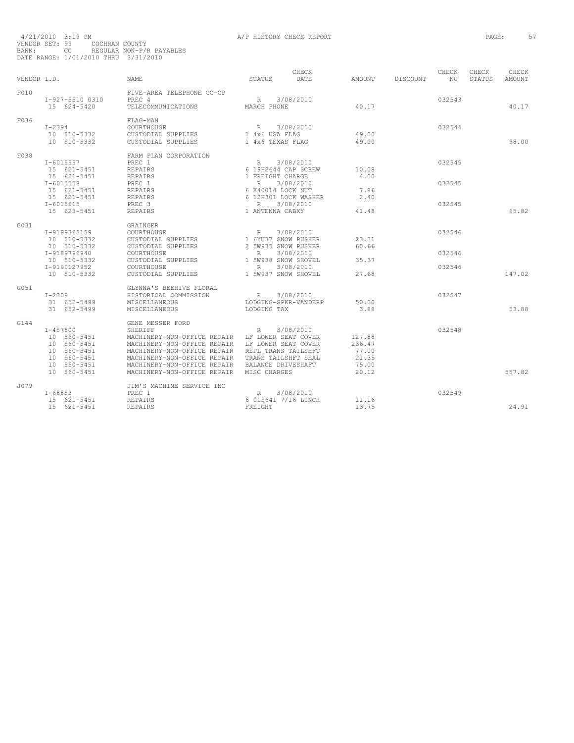4/21/2010 3:19 PM A/P HISTORY CHECK REPORT

VENDOR SET: 99 COCHRAN COUNTY
BANK: CC REGULAR NON-P/R PAYABLES
DATE RANGE: 1/01/2010 THRU 3/31/2010

| VENDOR I.D. | NAME | STATUS | CHECK DATE | AMOUNT | DISCOUNT | CHECK NO | CHECK STATUS | CHECK AMOUNT |
|---|---|---|---|---|---|---|---|---|
| F010 | FIVE-AREA TELEPHONE CO-OP | | | | | | | |
| I-927-5510 0310 | PREC 4 | R | 3/08/2010 | | | 032543 | | |
| 15 624-5420 | TELECOMMUNICATIONS | MARCH PHONE | | 40.17 | | | | 40.17 |
| F036 | FLAG-MAN | | | | | | | |
| I-2394 | COURTHOUSE | R | 3/08/2010 | | | 032544 | | |
| 10 510-5332 | CUSTODIAL SUPPLIES | 1 4x6 USA FLAG | | 49.00 | | | | |
| 10 510-5332 | CUSTODIAL SUPPLIES | 1 4x6 TEXAS FLAG | | 49.00 | | | | 98.00 |
| F038 | FARM PLAN CORPORATION | | | | | | | |
| I-6015557 | PREC 1 | R | 3/08/2010 | | | 032545 | | |
| 15 621-5451 | REPAIRS | 6 19H2644 CAP SCREW | | 10.08 | | | | |
| 15 621-5451 | REPAIRS | 1 FREIGHT CHARGE | | 4.00 | | | | |
| I-6015558 | PREC 1 | R | 3/08/2010 | | | 032545 | | |
| 15 621-5451 | REPAIRS | 6 K40014 LOCK NUT | | 7.86 | | | | |
| 15 621-5451 | REPAIRS | 6 12H301 LOCK WASHER | | 2.40 | | | | |
| I-6015615 | PREC 3 | R | 3/08/2010 | | | 032545 | | |
| 15 623-5451 | REPAIRS | 1 ANTENNA CABXY | | 41.48 | | | | 65.82 |
| G031 | GRAINGER | | | | | | | |
| I-9189365159 | COURTHOUSE | R | 3/08/2010 | | | 032546 | | |
| 10 510-5332 | CUSTODIAL SUPPLIES | 1 6YU37 SNOW PUSHER | | 23.31 | | | | |
| 10 510-5332 | CUSTODIAL SUPPLIES | 2 5W935 SNOW PUSHER | | 60.66 | | | | |
| I-9189796940 | COURTHOUSE | R | 3/08/2010 | | | 032546 | | |
| 10 510-5332 | CUSTODIAL SUPPLIES | 1 5W938 SNOW SHOVEL | | 35.37 | | | | |
| I-9190127952 | COURTHOUSE | R | 3/08/2010 | | | 032546 | | |
| 10 510-5332 | CUSTODIAL SUPPLIES | 1 5W937 SNOW SHOVEL | | 27.68 | | | | 147.02 |
| G051 | GLYNNA'S BEEHIVE FLORAL | | | | | | | |
| I-2309 | HISTORICAL COMMISSION | R | 3/08/2010 | | | 032547 | | |
| 31 652-5499 | MISCELLANEOUS | LODGING-SPKR-VANDERP | | 50.00 | | | | |
| 31 652-5499 | MISCELLANEOUS | LODGING TAX | | 3.88 | | | | 53.88 |
| G144 | GENE MESSER FORD | | | | | | | |
| I-457800 | SHERIFF | R | 3/08/2010 | | | 032548 | | |
| 10 560-5451 | MACHINERY-NON-OFFICE REPAIR | LF LOWER SEAT COVER | | 127.88 | | | | |
| 10 560-5451 | MACHINERY-NON-OFFICE REPAIR | LF LOWER SEAT COVER | | 236.47 | | | | |
| 10 560-5451 | MACHINERY-NON-OFFICE REPAIR | REPL TRANS TAILSHFT | | 77.00 | | | | |
| 10 560-5451 | MACHINERY-NON-OFFICE REPAIR | TRANS TAILSHFT SEAL | | 21.35 | | | | |
| 10 560-5451 | MACHINERY-NON-OFFICE REPAIR | BALANCE DRIVESHAFT | | 75.00 | | | | |
| 10 560-5451 | MACHINERY-NON-OFFICE REPAIR | MISC CHARGES | | 20.12 | | | | 557.82 |
| J079 | JIM'S MACHINE SERVICE INC | | | | | | | |
| I-68853 | PREC 1 | R | 3/08/2010 | | | 032549 | | |
| 15 621-5451 | REPAIRS | 6 015641 7/16 LINCH | | 11.16 | | | | |
| 15 621-5451 | REPAIRS | FREIGHT | | 13.75 | | | | 24.91 |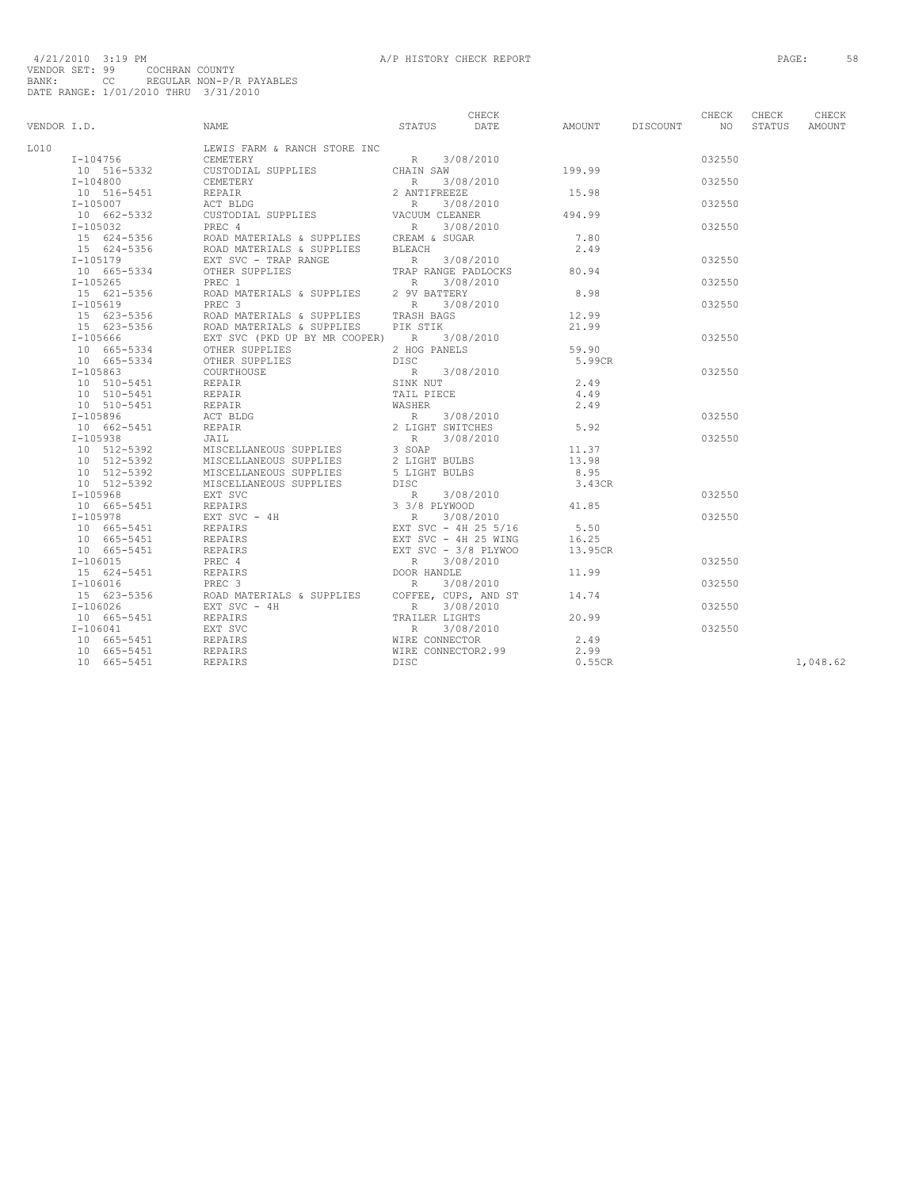4/21/2010 3:19 PM A/P HISTORY CHECK REPORT

VENDOR SET: 99 COCHRAN COUNTY
BANK: CC REGULAR NON-P/R PAYABLES
DATE RANGE: 1/01/2010 THRU 3/31/2010

| VENDOR I.D. | NAME | STATUS | CHECK DATE | AMOUNT | DISCOUNT | CHECK NO | CHECK STATUS | CHECK AMOUNT |
|---|---|---|---|---|---|---|---|---|
| L010 | LEWIS FARM & RANCH STORE INC | | | | | | | |
| I-104756 | CEMETERY | R | 3/08/2010 | | | 032550 | | |
| 10 516-5332 | CUSTODIAL SUPPLIES | CHAIN SAW | | 199.99 | | | | |
| I-104800 | CEMETERY | R | 3/08/2010 | | | 032550 | | |
| 10 516-5451 | REPAIR | 2 ANTIFREEZE | | 15.98 | | | | |
| I-105007 | ACT BLDG | R | 3/08/2010 | | | 032550 | | |
| 10 662-5332 | CUSTODIAL SUPPLIES | VACUUM CLEANER | | 494.99 | | | | |
| I-105032 | PREC 4 | R | 3/08/2010 | | | 032550 | | |
| 15 624-5356 | ROAD MATERIALS & SUPPLIES | CREAM & SUGAR | | 7.80 | | | | |
| 15 624-5356 | ROAD MATERIALS & SUPPLIES | BLEACH | | 2.49 | | | | |
| I-105179 | EXT SVC - TRAP RANGE | R | 3/08/2010 | | | 032550 | | |
| 10 665-5334 | OTHER SUPPLIES | TRAP RANGE PADLOCKS | | 80.94 | | | | |
| I-105265 | PREC 1 | R | 3/08/2010 | | | 032550 | | |
| 15 621-5356 | ROAD MATERIALS & SUPPLIES | 2 9V BATTERY | | 8.98 | | | | |
| I-105619 | PREC 3 | R | 3/08/2010 | | | 032550 | | |
| 15 623-5356 | ROAD MATERIALS & SUPPLIES | TRASH BAGS | | 12.99 | | | | |
| 15 623-5356 | ROAD MATERIALS & SUPPLIES | PIK STIK | | 21.99 | | | | |
| I-105666 | EXT SVC (PKD UP BY MR COOPER) | R | 3/08/2010 | | | 032550 | | |
| 10 665-5334 | OTHER SUPPLIES | 2 HOG PANELS | | 59.90 | | | | |
| 10 665-5334 | OTHER SUPPLIES | DISC | | 5.99CR | | | | |
| I-105863 | COURTHOUSE | R | 3/08/2010 | | | 032550 | | |
| 10 510-5451 | REPAIR | SINK NUT | | 2.49 | | | | |
| 10 510-5451 | REPAIR | TAIL PIECE | | 4.49 | | | | |
| 10 510-5451 | REPAIR | WASHER | | 2.49 | | | | |
| I-105896 | ACT BLDG | R | 3/08/2010 | | | 032550 | | |
| 10 662-5451 | REPAIR | 2 LIGHT SWITCHES | | 5.92 | | | | |
| I-105938 | JAIL | R | 3/08/2010 | | | 032550 | | |
| 10 512-5392 | MISCELLANEOUS SUPPLIES | 3 SOAP | | 11.37 | | | | |
| 10 512-5392 | MISCELLANEOUS SUPPLIES | 2 LIGHT BULBS | | 13.98 | | | | |
| 10 512-5392 | MISCELLANEOUS SUPPLIES | 5 LIGHT BULBS | | 8.95 | | | | |
| 10 512-5392 | MISCELLANEOUS SUPPLIES | DISC | | 3.43CR | | | | |
| I-105968 | EXT SVC | R | 3/08/2010 | | | 032550 | | |
| 10 665-5451 | REPAIRS | 3 3/8 PLYWOOD | | 41.85 | | | | |
| I-105978 | EXT SVC - 4H | R | 3/08/2010 | | | 032550 | | |
| 10 665-5451 | REPAIRS | EXT SVC - 4H 25 5/16 | | 5.50 | | | | |
| 10 665-5451 | REPAIRS | EXT SVC - 4H 25 WING | | 16.25 | | | | |
| 10 665-5451 | REPAIRS | EXT SVC - 3/8 PLYWOO | | 13.95CR | | | | |
| I-106015 | PREC 4 | R | 3/08/2010 | | | 032550 | | |
| 15 624-5451 | REPAIRS | DOOR HANDLE | | 11.99 | | | | |
| I-106016 | PREC 3 | R | 3/08/2010 | | | 032550 | | |
| 15 623-5356 | ROAD MATERIALS & SUPPLIES | COFFEE, CUPS, AND ST | | 14.74 | | | | |
| I-106026 | EXT SVC - 4H | R | 3/08/2010 | | | 032550 | | |
| 10 665-5451 | REPAIRS | TRAILER LIGHTS | | 20.99 | | | | |
| I-106041 | EXT SVC | R | 3/08/2010 | | | 032550 | | |
| 10 665-5451 | REPAIRS | WIRE CONNECTOR | | 2.49 | | | | |
| 10 665-5451 | REPAIRS | WIRE CONNECTOR2.99 | | 2.99 | | | | |
| 10 665-5451 | REPAIRS | DISC | | 0.55CR | | | | 1,048.62 |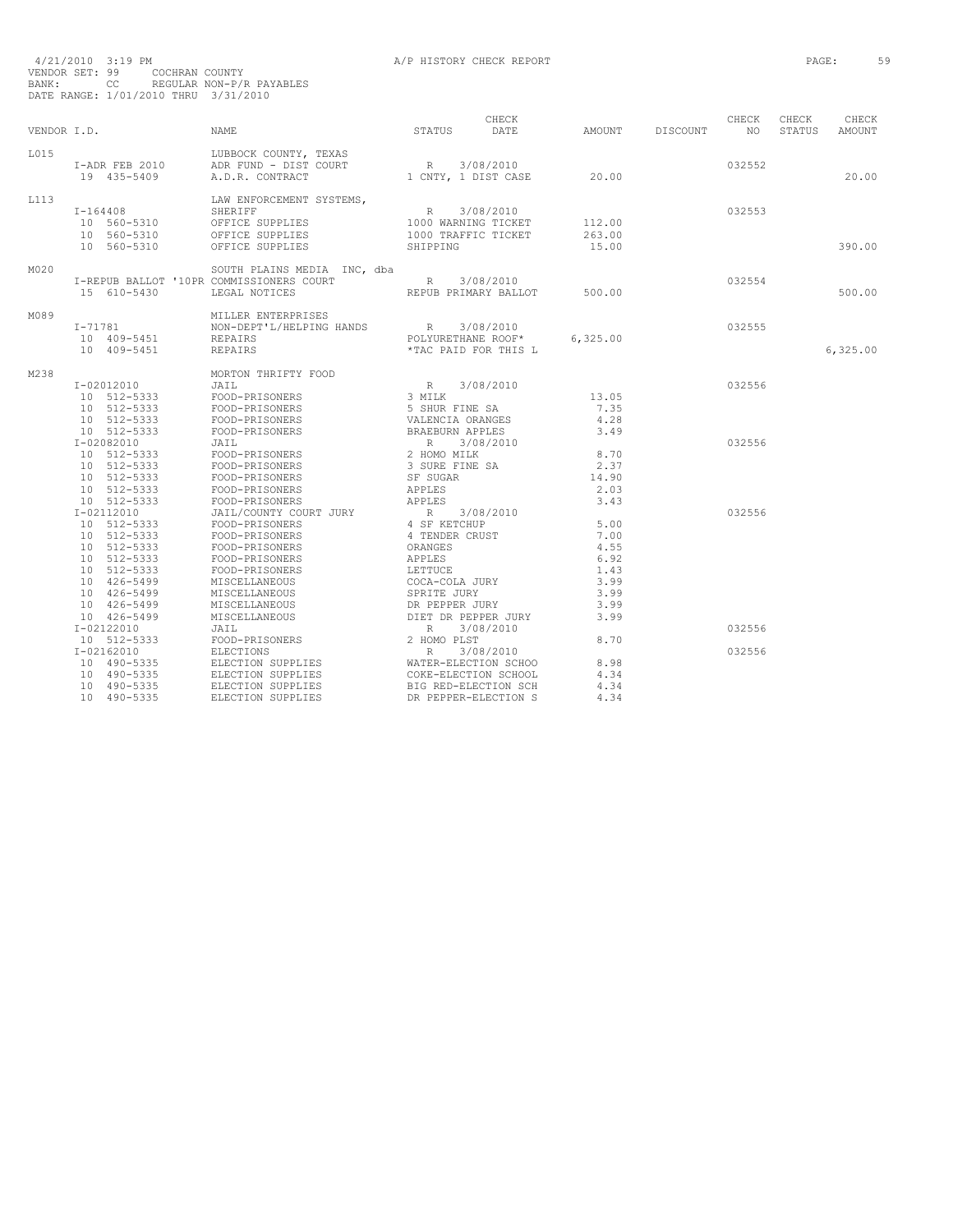4/21/2010 3:19 PM
VENDOR SET: 99 COCHRAN COUNTY
BANK: CC REGULAR NON-P/R PAYABLES
DATE RANGE: 1/01/2010 THRU 3/31/2010

A/P HISTORY CHECK REPORT

| VENDOR I.D. | NAME | STATUS | CHECK DATE | AMOUNT | DISCOUNT | CHECK NO | CHECK STATUS | CHECK AMOUNT |
|---|---|---|---|---|---|---|---|---|
| L015 | LUBBOCK COUNTY, TEXAS | | | | | | | |
| I-ADR FEB 2010 | ADR FUND - DIST COURT | R | 3/08/2010 | | | 032552 | | |
| 19 435-5409 | A.D.R. CONTRACT | 1 CNTY, 1 DIST CASE | | 20.00 | | | | 20.00 |
| L113 | LAW ENFORCEMENT SYSTEMS, | | | | | | | |
| I-164408 | SHERIFF | R | 3/08/2010 | | | 032553 | | |
| 10 560-5310 | OFFICE SUPPLIES | 1000 WARNING TICKET | | 112.00 | | | | |
| 10 560-5310 | OFFICE SUPPLIES | 1000 TRAFFIC TICKET | | 263.00 | | | | |
| 10 560-5310 | OFFICE SUPPLIES | SHIPPING | | 15.00 | | | | 390.00 |
| M020 | SOUTH PLAINS MEDIA INC, dba | | | | | | | |
| I-REPUB BALLOT '10PR | COMMISSIONERS COURT | R | 3/08/2010 | | | 032554 | | |
| 15 610-5430 | LEGAL NOTICES | REPUB PRIMARY BALLOT | | 500.00 | | | | 500.00 |
| M089 | MILLER ENTERPRISES | | | | | | | |
| I-71781 | NON-DEPT'L/HELPING HANDS | R | 3/08/2010 | | | 032555 | | |
| 10 409-5451 | REPAIRS | POLYURETHANE ROOF* | | 6,325.00 | | | | |
| 10 409-5451 | REPAIRS | *TAC PAID FOR THIS L | | | | | | 6,325.00 |
| M238 | MORTON THRIFTY FOOD | | | | | | | |
| I-02012010 | JAIL | R | 3/08/2010 | | | 032556 | | |
| 10 512-5333 | FOOD-PRISONERS | 3 MILK | | 13.05 | | | | |
| 10 512-5333 | FOOD-PRISONERS | 5 SHUR FINE SA | | 7.35 | | | | |
| 10 512-5333 | FOOD-PRISONERS | VALENCIA ORANGES | | 4.28 | | | | |
| 10 512-5333 | FOOD-PRISONERS | BRAEBURN APPLES | | 3.49 | | | | |
| I-02082010 | JAIL | R | 3/08/2010 | | | 032556 | | |
| 10 512-5333 | FOOD-PRISONERS | 2 HOMO MILK | | 8.70 | | | | |
| 10 512-5333 | FOOD-PRISONERS | 3 SURE FINE SA | | 2.37 | | | | |
| 10 512-5333 | FOOD-PRISONERS | SF SUGAR | | 14.90 | | | | |
| 10 512-5333 | FOOD-PRISONERS | APPLES | | 2.03 | | | | |
| 10 512-5333 | FOOD-PRISONERS | APPLES | | 3.43 | | | | |
| I-02112010 | JAIL/COUNTY COURT JURY | R | 3/08/2010 | | | 032556 | | |
| 10 512-5333 | FOOD-PRISONERS | 4 SF KETCHUP | | 5.00 | | | | |
| 10 512-5333 | FOOD-PRISONERS | 4 TENDER CRUST | | 7.00 | | | | |
| 10 512-5333 | FOOD-PRISONERS | ORANGES | | 4.55 | | | | |
| 10 512-5333 | FOOD-PRISONERS | APPLES | | 6.92 | | | | |
| 10 512-5333 | FOOD-PRISONERS | LETTUCE | | 1.43 | | | | |
| 10 426-5499 | MISCELLANEOUS | COCA-COLA JURY | | 3.99 | | | | |
| 10 426-5499 | MISCELLANEOUS | SPRITE JURY | | 3.99 | | | | |
| 10 426-5499 | MISCELLANEOUS | DR PEPPER JURY | | 3.99 | | | | |
| 10 426-5499 | MISCELLANEOUS | DIET DR PEPPER JURY | | 3.99 | | | | |
| I-02122010 | JAIL | R | 3/08/2010 | | | 032556 | | |
| 10 512-5333 | FOOD-PRISONERS | 2 HOMO PLST | | 8.70 | | | | |
| I-02162010 | ELECTIONS | R | 3/08/2010 | | | 032556 | | |
| 10 490-5335 | ELECTION SUPPLIES | WATER-ELECTION SCHOO | | 8.98 | | | | |
| 10 490-5335 | ELECTION SUPPLIES | COKE-ELECTION SCHOOL | | 4.34 | | | | |
| 10 490-5335 | ELECTION SUPPLIES | BIG RED-ELECTION SCH | | 4.34 | | | | |
| 10 490-5335 | ELECTION SUPPLIES | DR PEPPER-ELECTION S | | 4.34 | | | | |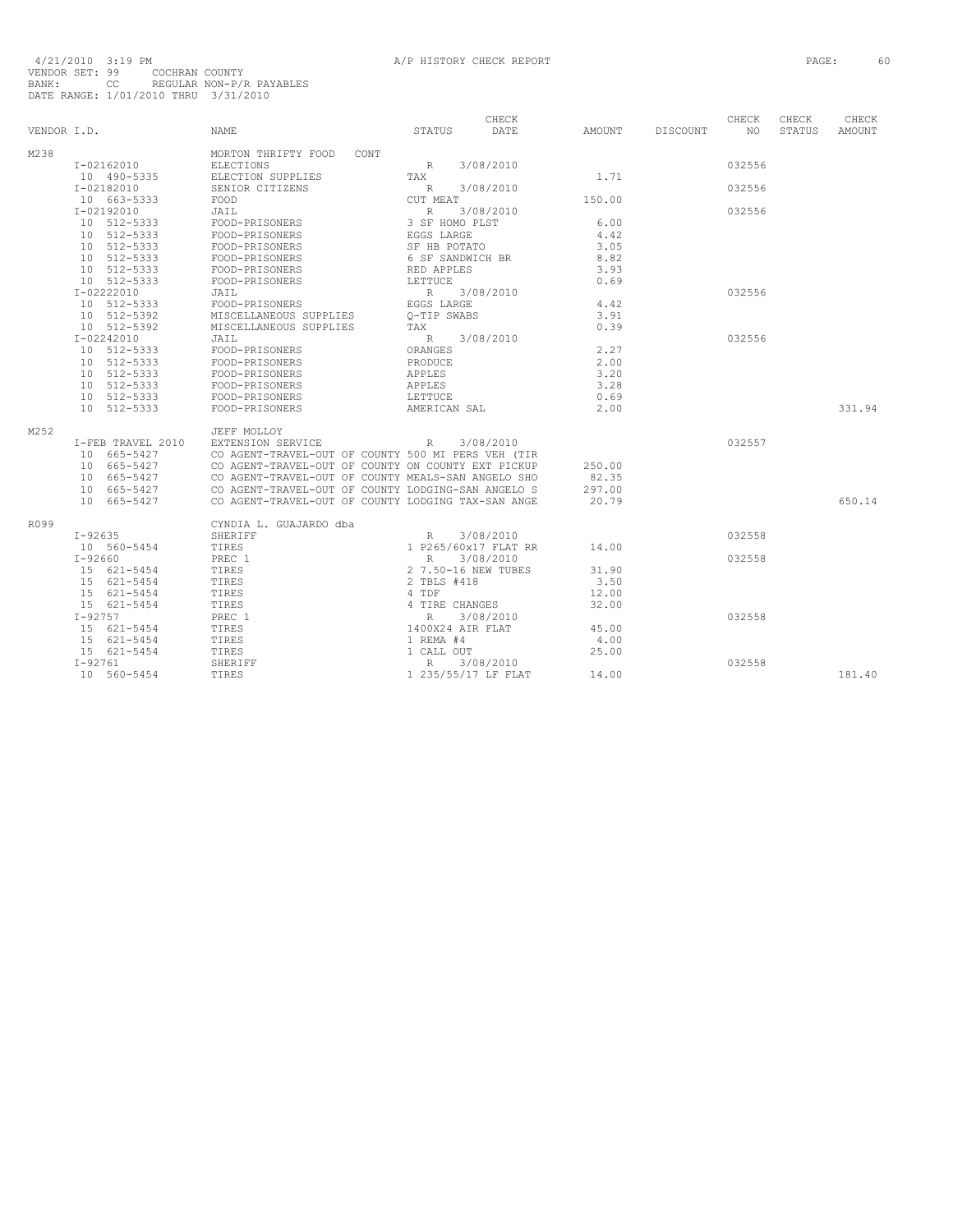4/21/2010 3:19 PM A/P HISTORY CHECK REPORT
VENDOR SET: 99 COCHRAN COUNTY
BANK: CC REGULAR NON-P/R PAYABLES
DATE RANGE: 1/01/2010 THRU 3/31/2010

| VENDOR I.D. | NAME | STATUS | CHECK DATE | AMOUNT | DISCOUNT | CHECK NO | CHECK STATUS | CHECK AMOUNT |
|---|---|---|---|---|---|---|---|---|
| M238 | MORTON THRIFTY FOOD CONT | | | | | | | |
| I-02162010 | ELECTIONS | R | 3/08/2010 | | | 032556 | | |
| 10 490-5335 | ELECTION SUPPLIES | TAX | | 1.71 | | | | |
| I-02182010 | SENIOR CITIZENS | R | 3/08/2010 | | | 032556 | | |
| 10 663-5333 | FOOD | CUT MEAT | | 150.00 | | | | |
| I-02192010 | JAIL | R | 3/08/2010 | | | 032556 | | |
| 10 512-5333 | FOOD-PRISONERS | 3 SF HOMO PLST | | 6.00 | | | | |
| 10 512-5333 | FOOD-PRISONERS | EGGS LARGE | | 4.42 | | | | |
| 10 512-5333 | FOOD-PRISONERS | SF HB POTATO | | 3.05 | | | | |
| 10 512-5333 | FOOD-PRISONERS | 6 SF SANDWICH BR | | 8.82 | | | | |
| 10 512-5333 | FOOD-PRISONERS | RED APPLES | | 3.93 | | | | |
| 10 512-5333 | FOOD-PRISONERS | LETTUCE | | 0.69 | | | | |
| I-02222010 | JAIL | R | 3/08/2010 | | | 032556 | | |
| 10 512-5333 | FOOD-PRISONERS | EGGS LARGE | | 4.42 | | | | |
| 10 512-5392 | MISCELLANEOUS SUPPLIES | Q-TIP SWABS | | 3.91 | | | | |
| 10 512-5392 | MISCELLANEOUS SUPPLIES | TAX | | 0.39 | | | | |
| I-02242010 | JAIL | R | 3/08/2010 | | | 032556 | | |
| 10 512-5333 | FOOD-PRISONERS | ORANGES | | 2.27 | | | | |
| 10 512-5333 | FOOD-PRISONERS | PRODUCE | | 2.00 | | | | |
| 10 512-5333 | FOOD-PRISONERS | APPLES | | 3.20 | | | | |
| 10 512-5333 | FOOD-PRISONERS | APPLES | | 3.28 | | | | |
| 10 512-5333 | FOOD-PRISONERS | LETTUCE | | 0.69 | | | | |
| 10 512-5333 | FOOD-PRISONERS | AMERICAN SAL | | 2.00 | | | | 331.94 |
| M252 | JEFF MOLLOY | | | | | | | |
| I-FEB TRAVEL 2010 | EXTENSION SERVICE | R | 3/08/2010 | | | 032557 | | |
| 10 665-5427 | CO AGENT-TRAVEL-OUT OF COUNTY 500 MI PERS VEH (TIR | | | | | | | |
| 10 665-5427 | CO AGENT-TRAVEL-OUT OF COUNTY ON COUNTY EXT PICKUP | | | 250.00 | | | | |
| 10 665-5427 | CO AGENT-TRAVEL-OUT OF COUNTY MEALS-SAN ANGELO SHO | | | 82.35 | | | | |
| 10 665-5427 | CO AGENT-TRAVEL-OUT OF COUNTY LODGING-SAN ANGELO S | | | 297.00 | | | | |
| 10 665-5427 | CO AGENT-TRAVEL-OUT OF COUNTY LODGING TAX-SAN ANGE | | | 20.79 | | | | 650.14 |
| R099 | CYNDIA L. GUAJARDO dba | | | | | | | |
| I-92635 | SHERIFF | R | 3/08/2010 | | | 032558 | | |
| 10 560-5454 | TIRES | 1 P265/60x17 FLAT RR | | 14.00 | | | | |
| I-92660 | PREC 1 | R | 3/08/2010 | | | 032558 | | |
| 15 621-5454 | TIRES | 2 7.50-16 NEW TUBES | | 31.90 | | | | |
| 15 621-5454 | TIRES | 2 TBLS #418 | | 3.50 | | | | |
| 15 621-5454 | TIRES | 4 TDF | | 12.00 | | | | |
| 15 621-5454 | TIRES | 4 TIRE CHANGES | | 32.00 | | | | |
| I-92757 | PREC 1 | R | 3/08/2010 | | | 032558 | | |
| 15 621-5454 | TIRES | 1400X24 AIR FLAT | | 45.00 | | | | |
| 15 621-5454 | TIRES | 1 REMA #4 | | 4.00 | | | | |
| 15 621-5454 | TIRES | 1 CALL OUT | | 25.00 | | | | |
| I-92761 | SHERIFF | R | 3/08/2010 | | | 032558 | | |
| 10 560-5454 | TIRES | 1 235/55/17 LF FLAT | | 14.00 | | | | 181.40 |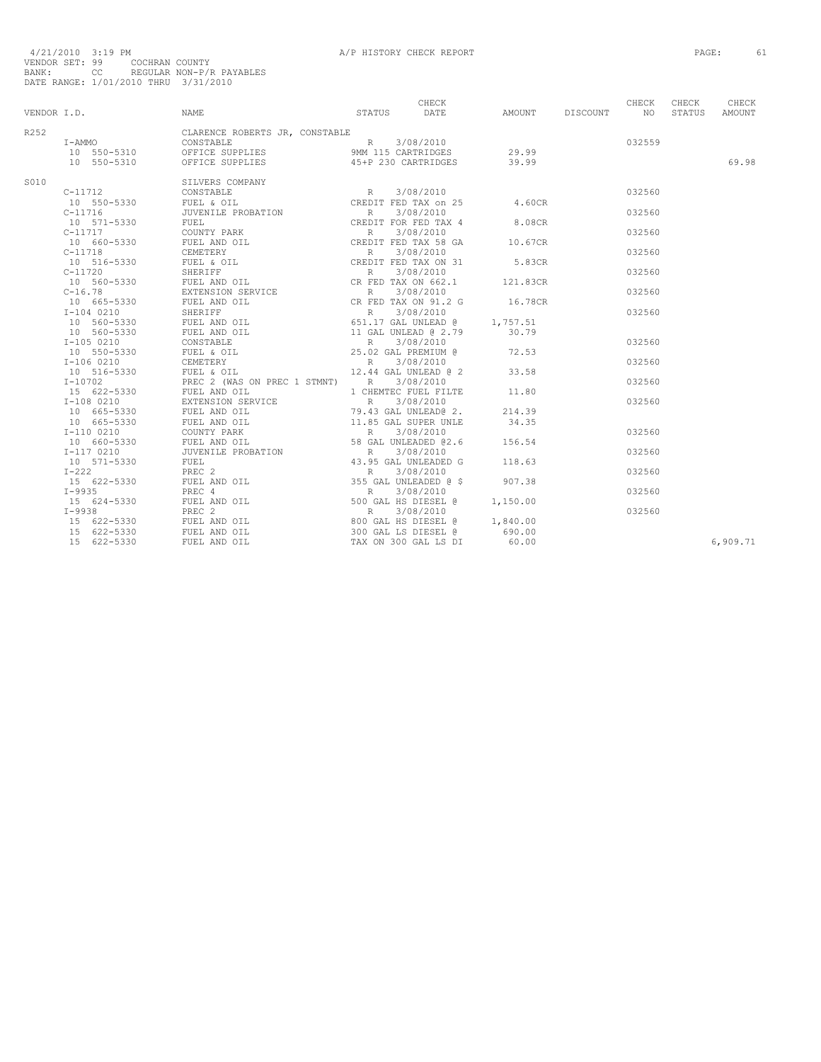4/21/2010 3:19 PM A/P HISTORY CHECK REPORT
VENDOR SET: 99 COCHRAN COUNTY
BANK: CC REGULAR NON-P/R PAYABLES
DATE RANGE: 1/01/2010 THRU 3/31/2010

| VENDOR I.D. | NAME | STATUS | CHECK DATE | AMOUNT | DISCOUNT | CHECK NO | CHECK STATUS | CHECK AMOUNT |
|---|---|---|---|---|---|---|---|---|
| R252 | CLARENCE ROBERTS JR, CONSTABLE | | | | | | | |
| I-AMMO | CONSTABLE | R | 3/08/2010 | | | 032559 | | |
| 10 550-5310 | OFFICE SUPPLIES | 9MM 115 CARTRIDGES | | 29.99 | | | | |
| 10 550-5310 | OFFICE SUPPLIES | 45+P 230 CARTRIDGES | | 39.99 | | | | 69.98 |
| S010 | SILVERS COMPANY | | | | | | | |
| C-11712 | CONSTABLE | R | 3/08/2010 | | | 032560 | | |
| 10 550-5330 | FUEL & OIL | CREDIT FED TAX on 25 | | 4.60CR | | | | |
| C-11716 | JUVENILE PROBATION | R | 3/08/2010 | | | 032560 | | |
| 10 571-5330 | FUEL | CREDIT FOR FED TAX 4 | | 8.08CR | | | | |
| C-11717 | COUNTY PARK | R | 3/08/2010 | | | 032560 | | |
| 10 660-5330 | FUEL AND OIL | CREDIT FED TAX 58 GA | | 10.67CR | | | | |
| C-11718 | CEMETERY | R | 3/08/2010 | | | 032560 | | |
| 10 516-5330 | FUEL & OIL | CREDIT FED TAX ON 31 | | 5.83CR | | | | |
| C-11720 | SHERIFF | R | 3/08/2010 | | | 032560 | | |
| 10 560-5330 | FUEL AND OIL | CR FED TAX ON 662.1 | | 121.83CR | | | | |
| C-16.78 | EXTENSION SERVICE | R | 3/08/2010 | | | 032560 | | |
| 10 665-5330 | FUEL AND OIL | CR FED TAX ON 91.2 G | | 16.78CR | | | | |
| I-104 0210 | SHERIFF | R | 3/08/2010 | | | 032560 | | |
| 10 560-5330 | FUEL AND OIL | 651.17 GAL UNLEAD @ | | 1,757.51 | | | | |
| 10 560-5330 | FUEL AND OIL | 11 GAL UNLEAD @ 2.79 | | 30.79 | | | | |
| I-105 0210 | CONSTABLE | R | 3/08/2010 | | | 032560 | | |
| 10 550-5330 | FUEL & OIL | 25.02 GAL PREMIUM @ | | 72.53 | | | | |
| I-106 0210 | CEMETERY | R | 3/08/2010 | | | 032560 | | |
| 10 516-5330 | FUEL & OIL | 12.44 GAL UNLEAD @ 2 | | 33.58 | | | | |
| I-10702 | PREC 2 (WAS ON PREC 1 STMNT) | R | 3/08/2010 | | | 032560 | | |
| 15 622-5330 | FUEL AND OIL | 1 CHEMTEC FUEL FILTE | | 11.80 | | | | |
| I-108 0210 | EXTENSION SERVICE | R | 3/08/2010 | | | 032560 | | |
| 10 665-5330 | FUEL AND OIL | 79.43 GAL UNLEAD@ 2. | | 214.39 | | | | |
| 10 665-5330 | FUEL AND OIL | 11.85 GAL SUPER UNLE | | 34.35 | | | | |
| I-110 0210 | COUNTY PARK | R | 3/08/2010 | | | 032560 | | |
| 10 660-5330 | FUEL AND OIL | 58 GAL UNLEADED @2.6 | | 156.54 | | | | |
| I-117 0210 | JUVENILE PROBATION | R | 3/08/2010 | | | 032560 | | |
| 10 571-5330 | FUEL | 43.95 GAL UNLEADED G | | 118.63 | | | | |
| I-222 | PREC 2 | R | 3/08/2010 | | | 032560 | | |
| 15 622-5330 | FUEL AND OIL | 355 GAL UNLEADED @ $ | | 907.38 | | | | |
| I-9935 | PREC 4 | R | 3/08/2010 | | | 032560 | | |
| 15 624-5330 | FUEL AND OIL | 500 GAL HS DIESEL @ | | 1,150.00 | | | | |
| I-9938 | PREC 2 | R | 3/08/2010 | | | 032560 | | |
| 15 622-5330 | FUEL AND OIL | 800 GAL HS DIESEL @ | | 1,840.00 | | | | |
| 15 622-5330 | FUEL AND OIL | 300 GAL LS DIESEL @ | | 690.00 | | | | |
| 15 622-5330 | FUEL AND OIL | TAX ON 300 GAL LS DI | | 60.00 | | | | 6,909.71 |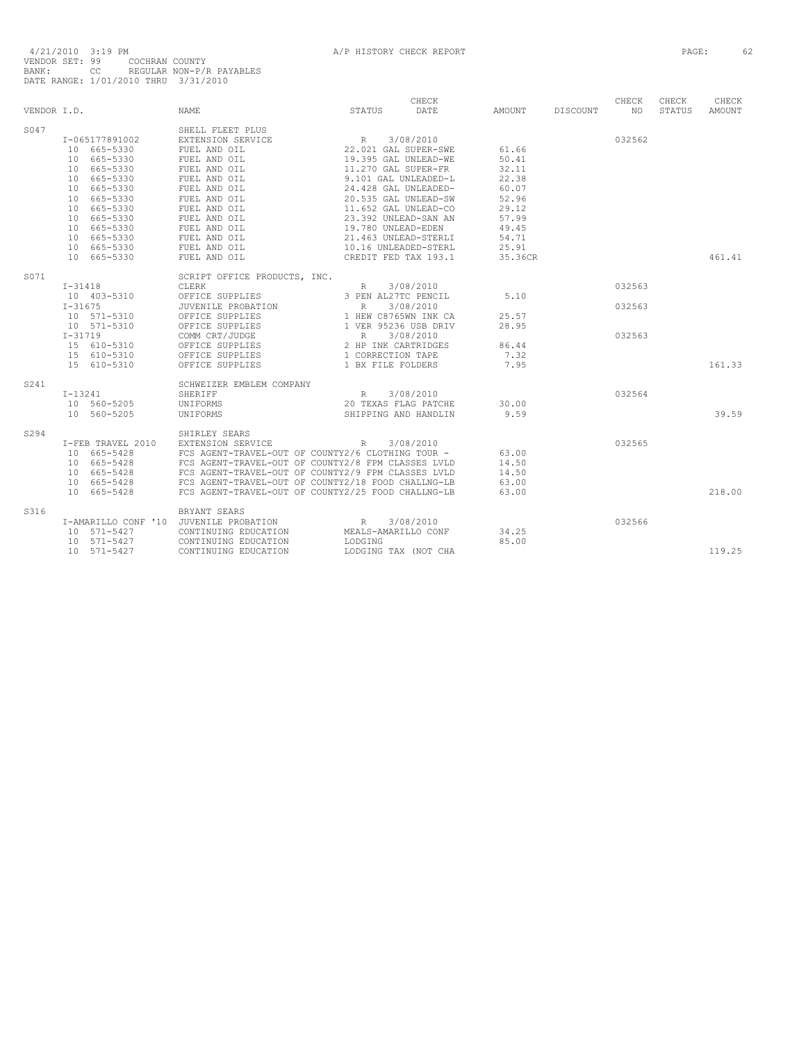4/21/2010 3:19 PM A/P HISTORY CHECK REPORT

VENDOR SET: 99 COCHRAN COUNTY
BANK: CC REGULAR NON-P/R PAYABLES
DATE RANGE: 1/01/2010 THRU 3/31/2010

| VENDOR I.D. | NAME | STATUS | CHECK DATE | AMOUNT | DISCOUNT | CHECK NO | CHECK STATUS | CHECK AMOUNT |
|---|---|---|---|---|---|---|---|---|
| S047 | SHELL FLEET PLUS | | | | | | | |
| I-065177891002 | EXTENSION SERVICE | R | 3/08/2010 | | | 032562 | | |
| 10 665-5330 | FUEL AND OIL | 22.021 GAL SUPER-SWE | | 61.66 | | | | |
| 10 665-5330 | FUEL AND OIL | 19.395 GAL UNLEAD-WE | | 50.41 | | | | |
| 10 665-5330 | FUEL AND OIL | 11.270 GAL SUPER-FR | | 32.11 | | | | |
| 10 665-5330 | FUEL AND OIL | 9.101 GAL UNLEADED-L | | 22.38 | | | | |
| 10 665-5330 | FUEL AND OIL | 24.428 GAL UNLEADED- | | 60.07 | | | | |
| 10 665-5330 | FUEL AND OIL | 20.535 GAL UNLEAD-SW | | 52.96 | | | | |
| 10 665-5330 | FUEL AND OIL | 11.652 GAL UNLEAD-CO | | 29.12 | | | | |
| 10 665-5330 | FUEL AND OIL | 23.392 UNLEAD-SAN AN | | 57.99 | | | | |
| 10 665-5330 | FUEL AND OIL | 19.780 UNLEAD-EDEN | | 49.45 | | | | |
| 10 665-5330 | FUEL AND OIL | 21.463 UNLEAD-STERLI | | 54.71 | | | | |
| 10 665-5330 | FUEL AND OIL | 10.16 UNLEADED-STERL | | 25.91 | | | | |
| 10 665-5330 | FUEL AND OIL | CREDIT FED TAX 193.1 | | 35.36CR | | | | 461.41 |
| S071 | SCRIPT OFFICE PRODUCTS, INC. | | | | | | | |
| I-31418 | CLERK | R | 3/08/2010 | | | 032563 | | |
| 10 403-5310 | OFFICE SUPPLIES | 3 PEN AL27TC PENCIL | | 5.10 | | | | |
| I-31675 | JUVENILE PROBATION | R | 3/08/2010 | | | 032563 | | |
| 10 571-5310 | OFFICE SUPPLIES | 1 HEW C8765WN INK CA | | 25.57 | | | | |
| 10 571-5310 | OFFICE SUPPLIES | 1 VER 95236 USB DRIV | | 28.95 | | | | |
| I-31719 | COMM CRT/JUDGE | R | 3/08/2010 | | | 032563 | | |
| 15 610-5310 | OFFICE SUPPLIES | 2 HP INK CARTRIDGES | | 86.44 | | | | |
| 15 610-5310 | OFFICE SUPPLIES | 1 CORRECTION TAPE | | 7.32 | | | | |
| 15 610-5310 | OFFICE SUPPLIES | 1 BX FILE FOLDERS | | 7.95 | | | | 161.33 |
| S241 | SCHWEIZER EMBLEM COMPANY | | | | | | | |
| I-13241 | SHERIFF | R | 3/08/2010 | | | 032564 | | |
| 10 560-5205 | UNIFORMS | 20 TEXAS FLAG PATCHE | | 30.00 | | | | |
| 10 560-5205 | UNIFORMS | SHIPPING AND HANDLIN | | 9.59 | | | | 39.59 |
| S294 | SHIRLEY SEARS | | | | | | | |
| I-FEB TRAVEL 2010 | EXTENSION SERVICE | R | 3/08/2010 | | | 032565 | | |
| 10 665-5428 | FCS AGENT-TRAVEL-OUT OF COUNTY2/6 CLOTHING TOUR - | | | 63.00 | | | | |
| 10 665-5428 | FCS AGENT-TRAVEL-OUT OF COUNTY2/8 FPM CLASSES LVLD | | | 14.50 | | | | |
| 10 665-5428 | FCS AGENT-TRAVEL-OUT OF COUNTY2/9 FPM CLASSES LVLD | | | 14.50 | | | | |
| 10 665-5428 | FCS AGENT-TRAVEL-OUT OF COUNTY2/18 FOOD CHALLNG-LB | | | 63.00 | | | | |
| 10 665-5428 | FCS AGENT-TRAVEL-OUT OF COUNTY2/25 FOOD CHALLNG-LB | | | 63.00 | | | | 218.00 |
| S316 | BRYANT SEARS | | | | | | | |
| I-AMARILLO CONF '10 | JUVENILE PROBATION | R | 3/08/2010 | | | 032566 | | |
| 10 571-5427 | CONTINUING EDUCATION | MEALS-AMARILLO CONF | | 34.25 | | | | |
| 10 571-5427 | CONTINUING EDUCATION | LODGING | | 85.00 | | | | |
| 10 571-5427 | CONTINUING EDUCATION | LODGING TAX (NOT CHA | | | | | | 119.25 |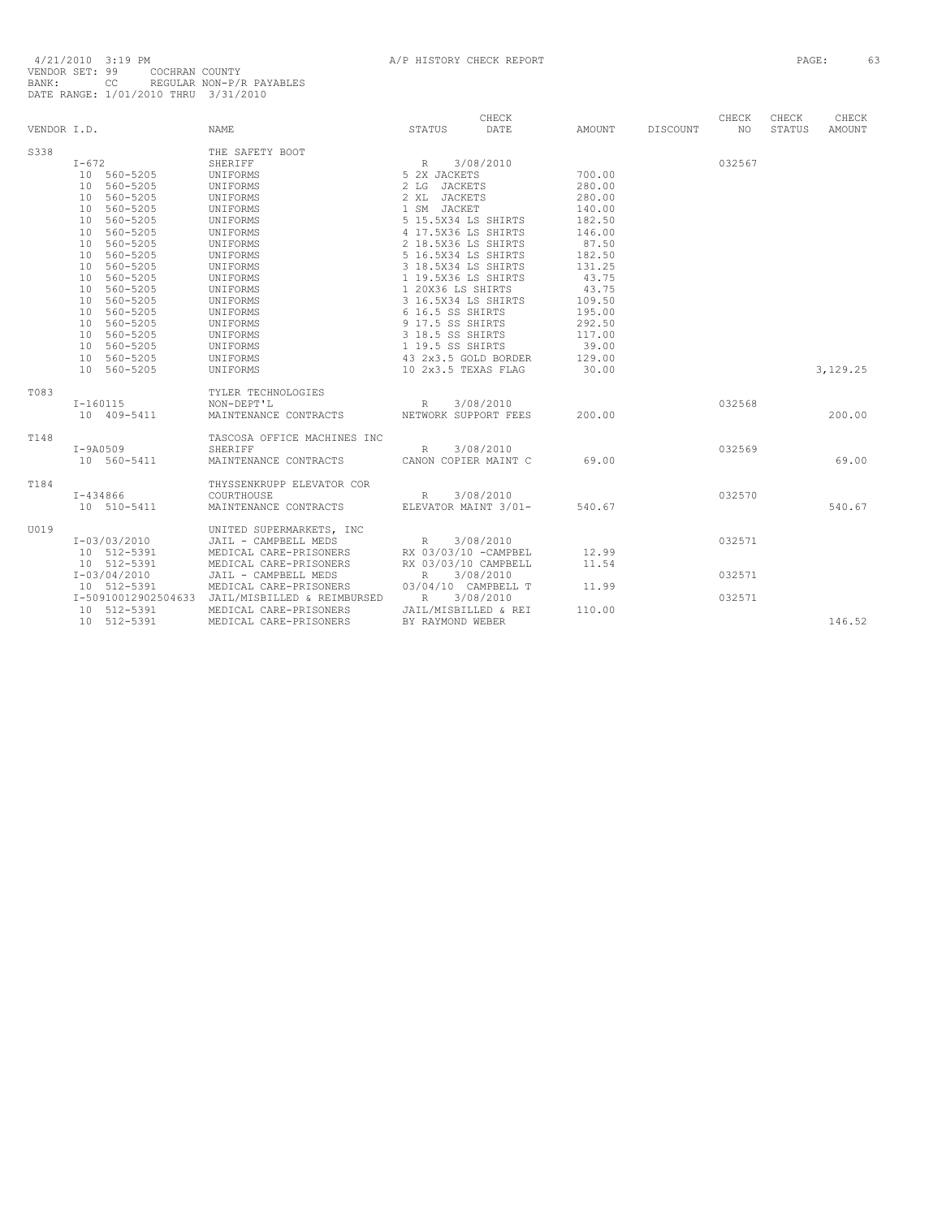4/21/2010 3:19 PM A/P HISTORY CHECK REPORT

VENDOR SET: 99 COCHRAN COUNTY
BANK: CC REGULAR NON-P/R PAYABLES
DATE RANGE: 1/01/2010 THRU 3/31/2010

| VENDOR I.D. | NAME | STATUS | CHECK DATE | AMOUNT | DISCOUNT | CHECK NO | CHECK STATUS | CHECK AMOUNT |
|---|---|---|---|---|---|---|---|---|
| S338 | THE SAFETY BOOT | | | | | | | |
| I-672 | SHERIFF | R | 3/08/2010 | | | 032567 | | |
| 10 560-5205 | UNIFORMS | 5 2X JACKETS | | 700.00 | | | | |
| 10 560-5205 | UNIFORMS | 2 LG JACKETS | | 280.00 | | | | |
| 10 560-5205 | UNIFORMS | 2 XL JACKETS | | 280.00 | | | | |
| 10 560-5205 | UNIFORMS | 1 SM JACKET | | 140.00 | | | | |
| 10 560-5205 | UNIFORMS | 5 15.5X34 LS SHIRTS | | 182.50 | | | | |
| 10 560-5205 | UNIFORMS | 4 17.5X36 LS SHIRTS | | 146.00 | | | | |
| 10 560-5205 | UNIFORMS | 2 18.5X36 LS SHIRTS | | 87.50 | | | | |
| 10 560-5205 | UNIFORMS | 5 16.5X36 LS SHIRTS | | 182.50 | | | | |
| 10 560-5205 | UNIFORMS | 3 18.5X34 LS SHIRTS | | 131.25 | | | | |
| 10 560-5205 | UNIFORMS | 1 19.5X36 LS SHIRTS | | 43.75 | | | | |
| 10 560-5205 | UNIFORMS | 1 20X36 LS SHIRTS | | 43.75 | | | | |
| 10 560-5205 | UNIFORMS | 3 16.5X34 LS SHIRTS | | 109.50 | | | | |
| 10 560-5205 | UNIFORMS | 6 16.5 SS SHIRTS | | 195.00 | | | | |
| 10 560-5205 | UNIFORMS | 9 17.5 SS SHIRTS | | 292.50 | | | | |
| 10 560-5205 | UNIFORMS | 3 18.5 SS SHIRTS | | 117.00 | | | | |
| 10 560-5205 | UNIFORMS | 1 19.5 SS SHIRTS | | 39.00 | | | | |
| 10 560-5205 | UNIFORMS | 43 2x3.5 GOLD BORDER | | 129.00 | | | | |
| 10 560-5205 | UNIFORMS | 10 2x3.5 TEXAS FLAG | | 30.00 | | | | 3,129.25 |
| T083 | TYLER TECHNOLOGIES | | | | | | | |
| I-160115 | NON-DEPT'L | R | 3/08/2010 | | | 032568 | | |
| 10 409-5411 | MAINTENANCE CONTRACTS | NETWORK SUPPORT FEES | | 200.00 | | | | 200.00 |
| T148 | TASCOSA OFFICE MACHINES INC | | | | | | | |
| I-9A0509 | SHERIFF | R | 3/08/2010 | | | 032569 | | |
| 10 560-5411 | MAINTENANCE CONTRACTS | CANON COPIER MAINT C | | 69.00 | | | | 69.00 |
| T184 | THYSSENKRUPP ELEVATOR COR | | | | | | | |
| I-434866 | COURTHOUSE | R | 3/08/2010 | | | 032570 | | |
| 10 510-5411 | MAINTENANCE CONTRACTS | ELEVATOR MAINT 3/01- | | 540.67 | | | | 540.67 |
| U019 | UNITED SUPERMARKETS, INC | | | | | | | |
| I-03/03/2010 | JAIL - CAMPBELL MEDS | R | 3/08/2010 | | | 032571 | | |
| 10 512-5391 | MEDICAL CARE-PRISONERS | RX 03/03/10 -CAMPBEL | | 12.99 | | | | |
| 10 512-5391 | MEDICAL CARE-PRISONERS | RX 03/03/10 CAMPBELL | | 11.54 | | | | |
| I-03/04/2010 | JAIL - CAMPBELL MEDS | R | 3/08/2010 | | | 032571 | | |
| 10 512-5391 | MEDICAL CARE-PRISONERS | 03/04/10 CAMPBELL T | | 11.99 | | | | |
| I-50910012902504633 | JAIL/MISBILLED & REIMBURSED | R | 3/08/2010 | | | 032571 | | |
| 10 512-5391 | MEDICAL CARE-PRISONERS | JAIL/MISBILLED & REI | | 110.00 | | | | |
| 10 512-5391 | MEDICAL CARE-PRISONERS | BY RAYMOND WEBER | | | | | | 146.52 |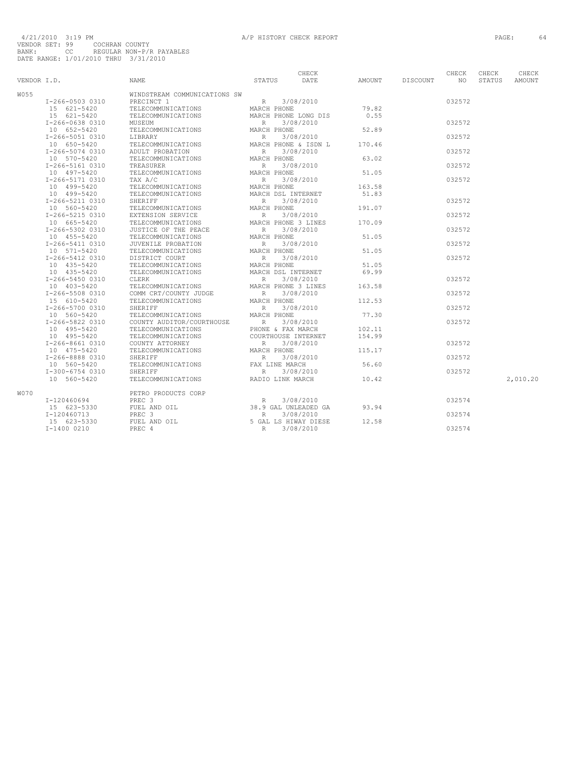4/21/2010 3:19 PM A/P HISTORY CHECK REPORT
VENDOR SET: 99 COCHRAN COUNTY
BANK: CC REGULAR NON-P/R PAYABLES
DATE RANGE: 1/01/2010 THRU 3/31/2010

| VENDOR I.D. | NAME | STATUS | CHECK DATE | AMOUNT | DISCOUNT | CHECK NO | CHECK STATUS | CHECK AMOUNT |
|---|---|---|---|---|---|---|---|---|
| W055 | WINDSTREAM COMMUNICATIONS SW | | | | | | | |
| I-266-0503 0310 | PRECINCT 1 | R | 3/08/2010 | | | 032572 | | |
| 15 621-5420 | TELECOMMUNICATIONS | MARCH PHONE | | 79.82 | | | | |
| 15 621-5420 | TELECOMMUNICATIONS | MARCH PHONE LONG DIS | | 0.55 | | | | |
| I-266-0638 0310 | MUSEUM | R | 3/08/2010 | | | 032572 | | |
| 10 652-5420 | TELECOMMUNICATIONS | MARCH PHONE | | 52.89 | | | | |
| I-266-5051 0310 | LIBRARY | R | 3/08/2010 | | | 032572 | | |
| 10 650-5420 | TELECOMMUNICATIONS | MARCH PHONE & ISDN L | | 170.46 | | | | |
| I-266-5074 0310 | ADULT PROBATION | R | 3/08/2010 | | | 032572 | | |
| 10 570-5420 | TELECOMMUNICATIONS | MARCH PHONE | | 63.02 | | | | |
| I-266-5161 0310 | TREASURER | R | 3/08/2010 | | | 032572 | | |
| 10 497-5420 | TELECOMMUNICATIONS | MARCH PHONE | | 51.05 | | | | |
| I-266-5171 0310 | TAX A/C | R | 3/08/2010 | | | 032572 | | |
| 10 499-5420 | TELECOMMUNICATIONS | MARCH PHONE | | 163.58 | | | | |
| 10 499-5420 | TELECOMMUNICATIONS | MARCH DSL INTERNET | | 51.83 | | | | |
| I-266-5211 0310 | SHERIFF | R | 3/08/2010 | | | 032572 | | |
| 10 560-5420 | TELECOMMUNICATIONS | MARCH PHONE | | 191.07 | | | | |
| I-266-5215 0310 | EXTENSION SERVICE | R | 3/08/2010 | | | 032572 | | |
| 10 665-5420 | TELECOMMUNICATIONS | MARCH PHONE 3 LINES | | 170.09 | | | | |
| I-266-5302 0310 | JUSTICE OF THE PEACE | R | 3/08/2010 | | | 032572 | | |
| 10 455-5420 | TELECOMMUNICATIONS | MARCH PHONE | | 51.05 | | | | |
| I-266-5411 0310 | JUVENILE PROBATION | R | 3/08/2010 | | | 032572 | | |
| 10 571-5420 | TELECOMMUNICATIONS | MARCH PHONE | | 51.05 | | | | |
| I-266-5412 0310 | DISTRICT COURT | R | 3/08/2010 | | | 032572 | | |
| 10 435-5420 | TELECOMMUNICATIONS | MARCH PHONE | | 51.05 | | | | |
| 10 435-5420 | TELECOMMUNICATIONS | MARCH DSL INTERNET | | 69.99 | | | | |
| I-266-5450 0310 | CLERK | R | 3/08/2010 | | | 032572 | | |
| 10 403-5420 | TELECOMMUNICATIONS | MARCH PHONE 3 LINES | | 163.58 | | | | |
| I-266-5508 0310 | COMM CRT/COUNTY JUDGE | R | 3/08/2010 | | | 032572 | | |
| 15 610-5420 | TELECOMMUNICATIONS | MARCH PHONE | | 112.53 | | | | |
| I-266-5700 0310 | SHERIFF | R | 3/08/2010 | | | 032572 | | |
| 10 560-5420 | TELECOMMUNICATIONS | MARCH PHONE | | 77.30 | | | | |
| I-266-5822 0310 | COUNTY AUDITOR/COURTHOUSE | R | 3/08/2010 | | | 032572 | | |
| 10 495-5420 | TELECOMMUNICATIONS | PHONE & FAX MARCH | | 102.11 | | | | |
| 10 495-5420 | TELECOMMUNICATIONS | COURTHOUSE INTERNET | | 154.99 | | | | |
| I-266-8661 0310 | COUNTY ATTORNEY | R | 3/08/2010 | | | 032572 | | |
| 10 475-5420 | TELECOMMUNICATIONS | MARCH PHONE | | 115.17 | | | | |
| I-266-8888 0310 | SHERIFF | R | 3/08/2010 | | | 032572 | | |
| 10 560-5420 | TELECOMMUNICATIONS | FAX LINE MARCH | | 56.60 | | | | |
| I-300-6754 0310 | SHERIFF | R | 3/08/2010 | | | 032572 | | |
| 10 560-5420 | TELECOMMUNICATIONS | RADIO LINK MARCH | | 10.42 | | | | 2,010.20 |
| W070 | PETRO PRODUCTS CORP | | | | | | | |
| I-120460694 | PREC 3 | R | 3/08/2010 | | | 032574 | | |
| 15 623-5330 | FUEL AND OIL | 38.9 GAL UNLEADED GA | | 93.94 | | | | |
| I-120460713 | PREC 3 | R | 3/08/2010 | | | 032574 | | |
| 15 623-5330 | FUEL AND OIL | 5 GAL LS HIWAY DIESE | | 12.58 | | | | |
| I-1400 0210 | PREC 4 | R | 3/08/2010 | | | 032574 | | |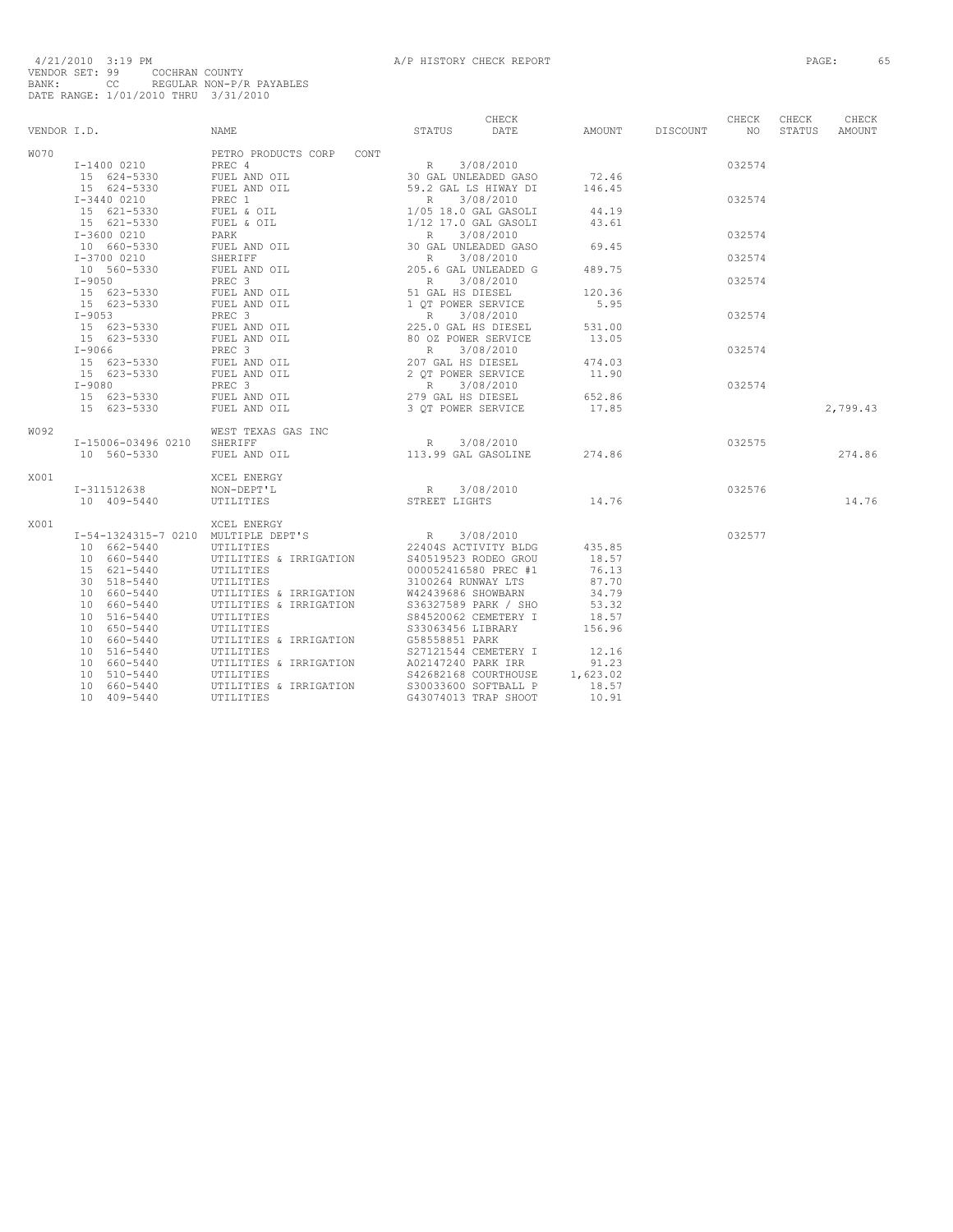4/21/2010 3:19 PM A/P HISTORY CHECK REPORT

VENDOR SET: 99 COCHRAN COUNTY
BANK: CC REGULAR NON-P/R PAYABLES
DATE RANGE: 1/01/2010 THRU 3/31/2010

| VENDOR I.D. | NAME | STATUS | CHECK DATE | AMOUNT | DISCOUNT | CHECK NO | CHECK STATUS | CHECK AMOUNT |
|---|---|---|---|---|---|---|---|---|
| W070 | PETRO PRODUCTS CORP CONT | | | | | | | |
| I-1400 0210 | PREC 4 | R | 3/08/2010 | | | 032574 | | |
| 15 624-5330 | FUEL AND OIL | 30 GAL UNLEADED GASO | | 72.46 | | | | |
| 15 624-5330 | FUEL AND OIL | 59.2 GAL LS HIWAY DI | | 146.45 | | | | |
| I-3440 0210 | PREC 1 | R | 3/08/2010 | | | 032574 | | |
| 15 621-5330 | FUEL & OIL | 1/05 18.0 GAL GASOLI | | 44.19 | | | | |
| 15 621-5330 | FUEL & OIL | 1/12 17.0 GAL GASOLI | | 43.61 | | | | |
| I-3600 0210 | PARK | R | 3/08/2010 | | | 032574 | | |
| 10 660-5330 | FUEL AND OIL | 30 GAL UNLEADED GASO | | 69.45 | | | | |
| I-3700 0210 | SHERIFF | R | 3/08/2010 | | | 032574 | | |
| 10 560-5330 | FUEL AND OIL | 205.6 GAL UNLEADED G | | 489.75 | | | | |
| I-9050 | PREC 3 | R | 3/08/2010 | | | 032574 | | |
| 15 623-5330 | FUEL AND OIL | 51 GAL HS DIESEL | | 120.36 | | | | |
| 15 623-5330 | FUEL AND OIL | 1 QT POWER SERVICE | | 5.95 | | | | |
| I-9053 | PREC 3 | R | 3/08/2010 | | | 032574 | | |
| 15 623-5330 | FUEL AND OIL | 225.0 GAL HS DIESEL | | 531.00 | | | | |
| 15 623-5330 | FUEL AND OIL | 80 OZ POWER SERVICE | | 13.05 | | | | |
| I-9066 | PREC 3 | R | 3/08/2010 | | | 032574 | | |
| 15 623-5330 | FUEL AND OIL | 207 GAL HS DIESEL | | 474.03 | | | | |
| 15 623-5330 | FUEL AND OIL | 2 QT POWER SERVICE | | 11.90 | | | | |
| I-9080 | PREC 3 | R | 3/08/2010 | | | 032574 | | |
| 15 623-5330 | FUEL AND OIL | 279 GAL HS DIESEL | | 652.86 | | | | |
| 15 623-5330 | FUEL AND OIL | 3 QT POWER SERVICE | | 17.85 | | | | 2,799.43 |
| W092 | WEST TEXAS GAS INC | | | | | | | |
| I-15006-03496 0210 | SHERIFF | R | 3/08/2010 | | | 032575 | | |
| 10 560-5330 | FUEL AND OIL | 113.99 GAL GASOLINE | | 274.86 | | | | 274.86 |
| X001 | XCEL ENERGY | | | | | | | |
| I-311512638 | NON-DEPT'L | R | 3/08/2010 | | | 032576 | | |
| 10 409-5440 | UTILITIES | STREET LIGHTS | | 14.76 | | | | 14.76 |
| X001 | XCEL ENERGY | | | | | | | |
| I-54-1324315-7 0210 | MULTIPLE DEPT'S | R | 3/08/2010 | | | 032577 | | |
| 10 662-5440 | UTILITIES | 22404S ACTIVITY BLDG | | 435.85 | | | | |
| 10 660-5440 | UTILITIES & IRRIGATION | S40519523 RODEO GROU | | 18.57 | | | | |
| 15 621-5440 | UTILITIES | 000052416580 PREC #1 | | 76.13 | | | | |
| 30 518-5440 | UTILITIES | 3100264 RUNWAY LTS | | 87.70 | | | | |
| 10 660-5440 | UTILITIES & IRRIGATION | W42439686 SHOWBARN | | 34.79 | | | | |
| 10 660-5440 | UTILITIES & IRRIGATION | S36327589 PARK / SHO | | 53.32 | | | | |
| 10 516-5440 | UTILITIES | S84520062 CEMETERY I | | 18.57 | | | | |
| 10 650-5440 | UTILITIES | S33063456 LIBRARY | | 156.96 | | | | |
| 10 660-5440 | UTILITIES & IRRIGATION | G58558851 PARK | | | | | | |
| 10 516-5440 | UTILITIES | S27121544 CEMETERY I | | 12.16 | | | | |
| 10 660-5440 | UTILITIES & IRRIGATION | A02147240 PARK IRR | | 91.23 | | | | |
| 10 510-5440 | UTILITIES | S42682168 COURTHOUSE | | 1,623.02 | | | | |
| 10 660-5440 | UTILITIES & IRRIGATION | S30033600 SOFTBALL P | | 18.57 | | | | |
| 10 409-5440 | UTILITIES | G43074013 TRAP SHOOT | | 10.91 | | | | |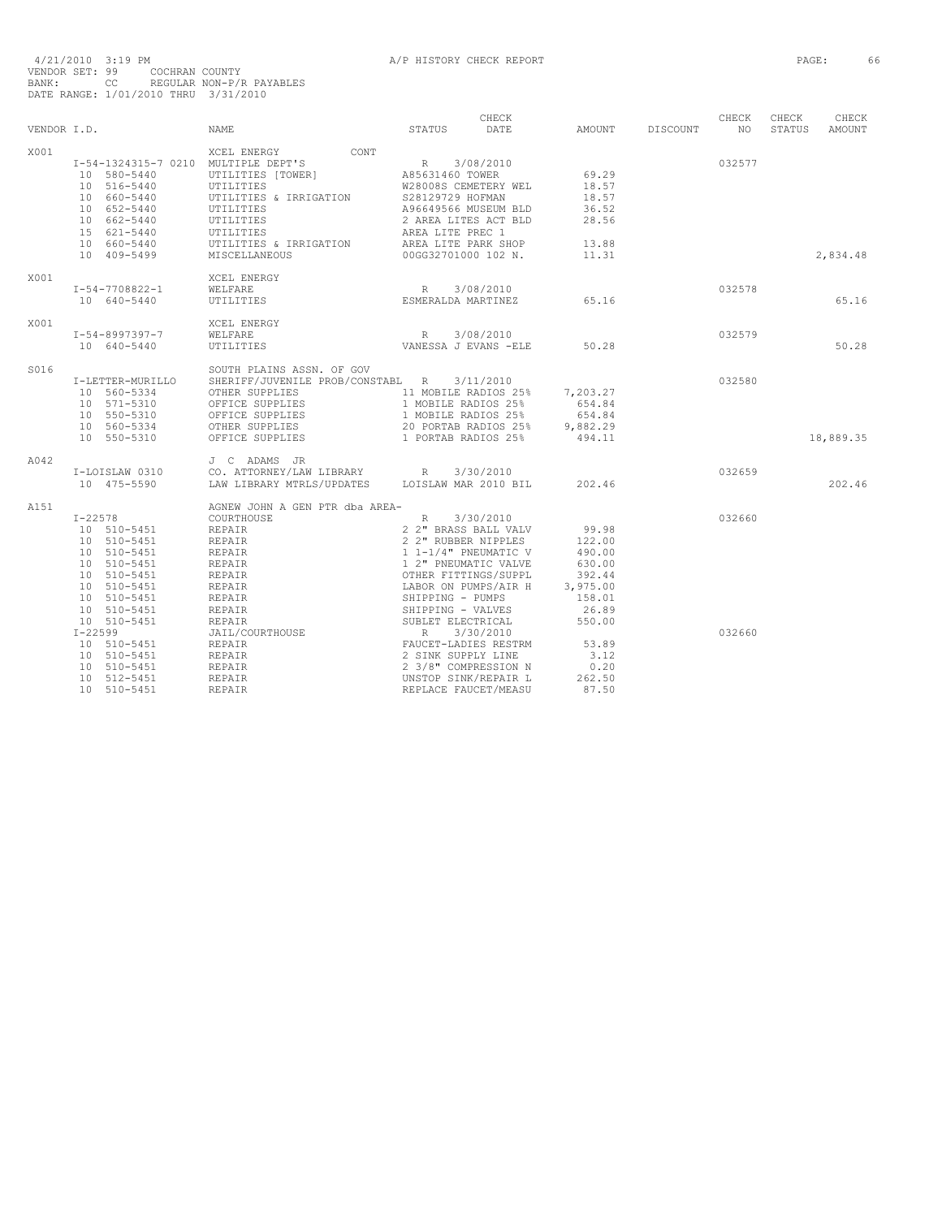4/21/2010 3:19 PM A/P HISTORY CHECK REPORT

VENDOR SET: 99 COCHRAN COUNTY
BANK: CC REGULAR NON-P/R PAYABLES
DATE RANGE: 1/01/2010 THRU 3/31/2010

| VENDOR I.D. | | NAME | STATUS | CHECK DATE | AMOUNT | DISCOUNT | CHECK NO | CHECK STATUS | CHECK AMOUNT |
|---|---|---|---|---|---|---|---|---|---|
| X001 | | XCEL ENERGY CONT | | | | | | | |
| | I-54-1324315-7 0210 | MULTIPLE DEPT'S | R | 3/08/2010 | | | 032577 | | |
| | 10 580-5440 | UTILITIES [TOWER] | A85631460 TOWER | | 69.29 | | | | |
| | 10 516-5440 | UTILITIES | W28008S CEMETERY WEL | | 18.57 | | | | |
| | 10 660-5440 | UTILITIES & IRRIGATION | S28129729 HOFMAN | | 18.57 | | | | |
| | 10 652-5440 | UTILITIES | A96649566 MUSEUM BLD | | 36.52 | | | | |
| | 10 662-5440 | UTILITIES | 2 AREA LITES ACT BLD | | 28.56 | | | | |
| | 15 621-5440 | UTILITIES | AREA LITE PREC 1 | | | | | | |
| | 10 660-5440 | UTILITIES & IRRIGATION | AREA LITE PARK SHOP | | 13.88 | | | | |
| | 10 409-5499 | MISCELLANEOUS | 00GG32701000 102 N. | | 11.31 | | | | 2,834.48 |
| X001 | | XCEL ENERGY | | | | | | | |
| | I-54-7708822-1 | WELFARE | R | 3/08/2010 | | | 032578 | | |
| | 10 640-5440 | UTILITIES | ESMERALDA MARTINEZ | | 65.16 | | | | 65.16 |
| X001 | | XCEL ENERGY | | | | | | | |
| | I-54-8997397-7 | WELFARE | R | 3/08/2010 | | | 032579 | | |
| | 10 640-5440 | UTILITIES | VANESSA J EVANS -ELE | | 50.28 | | | | 50.28 |
| S016 | | SOUTH PLAINS ASSN. OF GOV | | | | | | | |
| | I-LETTER-MURILLO | SHERIFF/JUVENILE PROB/CONSTABL | R | 3/11/2010 | | | 032580 | | |
| | 10 560-5334 | OTHER SUPPLIES | 11 MOBILE RADIOS 25% | | 7,203.27 | | | | |
| | 10 571-5310 | OFFICE SUPPLIES | 1 MOBILE RADIOS 25% | | 654.84 | | | | |
| | 10 550-5310 | OFFICE SUPPLIES | 1 MOBILE RADIOS 25% | | 654.84 | | | | |
| | 10 560-5334 | OTHER SUPPLIES | 20 PORTAB RADIOS 25% | | 9,882.29 | | | | |
| | 10 550-5310 | OFFICE SUPPLIES | 1 PORTAB RADIOS 25% | | 494.11 | | | | 18,889.35 |
| A042 | | J C ADAMS JR | | | | | | | |
| | I-LOISLAW 0310 | CO. ATTORNEY/LAW LIBRARY | R | 3/30/2010 | | | 032659 | | |
| | 10 475-5590 | LAW LIBRARY MTRLS/UPDATES | LOISLAW MAR 2010 BIL | | 202.46 | | | | 202.46 |
| A151 | | AGNEW JOHN A GEN PTR dba AREA- | | | | | | | |
| | I-22578 | COURTHOUSE | R | 3/30/2010 | | | 032660 | | |
| | 10 510-5451 | REPAIR | 2 2" BRASS BALL VALV | | 99.98 | | | | |
| | 10 510-5451 | REPAIR | 2 2" RUBBER NIPPLES | | 122.00 | | | | |
| | 10 510-5451 | REPAIR | 1 1-1/4" PNEUMATIC V | | 490.00 | | | | |
| | 10 510-5451 | REPAIR | 1 2" PNEUMATIC VALVE | | 630.00 | | | | |
| | 10 510-5451 | REPAIR | OTHER FITTINGS/SUPPL | | 392.44 | | | | |
| | 10 510-5451 | REPAIR | LABOR ON PUMPS/AIR H | | 3,975.00 | | | | |
| | 10 510-5451 | REPAIR | SHIPPING - PUMPS | | 158.01 | | | | |
| | 10 510-5451 | REPAIR | SHIPPING - VALVES | | 26.89 | | | | |
| | 10 510-5451 | REPAIR | SUBLET ELECTRICAL | | 550.00 | | | | |
| | I-22599 | JAIL/COURTHOUSE | R | 3/30/2010 | | | 032660 | | |
| | 10 510-5451 | REPAIR | FAUCET-LADIES RESTRM | | 53.89 | | | | |
| | 10 510-5451 | REPAIR | 2 SINK SUPPLY LINE | | 3.12 | | | | |
| | 10 510-5451 | REPAIR | 2 3/8" COMPRESSION N | | 0.20 | | | | |
| | 10 512-5451 | REPAIR | UNSTOP SINK/REPAIR L | | 262.50 | | | | |
| | 10 510-5451 | REPAIR | REPLACE FAUCET/MEASU | | 87.50 | | | | |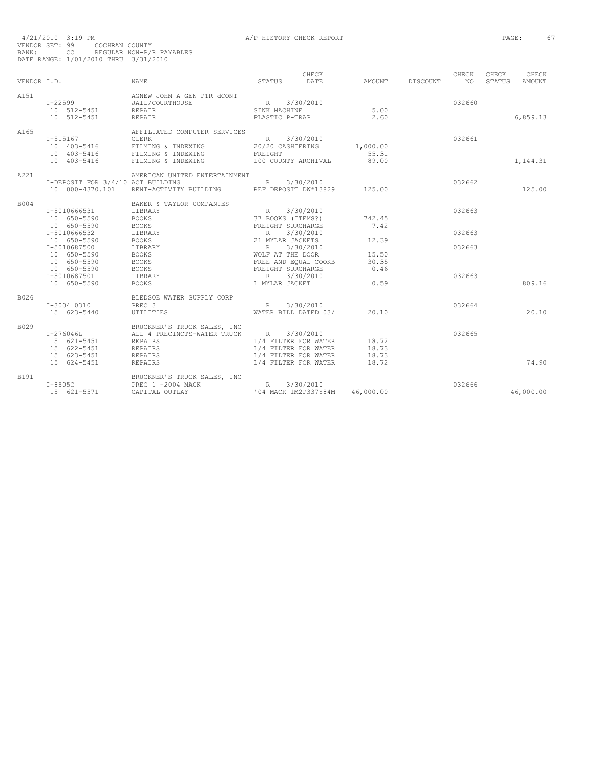4/21/2010 3:19 PM A/P HISTORY CHECK REPORT

VENDOR SET: 99 COCHRAN COUNTY
BANK: CC REGULAR NON-P/R PAYABLES
DATE RANGE: 1/01/2010 THRU 3/31/2010

| VENDOR I.D. | NAME | STATUS | CHECK DATE | AMOUNT | DISCOUNT | CHECK NO | CHECK STATUS | CHECK AMOUNT |
|---|---|---|---|---|---|---|---|---|
| A151 | AGNEW JOHN A GEN PTR dCONT | | | | | | | |
| I-22599 | JAIL/COURTHOUSE | R | 3/30/2010 | | | 032660 | | |
| 10 512-5451 | REPAIR | SINK MACHINE | | 5.00 | | | | |
| 10 512-5451 | REPAIR | PLASTIC P-TRAP | | 2.60 | | | | 6,859.13 |
| A165 | AFFILIATED COMPUTER SERVICES | | | | | | | |
| I-515167 | CLERK | R | 3/30/2010 | | | 032661 | | |
| 10 403-5416 | FILMING & INDEXING | 20/20 CASHIERING | | 1,000.00 | | | | |
| 10 403-5416 | FILMING & INDEXING | FREIGHT | | 55.31 | | | | |
| 10 403-5416 | FILMING & INDEXING | 100 COUNTY ARCHIVAL | | 89.00 | | | | 1,144.31 |
| A221 | AMERICAN UNITED ENTERTAINMENT | | | | | | | |
| I-DEPOSIT FOR 3/4/10 ACT BUILDING | | R | 3/30/2010 | | | 032662 | | |
| 10 000-4370.101 | RENT-ACTIVITY BUILDING | REF DEPOSIT DW#13829 | | 125.00 | | | | 125.00 |
| B004 | BAKER & TAYLOR COMPANIES | | | | | | | |
| I-5010666531 | LIBRARY | R | 3/30/2010 | | | 032663 | | |
| 10 650-5590 | BOOKS | 37 BOOKS (ITEMS?) | | 742.45 | | | | |
| 10 650-5590 | BOOKS | FREIGHT SURCHARGE | | 7.42 | | | | |
| I-5010666532 | LIBRARY | R | 3/30/2010 | | | 032663 | | |
| 10 650-5590 | BOOKS | 21 MYLAR JACKETS | | 12.39 | | | | |
| I-5010687500 | LIBRARY | R | 3/30/2010 | | | 032663 | | |
| 10 650-5590 | BOOKS | WOLF AT THE DOOR | | 15.50 | | | | |
| 10 650-5590 | BOOKS | FREE AND EQUAL COOKB | | 30.35 | | | | |
| 10 650-5590 | BOOKS | FREIGHT SURCHARGE | | 0.46 | | | | |
| I-5010687501 | LIBRARY | R | 3/30/2010 | | | 032663 | | |
| 10 650-5590 | BOOKS | 1 MYLAR JACKET | | 0.59 | | | | 809.16 |
| B026 | BLEDSOE WATER SUPPLY CORP | | | | | | | |
| I-3004 0310 | PREC 3 | R | 3/30/2010 | | | 032664 | | |
| 15 623-5440 | UTILITIES | WATER BILL DATED 03/ | | 20.10 | | | | 20.10 |
| B029 | BRUCKNER'S TRUCK SALES, INC | | | | | | | |
| I-276046L | ALL 4 PRECINCTS-WATER TRUCK | R | 3/30/2010 | | | 032665 | | |
| 15 621-5451 | REPAIRS | 1/4 FILTER FOR WATER | | 18.72 | | | | |
| 15 622-5451 | REPAIRS | 1/4 FILTER FOR WATER | | 18.73 | | | | |
| 15 623-5451 | REPAIRS | 1/4 FILTER FOR WATER | | 18.73 | | | | |
| 15 624-5451 | REPAIRS | 1/4 FILTER FOR WATER | | 18.72 | | | | 74.90 |
| B191 | BRUCKNER'S TRUCK SALES, INC | | | | | | | |
| I-8505C | PREC 1 -2004 MACK | R | 3/30/2010 | | | 032666 | | |
| 15 621-5571 | CAPITAL OUTLAY | '04 MACK 1M2P337Y84M | | 46,000.00 | | | | 46,000.00 |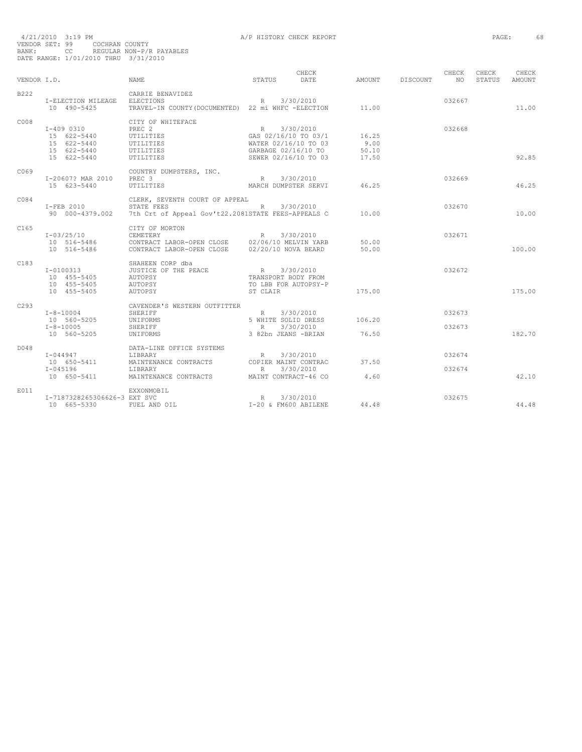4/21/2010 3:19 PM A/P HISTORY CHECK REPORT

VENDOR SET: 99 COCHRAN COUNTY
BANK: CC REGULAR NON-P/R PAYABLES
DATE RANGE: 1/01/2010 THRU 3/31/2010

| VENDOR I.D. | NAME | STATUS | CHECK DATE | AMOUNT | DISCOUNT | CHECK NO | CHECK STATUS | CHECK AMOUNT |
|---|---|---|---|---|---|---|---|---|
| B222 | CARRIE BENAVIDEZ | | | | | | | |
| I-ELECTION MILEAGE | ELECTIONS | R | 3/30/2010 | | | 032667 | | |
| 10 490-5425 | TRAVEL-IN COUNTY(DOCUMENTED) | 22 mi WHFC -ELECTION | | 11.00 | | | | 11.00 |
| C008 | CITY OF WHITEFACE | | | | | | | |
| I-409 0310 | PREC 2 | R | 3/30/2010 | | | 032668 | | |
| 15 622-5440 | UTILITIES | GAS 02/16/10 TO 03/1 | | 16.25 | | | | |
| 15 622-5440 | UTILITIES | WATER 02/16/10 TO 03 | | 9.00 | | | | |
| 15 622-5440 | UTILITIES | GARBAGE 02/16/10 TO | | 50.10 | | | | |
| 15 622-5440 | UTILITIES | SEWER 02/16/10 TO 03 | | 17.50 | | | | 92.85 |
| C069 | COUNTRY DUMPSTERS, INC. | | | | | | | |
| I-20607? MAR 2010 | PREC 3 | R | 3/30/2010 | | | 032669 | | |
| 15 623-5440 | UTILITIES | MARCH DUMPSTER SERVI | | 46.25 | | | | 46.25 |
| C084 | CLERK, SEVENTH COURT OF APPEAL | | | | | | | |
| I-FEB 2010 | STATE FEES | R | 3/30/2010 | | | 032670 | | |
| 90 000-4379.002 | 7th Crt of Appeal Gov't22.2081 | STATE FEES-APPEALS C | | 10.00 | | | | 10.00 |
| C165 | CITY OF MORTON | | | | | | | |
| I-03/25/10 | CEMETERY | R | 3/30/2010 | | | 032671 | | |
| 10 516-5486 | CONTRACT LABOR-OPEN CLOSE | 02/06/10 MELVIN YARB | | 50.00 | | | | |
| 10 516-5486 | CONTRACT LABOR-OPEN CLOSE | 02/20/10 NOVA BEARD | | 50.00 | | | | 100.00 |
| C183 | SHAHEEN CORP dba | | | | | | | |
| I-0100313 | JUSTICE OF THE PEACE | R | 3/30/2010 | | | 032672 | | |
| 10 455-5405 | AUTOPSY | TRANSPORT BODY FROM | | | | | | |
| 10 455-5405 | AUTOPSY | TO LBB FOR AUTOPSY-P | | | | | | |
| 10 455-5405 | AUTOPSY | ST CLAIR | | 175.00 | | | | 175.00 |
| C293 | CAVENDER'S WESTERN OUTFITTER | | | | | | | |
| I-8-10004 | SHERIFF | R | 3/30/2010 | | | 032673 | | |
| 10 560-5205 | UNIFORMS | 5 WHITE SOLID DRESS | | 106.20 | | | | |
| I-8-10005 | SHERIFF | R | 3/30/2010 | | | 032673 | | |
| 10 560-5205 | UNIFORMS | 3 82bn JEANS -BRIAN | | 76.50 | | | | 182.70 |
| D048 | DATA-LINE OFFICE SYSTEMS | | | | | | | |
| I-044947 | LIBRARY | R | 3/30/2010 | | | 032674 | | |
| 10 650-5411 | MAINTENANCE CONTRACTS | COPIER MAINT CONTRAC | | 37.50 | | | | |
| I-045196 | LIBRARY | R | 3/30/2010 | | | 032674 | | |
| 10 650-5411 | MAINTENANCE CONTRACTS | MAINT CONTRACT-46 CO | | 4.60 | | | | 42.10 |
| E011 | EXXONMOBIL | | | | | | | |
| I-7187328265306626-3 | EXT SVC | R | 3/30/2010 | | | 032675 | | |
| 10 665-5330 | FUEL AND OIL | I-20 & FM600 ABILENE | | 44.48 | | | | 44.48 |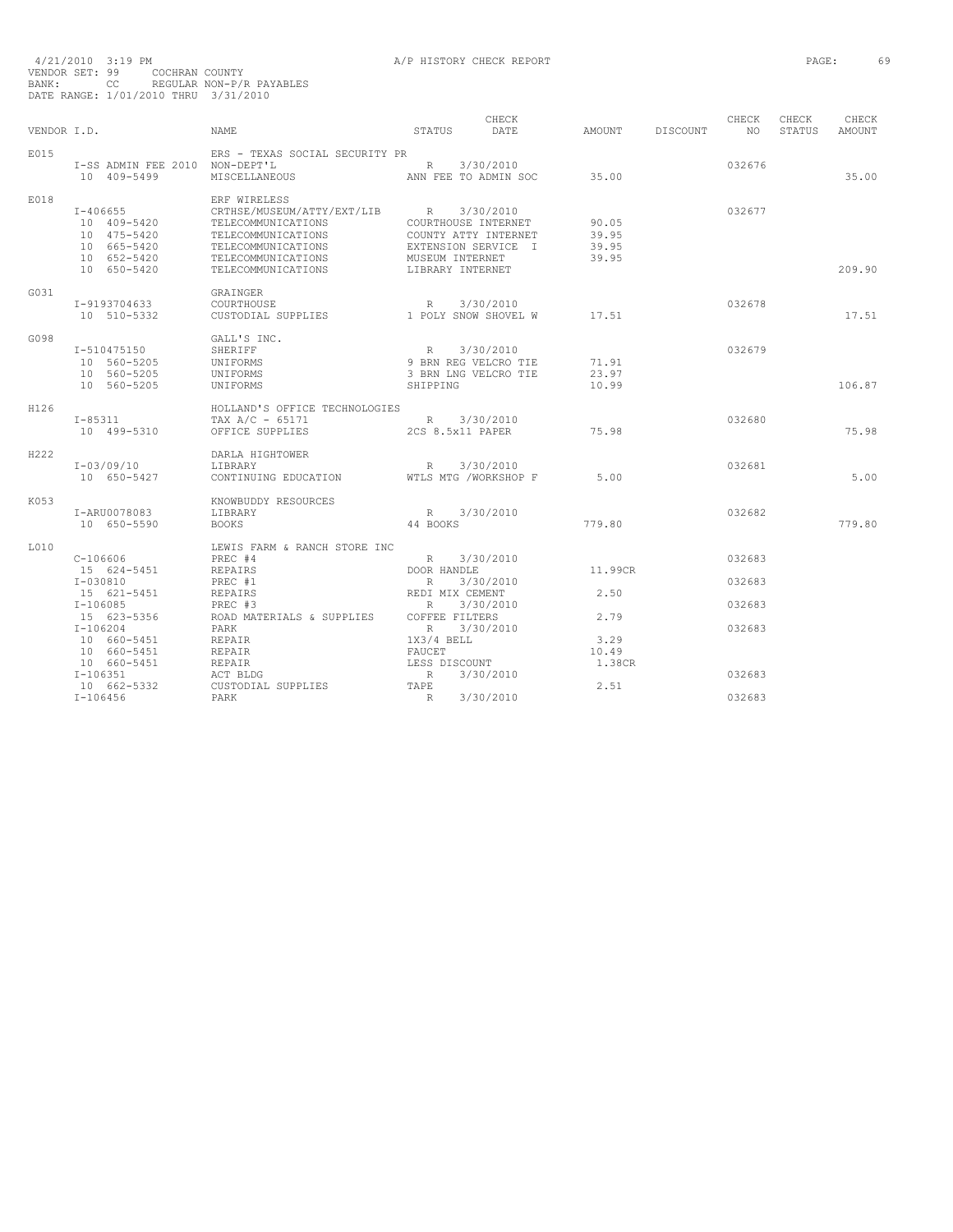4/21/2010 3:19 PM A/P HISTORY CHECK REPORT

VENDOR SET: 99 COCHRAN COUNTY
BANK: CC REGULAR NON-P/R PAYABLES
DATE RANGE: 1/01/2010 THRU 3/31/2010

| VENDOR I.D. | NAME | STATUS | CHECK DATE | AMOUNT | DISCOUNT | CHECK NO | CHECK STATUS | CHECK AMOUNT |
|---|---|---|---|---|---|---|---|---|
| E015 | ERS - TEXAS SOCIAL SECURITY PR | | | | | | | |
| I-SS ADMIN FEE 2010 | NON-DEPT'L | R | 3/30/2010 | | | 032676 | | |
| 10 409-5499 | MISCELLANEOUS | ANN FEE TO ADMIN SOC | | 35.00 | | | | 35.00 |
| E018 | ERF WIRELESS | | | | | | | |
| I-406655 | CRTHSE/MUSEUM/ATTY/EXT/LIB | R | 3/30/2010 | | | 032677 | | |
| 10 409-5420 | TELECOMMUNICATIONS | COURTHOUSE INTERNET | | 90.05 | | | | |
| 10 475-5420 | TELECOMMUNICATIONS | COUNTY ATTY INTERNET | | 39.95 | | | | |
| 10 665-5420 | TELECOMMUNICATIONS | EXTENSION SERVICE I | | 39.95 | | | | |
| 10 652-5420 | TELECOMMUNICATIONS | MUSEUM INTERNET | | 39.95 | | | | |
| 10 650-5420 | TELECOMMUNICATIONS | LIBRARY INTERNET | | | | | | 209.90 |
| G031 | GRAINGER | | | | | | | |
| I-9193704633 | COURTHOUSE | R | 3/30/2010 | | | 032678 | | |
| 10 510-5332 | CUSTODIAL SUPPLIES | 1 POLY SNOW SHOVEL W | | 17.51 | | | | 17.51 |
| G098 | GALL'S INC. | | | | | | | |
| I-510475150 | SHERIFF | R | 3/30/2010 | | | 032679 | | |
| 10 560-5205 | UNIFORMS | 9 BRN REG VELCRO TIE | | 71.91 | | | | |
| 10 560-5205 | UNIFORMS | 3 BRN LNG VELCRO TIE | | 23.97 | | | | |
| 10 560-5205 | UNIFORMS | SHIPPING | | 10.99 | | | | 106.87 |
| H126 | HOLLAND'S OFFICE TECHNOLOGIES | | | | | | | |
| I-85311 | TAX A/C - 65171 | R | 3/30/2010 | | | 032680 | | |
| 10 499-5310 | OFFICE SUPPLIES | 2CS 8.5x11 PAPER | | 75.98 | | | | 75.98 |
| H222 | DARLA HIGHTOWER | | | | | | | |
| I-03/09/10 | LIBRARY | R | 3/30/2010 | | | 032681 | | |
| 10 650-5427 | CONTINUING EDUCATION | WTLS MTG /WORKSHOP F | | 5.00 | | | | 5.00 |
| K053 | KNOWBUDDY RESOURCES | | | | | | | |
| I-ARU0078083 | LIBRARY | R | 3/30/2010 | | | 032682 | | |
| 10 650-5590 | BOOKS | 44 BOOKS | | 779.80 | | | | 779.80 |
| L010 | LEWIS FARM & RANCH STORE INC | | | | | | | |
| C-106606 | PREC #4 | R | 3/30/2010 | | | 032683 | | |
| 15 624-5451 | REPAIRS | DOOR HANDLE | | 11.99CR | | | | |
| I-030810 | PREC #1 | R | 3/30/2010 | | | 032683 | | |
| 15 621-5451 | REPAIRS | REDI MIX CEMENT | | 2.50 | | | | |
| I-106085 | PREC #3 | R | 3/30/2010 | | | 032683 | | |
| 15 623-5356 | ROAD MATERIALS & SUPPLIES | COFFEE FILTERS | | 2.79 | | | | |
| I-106204 | PARK | R | 3/30/2010 | | | 032683 | | |
| 10 660-5451 | REPAIR | 1X3/4 BELL | | 3.29 | | | | |
| 10 660-5451 | REPAIR | FAUCET | | 10.49 | | | | |
| 10 660-5451 | REPAIR | LESS DISCOUNT | | 1.38CR | | | | |
| I-106351 | ACT BLDG | R | 3/30/2010 | | | 032683 | | |
| 10 662-5332 | CUSTODIAL SUPPLIES | TAPE | | 2.51 | | | | |
| I-106456 | PARK | R | 3/30/2010 | | | 032683 | | |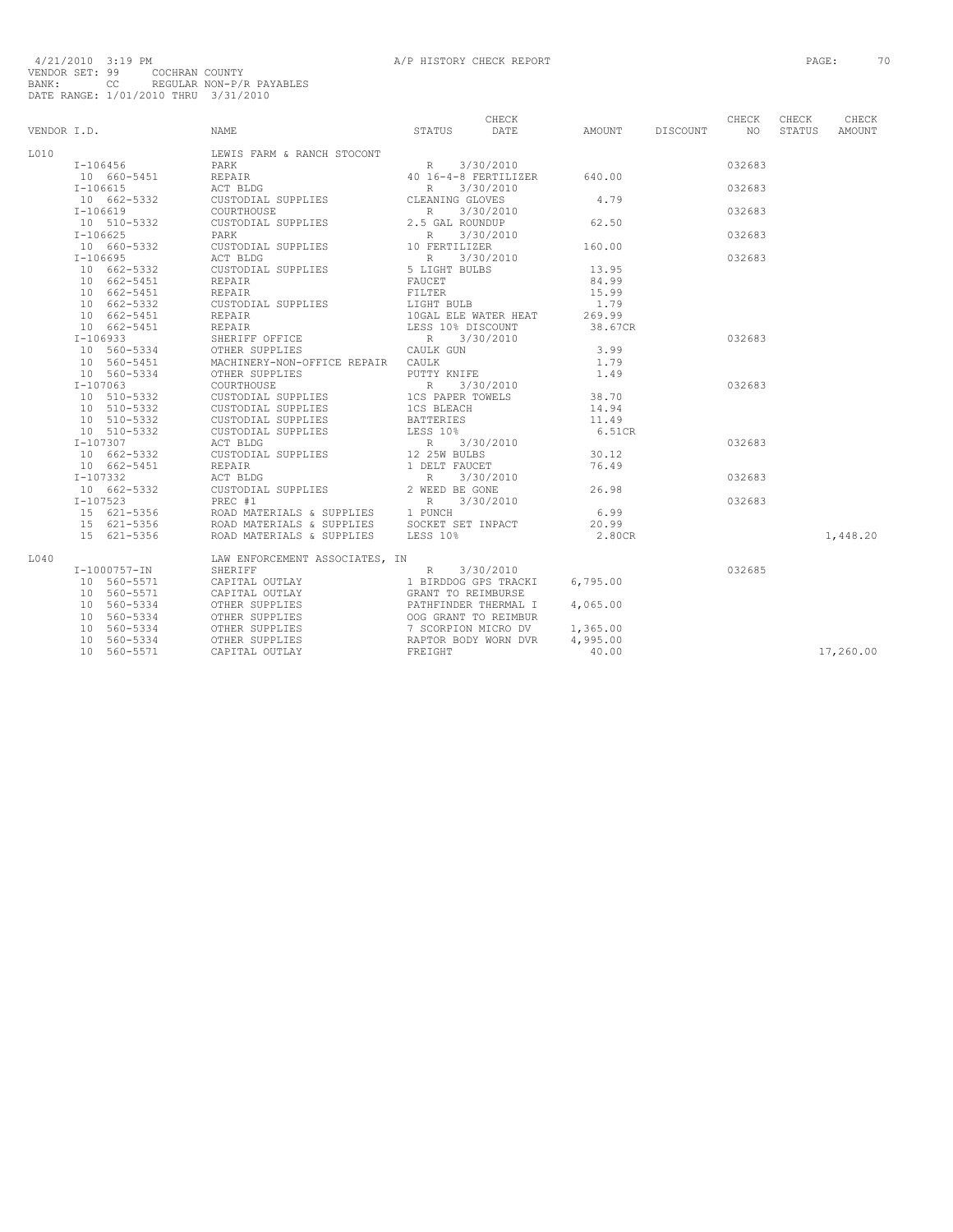4/21/2010 3:19 PM A/P HISTORY CHECK REPORT

VENDOR SET: 99 COCHRAN COUNTY
BANK: CC REGULAR NON-P/R PAYABLES
DATE RANGE: 1/01/2010 THRU 3/31/2010

| VENDOR I.D. | NAME | STATUS | CHECK DATE | AMOUNT | DISCOUNT | CHECK NO | CHECK STATUS | CHECK AMOUNT |
|---|---|---|---|---|---|---|---|---|
| L010 | LEWIS FARM & RANCH STOCONT | | | | | | | |
| I-106456 | PARK | R | 3/30/2010 | | | 032683 | | |
| 10 660-5451 | REPAIR | 40 16-4-8 FERTILIZER | | 640.00 | | | | |
| I-106615 | ACT BLDG | R | 3/30/2010 | | | 032683 | | |
| 10 662-5332 | CUSTODIAL SUPPLIES | CLEANING GLOVES | | 4.79 | | | | |
| I-106619 | COURTHOUSE | R | 3/30/2010 | | | 032683 | | |
| 10 510-5332 | CUSTODIAL SUPPLIES | 2.5 GAL ROUNDUP | | 62.50 | | | | |
| I-106625 | PARK | R | 3/30/2010 | | | 032683 | | |
| 10 660-5332 | CUSTODIAL SUPPLIES | 10 FERTILIZER | | 160.00 | | | | |
| I-106695 | ACT BLDG | R | 3/30/2010 | | | 032683 | | |
| 10 662-5332 | CUSTODIAL SUPPLIES | 5 LIGHT BULBS | | 13.95 | | | | |
| 10 662-5451 | REPAIR | FAUCET | | 84.99 | | | | |
| 10 662-5451 | REPAIR | FILTER | | 15.99 | | | | |
| 10 662-5332 | CUSTODIAL SUPPLIES | LIGHT BULB | | 1.79 | | | | |
| 10 662-5451 | REPAIR | 10GAL ELE WATER HEAT | | 269.99 | | | | |
| 10 662-5451 | REPAIR | LESS 10% DISCOUNT | | 38.67CR | | | | |
| I-106933 | SHERIFF OFFICE | R | 3/30/2010 | | | 032683 | | |
| 10 560-5334 | OTHER SUPPLIES | CAULK GUN | | 3.99 | | | | |
| 10 560-5451 | MACHINERY-NON-OFFICE REPAIR | CAULK | | 1.79 | | | | |
| 10 560-5334 | OTHER SUPPLIES | PUTTY KNIFE | | 1.49 | | | | |
| I-107063 | COURTHOUSE | R | 3/30/2010 | | | 032683 | | |
| 10 510-5332 | CUSTODIAL SUPPLIES | 1CS PAPER TOWELS | | 38.70 | | | | |
| 10 510-5332 | CUSTODIAL SUPPLIES | 1CS BLEACH | | 14.94 | | | | |
| 10 510-5332 | CUSTODIAL SUPPLIES | BATTERIES | | 11.49 | | | | |
| 10 510-5332 | CUSTODIAL SUPPLIES | LESS 10% | | 6.51CR | | | | |
| I-107307 | ACT BLDG | R | 3/30/2010 | | | 032683 | | |
| 10 662-5332 | CUSTODIAL SUPPLIES | 12 25W BULBS | | 30.12 | | | | |
| 10 662-5451 | REPAIR | 1 DELT FAUCET | | 76.49 | | | | |
| I-107332 | ACT BLDG | R | 3/30/2010 | | | 032683 | | |
| 10 662-5332 | CUSTODIAL SUPPLIES | 2 WEED BE GONE | | 26.98 | | | | |
| I-107523 | PREC #1 | R | 3/30/2010 | | | 032683 | | |
| 15 621-5356 | ROAD MATERIALS & SUPPLIES | 1 PUNCH | | 6.99 | | | | |
| 15 621-5356 | ROAD MATERIALS & SUPPLIES | SOCKET SET INPACT | | 20.99 | | | | |
| 15 621-5356 | ROAD MATERIALS & SUPPLIES | LESS 10% | | 2.80CR | | | | 1,448.20 |
| L040 | LAW ENFORCEMENT ASSOCIATES, IN | | | | | | | |
| I-1000757-IN | SHERIFF | R | 3/30/2010 | | | 032685 | | |
| 10 560-5571 | CAPITAL OUTLAY | 1 BIRDDOG GPS TRACKI | | 6,795.00 | | | | |
| 10 560-5571 | CAPITAL OUTLAY | GRANT TO REIMBURSE | | | | | | |
| 10 560-5334 | OTHER SUPPLIES | PATHFINDER THERMAL I | | 4,065.00 | | | | |
| 10 560-5334 | OTHER SUPPLIES | OOG GRANT TO REIMBUR | | | | | | |
| 10 560-5334 | OTHER SUPPLIES | 7 SCORPION MICRO DV | | 1,365.00 | | | | |
| 10 560-5334 | OTHER SUPPLIES | RAPTOR BODY WORN DVR | | 4,995.00 | | | | |
| 10 560-5571 | CAPITAL OUTLAY | FREIGHT | | 40.00 | | | | 17,260.00 |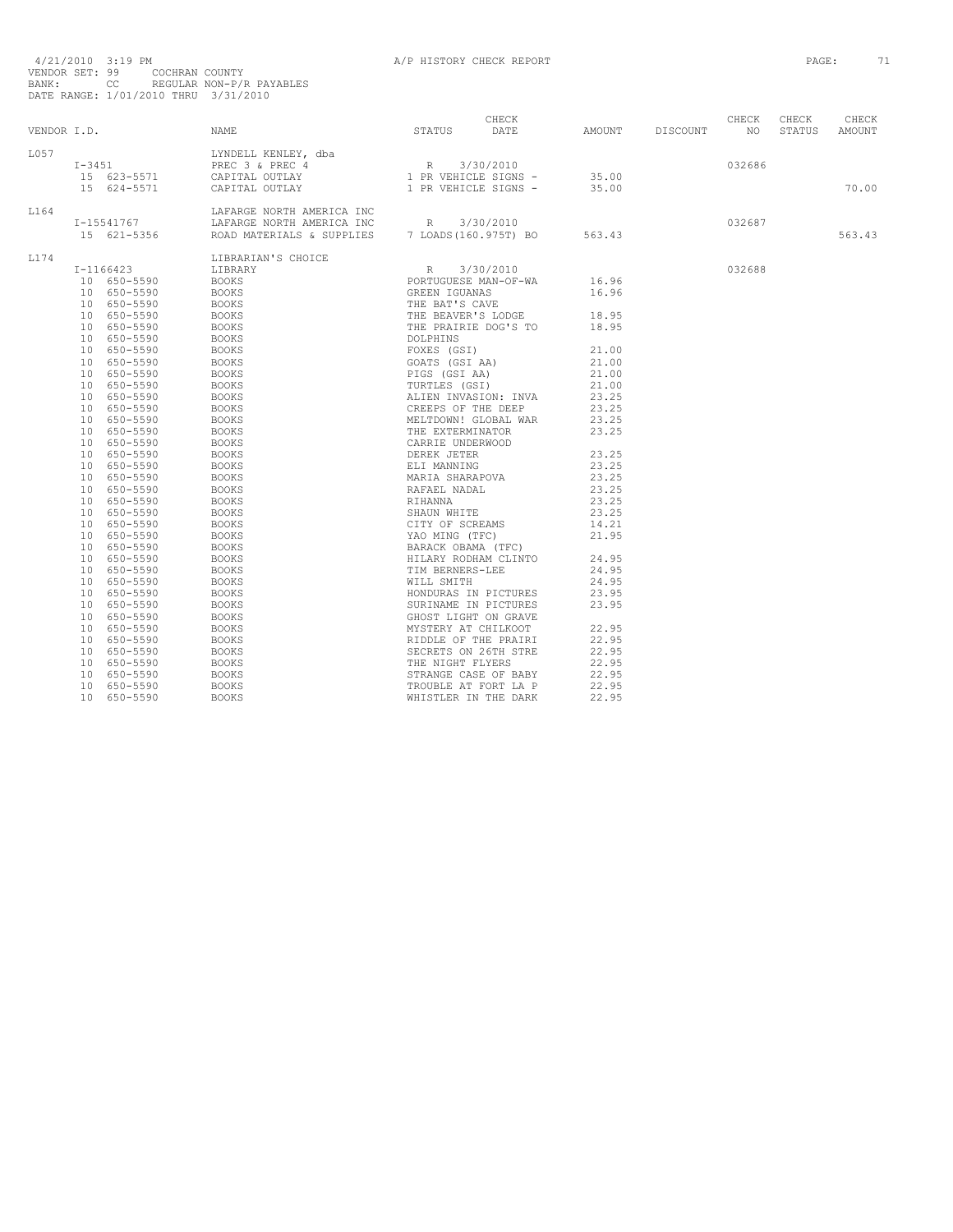4/21/2010 3:19 PM A/P HISTORY CHECK REPORT
VENDOR SET: 99 COCHRAN COUNTY
BANK: CC REGULAR NON-P/R PAYABLES
DATE RANGE: 1/01/2010 THRU 3/31/2010

| VENDOR I.D. | | NAME | STATUS | CHECK DATE | AMOUNT | DISCOUNT | CHECK NO | CHECK STATUS | CHECK AMOUNT |
|---|---|---|---|---|---|---|---|---|---|
| L057 | | LYNDELL KENLEY, dba | | | | | | | |
| | I-3451 | PREC 3 & PREC 4 | R | 3/30/2010 | | | 032686 | | |
| | 15 623-5571 | CAPITAL OUTLAY | 1 PR VEHICLE SIGNS - | | 35.00 | | | | |
| | 15 624-5571 | CAPITAL OUTLAY | 1 PR VEHICLE SIGNS - | | 35.00 | | | | 70.00 |
| L164 | | LAFARGE NORTH AMERICA INC | | | | | | | |
| | I-15541767 | LAFARGE NORTH AMERICA INC | R | 3/30/2010 | | | 032687 | | |
| | 15 621-5356 | ROAD MATERIALS & SUPPLIES | 7 LOADS(160.975T) BO | | 563.43 | | | | 563.43 |
| L174 | | LIBRARIAN'S CHOICE | | | | | | | |
| | I-1166423 | LIBRARY | R | 3/30/2010 | | | 032688 | | |
| | 10 650-5590 | BOOKS | PORTUGUESE MAN-OF-WA | | 16.96 | | | | |
| | 10 650-5590 | BOOKS | GREEN IGUANAS | | 16.96 | | | | |
| | 10 650-5590 | BOOKS | THE BAT'S CAVE | | | | | | |
| | 10 650-5590 | BOOKS | THE BEAVER'S LODGE | | 18.95 | | | | |
| | 10 650-5590 | BOOKS | THE PRAIRIE DOG'S TO | | 18.95 | | | | |
| | 10 650-5590 | BOOKS | DOLPHINS | | | | | | |
| | 10 650-5590 | BOOKS | FOXES (GSI) | | 21.00 | | | | |
| | 10 650-5590 | BOOKS | GOATS (GSI AA) | | 21.00 | | | | |
| | 10 650-5590 | BOOKS | PIGS (GSI AA) | | 21.00 | | | | |
| | 10 650-5590 | BOOKS | TURTLES (GSI) | | 21.00 | | | | |
| | 10 650-5590 | BOOKS | ALIEN INVASION: INVA | | 23.25 | | | | |
| | 10 650-5590 | BOOKS | CREEPS OF THE DEEP | | 23.25 | | | | |
| | 10 650-5590 | BOOKS | MELTDOWN! GLOBAL WAR | | 23.25 | | | | |
| | 10 650-5590 | BOOKS | THE EXTERMINATOR | | 23.25 | | | | |
| | 10 650-5590 | BOOKS | CARRIE UNDERWOOD | | | | | | |
| | 10 650-5590 | BOOKS | DEREK JETER | | 23.25 | | | | |
| | 10 650-5590 | BOOKS | ELI MANNING | | 23.25 | | | | |
| | 10 650-5590 | BOOKS | MARIA SHARAPOVA | | 23.25 | | | | |
| | 10 650-5590 | BOOKS | RAFAEL NADAL | | 23.25 | | | | |
| | 10 650-5590 | BOOKS | RIHANNA | | 23.25 | | | | |
| | 10 650-5590 | BOOKS | SHAUN WHITE | | 23.25 | | | | |
| | 10 650-5590 | BOOKS | CITY OF SCREAMS | | 14.21 | | | | |
| | 10 650-5590 | BOOKS | YAO MING (TFC) | | 21.95 | | | | |
| | 10 650-5590 | BOOKS | BARACK OBAMA (TFC) | | | | | | |
| | 10 650-5590 | BOOKS | HILARY RODHAM CLINTO | | 24.95 | | | | |
| | 10 650-5590 | BOOKS | TIM BERNERS-LEE | | 24.95 | | | | |
| | 10 650-5590 | BOOKS | WILL SMITH | | 24.95 | | | | |
| | 10 650-5590 | BOOKS | HONDURAS IN PICTURES | | 23.95 | | | | |
| | 10 650-5590 | BOOKS | SURINAME IN PICTURES | | 23.95 | | | | |
| | 10 650-5590 | BOOKS | GHOST LIGHT ON GRAVE | | | | | | |
| | 10 650-5590 | BOOKS | MYSTERY AT CHILKOOT | | 22.95 | | | | |
| | 10 650-5590 | BOOKS | RIDDLE OF THE PRAIRI | | 22.95 | | | | |
| | 10 650-5590 | BOOKS | SECRETS ON 26TH STRE | | 22.95 | | | | |
| | 10 650-5590 | BOOKS | THE NIGHT FLYERS | | 22.95 | | | | |
| | 10 650-5590 | BOOKS | STRANGE CASE OF BABY | | 22.95 | | | | |
| | 10 650-5590 | BOOKS | TROUBLE AT FORT LA P | | 22.95 | | | | |
| | 10 650-5590 | BOOKS | WHISTLER IN THE DARK | | 22.95 | | | | |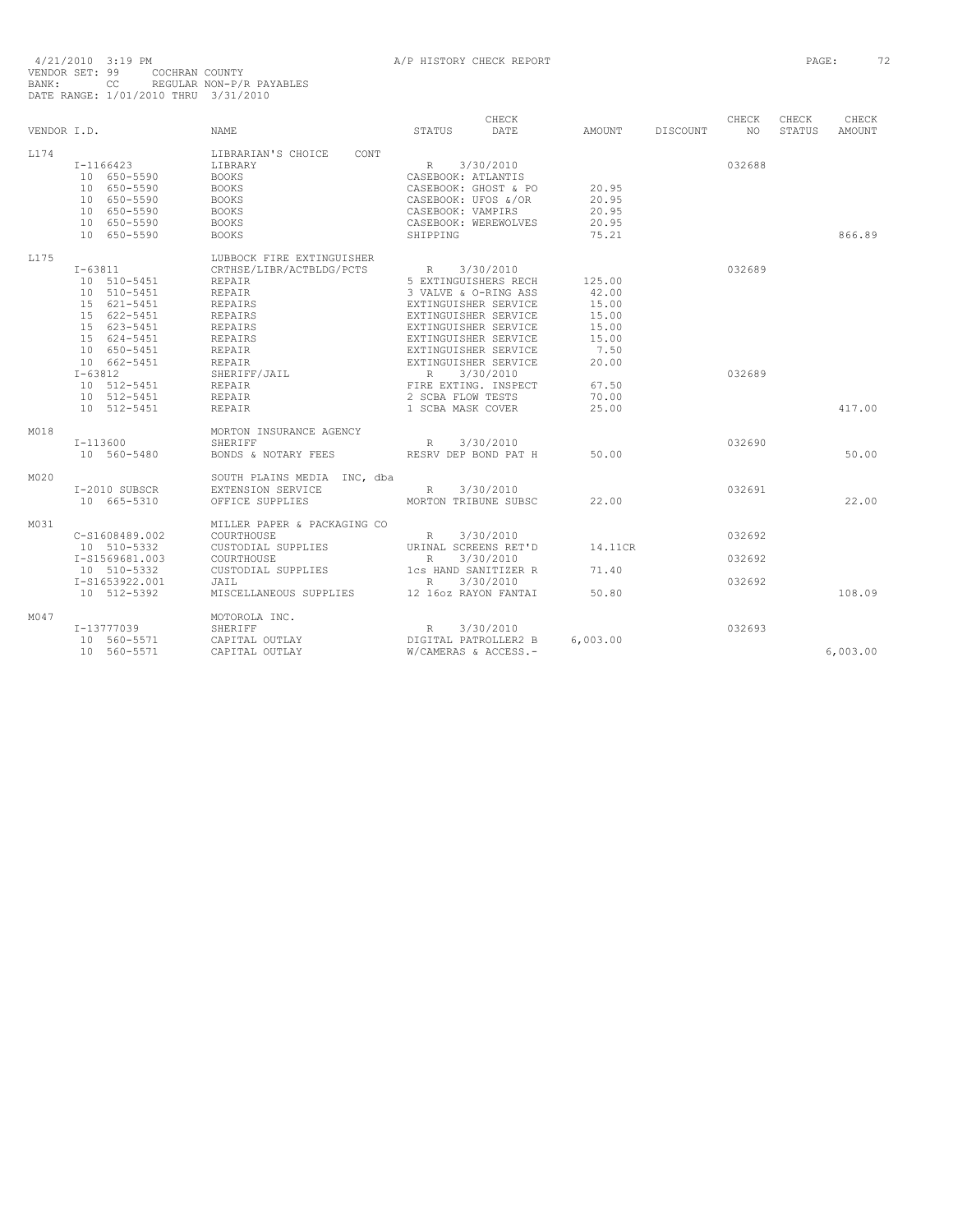4/21/2010 3:19 PM A/P HISTORY CHECK REPORT

VENDOR SET: 99 COCHRAN COUNTY
BANK: CC REGULAR NON-P/R PAYABLES
DATE RANGE: 1/01/2010 THRU 3/31/2010

| VENDOR I.D. | NAME | STATUS | CHECK DATE | AMOUNT | DISCOUNT | CHECK NO | CHECK STATUS | CHECK AMOUNT |
|---|---|---|---|---|---|---|---|---|
| L174 | LIBRARIAN'S CHOICE CONT | | | | | | | |
| I-1166423 | LIBRARY | R | 3/30/2010 | | | 032688 | | |
| 10 650-5590 | BOOKS | CASEBOOK: ATLANTIS | | | | | | |
| 10 650-5590 | BOOKS | CASEBOOK: GHOST & PO | | 20.95 | | | | |
| 10 650-5590 | BOOKS | CASEBOOK: UFOS &/OR | | 20.95 | | | | |
| 10 650-5590 | BOOKS | CASEBOOK: VAMPIRS | | 20.95 | | | | |
| 10 650-5590 | BOOKS | CASEBOOK: WEREWOLVES | | 20.95 | | | | |
| 10 650-5590 | BOOKS | SHIPPING | | 75.21 | | | | 866.89 |
| L175 | LUBBOCK FIRE EXTINGUISHER | | | | | | | |
| I-63811 | CRTHSE/LIBR/ACTBLDG/PCTS | R | 3/30/2010 | | | 032689 | | |
| 10 510-5451 | REPAIR | 5 EXTINGUISHERS RECH | | 125.00 | | | | |
| 10 510-5451 | REPAIR | 3 VALVE & O-RING ASS | | 42.00 | | | | |
| 15 621-5451 | REPAIRS | EXTINGUISHER SERVICE | | 15.00 | | | | |
| 15 622-5451 | REPAIRS | EXTINGUISHER SERVICE | | 15.00 | | | | |
| 15 623-5451 | REPAIRS | EXTINGUISHER SERVICE | | 15.00 | | | | |
| 15 624-5451 | REPAIRS | EXTINGUISHER SERVICE | | 15.00 | | | | |
| 10 650-5451 | REPAIR | EXTINGUISHER SERVICE | | 7.50 | | | | |
| 10 662-5451 | REPAIR | EXTINGUISHER SERVICE | | 20.00 | | | | |
| I-63812 | SHERIFF/JAIL | R | 3/30/2010 | | | 032689 | | |
| 10 512-5451 | REPAIR | FIRE EXTING. INSPECT | | 67.50 | | | | |
| 10 512-5451 | REPAIR | 2 SCBA FLOW TESTS | | 70.00 | | | | |
| 10 512-5451 | REPAIR | 1 SCBA MASK COVER | | 25.00 | | | | 417.00 |
| M018 | MORTON INSURANCE AGENCY | | | | | | | |
| I-113600 | SHERIFF | R | 3/30/2010 | | | 032690 | | |
| 10 560-5480 | BONDS & NOTARY FEES | RESRV DEP BOND PAT H | | 50.00 | | | | 50.00 |
| M020 | SOUTH PLAINS MEDIA INC, dba | | | | | | | |
| I-2010 SUBSCR | EXTENSION SERVICE | R | 3/30/2010 | | | 032691 | | |
| 10 665-5310 | OFFICE SUPPLIES | MORTON TRIBUNE SUBSC | | 22.00 | | | | 22.00 |
| M031 | MILLER PAPER & PACKAGING CO | | | | | | | |
| C-S1608489.002 | COURTHOUSE | R | 3/30/2010 | | | 032692 | | |
| 10 510-5332 | CUSTODIAL SUPPLIES | URINAL SCREENS RET'D | | 14.11CR | | | | |
| I-S1569681.003 | COURTHOUSE | R | 3/30/2010 | | | 032692 | | |
| 10 510-5332 | CUSTODIAL SUPPLIES | 1cs HAND SANITIZER R | | 71.40 | | | | |
| I-S1653922.001 | JAIL | R | 3/30/2010 | | | 032692 | | |
| 10 512-5392 | MISCELLANEOUS SUPPLIES | 12 16oz RAYON FANTAI | | 50.80 | | | | 108.09 |
| M047 | MOTOROLA INC. | | | | | | | |
| I-13777039 | SHERIFF | R | 3/30/2010 | | | 032693 | | |
| 10 560-5571 | CAPITAL OUTLAY | DIGITAL PATROLLER2 B | | 6,003.00 | | | | |
| 10 560-5571 | CAPITAL OUTLAY | W/CAMERAS & ACCESS.- | | | | | | 6,003.00 |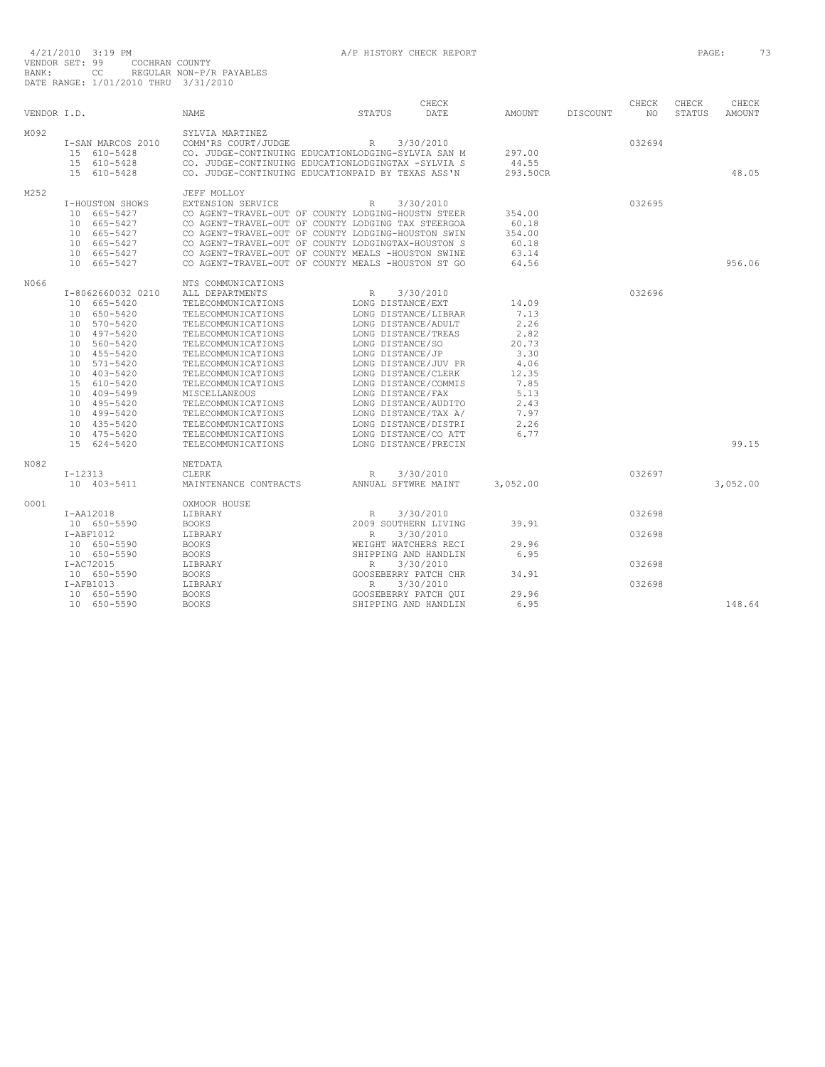4/21/2010 3:19 PM
A/P HISTORY CHECK REPORT
VENDOR SET: 99 COCHRAN COUNTY
BANK: CC REGULAR NON-P/R PAYABLES
DATE RANGE: 1/01/2010 THRU 3/31/2010

| VENDOR I.D. | NAME | STATUS | CHECK DATE | AMOUNT | DISCOUNT | CHECK NO | CHECK STATUS | CHECK AMOUNT |
|---|---|---|---|---|---|---|---|---|
| M092 | SYLVIA MARTINEZ | | | | | | | |
| I-SAN MARCOS 2010 | COMM'RS COURT/JUDGE | R | 3/30/2010 | | | 032694 | | |
| 15 610-5428 | CO. JUDGE-CONTINUING EDUCATIONLODGING-SYLVIA SAN M | | | 297.00 | | | | |
| 15 610-5428 | CO. JUDGE-CONTINUING EDUCATIONLODGINGTAX -SYLVIA S | | | 44.55 | | | | |
| 15 610-5428 | CO. JUDGE-CONTINUING EDUCATIONPAID BY TEXAS ASS'N | | | 293.50CR | | | | 48.05 |
| M252 | JEFF MOLLOY | | | | | | | |
| I-HOUSTON SHOWS | EXTENSION SERVICE | R | 3/30/2010 | | | 032695 | | |
| 10 665-5427 | CO AGENT-TRAVEL-OUT OF COUNTY LODGING-HOUSTN STEER | | | 354.00 | | | | |
| 10 665-5427 | CO AGENT-TRAVEL-OUT OF COUNTY LODGING TAX STEERGOA | | | 60.18 | | | | |
| 10 665-5427 | CO AGENT-TRAVEL-OUT OF COUNTY LODGING-HOUSTON SWIN | | | 354.00 | | | | |
| 10 665-5427 | CO AGENT-TRAVEL-OUT OF COUNTY LODGINGTAX-HOUSTON S | | | 60.18 | | | | |
| 10 665-5427 | CO AGENT-TRAVEL-OUT OF COUNTY MEALS -HOUSTON SWINE | | | 63.14 | | | | |
| 10 665-5427 | CO AGENT-TRAVEL-OUT OF COUNTY MEALS -HOUSTON ST GO | | | 64.56 | | | | 956.06 |
| N066 | NTS COMMUNICATIONS | | | | | | | |
| I-8062660032 0210 | ALL DEPARTMENTS | R | 3/30/2010 | | | 032696 | | |
| 10 665-5420 | TELECOMMUNICATIONS | LONG DISTANCE/EXT | | 14.09 | | | | |
| 10 650-5420 | TELECOMMUNICATIONS | LONG DISTANCE/LIBRAR | | 7.13 | | | | |
| 10 570-5420 | TELECOMMUNICATIONS | LONG DISTANCE/ADULT | | 2.26 | | | | |
| 10 497-5420 | TELECOMMUNICATIONS | LONG DISTANCE/TREAS | | 2.82 | | | | |
| 10 560-5420 | TELECOMMUNICATIONS | LONG DISTANCE/SO | | 20.73 | | | | |
| 10 455-5420 | TELECOMMUNICATIONS | LONG DISTANCE/JP | | 3.30 | | | | |
| 10 571-5420 | TELECOMMUNICATIONS | LONG DISTANCE/JUV PR | | 4.06 | | | | |
| 10 403-5420 | TELECOMMUNICATIONS | LONG DISTANCE/CLERK | | 12.35 | | | | |
| 15 610-5420 | TELECOMMUNICATIONS | LONG DISTANCE/COMMIS | | 7.85 | | | | |
| 10 409-5499 | MISCELLANEOUS | LONG DISTANCE/FAX | | 5.13 | | | | |
| 10 495-5420 | TELECOMMUNICATIONS | LONG DISTANCE/AUDITO | | 2.43 | | | | |
| 10 499-5420 | TELECOMMUNICATIONS | LONG DISTANCE/TAX A/ | | 7.97 | | | | |
| 10 435-5420 | TELECOMMUNICATIONS | LONG DISTANCE/DISTRI | | 2.26 | | | | |
| 10 475-5420 | TELECOMMUNICATIONS | LONG DISTANCE/CO ATT | | 6.77 | | | | |
| 15 624-5420 | TELECOMMUNICATIONS | LONG DISTANCE/PRECIN | | | | | | 99.15 |
| N082 | NETDATA | | | | | | | |
| I-12313 | CLERK | R | 3/30/2010 | | | 032697 | | |
| 10 403-5411 | MAINTENANCE CONTRACTS | ANNUAL SFTWRE MAINT | | 3,052.00 | | | | 3,052.00 |
| O001 | OXMOOR HOUSE | | | | | | | |
| I-AA12018 | LIBRARY | R | 3/30/2010 | | | 032698 | | |
| 10 650-5590 | BOOKS | 2009 SOUTHERN LIVING | | 39.91 | | | | |
| I-ABF1012 | LIBRARY | R | 3/30/2010 | | | 032698 | | |
| 10 650-5590 | BOOKS | WEIGHT WATCHERS RECI | | 29.96 | | | | |
| 10 650-5590 | BOOKS | SHIPPING AND HANDLIN | | 6.95 | | | | |
| I-AC72015 | LIBRARY | R | 3/30/2010 | | | 032698 | | |
| 10 650-5590 | BOOKS | GOOSEBERRY PATCH CHR | | 34.91 | | | | |
| I-AFB1013 | LIBRARY | R | 3/30/2010 | | | 032698 | | |
| 10 650-5590 | BOOKS | GOOSEBERRY PATCH QUI | | 29.96 | | | | |
| 10 650-5590 | BOOKS | SHIPPING AND HANDLIN | | 6.95 | | | | 148.64 |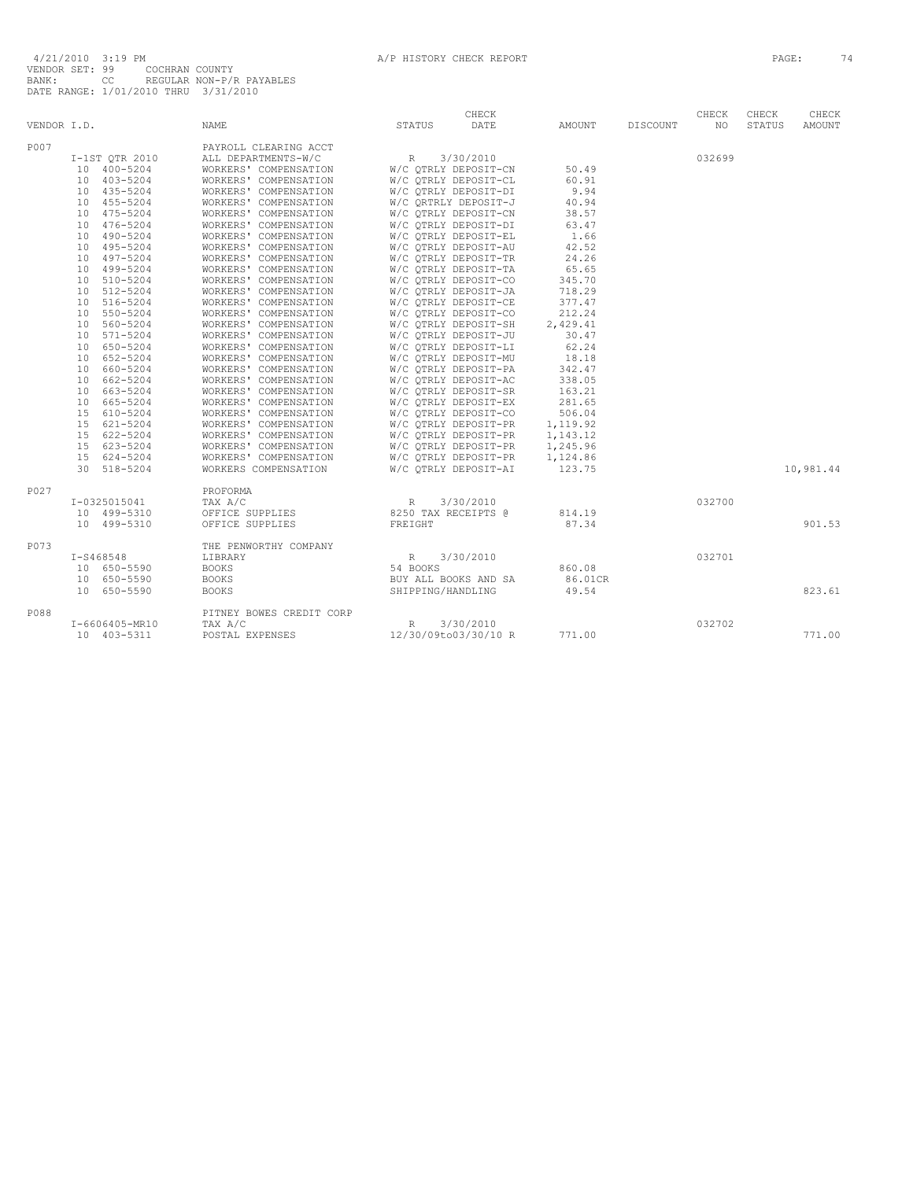4/21/2010 3:19 PM A/P HISTORY CHECK REPORT

VENDOR SET: 99 COCHRAN COUNTY
BANK: CC REGULAR NON-P/R PAYABLES
DATE RANGE: 1/01/2010 THRU 3/31/2010

| VENDOR I.D. | NAME | STATUS | CHECK DATE | AMOUNT | DISCOUNT | CHECK NO | CHECK STATUS | CHECK AMOUNT |
|---|---|---|---|---|---|---|---|---|
| P007 | PAYROLL CLEARING ACCT | | | | | | | |
| I-1ST QTR 2010 | ALL DEPARTMENTS-W/C | R | 3/30/2010 | | | 032699 | | |
| 10 400-5204 | WORKERS' COMPENSATION | W/C QTRLY DEPOSIT-CN | | 50.49 | | | | |
| 10 403-5204 | WORKERS' COMPENSATION | W/C QTRLY DEPOSIT-CL | | 60.91 | | | | |
| 10 435-5204 | WORKERS' COMPENSATION | W/C QTRLY DEPOSIT-DI | | 9.94 | | | | |
| 10 455-5204 | WORKERS' COMPENSATION | W/C QRTRLY DEPOSIT-J | | 40.94 | | | | |
| 10 475-5204 | WORKERS' COMPENSATION | W/C QTRLY DEPOSIT-CN | | 38.57 | | | | |
| 10 476-5204 | WORKERS' COMPENSATION | W/C QTRLY DEPOSIT-DI | | 63.47 | | | | |
| 10 490-5204 | WORKERS' COMPENSATION | W/C QTRLY DEPOSIT-EL | | 1.66 | | | | |
| 10 495-5204 | WORKERS' COMPENSATION | W/C QTRLY DEPOSIT-AU | | 42.52 | | | | |
| 10 497-5204 | WORKERS' COMPENSATION | W/C QTRLY DEPOSIT-TR | | 24.26 | | | | |
| 10 499-5204 | WORKERS' COMPENSATION | W/C QTRLY DEPOSIT-TA | | 65.65 | | | | |
| 10 510-5204 | WORKERS' COMPENSATION | W/C QTRLY DEPOSIT-CO | | 345.70 | | | | |
| 10 512-5204 | WORKERS' COMPENSATION | W/C QTRLY DEPOSIT-JA | | 718.29 | | | | |
| 10 516-5204 | WORKERS' COMPENSATION | W/C QTRLY DEPOSIT-CE | | 377.47 | | | | |
| 10 550-5204 | WORKERS' COMPENSATION | W/C QTRLY DEPOSIT-CO | | 212.24 | | | | |
| 10 560-5204 | WORKERS' COMPENSATION | W/C QTRLY DEPOSIT-SH | | 2,429.41 | | | | |
| 10 571-5204 | WORKERS' COMPENSATION | W/C QTRLY DEPOSIT-JU | | 30.47 | | | | |
| 10 650-5204 | WORKERS' COMPENSATION | W/C QTRLY DEPOSIT-LI | | 62.24 | | | | |
| 10 652-5204 | WORKERS' COMPENSATION | W/C QTRLY DEPOSIT-MU | | 18.18 | | | | |
| 10 660-5204 | WORKERS' COMPENSATION | W/C QTRLY DEPOSIT-PA | | 342.47 | | | | |
| 10 662-5204 | WORKERS' COMPENSATION | W/C QTRLY DEPOSIT-AC | | 338.05 | | | | |
| 10 663-5204 | WORKERS' COMPENSATION | W/C QTRLY DEPOSIT-SR | | 163.21 | | | | |
| 10 665-5204 | WORKERS' COMPENSATION | W/C QTRLY DEPOSIT-EX | | 281.65 | | | | |
| 15 610-5204 | WORKERS' COMPENSATION | W/C QTRLY DEPOSIT-CO | | 506.04 | | | | |
| 15 621-5204 | WORKERS' COMPENSATION | W/C QTRLY DEPOSIT-PR | | 1,119.92 | | | | |
| 15 622-5204 | WORKERS' COMPENSATION | W/C QTRLY DEPOSIT-PR | | 1,143.12 | | | | |
| 15 623-5204 | WORKERS' COMPENSATION | W/C QTRLY DEPOSIT-PR | | 1,245.96 | | | | |
| 15 624-5204 | WORKERS' COMPENSATION | W/C QTRLY DEPOSIT-PR | | 1,124.86 | | | | |
| 30 518-5204 | WORKERS COMPENSATION | W/C QTRLY DEPOSIT-AI | | 123.75 | | | | 10,981.44 |
| P027 | PROFORMA | | | | | | | |
| I-0325015041 | TAX A/C | R | 3/30/2010 | | | 032700 | | |
| 10 499-5310 | OFFICE SUPPLIES | 8250 TAX RECEIPTS @ | | 814.19 | | | | |
| 10 499-5310 | OFFICE SUPPLIES | FREIGHT | | 87.34 | | | | 901.53 |
| P073 | THE PENWORTHY COMPANY | | | | | | | |
| I-S468548 | LIBRARY | R | 3/30/2010 | | | 032701 | | |
| 10 650-5590 | BOOKS | 54 BOOKS | | 860.08 | | | | |
| 10 650-5590 | BOOKS | BUY ALL BOOKS AND SA | | 86.01CR | | | | |
| 10 650-5590 | BOOKS | SHIPPING/HANDLING | | 49.54 | | | | 823.61 |
| P088 | PITNEY BOWES CREDIT CORP | | | | | | | |
| I-6606405-MR10 | TAX A/C | R | 3/30/2010 | | | 032702 | | |
| 10 403-5311 | POSTAL EXPENSES | 12/30/09to03/30/10 R | | 771.00 | | | | 771.00 |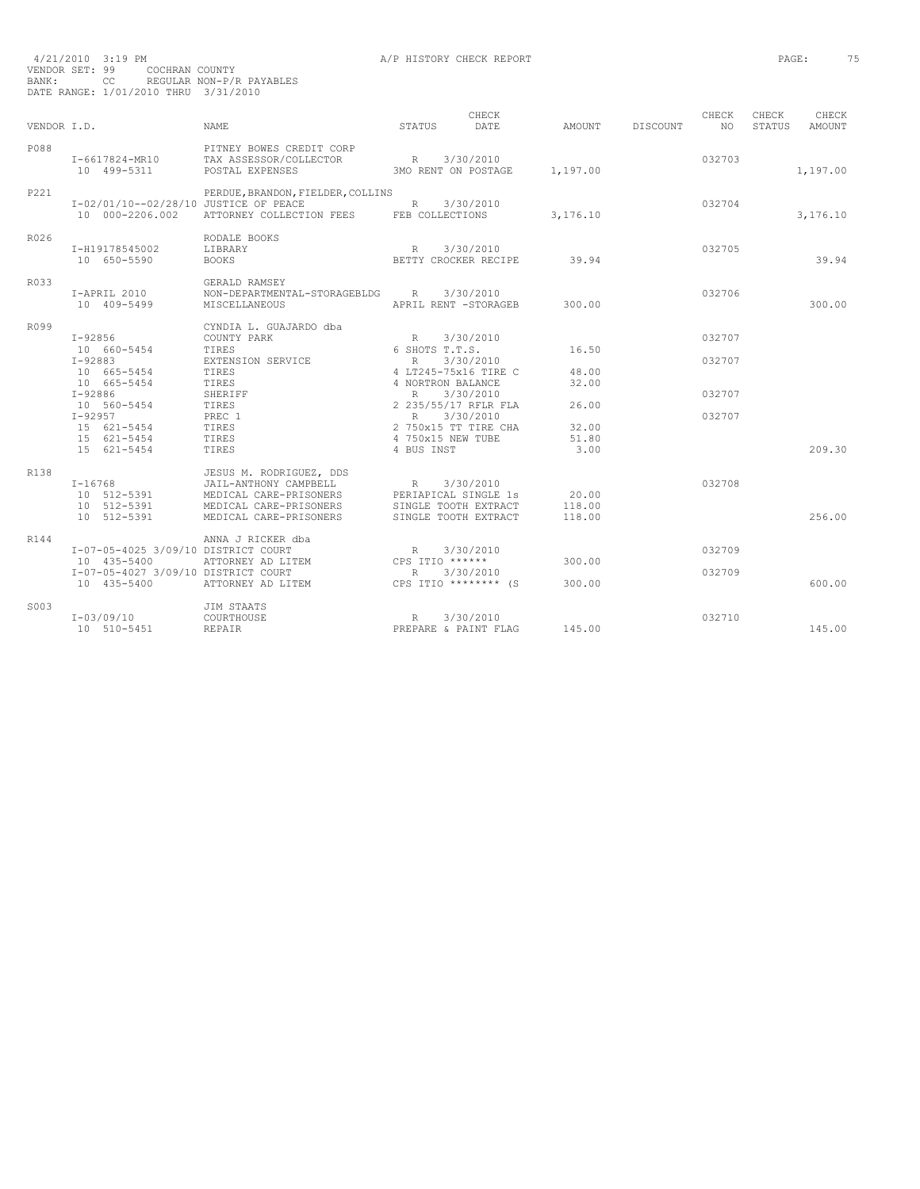4/21/2010 3:19 PM A/P HISTORY CHECK REPORT

VENDOR SET: 99 COCHRAN COUNTY
BANK: CC REGULAR NON-P/R PAYABLES
DATE RANGE: 1/01/2010 THRU 3/31/2010

| VENDOR I.D. | NAME | STATUS | CHECK DATE | AMOUNT | DISCOUNT | CHECK NO | CHECK STATUS | CHECK AMOUNT |
|---|---|---|---|---|---|---|---|---|
| P088 | PITNEY BOWES CREDIT CORP | | | | | | | |
| I-6617824-MR10 | TAX ASSESSOR/COLLECTOR | R | 3/30/2010 | | | 032703 | | |
| 10 499-5311 | POSTAL EXPENSES | 3MO RENT ON POSTAGE | | 1,197.00 | | | | 1,197.00 |
| P221 | PERDUE, BRANDON, FIELDER, COLLINS | | | | | | | |
| I-02/01/10--02/28/10 | JUSTICE OF PEACE | R | 3/30/2010 | | | 032704 | | |
| 10 000-2206.002 | ATTORNEY COLLECTION FEES | FEB COLLECTIONS | | 3,176.10 | | | | 3,176.10 |
| R026 | RODALE BOOKS | | | | | | | |
| I-H19178545002 | LIBRARY | R | 3/30/2010 | | | 032705 | | |
| 10 650-5590 | BOOKS | BETTY CROCKER RECIPE | | 39.94 | | | | 39.94 |
| R033 | GERALD RAMSEY | | | | | | | |
| I-APRIL 2010 | NON-DEPARTMENTAL-STORAGEBLDG | R | 3/30/2010 | | | 032706 | | |
| 10 409-5499 | MISCELLANEOUS | APRIL RENT -STORAGEB | | 300.00 | | | | 300.00 |
| R099 | CYNDIA L. GUAJARDO dba | | | | | | | |
| I-92856 | COUNTY PARK | R | 3/30/2010 | | | 032707 | | |
| 10 660-5454 | TIRES | 6 SHOTS T.T.S. | | 16.50 | | | | |
| I-92883 | EXTENSION SERVICE | R | 3/30/2010 | | | 032707 | | |
| 10 665-5454 | TIRES | 4 LT245-75x16 TIRE C | | 48.00 | | | | |
| 10 665-5454 | TIRES | 4 NORTRON BALANCE | | 32.00 | | | | |
| I-92886 | SHERIFF | R | 3/30/2010 | | | 032707 | | |
| 10 560-5454 | TIRES | 2 235/55/17 RFLR FLA | | 26.00 | | | | |
| I-92957 | PREC 1 | R | 3/30/2010 | | | 032707 | | |
| 15 621-5454 | TIRES | 2 750x15 TT TIRE CHA | | 32.00 | | | | |
| 15 621-5454 | TIRES | 4 750x15 NEW TUBE | | 51.80 | | | | |
| 15 621-5454 | TIRES | 4 BUS INST | | 3.00 | | | | 209.30 |
| R138 | JESUS M. RODRIGUEZ, DDS | | | | | | | |
| I-16768 | JAIL-ANTHONY CAMPBELL | R | 3/30/2010 | | | 032708 | | |
| 10 512-5391 | MEDICAL CARE-PRISONERS | PERIAPICAL SINGLE 1s | | 20.00 | | | | |
| 10 512-5391 | MEDICAL CARE-PRISONERS | SINGLE TOOTH EXTRACT | | 118.00 | | | | |
| 10 512-5391 | MEDICAL CARE-PRISONERS | SINGLE TOOTH EXTRACT | | 118.00 | | | | 256.00 |
| R144 | ANNA J RICKER dba | | | | | | | |
| I-07-05-4025 3/09/10 | DISTRICT COURT | R | 3/30/2010 | | | 032709 | | |
| 10 435-5400 | ATTORNEY AD LITEM | CPS ITIO ****** | | 300.00 | | | | |
| I-07-05-4027 3/09/10 | DISTRICT COURT | R | 3/30/2010 | | | 032709 | | |
| 10 435-5400 | ATTORNEY AD LITEM | CPS ITIO ******** (S | | 300.00 | | | | 600.00 |
| S003 | JIM STAATS | | | | | | | |
| I-03/09/10 | COURTHOUSE | R | 3/30/2010 | | | 032710 | | |
| 10 510-5451 | REPAIR | PREPARE & PAINT FLAG | | 145.00 | | | | 145.00 |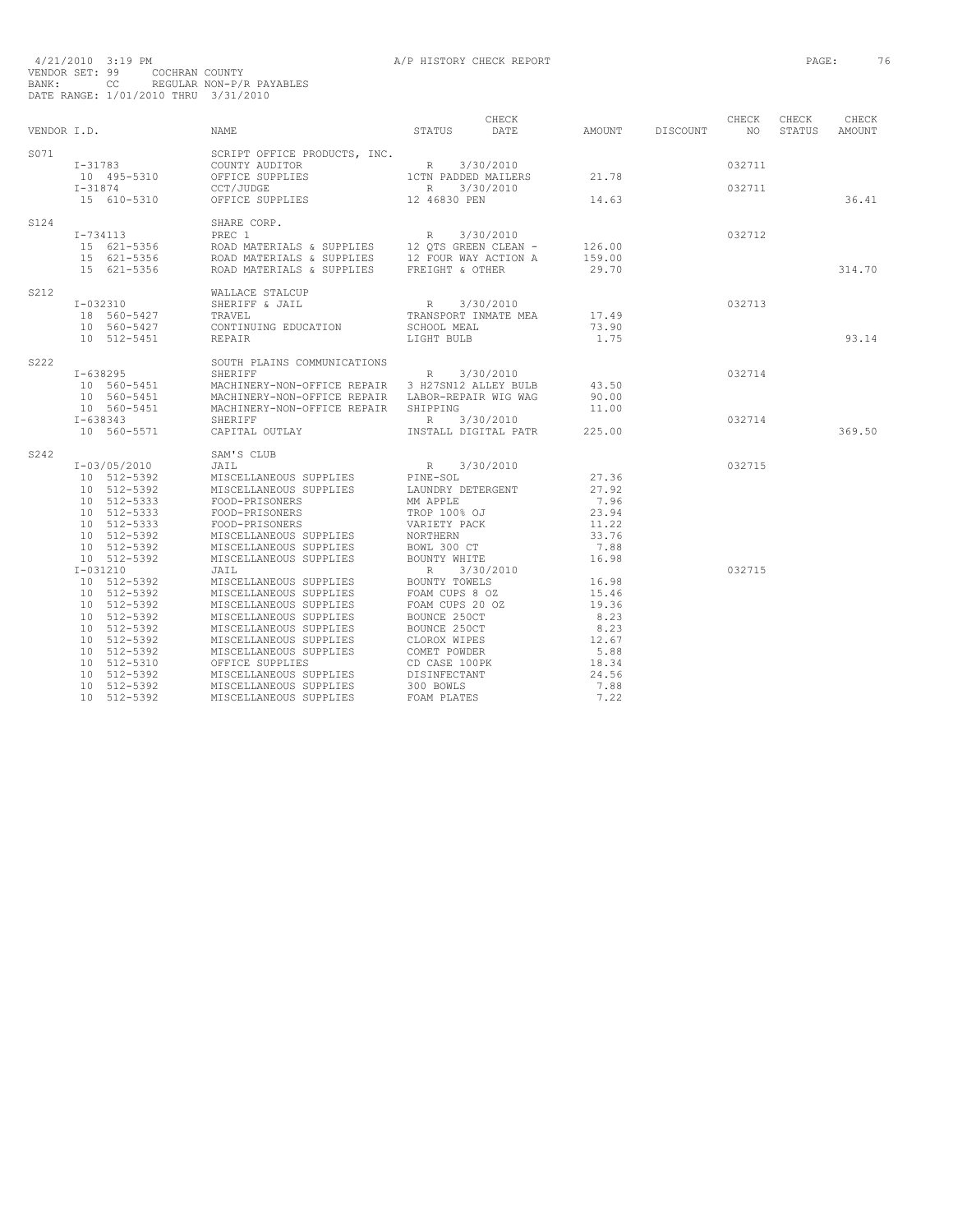4/21/2010 3:19 PM A/P HISTORY CHECK REPORT
VENDOR SET: 99 COCHRAN COUNTY
BANK: CC REGULAR NON-P/R PAYABLES
DATE RANGE: 1/01/2010 THRU 3/31/2010

| VENDOR I.D. | NAME | STATUS | CHECK DATE | AMOUNT | DISCOUNT | CHECK NO | CHECK STATUS | CHECK AMOUNT |
|---|---|---|---|---|---|---|---|---|
| S071 | SCRIPT OFFICE PRODUCTS, INC. | | | | | | | |
| I-31783 | COUNTY AUDITOR | R | 3/30/2010 | | | 032711 | | |
| 10 495-5310 | OFFICE SUPPLIES | 1CTN PADDED MAILERS | | 21.78 | | | | |
| I-31874 | CCT/JUDGE | R | 3/30/2010 | | | 032711 | | |
| 15 610-5310 | OFFICE SUPPLIES | 12 46830 PEN | | 14.63 | | | | 36.41 |
| S124 | SHARE CORP. | | | | | | | |
| I-734113 | PREC 1 | R | 3/30/2010 | | | 032712 | | |
| 15 621-5356 | ROAD MATERIALS & SUPPLIES | 12 QTS GREEN CLEAN - | | 126.00 | | | | |
| 15 621-5356 | ROAD MATERIALS & SUPPLIES | 12 FOUR WAY ACTION A | | 159.00 | | | | |
| 15 621-5356 | ROAD MATERIALS & SUPPLIES | FREIGHT & OTHER | | 29.70 | | | | 314.70 |
| S212 | WALLACE STALCUP | | | | | | | |
| I-032310 | SHERIFF & JAIL | R | 3/30/2010 | | | 032713 | | |
| 18 560-5427 | TRAVEL | TRANSPORT INMATE MEA | | 17.49 | | | | |
| 10 560-5427 | CONTINUING EDUCATION | SCHOOL MEAL | | 73.90 | | | | |
| 10 512-5451 | REPAIR | LIGHT BULB | | 1.75 | | | | 93.14 |
| S222 | SOUTH PLAINS COMMUNICATIONS | | | | | | | |
| I-638295 | SHERIFF | R | 3/30/2010 | | | 032714 | | |
| 10 560-5451 | MACHINERY-NON-OFFICE REPAIR | 3 H27SN12 ALLEY BULB | | 43.50 | | | | |
| 10 560-5451 | MACHINERY-NON-OFFICE REPAIR | LABOR-REPAIR WIG WAG | | 90.00 | | | | |
| 10 560-5451 | MACHINERY-NON-OFFICE REPAIR | SHIPPING | | 11.00 | | | | |
| I-638343 | SHERIFF | R | 3/30/2010 | | | 032714 | | |
| 10 560-5571 | CAPITAL OUTLAY | INSTALL DIGITAL PATR | | 225.00 | | | | 369.50 |
| S242 | SAM'S CLUB | | | | | | | |
| I-03/05/2010 | JAIL | R | 3/30/2010 | | | 032715 | | |
| 10 512-5392 | MISCELLANEOUS SUPPLIES | PINE-SOL | | 27.36 | | | | |
| 10 512-5392 | MISCELLANEOUS SUPPLIES | LAUNDRY DETERGENT | | 27.92 | | | | |
| 10 512-5333 | FOOD-PRISONERS | MM APPLE | | 7.96 | | | | |
| 10 512-5333 | FOOD-PRISONERS | TROP 100% OJ | | 23.94 | | | | |
| 10 512-5333 | FOOD-PRISONERS | VARIETY PACK | | 11.22 | | | | |
| 10 512-5392 | MISCELLANEOUS SUPPLIES | NORTHERN | | 33.76 | | | | |
| 10 512-5392 | MISCELLANEOUS SUPPLIES | BOWL 300 CT | | 7.88 | | | | |
| 10 512-5392 | MISCELLANEOUS SUPPLIES | BOUNTY WHITE | | 16.98 | | | | |
| I-031210 | JAIL | R | 3/30/2010 | | | 032715 | | |
| 10 512-5392 | MISCELLANEOUS SUPPLIES | BOUNTY TOWELS | | 16.98 | | | | |
| 10 512-5392 | MISCELLANEOUS SUPPLIES | FOAM CUPS 8 OZ | | 15.46 | | | | |
| 10 512-5392 | MISCELLANEOUS SUPPLIES | FOAM CUPS 20 OZ | | 19.36 | | | | |
| 10 512-5392 | MISCELLANEOUS SUPPLIES | BOUNCE 250CT | | 8.23 | | | | |
| 10 512-5392 | MISCELLANEOUS SUPPLIES | BOUNCE 250CT | | 8.23 | | | | |
| 10 512-5392 | MISCELLANEOUS SUPPLIES | CLOROX WIPES | | 12.67 | | | | |
| 10 512-5392 | MISCELLANEOUS SUPPLIES | COMET POWDER | | 5.88 | | | | |
| 10 512-5310 | OFFICE SUPPLIES | CD CASE 100PK | | 18.34 | | | | |
| 10 512-5392 | MISCELLANEOUS SUPPLIES | DISINFECTANT | | 24.56 | | | | |
| 10 512-5392 | MISCELLANEOUS SUPPLIES | 300 BOWLS | | 7.88 | | | | |
| 10 512-5392 | MISCELLANEOUS SUPPLIES | FOAM PLATES | | 7.22 | | | | |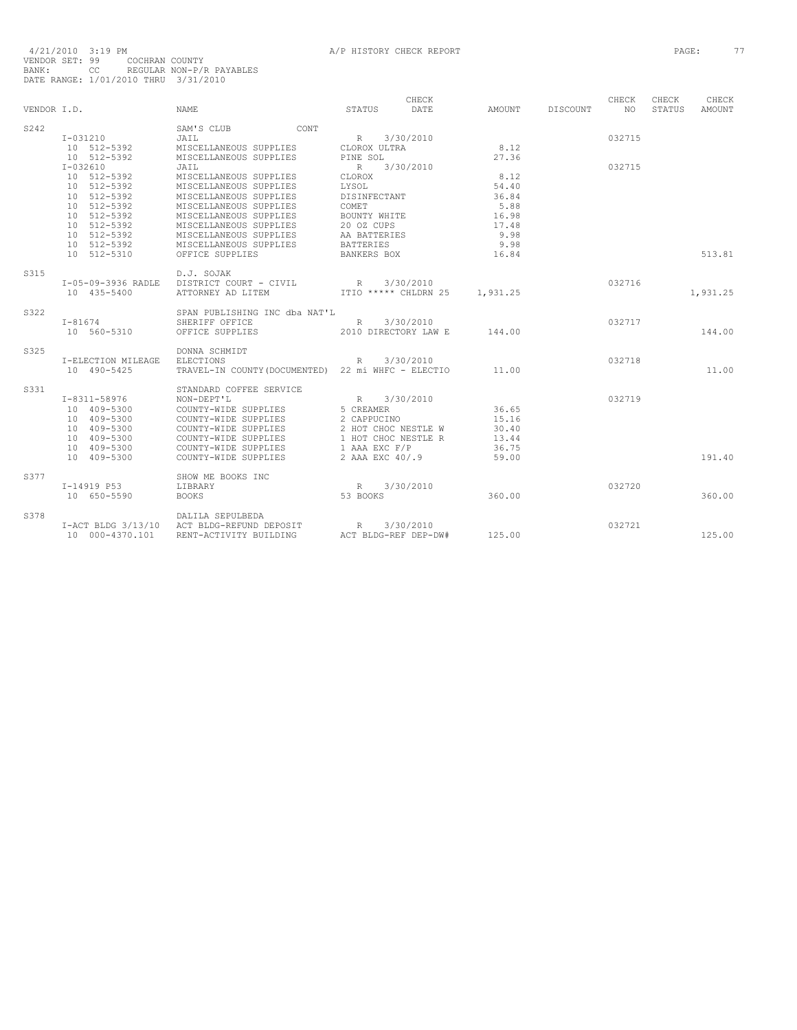4/21/2010 3:19 PM A/P HISTORY CHECK REPORT
VENDOR SET: 99 COCHRAN COUNTY
BANK: CC REGULAR NON-P/R PAYABLES
DATE RANGE: 1/01/2010 THRU 3/31/2010

| VENDOR I.D. | | NAME | STATUS | CHECK DATE | AMOUNT | DISCOUNT | CHECK NO | CHECK STATUS | CHECK AMOUNT |
|---|---|---|---|---|---|---|---|---|---|
| S242 | | SAM'S CLUB CONT | | | | | | | |
| | I-031210 | JAIL | R | 3/30/2010 | | | 032715 | | |
| | 10 512-5392 | MISCELLANEOUS SUPPLIES | CLOROX ULTRA | | 8.12 | | | | |
| | 10 512-5392 | MISCELLANEOUS SUPPLIES | PINE SOL | | 27.36 | | | | |
| | I-032610 | JAIL | R | 3/30/2010 | | | 032715 | | |
| | 10 512-5392 | MISCELLANEOUS SUPPLIES | CLOROX | | 8.12 | | | | |
| | 10 512-5392 | MISCELLANEOUS SUPPLIES | LYSOL | | 54.40 | | | | |
| | 10 512-5392 | MISCELLANEOUS SUPPLIES | DISINFECTANT | | 36.84 | | | | |
| | 10 512-5392 | MISCELLANEOUS SUPPLIES | COMET | | 5.88 | | | | |
| | 10 512-5392 | MISCELLANEOUS SUPPLIES | BOUNTY WHITE | | 16.98 | | | | |
| | 10 512-5392 | MISCELLANEOUS SUPPLIES | 20 OZ CUPS | | 17.48 | | | | |
| | 10 512-5392 | MISCELLANEOUS SUPPLIES | AA BATTERIES | | 9.98 | | | | |
| | 10 512-5392 | MISCELLANEOUS SUPPLIES | BATTERIES | | 9.98 | | | | |
| | 10 512-5310 | OFFICE SUPPLIES | BANKERS BOX | | 16.84 | | | | 513.81 |
| S315 | | D.J. SOJAK | | | | | | | |
| | I-05-09-3936 RADLE | DISTRICT COURT - CIVIL | R | 3/30/2010 | | | 032716 | | |
| | 10 435-5400 | ATTORNEY AD LITEM | ITIO ***** CHLDRN 25 | | 1,931.25 | | | | 1,931.25 |
| S322 | | SPAN PUBLISHING INC dba NAT'L | | | | | | | |
| | I-81674 | SHERIFF OFFICE | R | 3/30/2010 | | | 032717 | | |
| | 10 560-5310 | OFFICE SUPPLIES | 2010 DIRECTORY LAW E | | 144.00 | | | | 144.00 |
| S325 | | DONNA SCHMIDT | | | | | | | |
| | I-ELECTION MILEAGE | ELECTIONS | R | 3/30/2010 | | | 032718 | | |
| | 10 490-5425 | TRAVEL-IN COUNTY(DOCUMENTED) | 22 mi WHFC - ELECTIO | | 11.00 | | | | 11.00 |
| S331 | | STANDARD COFFEE SERVICE | | | | | | | |
| | I-8311-58976 | NON-DEPT'L | R | 3/30/2010 | | | 032719 | | |
| | 10 409-5300 | COUNTY-WIDE SUPPLIES | 5 CREAMER | | 36.65 | | | | |
| | 10 409-5300 | COUNTY-WIDE SUPPLIES | 2 CAPPUCINO | | 15.16 | | | | |
| | 10 409-5300 | COUNTY-WIDE SUPPLIES | 2 HOT CHOC NESTLE W | | 30.40 | | | | |
| | 10 409-5300 | COUNTY-WIDE SUPPLIES | 1 HOT CHOC NESTLE R | | 13.44 | | | | |
| | 10 409-5300 | COUNTY-WIDE SUPPLIES | 1 AAA EXC F/P | | 36.75 | | | | |
| | 10 409-5300 | COUNTY-WIDE SUPPLIES | 2 AAA EXC 40/.9 | | 59.00 | | | | 191.40 |
| S377 | | SHOW ME BOOKS INC | | | | | | | |
| | I-14919 P53 | LIBRARY | R | 3/30/2010 | | | 032720 | | |
| | 10 650-5590 | BOOKS | 53 BOOKS | | 360.00 | | | | 360.00 |
| S378 | | DALILA SEPULBEDA | | | | | | | |
| | I-ACT BLDG 3/13/10 | ACT BLDG-REFUND DEPOSIT | R | 3/30/2010 | | | 032721 | | |
| | 10 000-4370.101 | RENT-ACTIVITY BUILDING | ACT BLDG-REF DEP-DW# | | 125.00 | | | | 125.00 |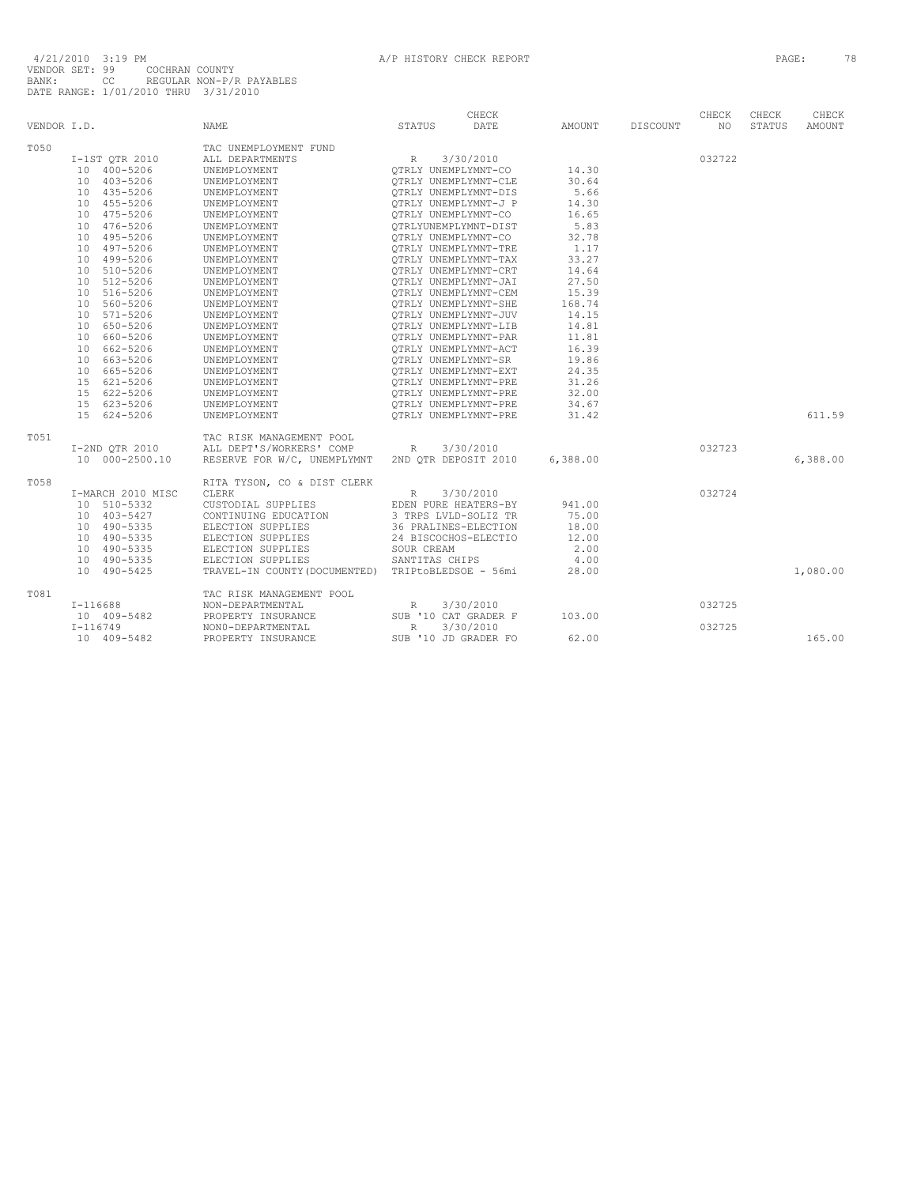4/21/2010 3:19 PM A/P HISTORY CHECK REPORT

VENDOR SET: 99 COCHRAN COUNTY
BANK: CC REGULAR NON-P/R PAYABLES
DATE RANGE: 1/01/2010 THRU 3/31/2010

| VENDOR I.D. | NAME | STATUS | CHECK DATE | AMOUNT | DISCOUNT | CHECK NO | CHECK STATUS | CHECK AMOUNT |
|---|---|---|---|---|---|---|---|---|
| T050 | TAC UNEMPLOYMENT FUND | | | | | | | |
| I-1ST QTR 2010 | ALL DEPARTMENTS | R | 3/30/2010 | | | 032722 | | |
| 10 400-5206 | UNEMPLOYMENT | QTRLY UNEMPLYMNT-CO | | 14.30 | | | | |
| 10 403-5206 | UNEMPLOYMENT | QTRLY UNEMPLYMNT-CLE | | 30.64 | | | | |
| 10 435-5206 | UNEMPLOYMENT | QTRLY UNEMPLYMNT-DIS | | 5.66 | | | | |
| 10 455-5206 | UNEMPLOYMENT | QTRLY UNEMPLYMNT-J P | | 14.30 | | | | |
| 10 475-5206 | UNEMPLOYMENT | QTRLY UNEMPLYMNT-CO | | 16.65 | | | | |
| 10 476-5206 | UNEMPLOYMENT | QTRLYUNEMPLYMNT-DIST | | 5.83 | | | | |
| 10 495-5206 | UNEMPLOYMENT | QTRLY UNEMPLYMNT-CO | | 32.78 | | | | |
| 10 497-5206 | UNEMPLOYMENT | QTRLY UNEMPLYMNT-TRE | | 1.17 | | | | |
| 10 499-5206 | UNEMPLOYMENT | QTRLY UNEMPLYMNT-TAX | | 33.27 | | | | |
| 10 510-5206 | UNEMPLOYMENT | QTRLY UNEMPLYMNT-CRT | | 14.64 | | | | |
| 10 512-5206 | UNEMPLOYMENT | QTRLY UNEMPLYMNT-JAI | | 27.50 | | | | |
| 10 516-5206 | UNEMPLOYMENT | QTRLY UNEMPLYMNT-CEM | | 15.39 | | | | |
| 10 560-5206 | UNEMPLOYMENT | QTRLY UNEMPLYMNT-SHE | | 168.74 | | | | |
| 10 571-5206 | UNEMPLOYMENT | QTRLY UNEMPLYMNT-JUV | | 14.15 | | | | |
| 10 650-5206 | UNEMPLOYMENT | QTRLY UNEMPLYMNT-LIB | | 14.81 | | | | |
| 10 660-5206 | UNEMPLOYMENT | QTRLY UNEMPLYMNT-PAR | | 11.81 | | | | |
| 10 662-5206 | UNEMPLOYMENT | QTRLY UNEMPLYMNT-ACT | | 16.39 | | | | |
| 10 663-5206 | UNEMPLOYMENT | QTRLY UNEMPLYMNT-SR | | 19.86 | | | | |
| 10 665-5206 | UNEMPLOYMENT | QTRLY UNEMPLYMNT-EXT | | 24.35 | | | | |
| 15 621-5206 | UNEMPLOYMENT | QTRLY UNEMPLYMNT-PRE | | 31.26 | | | | |
| 15 622-5206 | UNEMPLOYMENT | QTRLY UNEMPLYMNT-PRE | | 32.00 | | | | |
| 15 623-5206 | UNEMPLOYMENT | QTRLY UNEMPLYMNT-PRE | | 34.67 | | | | |
| 15 624-5206 | UNEMPLOYMENT | QTRLY UNEMPLYMNT-PRE | | 31.42 | | | | 611.59 |
| T051 | TAC RISK MANAGEMENT POOL | | | | | | | |
| I-2ND QTR 2010 | ALL DEPT'S/WORKERS' COMP | R | 3/30/2010 | | | 032723 | | |
| 10 000-2500.10 | RESERVE FOR W/C, UNEMPLYMNT | 2ND QTR DEPOSIT 2010 | | 6,388.00 | | | | 6,388.00 |
| T058 | RITA TYSON, CO & DIST CLERK | | | | | | | |
| I-MARCH 2010 MISC | CLERK | R | 3/30/2010 | | | 032724 | | |
| 10 510-5332 | CUSTODIAL SUPPLIES | EDEN PURE HEATERS-BY | | 941.00 | | | | |
| 10 403-5427 | CONTINUING EDUCATION | 3 TRPS LVLD-SOLIZ TR | | 75.00 | | | | |
| 10 490-5335 | ELECTION SUPPLIES | 36 PRALINES-ELECTION | | 18.00 | | | | |
| 10 490-5335 | ELECTION SUPPLIES | 24 BISCOCHOS-ELECTIO | | 12.00 | | | | |
| 10 490-5335 | ELECTION SUPPLIES | SOUR CREAM | | 2.00 | | | | |
| 10 490-5335 | ELECTION SUPPLIES | SANTITAS CHIPS | | 4.00 | | | | |
| 10 490-5425 | TRAVEL-IN COUNTY(DOCUMENTED) | TRIPtoBLEDSOE - 56mi | | 28.00 | | | | 1,080.00 |
| T081 | TAC RISK MANAGEMENT POOL | | | | | | | |
| I-116688 | NON-DEPARTMENTAL | R | 3/30/2010 | | | 032725 | | |
| 10 409-5482 | PROPERTY INSURANCE | SUB '10 CAT GRADER F | | 103.00 | | | | |
| I-116749 | NON0-DEPARTMENTAL | R | 3/30/2010 | | | 032725 | | |
| 10 409-5482 | PROPERTY INSURANCE | SUB '10 JD GRADER FO | | 62.00 | | | | 165.00 |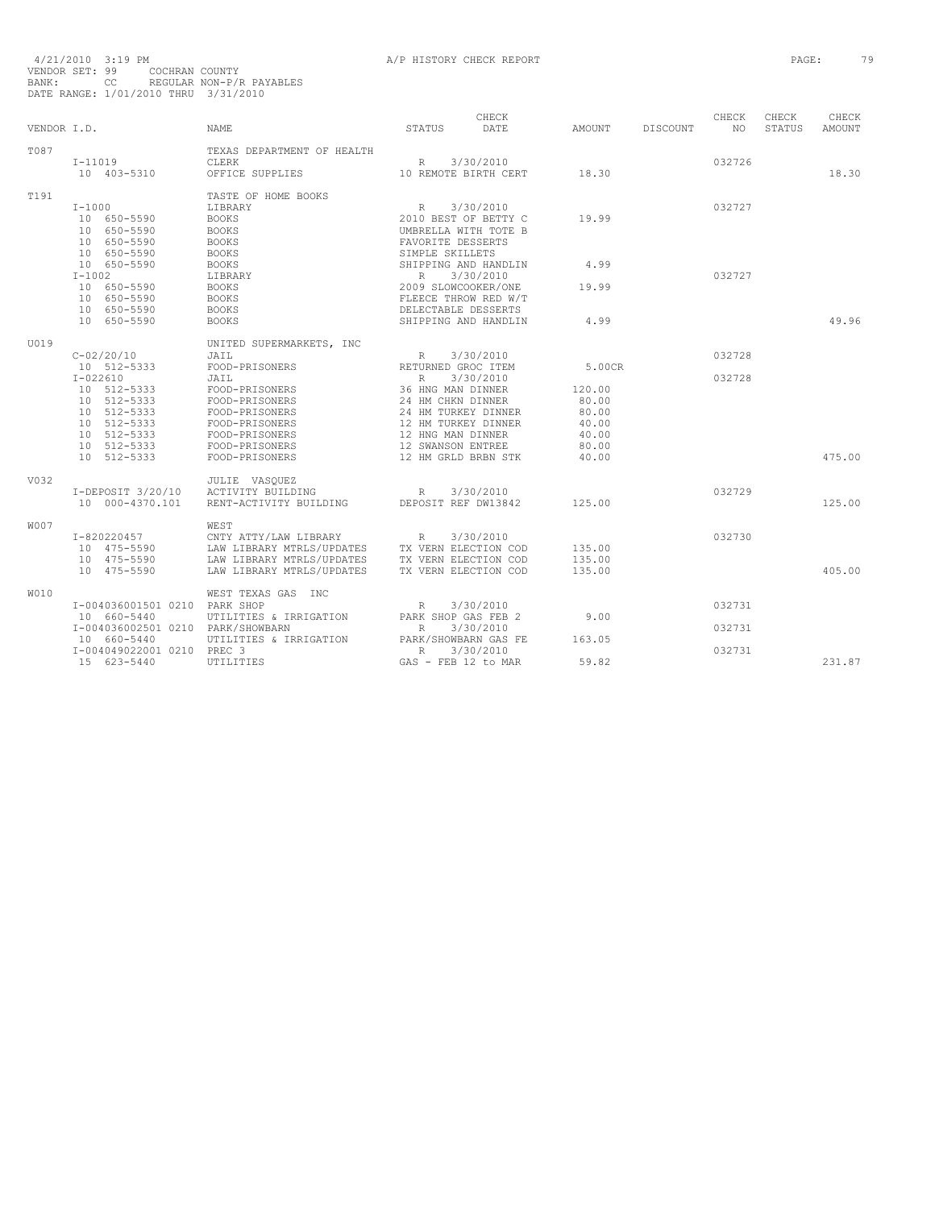4/21/2010 3:19 PM — A/P HISTORY CHECK REPORT

VENDOR SET: 99 COCHRAN COUNTY
BANK: CC REGULAR NON-P/R PAYABLES
DATE RANGE: 1/01/2010 THRU 3/31/2010

| VENDOR I.D. | | NAME | STATUS | CHECK DATE | AMOUNT | DISCOUNT | CHECK NO | CHECK STATUS | CHECK AMOUNT |
|---|---|---|---|---|---|---|---|---|---|
| T087 | | TEXAS DEPARTMENT OF HEALTH | | | | | | | |
| | I-11019 | CLERK | R | 3/30/2010 | | | 032726 | | |
| | 10 403-5310 | OFFICE SUPPLIES | 10 REMOTE BIRTH CERT | | 18.30 | | | | 18.30 |
| T191 | | TASTE OF HOME BOOKS | | | | | | | |
| | I-1000 | LIBRARY | R | 3/30/2010 | | | 032727 | | |
| | 10 650-5590 | BOOKS | 2010 BEST OF BETTY C | | 19.99 | | | | |
| | 10 650-5590 | BOOKS | UMBRELLA WITH TOTE B | | | | | | |
| | 10 650-5590 | BOOKS | FAVORITE DESSERTS | | | | | | |
| | 10 650-5590 | BOOKS | SIMPLE SKILLETS | | | | | | |
| | 10 650-5590 | BOOKS | SHIPPING AND HANDLIN | | 4.99 | | | | |
| | I-1002 | LIBRARY | R | 3/30/2010 | | | 032727 | | |
| | 10 650-5590 | BOOKS | 2009 SLOWCOOKER/ONE | | 19.99 | | | | |
| | 10 650-5590 | BOOKS | FLEECE THROW RED W/T | | | | | | |
| | 10 650-5590 | BOOKS | DELECTABLE DESSERTS | | | | | | |
| | 10 650-5590 | BOOKS | SHIPPING AND HANDLIN | | 4.99 | | | | 49.96 |
| U019 | | UNITED SUPERMARKETS, INC | | | | | | | |
| | C-02/20/10 | JAIL | R | 3/30/2010 | | | 032728 | | |
| | 10 512-5333 | FOOD-PRISONERS | RETURNED GROC ITEM | | 5.00CR | | | | |
| | I-022610 | JAIL | R | 3/30/2010 | | | 032728 | | |
| | 10 512-5333 | FOOD-PRISONERS | 36 HNG MAN DINNER | | 120.00 | | | | |
| | 10 512-5333 | FOOD-PRISONERS | 24 HM CHKN DINNER | | 80.00 | | | | |
| | 10 512-5333 | FOOD-PRISONERS | 24 HM TURKEY DINNER | | 80.00 | | | | |
| | 10 512-5333 | FOOD-PRISONERS | 12 HM TURKEY DINNER | | 40.00 | | | | |
| | 10 512-5333 | FOOD-PRISONERS | 12 HNG MAN DINNER | | 40.00 | | | | |
| | 10 512-5333 | FOOD-PRISONERS | 12 SWANSON ENTREE | | 80.00 | | | | |
| | 10 512-5333 | FOOD-PRISONERS | 12 HM GRLD BRBN STK | | 40.00 | | | | 475.00 |
| V032 | | JULIE VASQUEZ | | | | | | | |
| | I-DEPOSIT 3/20/10 | ACTIVITY BUILDING | R | 3/30/2010 | | | 032729 | | |
| | 10 000-4370.101 | RENT-ACTIVITY BUILDING | DEPOSIT REF DW13842 | | 125.00 | | | | 125.00 |
| W007 | | WEST | | | | | | | |
| | I-820220457 | CNTY ATTY/LAW LIBRARY | R | 3/30/2010 | | | 032730 | | |
| | 10 475-5590 | LAW LIBRARY MTRLS/UPDATES | TX VERN ELECTION COD | | 135.00 | | | | |
| | 10 475-5590 | LAW LIBRARY MTRLS/UPDATES | TX VERN ELECTION COD | | 135.00 | | | | |
| | 10 475-5590 | LAW LIBRARY MTRLS/UPDATES | TX VERN ELECTION COD | | 135.00 | | | | 405.00 |
| W010 | | WEST TEXAS GAS INC | | | | | | | |
| | I-004036001501 0210 | PARK SHOP | R | 3/30/2010 | | | 032731 | | |
| | 10 660-5440 | UTILITIES & IRRIGATION | PARK SHOP GAS FEB 2 | | 9.00 | | | | |
| | I-004036002501 0210 | PARK/SHOWBARN | R | 3/30/2010 | | | 032731 | | |
| | 10 660-5440 | UTILITIES & IRRIGATION | PARK/SHOWBARN GAS FE | | 163.05 | | | | |
| | I-004049022001 0210 | PREC 3 | R | 3/30/2010 | | | 032731 | | |
| | 15 623-5440 | UTILITIES | GAS - FEB 12 to MAR | | 59.82 | | | | 231.87 |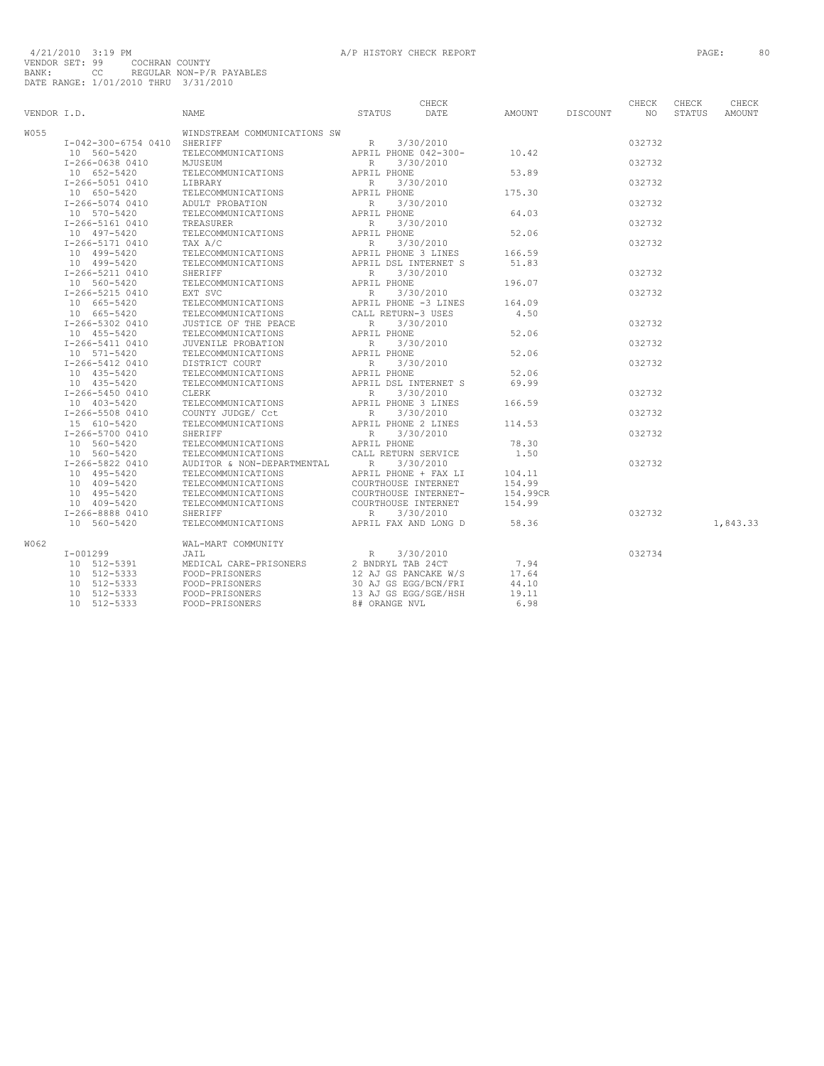4/21/2010 3:19 PM A/P HISTORY CHECK REPORT
VENDOR SET: 99 COCHRAN COUNTY
BANK: CC REGULAR NON-P/R PAYABLES
DATE RANGE: 1/01/2010 THRU 3/31/2010

| VENDOR I.D. | NAME | STATUS | CHECK DATE | AMOUNT | DISCOUNT | CHECK NO | CHECK STATUS | CHECK AMOUNT |
|---|---|---|---|---|---|---|---|---|
| W055 | WINDSTREAM COMMUNICATIONS SW | | | | | | | |
| I-042-300-6754 0410 | SHERIFF | R | 3/30/2010 | | | 032732 | | |
| 10 560-5420 | TELECOMMUNICATIONS | APRIL PHONE 042-300- | | 10.42 | | | | |
| I-266-0638 0410 | MJUSEUM | R | 3/30/2010 | | | 032732 | | |
| 10 652-5420 | TELECOMMUNICATIONS | APRIL PHONE | | 53.89 | | | | |
| I-266-5051 0410 | LIBRARY | R | 3/30/2010 | | | 032732 | | |
| 10 650-5420 | TELECOMMUNICATIONS | APRIL PHONE | | 175.30 | | | | |
| I-266-5074 0410 | ADULT PROBATION | R | 3/30/2010 | | | 032732 | | |
| 10 570-5420 | TELECOMMUNICATIONS | APRIL PHONE | | 64.03 | | | | |
| I-266-5161 0410 | TREASURER | R | 3/30/2010 | | | 032732 | | |
| 10 497-5420 | TELECOMMUNICATIONS | APRIL PHONE | | 52.06 | | | | |
| I-266-5171 0410 | TAX A/C | R | 3/30/2010 | | | 032732 | | |
| 10 499-5420 | TELECOMMUNICATIONS | APRIL PHONE 3 LINES | | 166.59 | | | | |
| 10 499-5420 | TELECOMMUNICATIONS | APRIL DSL INTERNET S | | 51.83 | | | | |
| I-266-5211 0410 | SHERIFF | R | 3/30/2010 | | | 032732 | | |
| 10 560-5420 | TELECOMMUNICATIONS | APRIL PHONE | | 196.07 | | | | |
| I-266-5215 0410 | EXT SVC | R | 3/30/2010 | | | 032732 | | |
| 10 665-5420 | TELECOMMUNICATIONS | APRIL PHONE -3 LINES | | 164.09 | | | | |
| 10 665-5420 | TELECOMMUNICATIONS | CALL RETURN-3 USES | | 4.50 | | | | |
| I-266-5302 0410 | JUSTICE OF THE PEACE | R | 3/30/2010 | | | 032732 | | |
| 10 455-5420 | TELECOMMUNICATIONS | APRIL PHONE | | 52.06 | | | | |
| I-266-5411 0410 | JUVENILE PROBATION | R | 3/30/2010 | | | 032732 | | |
| 10 571-5420 | TELECOMMUNICATIONS | APRIL PHONE | | 52.06 | | | | |
| I-266-5412 0410 | DISTRICT COURT | R | 3/30/2010 | | | 032732 | | |
| 10 435-5420 | TELECOMMUNICATIONS | APRIL PHONE | | 52.06 | | | | |
| 10 435-5420 | TELECOMMUNICATIONS | APRIL DSL INTERNET S | | 69.99 | | | | |
| I-266-5450 0410 | CLERK | R | 3/30/2010 | | | 032732 | | |
| 10 403-5420 | TELECOMMUNICATIONS | APRIL PHONE 3 LINES | | 166.59 | | | | |
| I-266-5508 0410 | COUNTY JUDGE/ Cct | R | 3/30/2010 | | | 032732 | | |
| 15 610-5420 | TELECOMMUNICATIONS | APRIL PHONE 2 LINES | | 114.53 | | | | |
| I-266-5700 0410 | SHERIFF | R | 3/30/2010 | | | 032732 | | |
| 10 560-5420 | TELECOMMUNICATIONS | APRIL PHONE | | 78.30 | | | | |
| 10 560-5420 | TELECOMMUNICATIONS | CALL RETURN SERVICE | | 1.50 | | | | |
| I-266-5822 0410 | AUDITOR & NON-DEPARTMENTAL | R | 3/30/2010 | | | 032732 | | |
| 10 495-5420 | TELECOMMUNICATIONS | APRIL PHONE + FAX LI | | 104.11 | | | | |
| 10 409-5420 | TELECOMMUNICATIONS | COURTHOUSE INTERNET | | 154.99 | | | | |
| 10 495-5420 | TELECOMMUNICATIONS | COURTHOUSE INTERNET- | | 154.99CR | | | | |
| 10 409-5420 | TELECOMMUNICATIONS | COURTHOUSE INTERNET | | 154.99 | | | | |
| I-266-8888 0410 | SHERIFF | R | 3/30/2010 | | | 032732 | | |
| 10 560-5420 | TELECOMMUNICATIONS | APRIL FAX AND LONG D | | 58.36 | | | | 1,843.33 |
| W062 | WAL-MART COMMUNITY | | | | | | | |
| I-001299 | JAIL | R | 3/30/2010 | | | 032734 | | |
| 10 512-5391 | MEDICAL CARE-PRISONERS | 2 BNDRYL TAB 24CT | | 7.94 | | | | |
| 10 512-5333 | FOOD-PRISONERS | 12 AJ GS PANCAKE W/S | | 17.64 | | | | |
| 10 512-5333 | FOOD-PRISONERS | 30 AJ GS EGG/BCN/FRI | | 44.10 | | | | |
| 10 512-5333 | FOOD-PRISONERS | 13 AJ GS EGG/SGE/HSH | | 19.11 | | | | |
| 10 512-5333 | FOOD-PRISONERS | 8# ORANGE NVL | | 6.98 | | | | |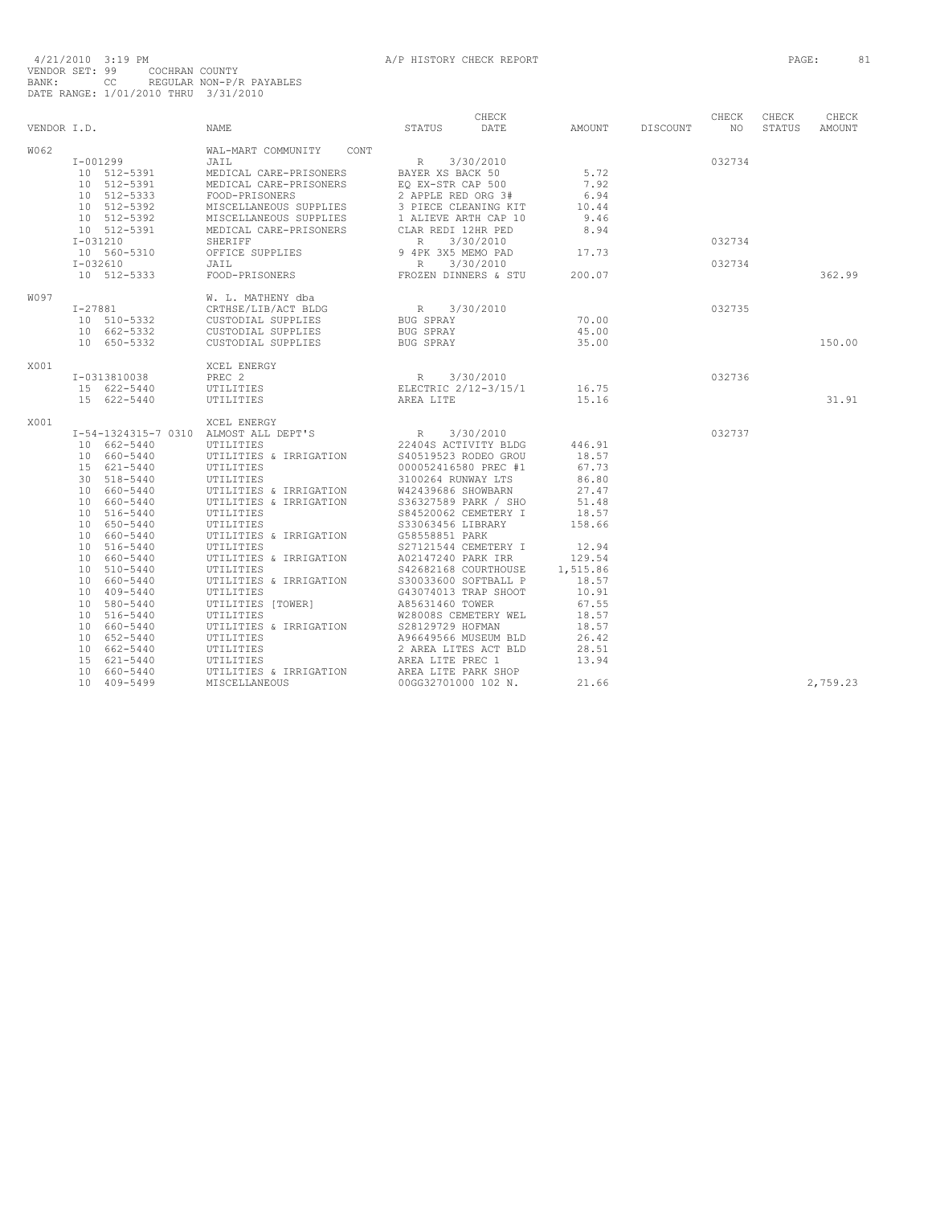4/21/2010 3:19 PM A/P HISTORY CHECK REPORT

VENDOR SET: 99 COCHRAN COUNTY
BANK: CC REGULAR NON-P/R PAYABLES
DATE RANGE: 1/01/2010 THRU 3/31/2010

| VENDOR I.D. | NAME | STATUS | CHECK DATE | AMOUNT | DISCOUNT | CHECK NO | CHECK STATUS | CHECK AMOUNT |
|---|---|---|---|---|---|---|---|---|
| W062 | WAL-MART COMMUNITY CONT | | | | | | | |
| I-001299 | JAIL | R | 3/30/2010 | | | 032734 | | |
| 10 512-5391 | MEDICAL CARE-PRISONERS | BAYER XS BACK 50 | | 5.72 | | | | |
| 10 512-5391 | MEDICAL CARE-PRISONERS | EQ EX-STR CAP 500 | | 7.92 | | | | |
| 10 512-5333 | FOOD-PRISONERS | 2 APPLE RED ORG 3# | | 6.94 | | | | |
| 10 512-5392 | MISCELLANEOUS SUPPLIES | 3 PIECE CLEANING KIT | | 10.44 | | | | |
| 10 512-5392 | MISCELLANEOUS SUPPLIES | 1 ALIEVE ARTH CAP 10 | | 9.46 | | | | |
| 10 512-5391 | MEDICAL CARE-PRISONERS | CLAR REDI 12HR PED | | 8.94 | | | | |
| I-031210 | SHERIFF | R | 3/30/2010 | | | 032734 | | |
| 10 560-5310 | OFFICE SUPPLIES | 9 4PK 3X5 MEMO PAD | | 17.73 | | | | |
| I-032610 | JAIL | R | 3/30/2010 | | | 032734 | | |
| 10 512-5333 | FOOD-PRISONERS | FROZEN DINNERS & STU | | 200.07 | | | | 362.99 |
| W097 | W. L. MATHENY dba | | | | | | | |
| I-27881 | CRTHSE/LIB/ACT BLDG | R | 3/30/2010 | | | 032735 | | |
| 10 510-5332 | CUSTODIAL SUPPLIES | BUG SPRAY | | 70.00 | | | | |
| 10 662-5332 | CUSTODIAL SUPPLIES | BUG SPRAY | | 45.00 | | | | |
| 10 650-5332 | CUSTODIAL SUPPLIES | BUG SPRAY | | 35.00 | | | | 150.00 |
| X001 | XCEL ENERGY | | | | | | | |
| I-0313810038 | PREC 2 | R | 3/30/2010 | | | 032736 | | |
| 15 622-5440 | UTILITIES | ELECTRIC 2/12-3/15/1 | | 16.75 | | | | |
| 15 622-5440 | UTILITIES | AREA LITE | | 15.16 | | | | 31.91 |
| X001 | XCEL ENERGY | | | | | | | |
| I-54-1324315-7 0310 | ALMOST ALL DEPT'S | R | 3/30/2010 | | | 032737 | | |
| 10 662-5440 | UTILITIES | 22404S ACTIVITY BLDG | | 446.91 | | | | |
| 10 660-5440 | UTILITIES & IRRIGATION | S40519523 RODEO GROU | | 18.57 | | | | |
| 15 621-5440 | UTILITIES | 000052416580 PREC #1 | | 67.73 | | | | |
| 30 518-5440 | UTILITIES | 3100264 RUNWAY LTS | | 86.80 | | | | |
| 10 660-5440 | UTILITIES & IRRIGATION | W42439686 SHOWBARN | | 27.47 | | | | |
| 10 660-5440 | UTILITIES & IRRIGATION | S36327589 PARK / SHO | | 51.48 | | | | |
| 10 516-5440 | UTILITIES | S84520062 CEMETERY I | | 18.57 | | | | |
| 10 650-5440 | UTILITIES | S33063456 LIBRARY | | 158.66 | | | | |
| 10 660-5440 | UTILITIES & IRRIGATION | G58558851 PARK | | | | | | |
| 10 516-5440 | UTILITIES | S27121544 CEMETERY I | | 12.94 | | | | |
| 10 660-5440 | UTILITIES & IRRIGATION | A02147240 PARK IRR | | 129.54 | | | | |
| 10 510-5440 | UTILITIES | S42682168 COURTHOUSE | | 1,515.86 | | | | |
| 10 660-5440 | UTILITIES & IRRIGATION | S30033600 SOFTBALL P | | 18.57 | | | | |
| 10 409-5440 | UTILITIES | G43074013 TRAP SHOOT | | 10.91 | | | | |
| 10 580-5440 | UTILITIES [TOWER] | A85631460 TOWER | | 67.55 | | | | |
| 10 516-5440 | UTILITIES | W28008S CEMETERY WEL | | 18.57 | | | | |
| 10 660-5440 | UTILITIES & IRRIGATION | S28129729 HOFMAN | | 18.57 | | | | |
| 10 652-5440 | UTILITIES | A96649566 MUSEUM BLD | | 26.42 | | | | |
| 10 662-5440 | UTILITIES | 2 AREA LITES ACT BLD | | 28.51 | | | | |
| 15 621-5440 | UTILITIES | AREA LITE PREC 1 | | 13.94 | | | | |
| 10 660-5440 | UTILITIES & IRRIGATION | AREA LITE PARK SHOP | | | | | | |
| 10 409-5499 | MISCELLANEOUS | 00GG32701000 102 N. | | 21.66 | | | | 2,759.23 |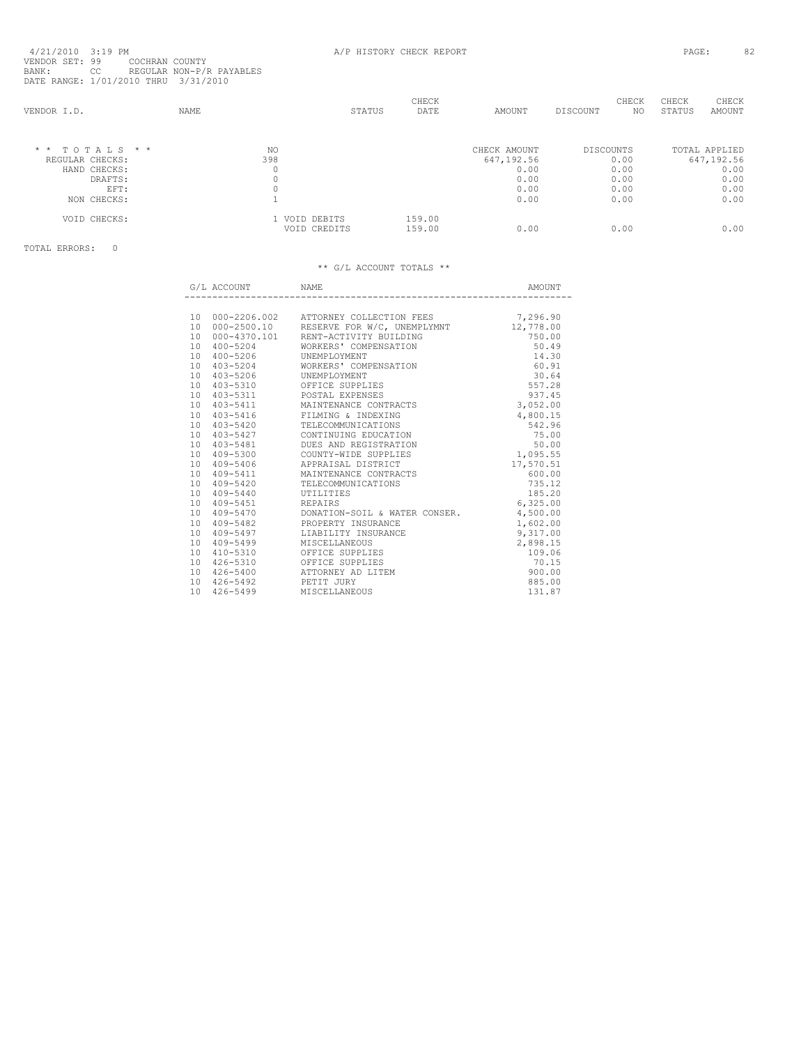4/21/2010 3:19 PM A/P HISTORY CHECK REPORT
VENDOR SET: 99 COCHRAN COUNTY
BANK: CC REGULAR NON-P/R PAYABLES
DATE RANGE: 1/01/2010 THRU 3/31/2010

| VENDOR I.D. | NAME | STATUS | CHECK DATE | AMOUNT | DISCOUNT | CHECK NO | CHECK STATUS | CHECK AMOUNT |
|---|---|---|---|---|---|---|---|---|

| * * TOTALS * * | NO | | CHECK AMOUNT | DISCOUNTS | TOTAL APPLIED |
|---|---|---|---|---|---|
| REGULAR CHECKS: | 398 | | 647,192.56 | 0.00 | 647,192.56 |
| HAND CHECKS: | 0 | | 0.00 | 0.00 | 0.00 |
| DRAFTS: | 0 | | 0.00 | 0.00 | 0.00 |
| EFT: | 0 | | 0.00 | 0.00 | 0.00 |
| NON CHECKS: | 1 | | 0.00 | 0.00 | 0.00 |
| VOID CHECKS: | 1 VOID DEBITS | 159.00 | | | |
| | VOID CREDITS | 159.00 | 0.00 | 0.00 | 0.00 |

TOTAL ERRORS: 0

** G/L ACCOUNT TOTALS **

| G/L ACCOUNT | | NAME | AMOUNT |
|---|---|---|---|
| 10 | 000-2206.002 | ATTORNEY COLLECTION FEES | 7,296.90 |
| 10 | 000-2500.10 | RESERVE FOR W/C, UNEMPLYMNT | 12,778.00 |
| 10 | 000-4370.101 | RENT-ACTIVITY BUILDING | 750.00 |
| 10 | 400-5204 | WORKERS' COMPENSATION | 50.49 |
| 10 | 400-5206 | UNEMPLOYMENT | 14.30 |
| 10 | 403-5204 | WORKERS' COMPENSATION | 60.91 |
| 10 | 403-5206 | UNEMPLOYMENT | 30.64 |
| 10 | 403-5310 | OFFICE SUPPLIES | 557.28 |
| 10 | 403-5311 | POSTAL EXPENSES | 937.45 |
| 10 | 403-5411 | MAINTENANCE CONTRACTS | 3,052.00 |
| 10 | 403-5416 | FILMING & INDEXING | 4,800.15 |
| 10 | 403-5420 | TELECOMMUNICATIONS | 542.96 |
| 10 | 403-5427 | CONTINUING EDUCATION | 75.00 |
| 10 | 403-5481 | DUES AND REGISTRATION | 50.00 |
| 10 | 409-5300 | COUNTY-WIDE SUPPLIES | 1,095.55 |
| 10 | 409-5406 | APPRAISAL DISTRICT | 17,570.51 |
| 10 | 409-5411 | MAINTENANCE CONTRACTS | 600.00 |
| 10 | 409-5420 | TELECOMMUNICATIONS | 735.12 |
| 10 | 409-5440 | UTILITIES | 185.20 |
| 10 | 409-5451 | REPAIRS | 6,325.00 |
| 10 | 409-5470 | DONATION-SOIL & WATER CONSER. | 4,500.00 |
| 10 | 409-5482 | PROPERTY INSURANCE | 1,602.00 |
| 10 | 409-5497 | LIABILITY INSURANCE | 9,317.00 |
| 10 | 409-5499 | MISCELLANEOUS | 2,898.15 |
| 10 | 410-5310 | OFFICE SUPPLIES | 109.06 |
| 10 | 426-5310 | OFFICE SUPPLIES | 70.15 |
| 10 | 426-5400 | ATTORNEY AD LITEM | 900.00 |
| 10 | 426-5492 | PETIT JURY | 885.00 |
| 10 | 426-5499 | MISCELLANEOUS | 131.87 |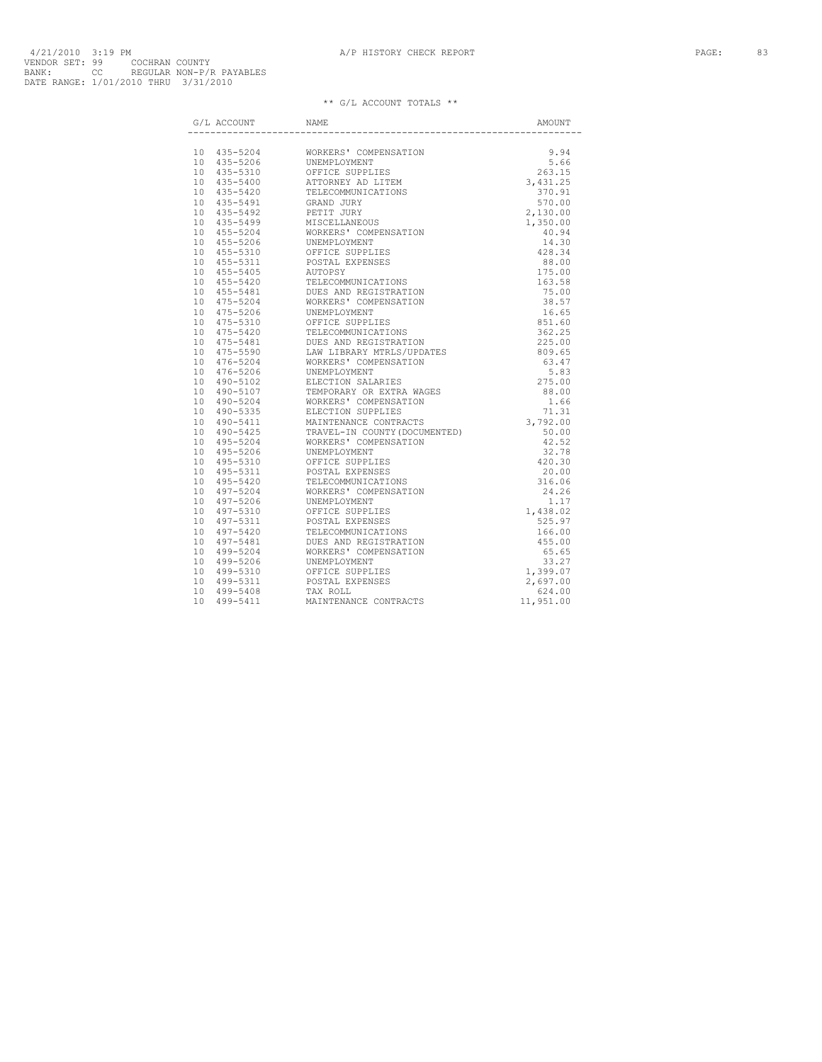4/21/2010 3:19 PM A/P HISTORY CHECK REPORT
VENDOR SET: 99 COCHRAN COUNTY
BANK: CC REGULAR NON-P/R PAYABLES
DATE RANGE: 1/01/2010 THRU 3/31/2010

** G/L ACCOUNT TOTALS **

| G/L ACCOUNT | NAME | AMOUNT |
|---|---|---|
| 10 435-5204 | WORKERS' COMPENSATION | 9.94 |
| 10 435-5206 | UNEMPLOYMENT | 5.66 |
| 10 435-5310 | OFFICE SUPPLIES | 263.15 |
| 10 435-5400 | ATTORNEY AD LITEM | 3,431.25 |
| 10 435-5420 | TELECOMMUNICATIONS | 370.91 |
| 10 435-5491 | GRAND JURY | 570.00 |
| 10 435-5492 | PETIT JURY | 2,130.00 |
| 10 435-5499 | MISCELLANEOUS | 1,350.00 |
| 10 455-5204 | WORKERS' COMPENSATION | 40.94 |
| 10 455-5206 | UNEMPLOYMENT | 14.30 |
| 10 455-5310 | OFFICE SUPPLIES | 428.34 |
| 10 455-5311 | POSTAL EXPENSES | 88.00 |
| 10 455-5405 | AUTOPSY | 175.00 |
| 10 455-5420 | TELECOMMUNICATIONS | 163.58 |
| 10 455-5481 | DUES AND REGISTRATION | 75.00 |
| 10 475-5204 | WORKERS' COMPENSATION | 38.57 |
| 10 475-5206 | UNEMPLOYMENT | 16.65 |
| 10 475-5310 | OFFICE SUPPLIES | 851.60 |
| 10 475-5420 | TELECOMMUNICATIONS | 362.25 |
| 10 475-5481 | DUES AND REGISTRATION | 225.00 |
| 10 475-5590 | LAW LIBRARY MTRLS/UPDATES | 809.65 |
| 10 476-5204 | WORKERS' COMPENSATION | 63.47 |
| 10 476-5206 | UNEMPLOYMENT | 5.83 |
| 10 490-5102 | ELECTION SALARIES | 275.00 |
| 10 490-5107 | TEMPORARY OR EXTRA WAGES | 88.00 |
| 10 490-5204 | WORKERS' COMPENSATION | 1.66 |
| 10 490-5335 | ELECTION SUPPLIES | 71.31 |
| 10 490-5411 | MAINTENANCE CONTRACTS | 3,792.00 |
| 10 490-5425 | TRAVEL-IN COUNTY(DOCUMENTED) | 50.00 |
| 10 495-5204 | WORKERS' COMPENSATION | 42.52 |
| 10 495-5206 | UNEMPLOYMENT | 32.78 |
| 10 495-5310 | OFFICE SUPPLIES | 420.30 |
| 10 495-5311 | POSTAL EXPENSES | 20.00 |
| 10 495-5420 | TELECOMMUNICATIONS | 316.06 |
| 10 497-5204 | WORKERS' COMPENSATION | 24.26 |
| 10 497-5206 | UNEMPLOYMENT | 1.17 |
| 10 497-5310 | OFFICE SUPPLIES | 1,438.02 |
| 10 497-5311 | POSTAL EXPENSES | 525.97 |
| 10 497-5420 | TELECOMMUNICATIONS | 166.00 |
| 10 497-5481 | DUES AND REGISTRATION | 455.00 |
| 10 499-5204 | WORKERS' COMPENSATION | 65.65 |
| 10 499-5206 | UNEMPLOYMENT | 33.27 |
| 10 499-5310 | OFFICE SUPPLIES | 1,399.07 |
| 10 499-5311 | POSTAL EXPENSES | 2,697.00 |
| 10 499-5408 | TAX ROLL | 624.00 |
| 10 499-5411 | MAINTENANCE CONTRACTS | 11,951.00 |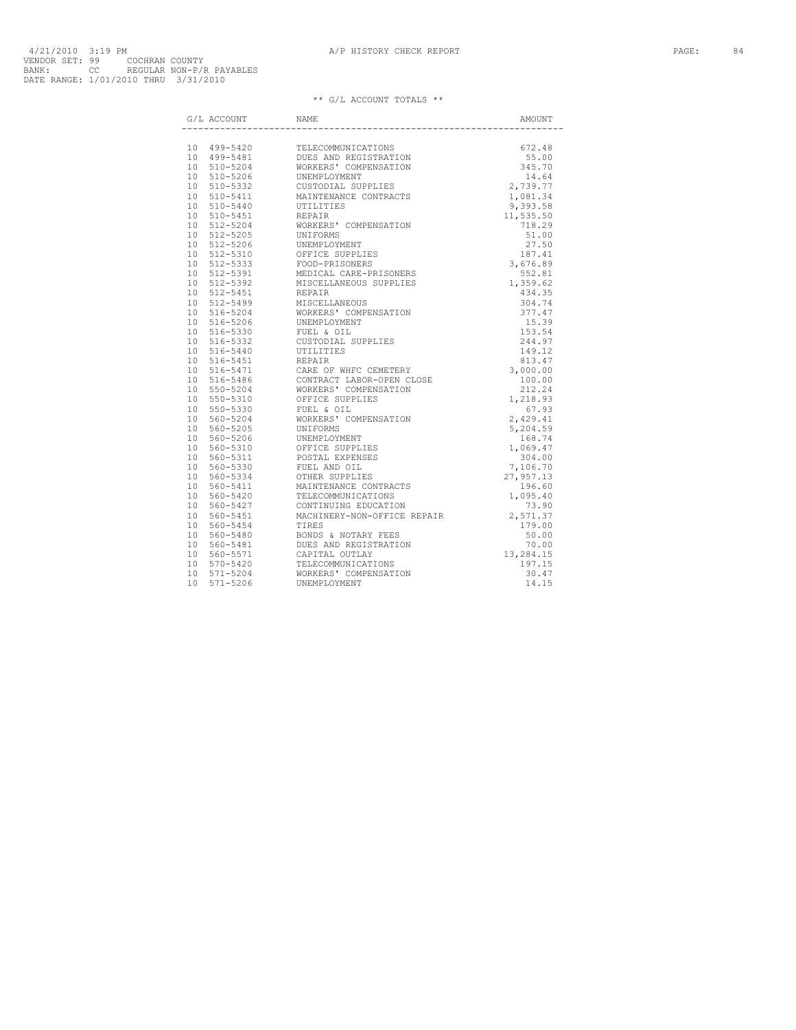4/21/2010 3:19 PM A/P HISTORY CHECK REPORT

VENDOR SET: 99 COCHRAN COUNTY
BANK: CC REGULAR NON-P/R PAYABLES
DATE RANGE: 1/01/2010 THRU 3/31/2010

** G/L ACCOUNT TOTALS **

| G/L ACCOUNT | NAME | AMOUNT |
|---|---|---|
| 10 499-5420 | TELECOMMUNICATIONS | 672.48 |
| 10 499-5481 | DUES AND REGISTRATION | 55.00 |
| 10 510-5204 | WORKERS' COMPENSATION | 345.70 |
| 10 510-5206 | UNEMPLOYMENT | 14.64 |
| 10 510-5332 | CUSTODIAL SUPPLIES | 2,739.77 |
| 10 510-5411 | MAINTENANCE CONTRACTS | 1,081.34 |
| 10 510-5440 | UTILITIES | 9,393.58 |
| 10 510-5451 | REPAIR | 11,535.50 |
| 10 512-5204 | WORKERS' COMPENSATION | 718.29 |
| 10 512-5205 | UNIFORMS | 51.00 |
| 10 512-5206 | UNEMPLOYMENT | 27.50 |
| 10 512-5310 | OFFICE SUPPLIES | 187.41 |
| 10 512-5333 | FOOD-PRISONERS | 3,676.89 |
| 10 512-5391 | MEDICAL CARE-PRISONERS | 552.81 |
| 10 512-5392 | MISCELLANEOUS SUPPLIES | 1,359.62 |
| 10 512-5451 | REPAIR | 434.35 |
| 10 512-5499 | MISCELLANEOUS | 304.74 |
| 10 516-5204 | WORKERS' COMPENSATION | 377.47 |
| 10 516-5206 | UNEMPLOYMENT | 15.39 |
| 10 516-5330 | FUEL & OIL | 153.54 |
| 10 516-5332 | CUSTODIAL SUPPLIES | 244.97 |
| 10 516-5440 | UTILITIES | 149.12 |
| 10 516-5451 | REPAIR | 813.47 |
| 10 516-5471 | CARE OF WHFC CEMETERY | 3,000.00 |
| 10 516-5486 | CONTRACT LABOR-OPEN CLOSE | 100.00 |
| 10 550-5204 | WORKERS' COMPENSATION | 212.24 |
| 10 550-5310 | OFFICE SUPPLIES | 1,218.93 |
| 10 550-5330 | FUEL & OIL | 67.93 |
| 10 560-5204 | WORKERS' COMPENSATION | 2,429.41 |
| 10 560-5205 | UNIFORMS | 5,204.59 |
| 10 560-5206 | UNEMPLOYMENT | 168.74 |
| 10 560-5310 | OFFICE SUPPLIES | 1,069.47 |
| 10 560-5311 | POSTAL EXPENSES | 304.00 |
| 10 560-5330 | FUEL AND OIL | 7,106.70 |
| 10 560-5334 | OTHER SUPPLIES | 27,957.13 |
| 10 560-5411 | MAINTENANCE CONTRACTS | 196.60 |
| 10 560-5420 | TELECOMMUNICATIONS | 1,095.40 |
| 10 560-5427 | CONTINUING EDUCATION | 73.90 |
| 10 560-5451 | MACHINERY-NON-OFFICE REPAIR | 2,571.37 |
| 10 560-5454 | TIRES | 179.00 |
| 10 560-5480 | BONDS & NOTARY FEES | 50.00 |
| 10 560-5481 | DUES AND REGISTRATION | 70.00 |
| 10 560-5571 | CAPITAL OUTLAY | 13,284.15 |
| 10 570-5420 | TELECOMMUNICATIONS | 197.15 |
| 10 571-5204 | WORKERS' COMPENSATION | 30.47 |
| 10 571-5206 | UNEMPLOYMENT | 14.15 |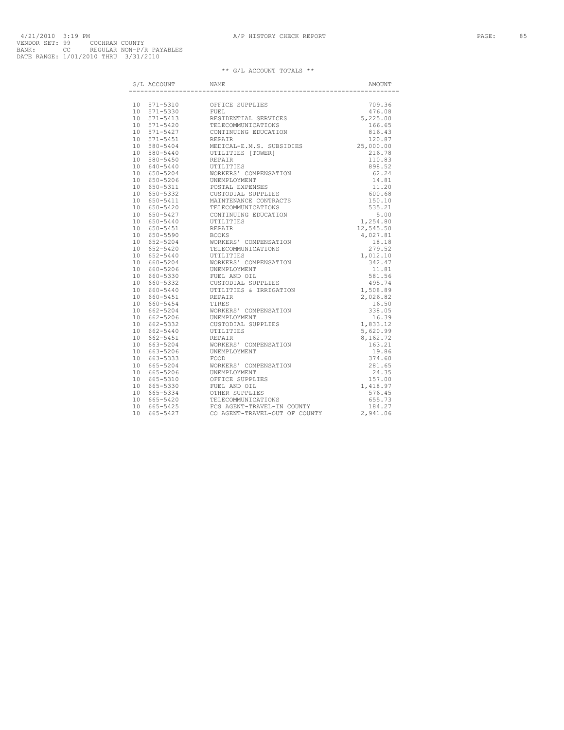4/21/2010 3:19 PM A/P HISTORY CHECK REPORT
VENDOR SET: 99 COCHRAN COUNTY
BANK: CC REGULAR NON-P/R PAYABLES
DATE RANGE: 1/01/2010 THRU 3/31/2010

** G/L ACCOUNT TOTALS **

| G/L ACCOUNT | NAME | AMOUNT |
|---|---|---|
| 10 571-5310 | OFFICE SUPPLIES | 709.36 |
| 10 571-5330 | FUEL | 476.08 |
| 10 571-5413 | RESIDENTIAL SERVICES | 5,225.00 |
| 10 571-5420 | TELECOMMUNICATIONS | 166.65 |
| 10 571-5427 | CONTINUING EDUCATION | 816.43 |
| 10 571-5451 | REPAIR | 120.87 |
| 10 580-5404 | MEDICAL-E.M.S. SUBSIDIES | 25,000.00 |
| 10 580-5440 | UTILITIES [TOWER] | 216.78 |
| 10 580-5450 | REPAIR | 110.83 |
| 10 640-5440 | UTILITIES | 898.52 |
| 10 650-5204 | WORKERS' COMPENSATION | 62.24 |
| 10 650-5206 | UNEMPLOYMENT | 14.81 |
| 10 650-5311 | POSTAL EXPENSES | 11.20 |
| 10 650-5332 | CUSTODIAL SUPPLIES | 600.68 |
| 10 650-5411 | MAINTENANCE CONTRACTS | 150.10 |
| 10 650-5420 | TELECOMMUNICATIONS | 535.21 |
| 10 650-5427 | CONTINUING EDUCATION | 5.00 |
| 10 650-5440 | UTILITIES | 1,254.80 |
| 10 650-5451 | REPAIR | 12,545.50 |
| 10 650-5590 | BOOKS | 4,027.81 |
| 10 652-5204 | WORKERS' COMPENSATION | 18.18 |
| 10 652-5420 | TELECOMMUNICATIONS | 279.52 |
| 10 652-5440 | UTILITIES | 1,012.10 |
| 10 660-5204 | WORKERS' COMPENSATION | 342.47 |
| 10 660-5206 | UNEMPLOYMENT | 11.81 |
| 10 660-5330 | FUEL AND OIL | 581.56 |
| 10 660-5332 | CUSTODIAL SUPPLIES | 495.74 |
| 10 660-5440 | UTILITIES & IRRIGATION | 1,508.89 |
| 10 660-5451 | REPAIR | 2,026.82 |
| 10 660-5454 | TIRES | 16.50 |
| 10 662-5204 | WORKERS' COMPENSATION | 338.05 |
| 10 662-5206 | UNEMPLOYMENT | 16.39 |
| 10 662-5332 | CUSTODIAL SUPPLIES | 1,833.12 |
| 10 662-5440 | UTILITIES | 5,620.99 |
| 10 662-5451 | REPAIR | 8,162.72 |
| 10 663-5204 | WORKERS' COMPENSATION | 163.21 |
| 10 663-5206 | UNEMPLOYMENT | 19.86 |
| 10 663-5333 | FOOD | 374.60 |
| 10 665-5204 | WORKERS' COMPENSATION | 281.65 |
| 10 665-5206 | UNEMPLOYMENT | 24.35 |
| 10 665-5310 | OFFICE SUPPLIES | 157.00 |
| 10 665-5330 | FUEL AND OIL | 1,418.97 |
| 10 665-5334 | OTHER SUPPLIES | 576.45 |
| 10 665-5420 | TELECOMMUNICATIONS | 655.73 |
| 10 665-5425 | FCS AGENT-TRAVEL-IN COUNTY | 184.27 |
| 10 665-5427 | CO AGENT-TRAVEL-OUT OF COUNTY | 2,941.06 |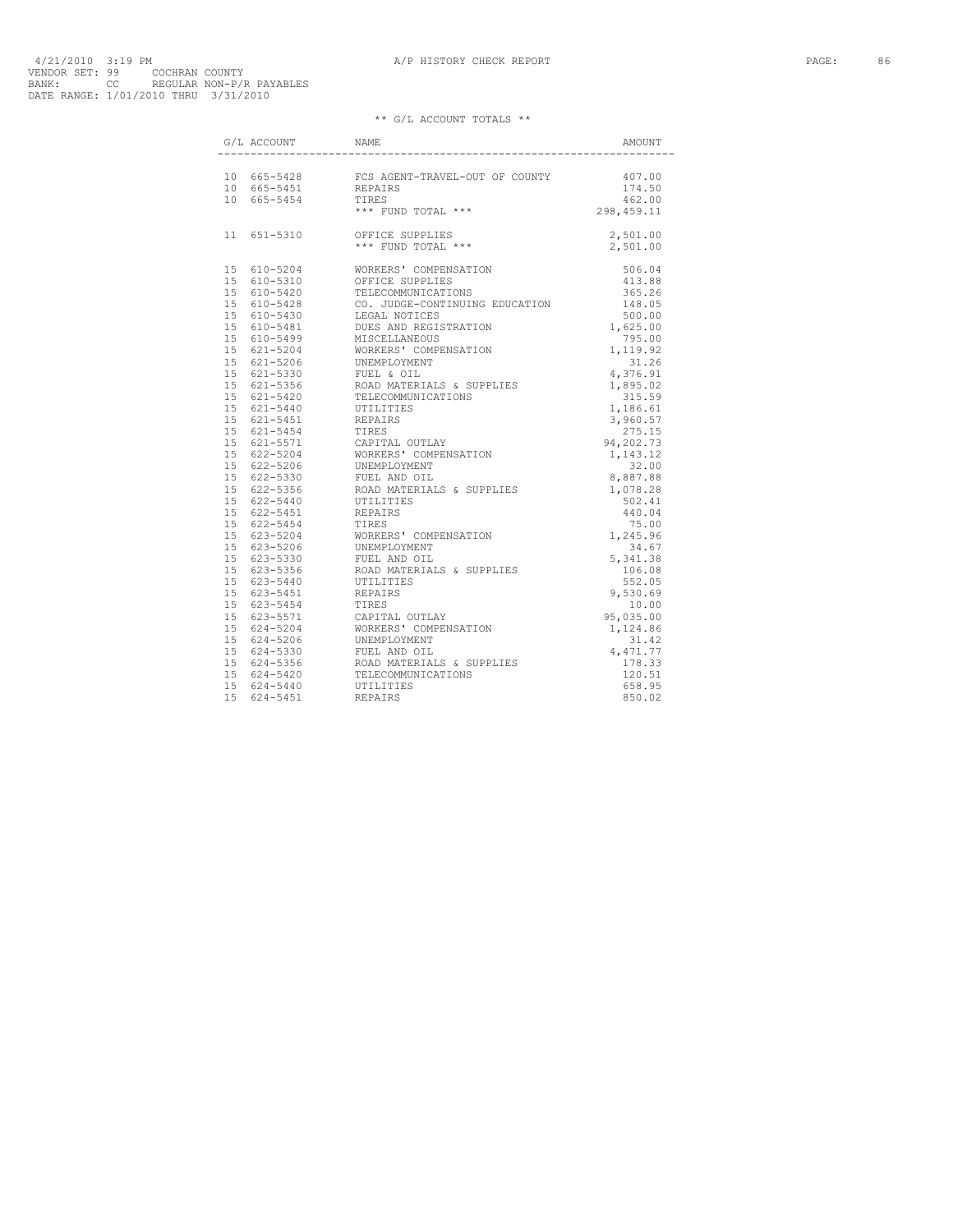4/21/2010 3:19 PM
VENDOR SET: 99 COCHRAN COUNTY
BANK: CC REGULAR NON-P/R PAYABLES
DATE RANGE: 1/01/2010 THRU 3/31/2010

A/P HISTORY CHECK REPORT

## ** G/L ACCOUNT TOTALS **

| G/L ACCOUNT | NAME | AMOUNT |
|---|---|---|
| 10 665-5428 | FCS AGENT-TRAVEL-OUT OF COUNTY | 407.00 |
| 10 665-5451 | REPAIRS | 174.50 |
| 10 665-5454 | TIRES | 462.00 |
| | *** FUND TOTAL *** | 298,459.11 |
| 11 651-5310 | OFFICE SUPPLIES | 2,501.00 |
| | *** FUND TOTAL *** | 2,501.00 |
| 15 610-5204 | WORKERS' COMPENSATION | 506.04 |
| 15 610-5310 | OFFICE SUPPLIES | 413.88 |
| 15 610-5420 | TELECOMMUNICATIONS | 365.26 |
| 15 610-5428 | CO. JUDGE-CONTINUING EDUCATION | 148.05 |
| 15 610-5430 | LEGAL NOTICES | 500.00 |
| 15 610-5481 | DUES AND REGISTRATION | 1,625.00 |
| 15 610-5499 | MISCELLANEOUS | 795.00 |
| 15 621-5204 | WORKERS' COMPENSATION | 1,119.92 |
| 15 621-5206 | UNEMPLOYMENT | 31.26 |
| 15 621-5330 | FUEL & OIL | 4,376.91 |
| 15 621-5356 | ROAD MATERIALS & SUPPLIES | 1,895.02 |
| 15 621-5420 | TELECOMMUNICATIONS | 315.59 |
| 15 621-5440 | UTILITIES | 1,186.61 |
| 15 621-5451 | REPAIRS | 3,960.57 |
| 15 621-5454 | TIRES | 275.15 |
| 15 621-5571 | CAPITAL OUTLAY | 94,202.73 |
| 15 622-5204 | WORKERS' COMPENSATION | 1,143.12 |
| 15 622-5206 | UNEMPLOYMENT | 32.00 |
| 15 622-5330 | FUEL AND OIL | 8,887.88 |
| 15 622-5356 | ROAD MATERIALS & SUPPLIES | 1,078.28 |
| 15 622-5440 | UTILITIES | 502.41 |
| 15 622-5451 | REPAIRS | 440.04 |
| 15 622-5454 | TIRES | 75.00 |
| 15 623-5204 | WORKERS' COMPENSATION | 1,245.96 |
| 15 623-5206 | UNEMPLOYMENT | 34.67 |
| 15 623-5330 | FUEL AND OIL | 5,341.38 |
| 15 623-5356 | ROAD MATERIALS & SUPPLIES | 106.08 |
| 15 623-5440 | UTILITIES | 552.05 |
| 15 623-5451 | REPAIRS | 9,530.69 |
| 15 623-5454 | TIRES | 10.00 |
| 15 623-5571 | CAPITAL OUTLAY | 95,035.00 |
| 15 624-5204 | WORKERS' COMPENSATION | 1,124.86 |
| 15 624-5206 | UNEMPLOYMENT | 31.42 |
| 15 624-5330 | FUEL AND OIL | 4,471.77 |
| 15 624-5356 | ROAD MATERIALS & SUPPLIES | 178.33 |
| 15 624-5420 | TELECOMMUNICATIONS | 120.51 |
| 15 624-5440 | UTILITIES | 658.95 |
| 15 624-5451 | REPAIRS | 850.02 |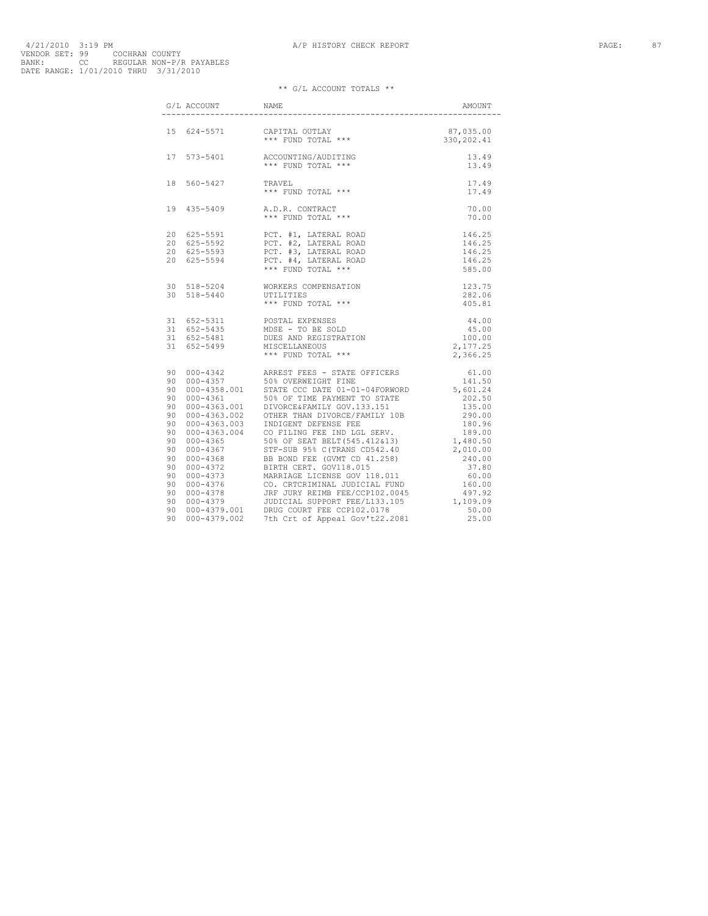4/21/2010 3:19 PM A/P HISTORY CHECK REPORT

VENDOR SET: 99 COCHRAN COUNTY
BANK: CC REGULAR NON-P/R PAYABLES
DATE RANGE: 1/01/2010 THRU 3/31/2010

** G/L ACCOUNT TOTALS **

| G/L ACCOUNT | NAME | AMOUNT |
|---|---|---|
| 15 624-5571 | CAPITAL OUTLAY | 87,035.00 |
| | *** FUND TOTAL *** | 330,202.41 |
| 17 573-5401 | ACCOUNTING/AUDITING | 13.49 |
| | *** FUND TOTAL *** | 13.49 |
| 18 560-5427 | TRAVEL | 17.49 |
| | *** FUND TOTAL *** | 17.49 |
| 19 435-5409 | A.D.R. CONTRACT | 70.00 |
| | *** FUND TOTAL *** | 70.00 |
| 20 625-5591 | PCT. #1, LATERAL ROAD | 146.25 |
| 20 625-5592 | PCT. #2, LATERAL ROAD | 146.25 |
| 20 625-5593 | PCT. #3, LATERAL ROAD | 146.25 |
| 20 625-5594 | PCT. #4, LATERAL ROAD | 146.25 |
| | *** FUND TOTAL *** | 585.00 |
| 30 518-5204 | WORKERS COMPENSATION | 123.75 |
| 30 518-5440 | UTILITIES | 282.06 |
| | *** FUND TOTAL *** | 405.81 |
| 31 652-5311 | POSTAL EXPENSES | 44.00 |
| 31 652-5435 | MDSE - TO BE SOLD | 45.00 |
| 31 652-5481 | DUES AND REGISTRATION | 100.00 |
| 31 652-5499 | MISCELLANEOUS | 2,177.25 |
| | *** FUND TOTAL *** | 2,366.25 |
| 90 000-4342 | ARREST FEES - STATE OFFICERS | 61.00 |
| 90 000-4357 | 50% OVERWEIGHT FINE | 141.50 |
| 90 000-4358.001 | STATE CCC DATE 01-01-04FORWORD | 5,601.24 |
| 90 000-4361 | 50% OF TIME PAYMENT TO STATE | 202.50 |
| 90 000-4363.001 | DIVORCE&FAMILY GOV.133.151 | 135.00 |
| 90 000-4363.002 | OTHER THAN DIVORCE/FAMILY 10B | 290.00 |
| 90 000-4363.003 | INDIGENT DEFENSE FEE | 180.96 |
| 90 000-4363.004 | CO FILING FEE IND LGL SERV. | 189.00 |
| 90 000-4365 | 50% OF SEAT BELT(545.412&13) | 1,480.50 |
| 90 000-4367 | STF-SUB 95% C(TRANS CD542.40 | 2,010.00 |
| 90 000-4368 | BB BOND FEE (GVMT CD 41.258) | 240.00 |
| 90 000-4372 | BIRTH CERT. GOV118.015 | 37.80 |
| 90 000-4373 | MARRIAGE LICENSE GOV 118.011 | 60.00 |
| 90 000-4376 | CO. CRTCRIMINAL JUDICIAL FUND | 160.00 |
| 90 000-4378 | JRF JURY REIMB FEE/CCP102.0045 | 497.92 |
| 90 000-4379 | JUDICIAL SUPPORT FEE/L133.105 | 1,109.09 |
| 90 000-4379.001 | DRUG COURT FEE CCP102.0178 | 50.00 |
| 90 000-4379.002 | 7th Crt of Appeal Gov't22.2081 | 25.00 |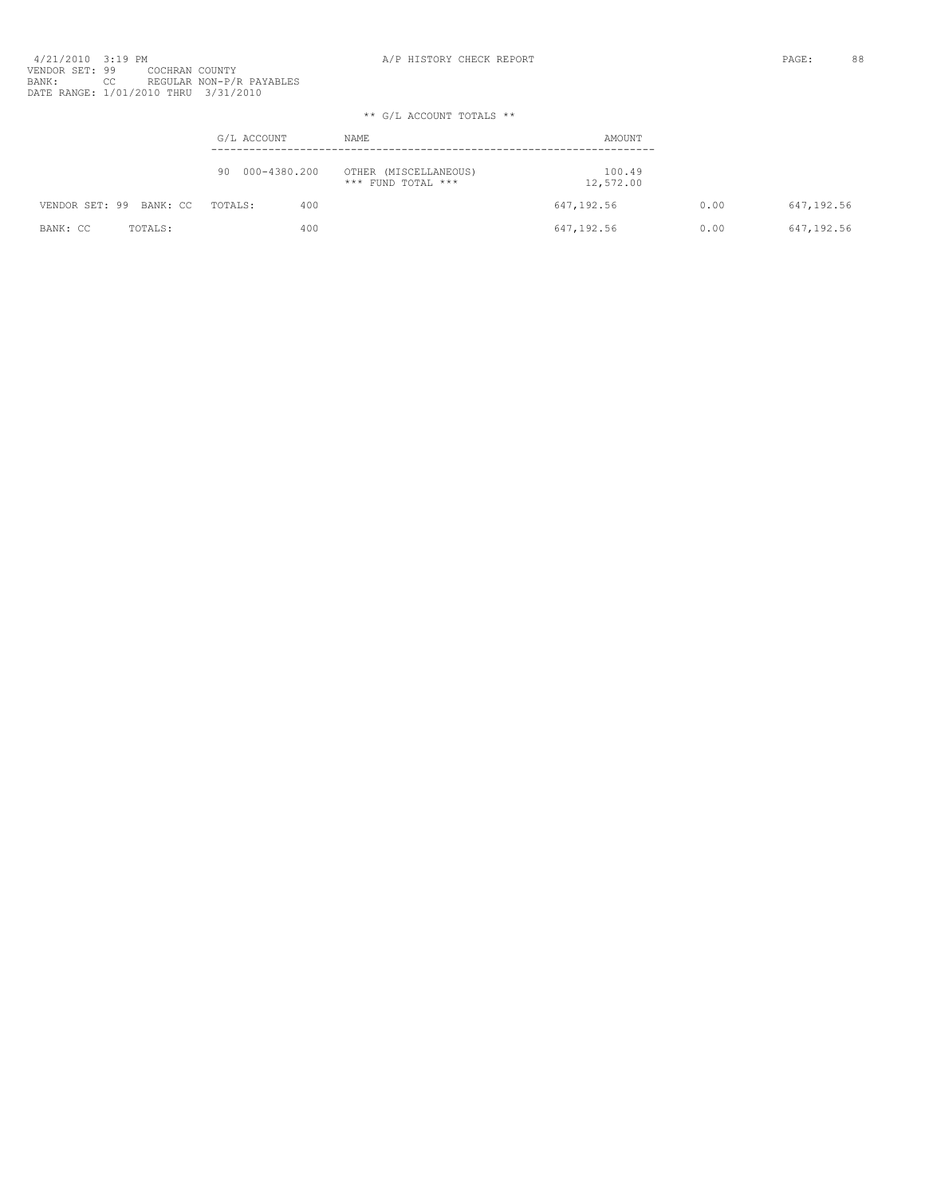4/21/2010 3:19 PM A/P HISTORY CHECK REPORT
VENDOR SET: 99 COCHRAN COUNTY
BANK: CC REGULAR NON-P/R PAYABLES
DATE RANGE: 1/01/2010 THRU 3/31/2010

** G/L ACCOUNT TOTALS **

| G/L ACCOUNT | NAME | AMOUNT |
|---|---|---|
| 90 000-4380.200 | OTHER (MISCELLANEOUS) | 100.49 |
| | *** FUND TOTAL *** | 12,572.00 |

| | | | | |
|---|---|---|---|---|
| VENDOR SET: 99 BANK: CC TOTALS: | 400 | 647,192.56 | 0.00 | 647,192.56 |
| BANK: CC TOTALS: | 400 | 647,192.56 | 0.00 | 647,192.56 |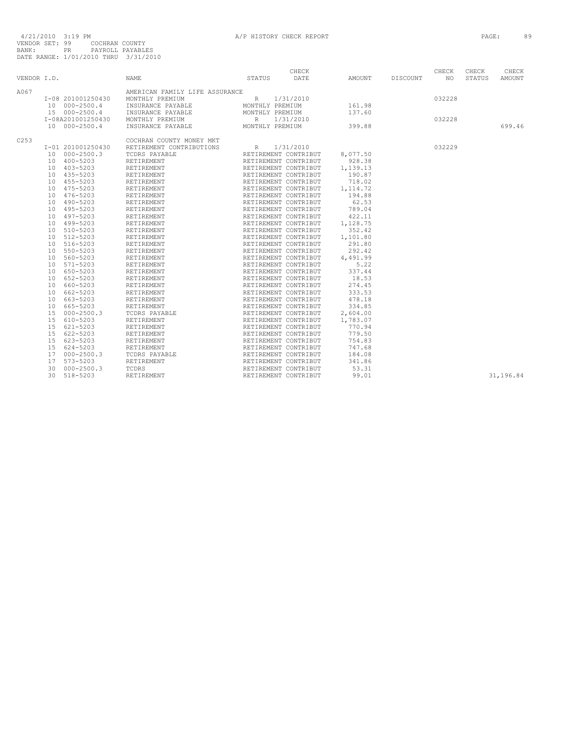4/21/2010 3:19 PM A/P HISTORY CHECK REPORT
VENDOR SET: 99 COCHRAN COUNTY
BANK: PR PAYROLL PAYABLES
DATE RANGE: 1/01/2010 THRU 3/31/2010

| VENDOR I.D. | NAME | STATUS | CHECK DATE | AMOUNT | DISCOUNT | CHECK NO | CHECK STATUS | CHECK AMOUNT |
|---|---|---|---|---|---|---|---|---|
| A067 | AMERICAN FAMILY LIFE ASSURANCE | | | | | | | |
| I-08 201001250430 | MONTHLY PREMIUM | R | 1/31/2010 | | | 032228 | | |
| 10 000-2500.4 | INSURANCE PAYABLE | MONTHLY PREMIUM | | 161.98 | | | | |
| 15 000-2500.4 | INSURANCE PAYABLE | MONTHLY PREMIUM | | 137.60 | | | | |
| I-08A201001250430 | MONTHLY PREMIUM | R | 1/31/2010 | | | 032228 | | |
| 10 000-2500.4 | INSURANCE PAYABLE | MONTHLY PREMIUM | | 399.88 | | | | 699.46 |
| C253 | COCHRAN COUNTY MONEY MKT | | | | | | | |
| I-01 201001250430 | RETIREMENT CONTRIBUTIONS | R | 1/31/2010 | | | 032229 | | |
| 10 000-2500.3 | TCDRS PAYABLE | RETIREMENT CONTRIBUT | | 8,077.50 | | | | |
| 10 400-5203 | RETIREMENT | RETIREMENT CONTRIBUT | | 928.38 | | | | |
| 10 403-5203 | RETIREMENT | RETIREMENT CONTRIBUT | | 1,139.13 | | | | |
| 10 435-5203 | RETIREMENT | RETIREMENT CONTRIBUT | | 190.87 | | | | |
| 10 455-5203 | RETIREMENT | RETIREMENT CONTRIBUT | | 718.02 | | | | |
| 10 475-5203 | RETIREMENT | RETIREMENT CONTRIBUT | | 1,114.72 | | | | |
| 10 476-5203 | RETIREMENT | RETIREMENT CONTRIBUT | | 194.88 | | | | |
| 10 490-5203 | RETIREMENT | RETIREMENT CONTRIBUT | | 62.53 | | | | |
| 10 495-5203 | RETIREMENT | RETIREMENT CONTRIBUT | | 789.04 | | | | |
| 10 497-5203 | RETIREMENT | RETIREMENT CONTRIBUT | | 422.11 | | | | |
| 10 499-5203 | RETIREMENT | RETIREMENT CONTRIBUT | | 1,128.75 | | | | |
| 10 510-5203 | RETIREMENT | RETIREMENT CONTRIBUT | | 352.42 | | | | |
| 10 512-5203 | RETIREMENT | RETIREMENT CONTRIBUT | | 1,101.80 | | | | |
| 10 516-5203 | RETIREMENT | RETIREMENT CONTRIBUT | | 291.80 | | | | |
| 10 550-5203 | RETIREMENT | RETIREMENT CONTRIBUT | | 292.42 | | | | |
| 10 560-5203 | RETIREMENT | RETIREMENT CONTRIBUT | | 4,491.99 | | | | |
| 10 571-5203 | RETIREMENT | RETIREMENT CONTRIBUT | | 5.22 | | | | |
| 10 650-5203 | RETIREMENT | RETIREMENT CONTRIBUT | | 337.44 | | | | |
| 10 652-5203 | RETIREMENT | RETIREMENT CONTRIBUT | | 18.53 | | | | |
| 10 660-5203 | RETIREMENT | RETIREMENT CONTRIBUT | | 274.45 | | | | |
| 10 662-5203 | RETIREMENT | RETIREMENT CONTRIBUT | | 333.53 | | | | |
| 10 663-5203 | RETIREMENT | RETIREMENT CONTRIBUT | | 478.18 | | | | |
| 10 665-5203 | RETIREMENT | RETIREMENT CONTRIBUT | | 334.85 | | | | |
| 15 000-2500.3 | TCDRS PAYABLE | RETIREMENT CONTRIBUT | | 2,604.00 | | | | |
| 15 610-5203 | RETIREMENT | RETIREMENT CONTRIBUT | | 1,783.07 | | | | |
| 15 621-5203 | RETIREMENT | RETIREMENT CONTRIBUT | | 770.94 | | | | |
| 15 622-5203 | RETIREMENT | RETIREMENT CONTRIBUT | | 779.50 | | | | |
| 15 623-5203 | RETIREMENT | RETIREMENT CONTRIBUT | | 754.83 | | | | |
| 15 624-5203 | RETIREMENT | RETIREMENT CONTRIBUT | | 747.68 | | | | |
| 17 000-2500.3 | TCDRS PAYABLE | RETIREMENT CONTRIBUT | | 184.08 | | | | |
| 17 573-5203 | RETIREMENT | RETIREMENT CONTRIBUT | | 341.86 | | | | |
| 30 000-2500.3 | TCDRS | RETIREMENT CONTRIBUT | | 53.31 | | | | |
| 30 518-5203 | RETIREMENT | RETIREMENT CONTRIBUT | | 99.01 | | | | 31,196.84 |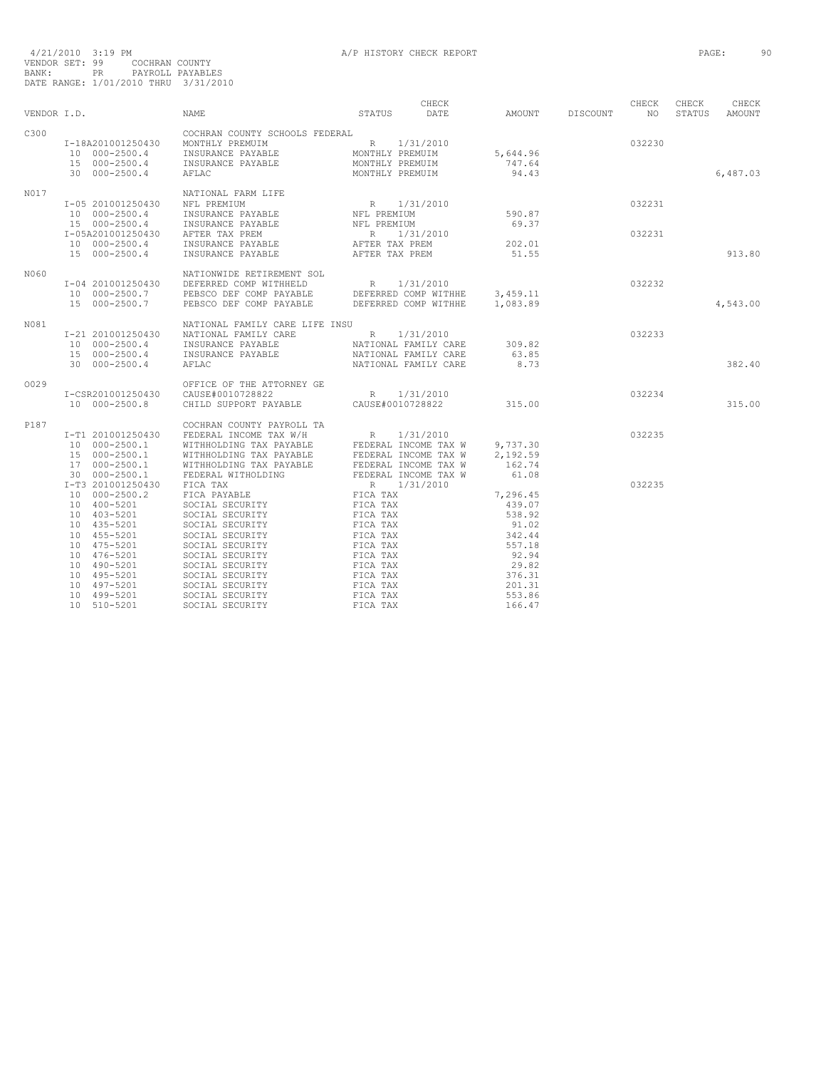4/21/2010 3:19 PM A/P HISTORY CHECK REPORT

VENDOR SET: 99 COCHRAN COUNTY
BANK: PR PAYROLL PAYABLES
DATE RANGE: 1/01/2010 THRU 3/31/2010

| VENDOR I.D. | | NAME | STATUS | CHECK DATE | AMOUNT | DISCOUNT | CHECK NO | CHECK STATUS | CHECK AMOUNT |
|---|---|---|---|---|---|---|---|---|---|
| C300 | | COCHRAN COUNTY SCHOOLS FEDERAL | | | | | | | |
| | I-18A201001250430 | MONTHLY PREMUIM | R | 1/31/2010 | | | 032230 | | |
| | 10 000-2500.4 | INSURANCE PAYABLE | MONTHLY PREMUIM | | 5,644.96 | | | | |
| | 15 000-2500.4 | INSURANCE PAYABLE | MONTHLY PREMUIM | | 747.64 | | | | |
| | 30 000-2500.4 | AFLAC | MONTHLY PREMUIM | | 94.43 | | | | 6,487.03 |
| N017 | | NATIONAL FARM LIFE | | | | | | | |
| | I-05 201001250430 | NFL PREMIUM | R | 1/31/2010 | | | 032231 | | |
| | 10 000-2500.4 | INSURANCE PAYABLE | NFL PREMIUM | | 590.87 | | | | |
| | 15 000-2500.4 | INSURANCE PAYABLE | NFL PREMIUM | | 69.37 | | | | |
| | I-05A201001250430 | AFTER TAX PREM | R | 1/31/2010 | | | 032231 | | |
| | 10 000-2500.4 | INSURANCE PAYABLE | AFTER TAX PREM | | 202.01 | | | | |
| | 15 000-2500.4 | INSURANCE PAYABLE | AFTER TAX PREM | | 51.55 | | | | 913.80 |
| N060 | | NATIONWIDE RETIREMENT SOL | | | | | | | |
| | I-04 201001250430 | DEFERRED COMP WITHHELD | R | 1/31/2010 | | | 032232 | | |
| | 10 000-2500.7 | PEBSCO DEF COMP PAYABLE | DEFERRED COMP WITHHE | | 3,459.11 | | | | |
| | 15 000-2500.7 | PEBSCO DEF COMP PAYABLE | DEFERRED COMP WITHHE | | 1,083.89 | | | | 4,543.00 |
| N081 | | NATIONAL FAMILY CARE LIFE INSU | | | | | | | |
| | I-21 201001250430 | NATIONAL FAMILY CARE | R | 1/31/2010 | | | 032233 | | |
| | 10 000-2500.4 | INSURANCE PAYABLE | NATIONAL FAMILY CARE | | 309.82 | | | | |
| | 15 000-2500.4 | INSURANCE PAYABLE | NATIONAL FAMILY CARE | | 63.85 | | | | |
| | 30 000-2500.4 | AFLAC | NATIONAL FAMILY CARE | | 8.73 | | | | 382.40 |
| O029 | | OFFICE OF THE ATTORNEY GE | | | | | | | |
| | I-CSR201001250430 | CAUSE#0010728822 | R | 1/31/2010 | | | 032234 | | |
| | 10 000-2500.8 | CHILD SUPPORT PAYABLE | CAUSE#0010728822 | | 315.00 | | | | 315.00 |
| P187 | | COCHRAN COUNTY PAYROLL TA | | | | | | | |
| | I-T1 201001250430 | FEDERAL INCOME TAX W/H | R | 1/31/2010 | | | 032235 | | |
| | 10 000-2500.1 | WITHHOLDING TAX PAYABLE | FEDERAL INCOME TAX W | | 9,737.30 | | | | |
| | 15 000-2500.1 | WITHHOLDING TAX PAYABLE | FEDERAL INCOME TAX W | | 2,192.59 | | | | |
| | 17 000-2500.1 | WITHHOLDING TAX PAYABLE | FEDERAL INCOME TAX W | | 162.74 | | | | |
| | 30 000-2500.1 | FEDERAL WITHOLDING | FEDERAL INCOME TAX W | | 61.08 | | | | |
| | I-T3 201001250430 | FICA TAX | R | 1/31/2010 | | | 032235 | | |
| | 10 000-2500.2 | FICA PAYABLE | FICA TAX | | 7,296.45 | | | | |
| | 10 400-5201 | SOCIAL SECURITY | FICA TAX | | 439.07 | | | | |
| | 10 403-5201 | SOCIAL SECURITY | FICA TAX | | 538.92 | | | | |
| | 10 435-5201 | SOCIAL SECURITY | FICA TAX | | 91.02 | | | | |
| | 10 455-5201 | SOCIAL SECURITY | FICA TAX | | 342.44 | | | | |
| | 10 475-5201 | SOCIAL SECURITY | FICA TAX | | 557.18 | | | | |
| | 10 476-5201 | SOCIAL SECURITY | FICA TAX | | 92.94 | | | | |
| | 10 490-5201 | SOCIAL SECURITY | FICA TAX | | 29.82 | | | | |
| | 10 495-5201 | SOCIAL SECURITY | FICA TAX | | 376.31 | | | | |
| | 10 497-5201 | SOCIAL SECURITY | FICA TAX | | 201.31 | | | | |
| | 10 499-5201 | SOCIAL SECURITY | FICA TAX | | 553.86 | | | | |
| | 10 510-5201 | SOCIAL SECURITY | FICA TAX | | 166.47 | | | | |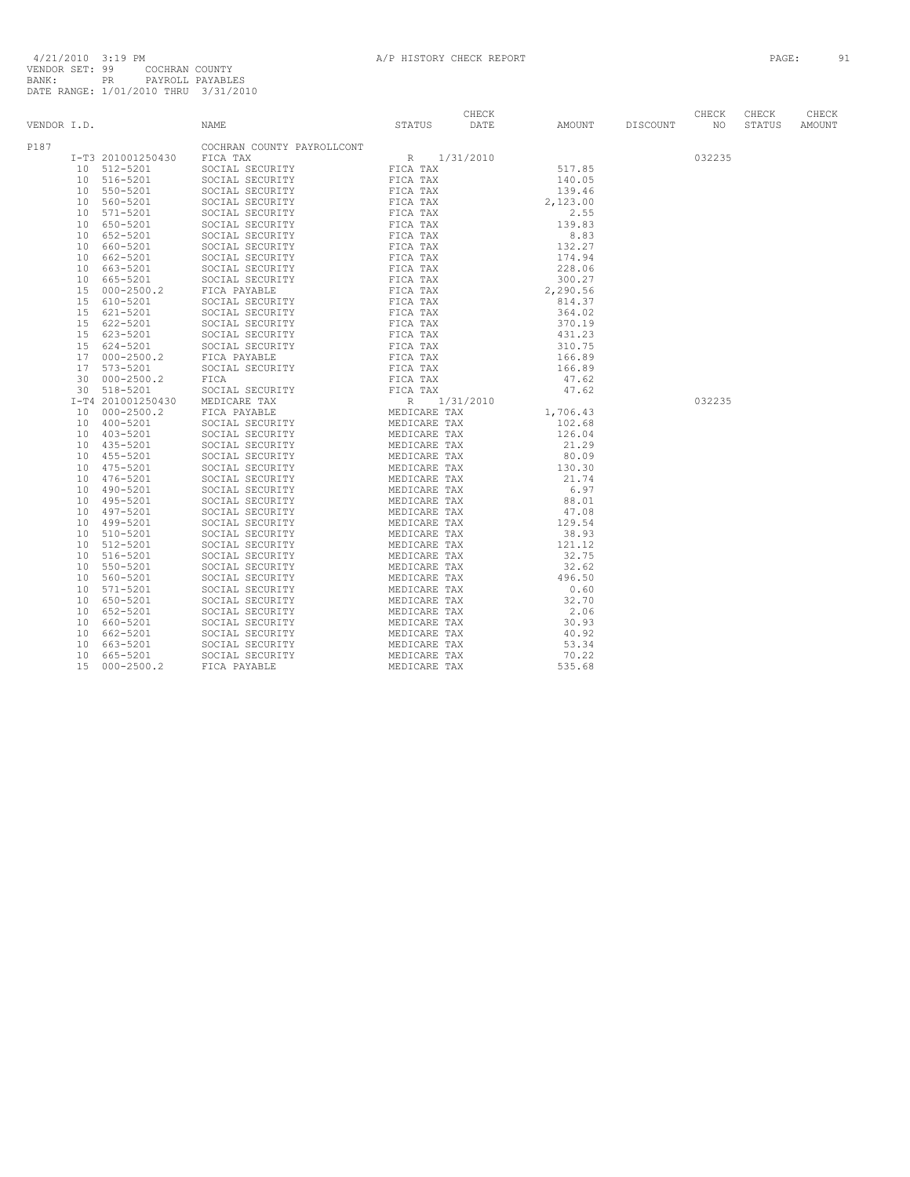4/21/2010 3:19 PM A/P HISTORY CHECK REPORT PAGE: 91

VENDOR SET: 99 COCHRAN COUNTY
BANK: PR PAYROLL PAYABLES
DATE RANGE: 1/01/2010 THRU 3/31/2010

| VENDOR I.D. | NAME | STATUS | CHECK DATE | AMOUNT | DISCOUNT | CHECK NO | CHECK STATUS | CHECK AMOUNT |
|---|---|---|---|---|---|---|---|---|
| P187 | COCHRAN COUNTY PAYROLLCONT | | | | | | | |
| I-T3 201001250430 | FICA TAX | R | 1/31/2010 | | | 032235 | | |
| 10 512-5201 | SOCIAL SECURITY | FICA TAX | | 517.85 | | | | |
| 10 516-5201 | SOCIAL SECURITY | FICA TAX | | 140.05 | | | | |
| 10 550-5201 | SOCIAL SECURITY | FICA TAX | | 139.46 | | | | |
| 10 560-5201 | SOCIAL SECURITY | FICA TAX | | 2,123.00 | | | | |
| 10 571-5201 | SOCIAL SECURITY | FICA TAX | | 2.55 | | | | |
| 10 650-5201 | SOCIAL SECURITY | FICA TAX | | 139.83 | | | | |
| 10 652-5201 | SOCIAL SECURITY | FICA TAX | | 8.83 | | | | |
| 10 660-5201 | SOCIAL SECURITY | FICA TAX | | 132.27 | | | | |
| 10 662-5201 | SOCIAL SECURITY | FICA TAX | | 174.94 | | | | |
| 10 663-5201 | SOCIAL SECURITY | FICA TAX | | 228.06 | | | | |
| 10 665-5201 | SOCIAL SECURITY | FICA TAX | | 300.27 | | | | |
| 15 000-2500.2 | FICA PAYABLE | FICA TAX | | 2,290.56 | | | | |
| 15 610-5201 | SOCIAL SECURITY | FICA TAX | | 814.37 | | | | |
| 15 621-5201 | SOCIAL SECURITY | FICA TAX | | 364.02 | | | | |
| 15 622-5201 | SOCIAL SECURITY | FICA TAX | | 370.19 | | | | |
| 15 623-5201 | SOCIAL SECURITY | FICA TAX | | 431.23 | | | | |
| 15 624-5201 | SOCIAL SECURITY | FICA TAX | | 310.75 | | | | |
| 17 000-2500.2 | FICA PAYABLE | FICA TAX | | 166.89 | | | | |
| 17 573-5201 | SOCIAL SECURITY | FICA TAX | | 166.89 | | | | |
| 30 000-2500.2 | FICA | FICA TAX | | 47.62 | | | | |
| 30 518-5201 | SOCIAL SECURITY | FICA TAX | | 47.62 | | | | |
| I-T4 201001250430 | MEDICARE TAX | R | 1/31/2010 | | | 032235 | | |
| 10 000-2500.2 | FICA PAYABLE | MEDICARE TAX | | 1,706.43 | | | | |
| 10 400-5201 | SOCIAL SECURITY | MEDICARE TAX | | 102.68 | | | | |
| 10 403-5201 | SOCIAL SECURITY | MEDICARE TAX | | 126.04 | | | | |
| 10 435-5201 | SOCIAL SECURITY | MEDICARE TAX | | 21.29 | | | | |
| 10 455-5201 | SOCIAL SECURITY | MEDICARE TAX | | 80.09 | | | | |
| 10 475-5201 | SOCIAL SECURITY | MEDICARE TAX | | 130.30 | | | | |
| 10 476-5201 | SOCIAL SECURITY | MEDICARE TAX | | 21.74 | | | | |
| 10 490-5201 | SOCIAL SECURITY | MEDICARE TAX | | 6.97 | | | | |
| 10 495-5201 | SOCIAL SECURITY | MEDICARE TAX | | 88.01 | | | | |
| 10 497-5201 | SOCIAL SECURITY | MEDICARE TAX | | 47.08 | | | | |
| 10 499-5201 | SOCIAL SECURITY | MEDICARE TAX | | 129.54 | | | | |
| 10 510-5201 | SOCIAL SECURITY | MEDICARE TAX | | 38.93 | | | | |
| 10 512-5201 | SOCIAL SECURITY | MEDICARE TAX | | 121.12 | | | | |
| 10 516-5201 | SOCIAL SECURITY | MEDICARE TAX | | 32.75 | | | | |
| 10 550-5201 | SOCIAL SECURITY | MEDICARE TAX | | 32.62 | | | | |
| 10 560-5201 | SOCIAL SECURITY | MEDICARE TAX | | 496.50 | | | | |
| 10 571-5201 | SOCIAL SECURITY | MEDICARE TAX | | 0.60 | | | | |
| 10 650-5201 | SOCIAL SECURITY | MEDICARE TAX | | 32.70 | | | | |
| 10 652-5201 | SOCIAL SECURITY | MEDICARE TAX | | 2.06 | | | | |
| 10 660-5201 | SOCIAL SECURITY | MEDICARE TAX | | 30.93 | | | | |
| 10 662-5201 | SOCIAL SECURITY | MEDICARE TAX | | 40.92 | | | | |
| 10 663-5201 | SOCIAL SECURITY | MEDICARE TAX | | 53.34 | | | | |
| 10 665-5201 | SOCIAL SECURITY | MEDICARE TAX | | 70.22 | | | | |
| 15 000-2500.2 | FICA PAYABLE | MEDICARE TAX | | 535.68 | | | | |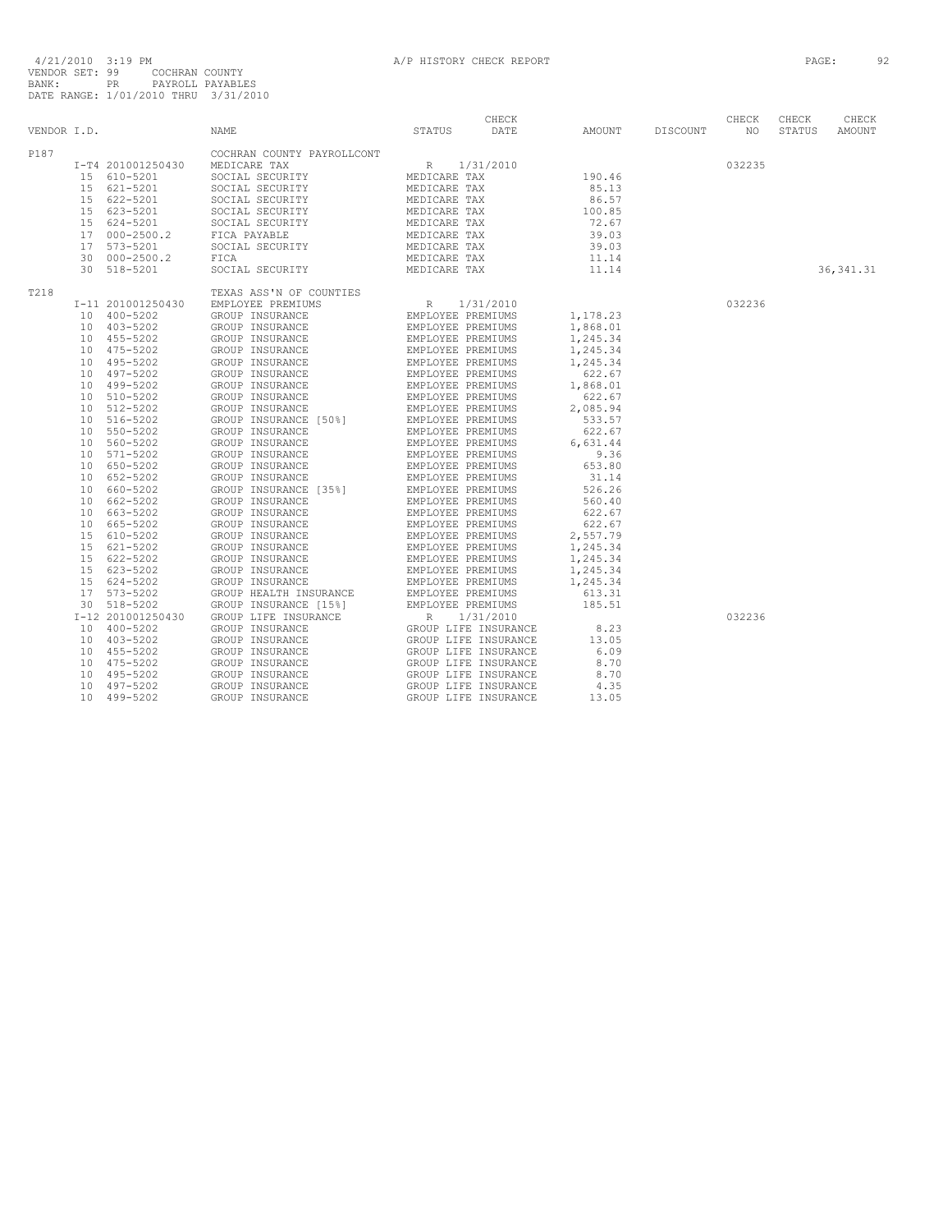4/21/2010 3:19 PM A/P HISTORY CHECK REPORT

VENDOR SET: 99 COCHRAN COUNTY
BANK: PR PAYROLL PAYABLES
DATE RANGE: 1/01/2010 THRU 3/31/2010

| VENDOR I.D. | NAME | STATUS | CHECK DATE | AMOUNT | DISCOUNT | CHECK NO | CHECK STATUS | CHECK AMOUNT |
|---|---|---|---|---|---|---|---|---|
| P187 | COCHRAN COUNTY PAYROLLCONT | | | | | | | |
| I-T4 201001250430 | MEDICARE TAX | R | 1/31/2010 | | | 032235 | | |
| 15 610-5201 | SOCIAL SECURITY | MEDICARE TAX | | 190.46 | | | | |
| 15 621-5201 | SOCIAL SECURITY | MEDICARE TAX | | 85.13 | | | | |
| 15 622-5201 | SOCIAL SECURITY | MEDICARE TAX | | 86.57 | | | | |
| 15 623-5201 | SOCIAL SECURITY | MEDICARE TAX | | 100.85 | | | | |
| 15 624-5201 | SOCIAL SECURITY | MEDICARE TAX | | 72.67 | | | | |
| 17 000-2500.2 | FICA PAYABLE | MEDICARE TAX | | 39.03 | | | | |
| 17 573-5201 | SOCIAL SECURITY | MEDICARE TAX | | 39.03 | | | | |
| 30 000-2500.2 | FICA | MEDICARE TAX | | 11.14 | | | | |
| 30 518-5201 | SOCIAL SECURITY | MEDICARE TAX | | 11.14 | | | | 36,341.31 |
| T218 | TEXAS ASS'N OF COUNTIES | | | | | | | |
| I-11 201001250430 | EMPLOYEE PREMIUMS | R | 1/31/2010 | | | 032236 | | |
| 10 400-5202 | GROUP INSURANCE | EMPLOYEE PREMIUMS | | 1,178.23 | | | | |
| 10 403-5202 | GROUP INSURANCE | EMPLOYEE PREMIUMS | | 1,868.01 | | | | |
| 10 455-5202 | GROUP INSURANCE | EMPLOYEE PREMIUMS | | 1,245.34 | | | | |
| 10 475-5202 | GROUP INSURANCE | EMPLOYEE PREMIUMS | | 1,245.34 | | | | |
| 10 495-5202 | GROUP INSURANCE | EMPLOYEE PREMIUMS | | 1,245.34 | | | | |
| 10 497-5202 | GROUP INSURANCE | EMPLOYEE PREMIUMS | | 622.67 | | | | |
| 10 499-5202 | GROUP INSURANCE | EMPLOYEE PREMIUMS | | 1,868.01 | | | | |
| 10 510-5202 | GROUP INSURANCE | EMPLOYEE PREMIUMS | | 622.67 | | | | |
| 10 512-5202 | GROUP INSURANCE | EMPLOYEE PREMIUMS | | 2,085.94 | | | | |
| 10 516-5202 | GROUP INSURANCE [50%] | EMPLOYEE PREMIUMS | | 533.57 | | | | |
| 10 550-5202 | GROUP INSURANCE | EMPLOYEE PREMIUMS | | 622.67 | | | | |
| 10 560-5202 | GROUP INSURANCE | EMPLOYEE PREMIUMS | | 6,631.44 | | | | |
| 10 571-5202 | GROUP INSURANCE | EMPLOYEE PREMIUMS | | 9.36 | | | | |
| 10 650-5202 | GROUP INSURANCE | EMPLOYEE PREMIUMS | | 653.80 | | | | |
| 10 652-5202 | GROUP INSURANCE | EMPLOYEE PREMIUMS | | 31.14 | | | | |
| 10 660-5202 | GROUP INSURANCE [35%] | EMPLOYEE PREMIUMS | | 526.26 | | | | |
| 10 662-5202 | GROUP INSURANCE | EMPLOYEE PREMIUMS | | 560.40 | | | | |
| 10 663-5202 | GROUP INSURANCE | EMPLOYEE PREMIUMS | | 622.67 | | | | |
| 10 665-5202 | GROUP INSURANCE | EMPLOYEE PREMIUMS | | 622.67 | | | | |
| 15 610-5202 | GROUP INSURANCE | EMPLOYEE PREMIUMS | | 2,557.79 | | | | |
| 15 621-5202 | GROUP INSURANCE | EMPLOYEE PREMIUMS | | 1,245.34 | | | | |
| 15 622-5202 | GROUP INSURANCE | EMPLOYEE PREMIUMS | | 1,245.34 | | | | |
| 15 623-5202 | GROUP INSURANCE | EMPLOYEE PREMIUMS | | 1,245.34 | | | | |
| 15 624-5202 | GROUP INSURANCE | EMPLOYEE PREMIUMS | | 1,245.34 | | | | |
| 17 573-5202 | GROUP HEALTH INSURANCE | EMPLOYEE PREMIUMS | | 613.31 | | | | |
| 30 518-5202 | GROUP INSURANCE [15%] | EMPLOYEE PREMIUMS | | 185.51 | | | | |
| I-12 201001250430 | GROUP LIFE INSURANCE | R | 1/31/2010 | | | 032236 | | |
| 10 400-5202 | GROUP INSURANCE | GROUP LIFE INSURANCE | | 8.23 | | | | |
| 10 403-5202 | GROUP INSURANCE | GROUP LIFE INSURANCE | | 13.05 | | | | |
| 10 455-5202 | GROUP INSURANCE | GROUP LIFE INSURANCE | | 6.09 | | | | |
| 10 475-5202 | GROUP INSURANCE | GROUP LIFE INSURANCE | | 8.70 | | | | |
| 10 495-5202 | GROUP INSURANCE | GROUP LIFE INSURANCE | | 8.70 | | | | |
| 10 497-5202 | GROUP INSURANCE | GROUP LIFE INSURANCE | | 4.35 | | | | |
| 10 499-5202 | GROUP INSURANCE | GROUP LIFE INSURANCE | | 13.05 | | | | |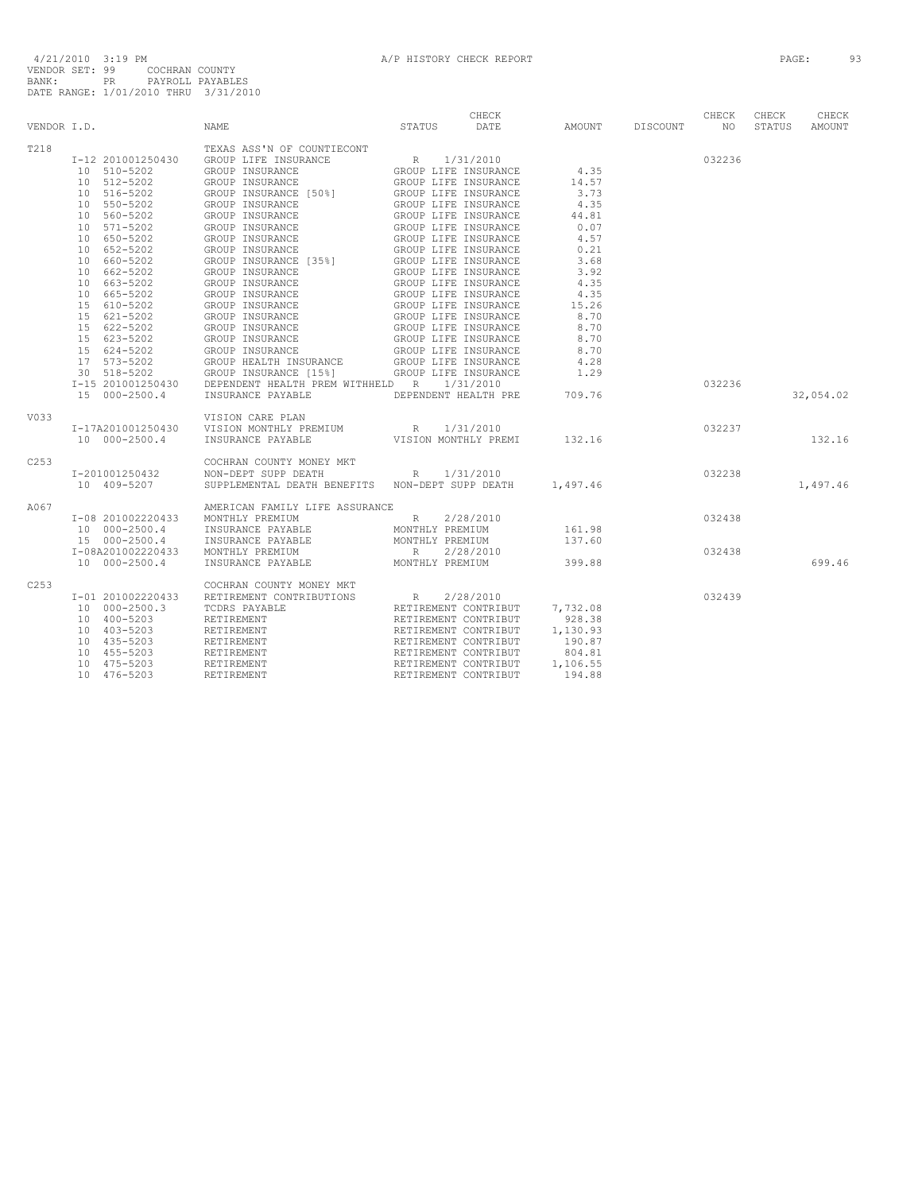4/21/2010 3:19 PM A/P HISTORY CHECK REPORT

VENDOR SET: 99 COCHRAN COUNTY
BANK: PR PAYROLL PAYABLES
DATE RANGE: 1/01/2010 THRU 3/31/2010

| VENDOR I.D. | NAME | STATUS | CHECK DATE | AMOUNT | DISCOUNT | CHECK NO | CHECK STATUS | CHECK AMOUNT |
|---|---|---|---|---|---|---|---|---|
| T218 | TEXAS ASS'N OF COUNTIECONT | | | | | | | |
| I-12 201001250430 | GROUP LIFE INSURANCE | R | 1/31/2010 | | | 032236 | | |
| 10 510-5202 | GROUP INSURANCE | GROUP LIFE INSURANCE | | 4.35 | | | | |
| 10 512-5202 | GROUP INSURANCE | GROUP LIFE INSURANCE | | 14.57 | | | | |
| 10 516-5202 | GROUP INSURANCE [50%] | GROUP LIFE INSURANCE | | 3.73 | | | | |
| 10 550-5202 | GROUP INSURANCE | GROUP LIFE INSURANCE | | 4.35 | | | | |
| 10 560-5202 | GROUP INSURANCE | GROUP LIFE INSURANCE | | 44.81 | | | | |
| 10 571-5202 | GROUP INSURANCE | GROUP LIFE INSURANCE | | 0.07 | | | | |
| 10 650-5202 | GROUP INSURANCE | GROUP LIFE INSURANCE | | 4.57 | | | | |
| 10 652-5202 | GROUP INSURANCE | GROUP LIFE INSURANCE | | 0.21 | | | | |
| 10 660-5202 | GROUP INSURANCE [35%] | GROUP LIFE INSURANCE | | 3.68 | | | | |
| 10 662-5202 | GROUP INSURANCE | GROUP LIFE INSURANCE | | 3.92 | | | | |
| 10 663-5202 | GROUP INSURANCE | GROUP LIFE INSURANCE | | 4.35 | | | | |
| 10 665-5202 | GROUP INSURANCE | GROUP LIFE INSURANCE | | 4.35 | | | | |
| 15 610-5202 | GROUP INSURANCE | GROUP LIFE INSURANCE | | 15.26 | | | | |
| 15 621-5202 | GROUP INSURANCE | GROUP LIFE INSURANCE | | 8.70 | | | | |
| 15 622-5202 | GROUP INSURANCE | GROUP LIFE INSURANCE | | 8.70 | | | | |
| 15 623-5202 | GROUP INSURANCE | GROUP LIFE INSURANCE | | 8.70 | | | | |
| 15 624-5202 | GROUP INSURANCE | GROUP LIFE INSURANCE | | 8.70 | | | | |
| 17 573-5202 | GROUP HEALTH INSURANCE | GROUP LIFE INSURANCE | | 4.28 | | | | |
| 30 518-5202 | GROUP INSURANCE [15%] | GROUP LIFE INSURANCE | | 1.29 | | | | |
| I-15 201001250430 | DEPENDENT HEALTH PREM WITHHELD | R | 1/31/2010 | | | 032236 | | |
| 15 000-2500.4 | INSURANCE PAYABLE | DEPENDENT HEALTH PRE | | 709.76 | | | | 32,054.02 |
| V033 | VISION CARE PLAN | | | | | | | |
| I-17A201001250430 | VISION MONTHLY PREMIUM | R | 1/31/2010 | | | 032237 | | |
| 10 000-2500.4 | INSURANCE PAYABLE | VISION MONTHLY PREMI | | 132.16 | | | | 132.16 |
| C253 | COCHRAN COUNTY MONEY MKT | | | | | | | |
| I-201001250432 | NON-DEPT SUPP DEATH | R | 1/31/2010 | | | 032238 | | |
| 10 409-5207 | SUPPLEMENTAL DEATH BENEFITS | NON-DEPT SUPP DEATH | | 1,497.46 | | | | 1,497.46 |
| A067 | AMERICAN FAMILY LIFE ASSURANCE | | | | | | | |
| I-08 201002220433 | MONTHLY PREMIUM | R | 2/28/2010 | | | 032438 | | |
| 10 000-2500.4 | INSURANCE PAYABLE | MONTHLY PREMIUM | | 161.98 | | | | |
| 15 000-2500.4 | INSURANCE PAYABLE | MONTHLY PREMIUM | | 137.60 | | | | |
| I-08A201002220433 | MONTHLY PREMIUM | R | 2/28/2010 | | | 032438 | | |
| 10 000-2500.4 | INSURANCE PAYABLE | MONTHLY PREMIUM | | 399.88 | | | | 699.46 |
| C253 | COCHRAN COUNTY MONEY MKT | | | | | | | |
| I-01 201002220433 | RETIREMENT CONTRIBUTIONS | R | 2/28/2010 | | | 032439 | | |
| 10 000-2500.3 | TCDRS PAYABLE | RETIREMENT CONTRIBUT | | 7,732.08 | | | | |
| 10 400-5203 | RETIREMENT | RETIREMENT CONTRIBUT | | 928.38 | | | | |
| 10 403-5203 | RETIREMENT | RETIREMENT CONTRIBUT | | 1,130.93 | | | | |
| 10 435-5203 | RETIREMENT | RETIREMENT CONTRIBUT | | 190.87 | | | | |
| 10 455-5203 | RETIREMENT | RETIREMENT CONTRIBUT | | 804.81 | | | | |
| 10 475-5203 | RETIREMENT | RETIREMENT CONTRIBUT | | 1,106.55 | | | | |
| 10 476-5203 | RETIREMENT | RETIREMENT CONTRIBUT | | 194.88 | | | | |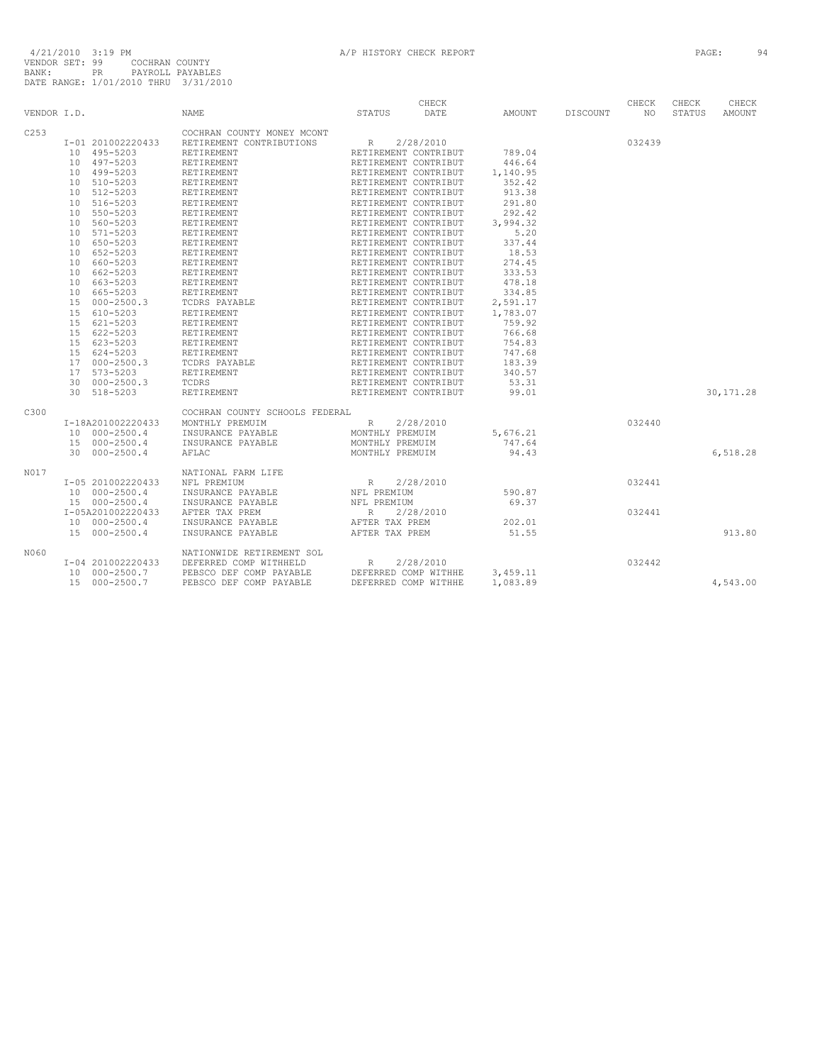4/21/2010 3:19 PM A/P HISTORY CHECK REPORT
VENDOR SET: 99 COCHRAN COUNTY
BANK: PR PAYROLL PAYABLES
DATE RANGE: 1/01/2010 THRU 3/31/2010

| VENDOR I.D. | NAME | STATUS | CHECK DATE | AMOUNT | DISCOUNT | CHECK NO | CHECK STATUS | CHECK AMOUNT |
|---|---|---|---|---|---|---|---|---|
| C253 | COCHRAN COUNTY MONEY MCONT | | | | | | | |
| I-01 201002220433 | RETIREMENT CONTRIBUTIONS | R | 2/28/2010 | | | 032439 | | |
| 10 495-5203 | RETIREMENT | RETIREMENT CONTRIBUT | | 789.04 | | | | |
| 10 497-5203 | RETIREMENT | RETIREMENT CONTRIBUT | | 446.64 | | | | |
| 10 499-5203 | RETIREMENT | RETIREMENT CONTRIBUT | | 1,140.95 | | | | |
| 10 510-5203 | RETIREMENT | RETIREMENT CONTRIBUT | | 352.42 | | | | |
| 10 512-5203 | RETIREMENT | RETIREMENT CONTRIBUT | | 913.38 | | | | |
| 10 516-5203 | RETIREMENT | RETIREMENT CONTRIBUT | | 291.80 | | | | |
| 10 550-5203 | RETIREMENT | RETIREMENT CONTRIBUT | | 292.42 | | | | |
| 10 560-5203 | RETIREMENT | RETIREMENT CONTRIBUT | | 3,994.32 | | | | |
| 10 571-5203 | RETIREMENT | RETIREMENT CONTRIBUT | | 5.20 | | | | |
| 10 650-5203 | RETIREMENT | RETIREMENT CONTRIBUT | | 337.44 | | | | |
| 10 652-5203 | RETIREMENT | RETIREMENT CONTRIBUT | | 18.53 | | | | |
| 10 660-5203 | RETIREMENT | RETIREMENT CONTRIBUT | | 274.45 | | | | |
| 10 662-5203 | RETIREMENT | RETIREMENT CONTRIBUT | | 333.53 | | | | |
| 10 663-5203 | RETIREMENT | RETIREMENT CONTRIBUT | | 478.18 | | | | |
| 10 665-5203 | RETIREMENT | RETIREMENT CONTRIBUT | | 334.85 | | | | |
| 15 000-2500.3 | TCDRS PAYABLE | RETIREMENT CONTRIBUT | | 2,591.17 | | | | |
| 15 610-5203 | RETIREMENT | RETIREMENT CONTRIBUT | | 1,783.07 | | | | |
| 15 621-5203 | RETIREMENT | RETIREMENT CONTRIBUT | | 759.92 | | | | |
| 15 622-5203 | RETIREMENT | RETIREMENT CONTRIBUT | | 766.68 | | | | |
| 15 623-5203 | RETIREMENT | RETIREMENT CONTRIBUT | | 754.83 | | | | |
| 15 624-5203 | RETIREMENT | RETIREMENT CONTRIBUT | | 747.68 | | | | |
| 17 000-2500.3 | TCDRS PAYABLE | RETIREMENT CONTRIBUT | | 183.39 | | | | |
| 17 573-5203 | RETIREMENT | RETIREMENT CONTRIBUT | | 340.57 | | | | |
| 30 000-2500.3 | TCDRS | RETIREMENT CONTRIBUT | | 53.31 | | | | |
| 30 518-5203 | RETIREMENT | RETIREMENT CONTRIBUT | | 99.01 | | | | 30,171.28 |
| C300 | COCHRAN COUNTY SCHOOLS FEDERAL | | | | | | | |
| I-18A201002220433 | MONTHLY PREMUIM | R | 2/28/2010 | | | 032440 | | |
| 10 000-2500.4 | INSURANCE PAYABLE | MONTHLY PREMUIM | | 5,676.21 | | | | |
| 15 000-2500.4 | INSURANCE PAYABLE | MONTHLY PREMUIM | | 747.64 | | | | |
| 30 000-2500.4 | AFLAC | MONTHLY PREMUIM | | 94.43 | | | | 6,518.28 |
| N017 | NATIONAL FARM LIFE | | | | | | | |
| I-05 201002220433 | NFL PREMIUM | R | 2/28/2010 | | | 032441 | | |
| 10 000-2500.4 | INSURANCE PAYABLE | NFL PREMIUM | | 590.87 | | | | |
| 15 000-2500.4 | INSURANCE PAYABLE | NFL PREMIUM | | 69.37 | | | | |
| I-05A201002220433 | AFTER TAX PREM | R | 2/28/2010 | | | 032441 | | |
| 10 000-2500.4 | INSURANCE PAYABLE | AFTER TAX PREM | | 202.01 | | | | |
| 15 000-2500.4 | INSURANCE PAYABLE | AFTER TAX PREM | | 51.55 | | | | 913.80 |
| N060 | NATIONWIDE RETIREMENT SOL | | | | | | | |
| I-04 201002220433 | DEFERRED COMP WITHHELD | R | 2/28/2010 | | | 032442 | | |
| 10 000-2500.7 | PEBSCO DEF COMP PAYABLE | DEFERRED COMP WITHHE | | 3,459.11 | | | | |
| 15 000-2500.7 | PEBSCO DEF COMP PAYABLE | DEFERRED COMP WITHHE | | 1,083.89 | | | | 4,543.00 |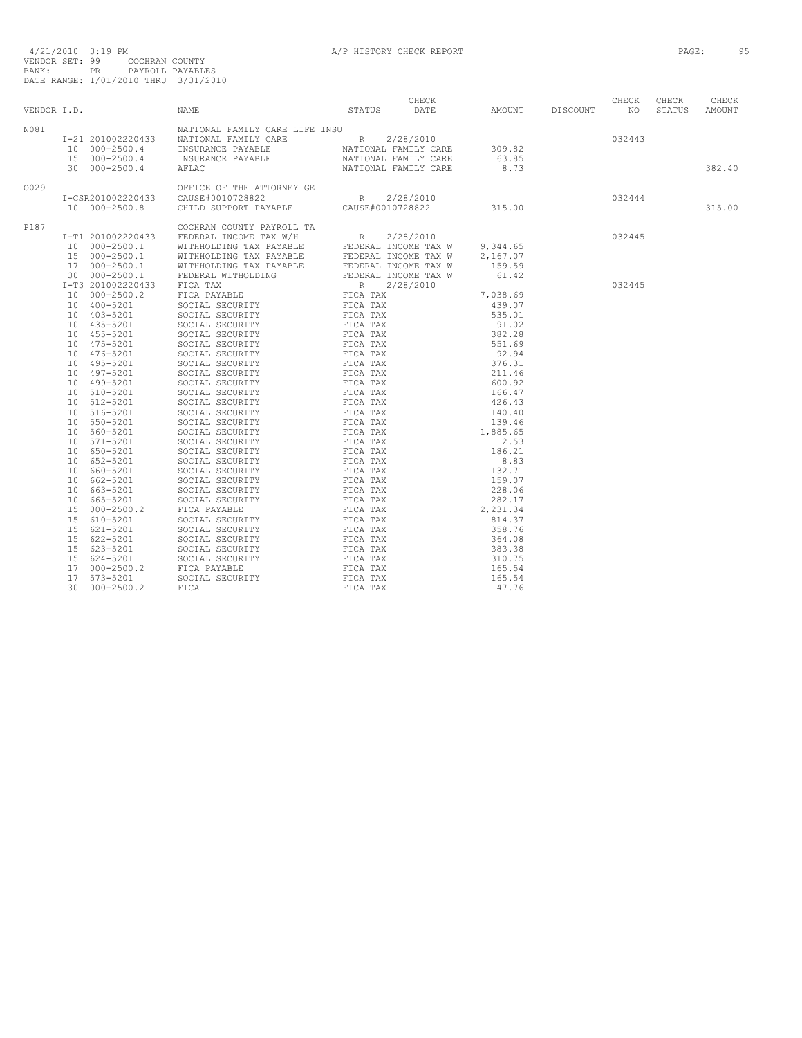4/21/2010 3:19 PM A/P HISTORY CHECK REPORT

VENDOR SET: 99 COCHRAN COUNTY
BANK: PR PAYROLL PAYABLES
DATE RANGE: 1/01/2010 THRU 3/31/2010

| VENDOR I.D. | | NAME | STATUS | CHECK DATE | AMOUNT | DISCOUNT | CHECK NO | CHECK STATUS | CHECK AMOUNT |
|---|---|---|---|---|---|---|---|---|---|
| N081 | | NATIONAL FAMILY CARE LIFE INSU | | | | | | | |
| | I-21 201002220433 | NATIONAL FAMILY CARE | R | 2/28/2010 | | | 032443 | | |
| | 10 000-2500.4 | INSURANCE PAYABLE | NATIONAL FAMILY CARE | | 309.82 | | | | |
| | 15 000-2500.4 | INSURANCE PAYABLE | NATIONAL FAMILY CARE | | 63.85 | | | | |
| | 30 000-2500.4 | AFLAC | NATIONAL FAMILY CARE | | 8.73 | | | | 382.40 |
| O029 | | OFFICE OF THE ATTORNEY GE | | | | | | | |
| | I-CSR201002220433 | CAUSE#0010728822 | R | 2/28/2010 | | | 032444 | | |
| | 10 000-2500.8 | CHILD SUPPORT PAYABLE | CAUSE#0010728822 | | 315.00 | | | | 315.00 |
| P187 | | COCHRAN COUNTY PAYROLL TA | | | | | | | |
| | I-T1 201002220433 | FEDERAL INCOME TAX W/H | R | 2/28/2010 | | | 032445 | | |
| | 10 000-2500.1 | WITHHOLDING TAX PAYABLE | FEDERAL INCOME TAX W | | 9,344.65 | | | | |
| | 15 000-2500.1 | WITHHOLDING TAX PAYABLE | FEDERAL INCOME TAX W | | 2,167.07 | | | | |
| | 17 000-2500.1 | WITHHOLDING TAX PAYABLE | FEDERAL INCOME TAX W | | 159.59 | | | | |
| | 30 000-2500.1 | FEDERAL WITHOLDING | FEDERAL INCOME TAX W | | 61.42 | | | | |
| | I-T3 201002220433 | FICA TAX | R | 2/28/2010 | | | 032445 | | |
| | 10 000-2500.2 | FICA PAYABLE | FICA TAX | | 7,038.69 | | | | |
| | 10 400-5201 | SOCIAL SECURITY | FICA TAX | | 439.07 | | | | |
| | 10 403-5201 | SOCIAL SECURITY | FICA TAX | | 535.01 | | | | |
| | 10 435-5201 | SOCIAL SECURITY | FICA TAX | | 91.02 | | | | |
| | 10 455-5201 | SOCIAL SECURITY | FICA TAX | | 382.28 | | | | |
| | 10 475-5201 | SOCIAL SECURITY | FICA TAX | | 551.69 | | | | |
| | 10 476-5201 | SOCIAL SECURITY | FICA TAX | | 92.94 | | | | |
| | 10 495-5201 | SOCIAL SECURITY | FICA TAX | | 376.31 | | | | |
| | 10 497-5201 | SOCIAL SECURITY | FICA TAX | | 211.46 | | | | |
| | 10 499-5201 | SOCIAL SECURITY | FICA TAX | | 600.92 | | | | |
| | 10 510-5201 | SOCIAL SECURITY | FICA TAX | | 166.47 | | | | |
| | 10 512-5201 | SOCIAL SECURITY | FICA TAX | | 426.43 | | | | |
| | 10 516-5201 | SOCIAL SECURITY | FICA TAX | | 140.40 | | | | |
| | 10 550-5201 | SOCIAL SECURITY | FICA TAX | | 139.46 | | | | |
| | 10 560-5201 | SOCIAL SECURITY | FICA TAX | | 1,885.65 | | | | |
| | 10 571-5201 | SOCIAL SECURITY | FICA TAX | | 2.53 | | | | |
| | 10 650-5201 | SOCIAL SECURITY | FICA TAX | | 186.21 | | | | |
| | 10 652-5201 | SOCIAL SECURITY | FICA TAX | | 8.83 | | | | |
| | 10 660-5201 | SOCIAL SECURITY | FICA TAX | | 132.71 | | | | |
| | 10 662-5201 | SOCIAL SECURITY | FICA TAX | | 159.07 | | | | |
| | 10 663-5201 | SOCIAL SECURITY | FICA TAX | | 228.06 | | | | |
| | 10 665-5201 | SOCIAL SECURITY | FICA TAX | | 282.17 | | | | |
| | 15 000-2500.2 | FICA PAYABLE | FICA TAX | | 2,231.34 | | | | |
| | 15 610-5201 | SOCIAL SECURITY | FICA TAX | | 814.37 | | | | |
| | 15 621-5201 | SOCIAL SECURITY | FICA TAX | | 358.76 | | | | |
| | 15 622-5201 | SOCIAL SECURITY | FICA TAX | | 364.08 | | | | |
| | 15 623-5201 | SOCIAL SECURITY | FICA TAX | | 383.38 | | | | |
| | 15 624-5201 | SOCIAL SECURITY | FICA TAX | | 310.75 | | | | |
| | 17 000-2500.2 | FICA PAYABLE | FICA TAX | | 165.54 | | | | |
| | 17 573-5201 | SOCIAL SECURITY | FICA TAX | | 165.54 | | | | |
| | 30 000-2500.2 | FICA | FICA TAX | | 47.76 | | | | |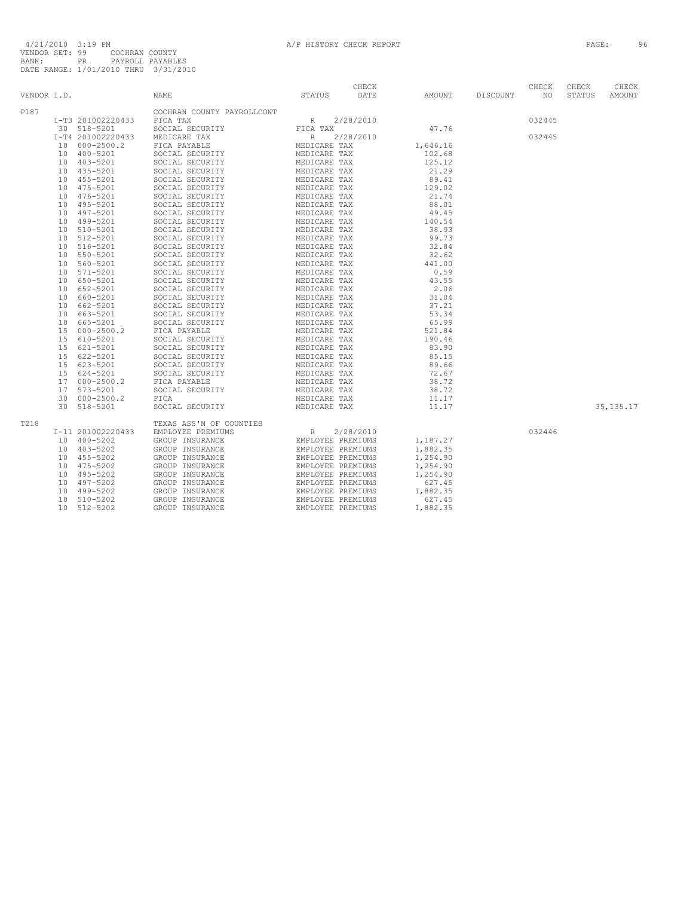4/21/2010 3:19 PM A/P HISTORY CHECK REPORT
VENDOR SET: 99 COCHRAN COUNTY
BANK: PR PAYROLL PAYABLES
DATE RANGE: 1/01/2010 THRU 3/31/2010

| VENDOR I.D. | NAME | STATUS | CHECK DATE | AMOUNT | DISCOUNT | CHECK NO | CHECK STATUS | CHECK AMOUNT |
|---|---|---|---|---|---|---|---|---|
| P187 | COCHRAN COUNTY PAYROLLCONT | | | | | | | |
| I-T3 201002220433 | FICA TAX | R | 2/28/2010 | | | 032445 | | |
| 30 518-5201 | SOCIAL SECURITY | FICA TAX | | 47.76 | | | | |
| I-T4 201002220433 | MEDICARE TAX | R | 2/28/2010 | | | 032445 | | |
| 10 000-2500.2 | FICA PAYABLE | MEDICARE TAX | | 1,646.16 | | | | |
| 10 400-5201 | SOCIAL SECURITY | MEDICARE TAX | | 102.68 | | | | |
| 10 403-5201 | SOCIAL SECURITY | MEDICARE TAX | | 125.12 | | | | |
| 10 435-5201 | SOCIAL SECURITY | MEDICARE TAX | | 21.29 | | | | |
| 10 455-5201 | SOCIAL SECURITY | MEDICARE TAX | | 89.41 | | | | |
| 10 475-5201 | SOCIAL SECURITY | MEDICARE TAX | | 129.02 | | | | |
| 10 476-5201 | SOCIAL SECURITY | MEDICARE TAX | | 21.74 | | | | |
| 10 495-5201 | SOCIAL SECURITY | MEDICARE TAX | | 88.01 | | | | |
| 10 497-5201 | SOCIAL SECURITY | MEDICARE TAX | | 49.45 | | | | |
| 10 499-5201 | SOCIAL SECURITY | MEDICARE TAX | | 140.54 | | | | |
| 10 510-5201 | SOCIAL SECURITY | MEDICARE TAX | | 38.93 | | | | |
| 10 512-5201 | SOCIAL SECURITY | MEDICARE TAX | | 99.73 | | | | |
| 10 516-5201 | SOCIAL SECURITY | MEDICARE TAX | | 32.84 | | | | |
| 10 550-5201 | SOCIAL SECURITY | MEDICARE TAX | | 32.62 | | | | |
| 10 560-5201 | SOCIAL SECURITY | MEDICARE TAX | | 441.00 | | | | |
| 10 571-5201 | SOCIAL SECURITY | MEDICARE TAX | | 0.59 | | | | |
| 10 650-5201 | SOCIAL SECURITY | MEDICARE TAX | | 43.55 | | | | |
| 10 652-5201 | SOCIAL SECURITY | MEDICARE TAX | | 2.06 | | | | |
| 10 660-5201 | SOCIAL SECURITY | MEDICARE TAX | | 31.04 | | | | |
| 10 662-5201 | SOCIAL SECURITY | MEDICARE TAX | | 37.21 | | | | |
| 10 663-5201 | SOCIAL SECURITY | MEDICARE TAX | | 53.34 | | | | |
| 10 665-5201 | SOCIAL SECURITY | MEDICARE TAX | | 65.99 | | | | |
| 15 000-2500.2 | FICA PAYABLE | MEDICARE TAX | | 521.84 | | | | |
| 15 610-5201 | SOCIAL SECURITY | MEDICARE TAX | | 190.46 | | | | |
| 15 621-5201 | SOCIAL SECURITY | MEDICARE TAX | | 83.90 | | | | |
| 15 622-5201 | SOCIAL SECURITY | MEDICARE TAX | | 85.15 | | | | |
| 15 623-5201 | SOCIAL SECURITY | MEDICARE TAX | | 89.66 | | | | |
| 15 624-5201 | SOCIAL SECURITY | MEDICARE TAX | | 72.67 | | | | |
| 17 000-2500.2 | FICA PAYABLE | MEDICARE TAX | | 38.72 | | | | |
| 17 573-5201 | SOCIAL SECURITY | MEDICARE TAX | | 38.72 | | | | |
| 30 000-2500.2 | FICA | MEDICARE TAX | | 11.17 | | | | |
| 30 518-5201 | SOCIAL SECURITY | MEDICARE TAX | | 11.17 | | | | 35,135.17 |
| T218 | TEXAS ASS'N OF COUNTIES | | | | | | | |
| I-11 201002220433 | EMPLOYEE PREMIUMS | R | 2/28/2010 | | | 032446 | | |
| 10 400-5202 | GROUP INSURANCE | EMPLOYEE PREMIUMS | | 1,187.27 | | | | |
| 10 403-5202 | GROUP INSURANCE | EMPLOYEE PREMIUMS | | 1,882.35 | | | | |
| 10 455-5202 | GROUP INSURANCE | EMPLOYEE PREMIUMS | | 1,254.90 | | | | |
| 10 475-5202 | GROUP INSURANCE | EMPLOYEE PREMIUMS | | 1,254.90 | | | | |
| 10 495-5202 | GROUP INSURANCE | EMPLOYEE PREMIUMS | | 1,254.90 | | | | |
| 10 497-5202 | GROUP INSURANCE | EMPLOYEE PREMIUMS | | 627.45 | | | | |
| 10 499-5202 | GROUP INSURANCE | EMPLOYEE PREMIUMS | | 1,882.35 | | | | |
| 10 510-5202 | GROUP INSURANCE | EMPLOYEE PREMIUMS | | 627.45 | | | | |
| 10 512-5202 | GROUP INSURANCE | EMPLOYEE PREMIUMS | | 1,882.35 | | | | |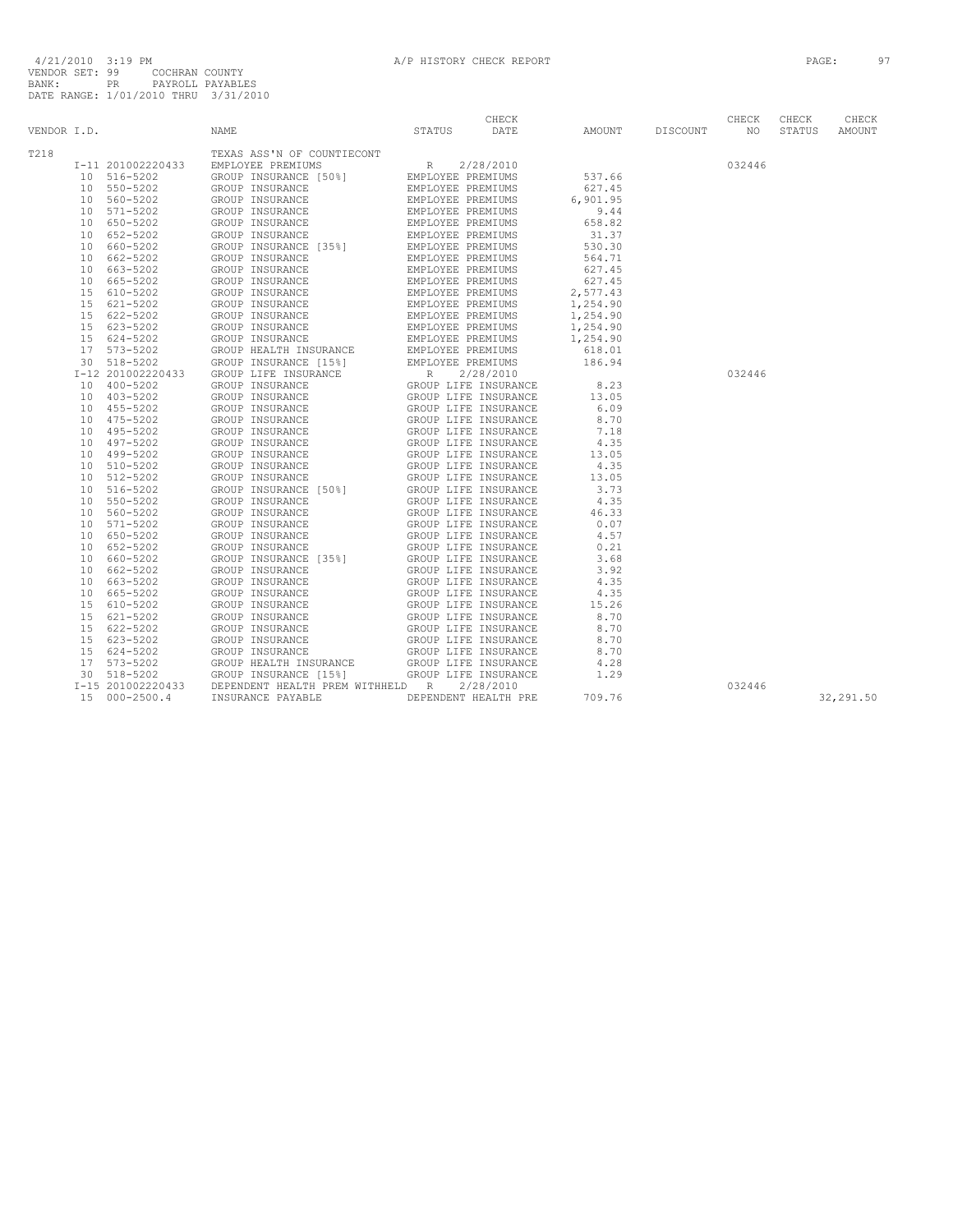4/21/2010 3:19 PM A/P HISTORY CHECK REPORT

VENDOR SET: 99 COCHRAN COUNTY
BANK: PR PAYROLL PAYABLES
DATE RANGE: 1/01/2010 THRU 3/31/2010

| VENDOR I.D. | NAME | STATUS | CHECK DATE | AMOUNT | DISCOUNT | CHECK NO | CHECK STATUS | CHECK AMOUNT |
|---|---|---|---|---|---|---|---|---|
| T218 | TEXAS ASS'N OF COUNTIECONT | | | | | | | |
| I-11 201002220433 | EMPLOYEE PREMIUMS | R | 2/28/2010 | | | 032446 | | |
| 10 516-5202 | GROUP INSURANCE [50%] | EMPLOYEE PREMIUMS | | 537.66 | | | | |
| 10 550-5202 | GROUP INSURANCE | EMPLOYEE PREMIUMS | | 627.45 | | | | |
| 10 560-5202 | GROUP INSURANCE | EMPLOYEE PREMIUMS | | 6,901.95 | | | | |
| 10 571-5202 | GROUP INSURANCE | EMPLOYEE PREMIUMS | | 9.44 | | | | |
| 10 650-5202 | GROUP INSURANCE | EMPLOYEE PREMIUMS | | 658.82 | | | | |
| 10 652-5202 | GROUP INSURANCE | EMPLOYEE PREMIUMS | | 31.37 | | | | |
| 10 660-5202 | GROUP INSURANCE [35%] | EMPLOYEE PREMIUMS | | 530.30 | | | | |
| 10 662-5202 | GROUP INSURANCE | EMPLOYEE PREMIUMS | | 564.71 | | | | |
| 10 663-5202 | GROUP INSURANCE | EMPLOYEE PREMIUMS | | 627.45 | | | | |
| 10 665-5202 | GROUP INSURANCE | EMPLOYEE PREMIUMS | | 627.45 | | | | |
| 15 610-5202 | GROUP INSURANCE | EMPLOYEE PREMIUMS | | 2,577.43 | | | | |
| 15 621-5202 | GROUP INSURANCE | EMPLOYEE PREMIUMS | | 1,254.90 | | | | |
| 15 622-5202 | GROUP INSURANCE | EMPLOYEE PREMIUMS | | 1,254.90 | | | | |
| 15 623-5202 | GROUP INSURANCE | EMPLOYEE PREMIUMS | | 1,254.90 | | | | |
| 15 624-5202 | GROUP INSURANCE | EMPLOYEE PREMIUMS | | 1,254.90 | | | | |
| 17 573-5202 | GROUP HEALTH INSURANCE | EMPLOYEE PREMIUMS | | 618.01 | | | | |
| 30 518-5202 | GROUP INSURANCE [15%] | EMPLOYEE PREMIUMS | | 186.94 | | | | |
| I-12 201002220433 | GROUP LIFE INSURANCE | R | 2/28/2010 | | | 032446 | | |
| 10 400-5202 | GROUP INSURANCE | GROUP LIFE INSURANCE | | 8.23 | | | | |
| 10 403-5202 | GROUP INSURANCE | GROUP LIFE INSURANCE | | 13.05 | | | | |
| 10 455-5202 | GROUP INSURANCE | GROUP LIFE INSURANCE | | 6.09 | | | | |
| 10 475-5202 | GROUP INSURANCE | GROUP LIFE INSURANCE | | 8.70 | | | | |
| 10 495-5202 | GROUP INSURANCE | GROUP LIFE INSURANCE | | 7.18 | | | | |
| 10 497-5202 | GROUP INSURANCE | GROUP LIFE INSURANCE | | 4.35 | | | | |
| 10 499-5202 | GROUP INSURANCE | GROUP LIFE INSURANCE | | 13.05 | | | | |
| 10 510-5202 | GROUP INSURANCE | GROUP LIFE INSURANCE | | 4.35 | | | | |
| 10 512-5202 | GROUP INSURANCE | GROUP LIFE INSURANCE | | 13.05 | | | | |
| 10 516-5202 | GROUP INSURANCE [50%] | GROUP LIFE INSURANCE | | 3.73 | | | | |
| 10 550-5202 | GROUP INSURANCE | GROUP LIFE INSURANCE | | 4.35 | | | | |
| 10 560-5202 | GROUP INSURANCE | GROUP LIFE INSURANCE | | 46.33 | | | | |
| 10 571-5202 | GROUP INSURANCE | GROUP LIFE INSURANCE | | 0.07 | | | | |
| 10 650-5202 | GROUP INSURANCE | GROUP LIFE INSURANCE | | 4.57 | | | | |
| 10 652-5202 | GROUP INSURANCE | GROUP LIFE INSURANCE | | 0.21 | | | | |
| 10 660-5202 | GROUP INSURANCE [35%] | GROUP LIFE INSURANCE | | 3.68 | | | | |
| 10 662-5202 | GROUP INSURANCE | GROUP LIFE INSURANCE | | 3.92 | | | | |
| 10 663-5202 | GROUP INSURANCE | GROUP LIFE INSURANCE | | 4.35 | | | | |
| 10 665-5202 | GROUP INSURANCE | GROUP LIFE INSURANCE | | 4.35 | | | | |
| 15 610-5202 | GROUP INSURANCE | GROUP LIFE INSURANCE | | 15.26 | | | | |
| 15 621-5202 | GROUP INSURANCE | GROUP LIFE INSURANCE | | 8.70 | | | | |
| 15 622-5202 | GROUP INSURANCE | GROUP LIFE INSURANCE | | 8.70 | | | | |
| 15 623-5202 | GROUP INSURANCE | GROUP LIFE INSURANCE | | 8.70 | | | | |
| 15 624-5202 | GROUP INSURANCE | GROUP LIFE INSURANCE | | 8.70 | | | | |
| 17 573-5202 | GROUP HEALTH INSURANCE | GROUP LIFE INSURANCE | | 4.28 | | | | |
| 30 518-5202 | GROUP INSURANCE [15%] | GROUP LIFE INSURANCE | | 1.29 | | | | |
| I-15 201002220433 | DEPENDENT HEALTH PREM WITHHELD | R | 2/28/2010 | | | 032446 | | |
| 15 000-2500.4 | INSURANCE PAYABLE | DEPENDENT HEALTH PRE | | 709.76 | | | | 32,291.50 |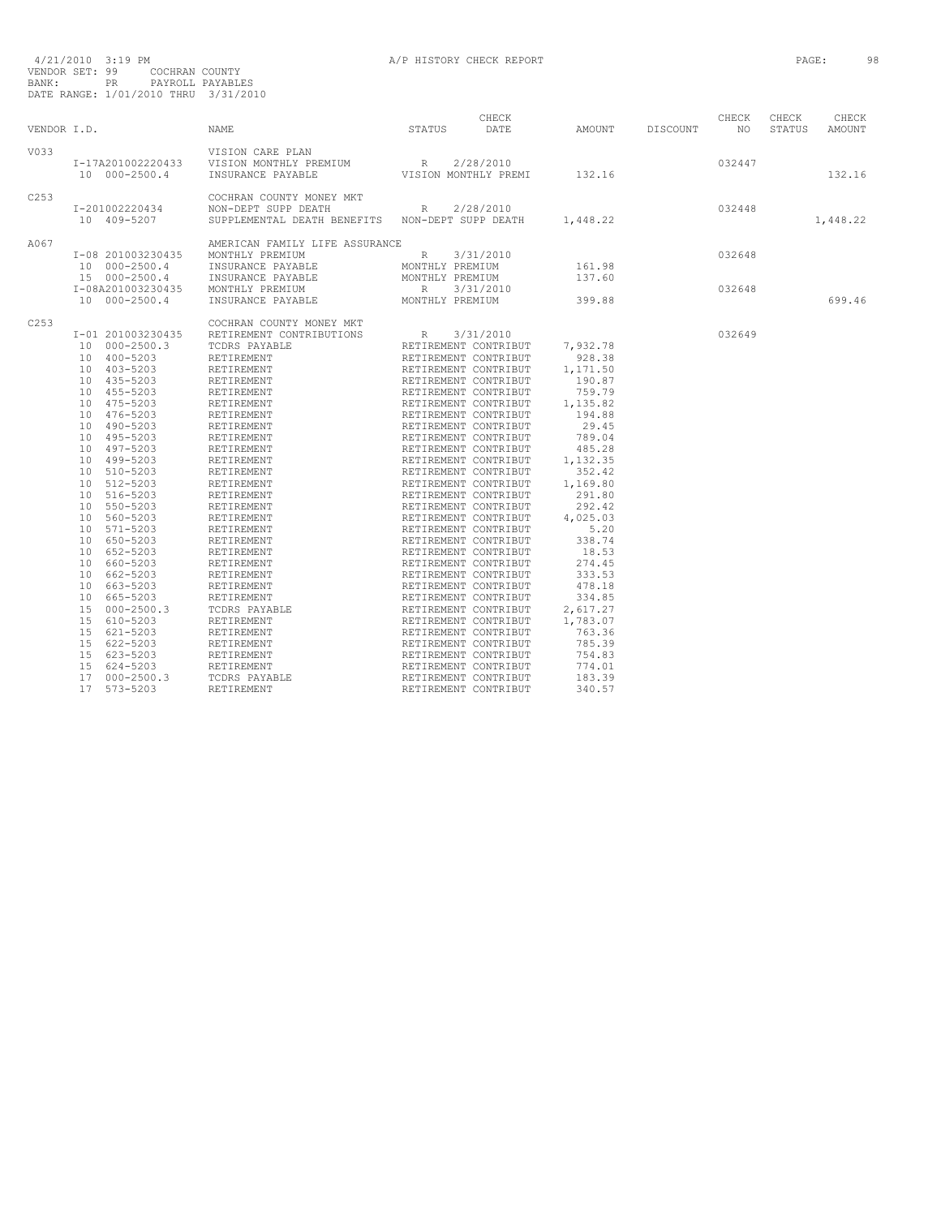4/21/2010 3:19 PM A/P HISTORY CHECK REPORT

VENDOR SET: 99 COCHRAN COUNTY
BANK: PR PAYROLL PAYABLES
DATE RANGE: 1/01/2010 THRU 3/31/2010

| VENDOR I.D. | NAME | STATUS | CHECK DATE | AMOUNT | DISCOUNT | CHECK NO | CHECK STATUS | CHECK AMOUNT |
|---|---|---|---|---|---|---|---|---|
| V033 | VISION CARE PLAN | | | | | | | |
| I-17A201002220433 | VISION MONTHLY PREMIUM | R | 2/28/2010 | | | 032447 | | |
| 10 000-2500.4 | INSURANCE PAYABLE | VISION MONTHLY PREMI | | 132.16 | | | | 132.16 |
| C253 | COCHRAN COUNTY MONEY MKT | | | | | | | |
| I-201002220434 | NON-DEPT SUPP DEATH | R | 2/28/2010 | | | 032448 | | |
| 10 409-5207 | SUPPLEMENTAL DEATH BENEFITS | NON-DEPT SUPP DEATH | | 1,448.22 | | | | 1,448.22 |
| A067 | AMERICAN FAMILY LIFE ASSURANCE | | | | | | | |
| I-08 201003230435 | MONTHLY PREMIUM | R | 3/31/2010 | | | 032648 | | |
| 10 000-2500.4 | INSURANCE PAYABLE | MONTHLY PREMIUM | | 161.98 | | | | |
| 15 000-2500.4 | INSURANCE PAYABLE | MONTHLY PREMIUM | | 137.60 | | | | |
| I-08A201003230435 | MONTHLY PREMIUM | R | 3/31/2010 | | | 032648 | | |
| 10 000-2500.4 | INSURANCE PAYABLE | MONTHLY PREMIUM | | 399.88 | | | | 699.46 |
| C253 | COCHRAN COUNTY MONEY MKT | | | | | | | |
| I-01 201003230435 | RETIREMENT CONTRIBUTIONS | R | 3/31/2010 | | | 032649 | | |
| 10 000-2500.3 | TCDRS PAYABLE | RETIREMENT CONTRIBUT | | 7,932.78 | | | | |
| 10 400-5203 | RETIREMENT | RETIREMENT CONTRIBUT | | 928.38 | | | | |
| 10 403-5203 | RETIREMENT | RETIREMENT CONTRIBUT | | 1,171.50 | | | | |
| 10 435-5203 | RETIREMENT | RETIREMENT CONTRIBUT | | 190.87 | | | | |
| 10 455-5203 | RETIREMENT | RETIREMENT CONTRIBUT | | 759.79 | | | | |
| 10 475-5203 | RETIREMENT | RETIREMENT CONTRIBUT | | 1,135.82 | | | | |
| 10 476-5203 | RETIREMENT | RETIREMENT CONTRIBUT | | 194.88 | | | | |
| 10 490-5203 | RETIREMENT | RETIREMENT CONTRIBUT | | 29.45 | | | | |
| 10 495-5203 | RETIREMENT | RETIREMENT CONTRIBUT | | 789.04 | | | | |
| 10 497-5203 | RETIREMENT | RETIREMENT CONTRIBUT | | 485.28 | | | | |
| 10 499-5203 | RETIREMENT | RETIREMENT CONTRIBUT | | 1,132.35 | | | | |
| 10 510-5203 | RETIREMENT | RETIREMENT CONTRIBUT | | 352.42 | | | | |
| 10 512-5203 | RETIREMENT | RETIREMENT CONTRIBUT | | 1,169.80 | | | | |
| 10 516-5203 | RETIREMENT | RETIREMENT CONTRIBUT | | 291.80 | | | | |
| 10 550-5203 | RETIREMENT | RETIREMENT CONTRIBUT | | 292.42 | | | | |
| 10 560-5203 | RETIREMENT | RETIREMENT CONTRIBUT | | 4,025.03 | | | | |
| 10 571-5203 | RETIREMENT | RETIREMENT CONTRIBUT | | 5.20 | | | | |
| 10 650-5203 | RETIREMENT | RETIREMENT CONTRIBUT | | 338.74 | | | | |
| 10 652-5203 | RETIREMENT | RETIREMENT CONTRIBUT | | 18.53 | | | | |
| 10 660-5203 | RETIREMENT | RETIREMENT CONTRIBUT | | 274.45 | | | | |
| 10 662-5203 | RETIREMENT | RETIREMENT CONTRIBUT | | 333.53 | | | | |
| 10 663-5203 | RETIREMENT | RETIREMENT CONTRIBUT | | 478.18 | | | | |
| 10 665-5203 | RETIREMENT | RETIREMENT CONTRIBUT | | 334.85 | | | | |
| 15 000-2500.3 | TCDRS PAYABLE | RETIREMENT CONTRIBUT | | 2,617.27 | | | | |
| 15 610-5203 | RETIREMENT | RETIREMENT CONTRIBUT | | 1,783.07 | | | | |
| 15 621-5203 | RETIREMENT | RETIREMENT CONTRIBUT | | 763.36 | | | | |
| 15 622-5203 | RETIREMENT | RETIREMENT CONTRIBUT | | 785.39 | | | | |
| 15 623-5203 | RETIREMENT | RETIREMENT CONTRIBUT | | 754.83 | | | | |
| 15 624-5203 | RETIREMENT | RETIREMENT CONTRIBUT | | 774.01 | | | | |
| 17 000-2500.3 | TCDRS PAYABLE | RETIREMENT CONTRIBUT | | 183.39 | | | | |
| 17 573-5203 | RETIREMENT | RETIREMENT CONTRIBUT | | 340.57 | | | | |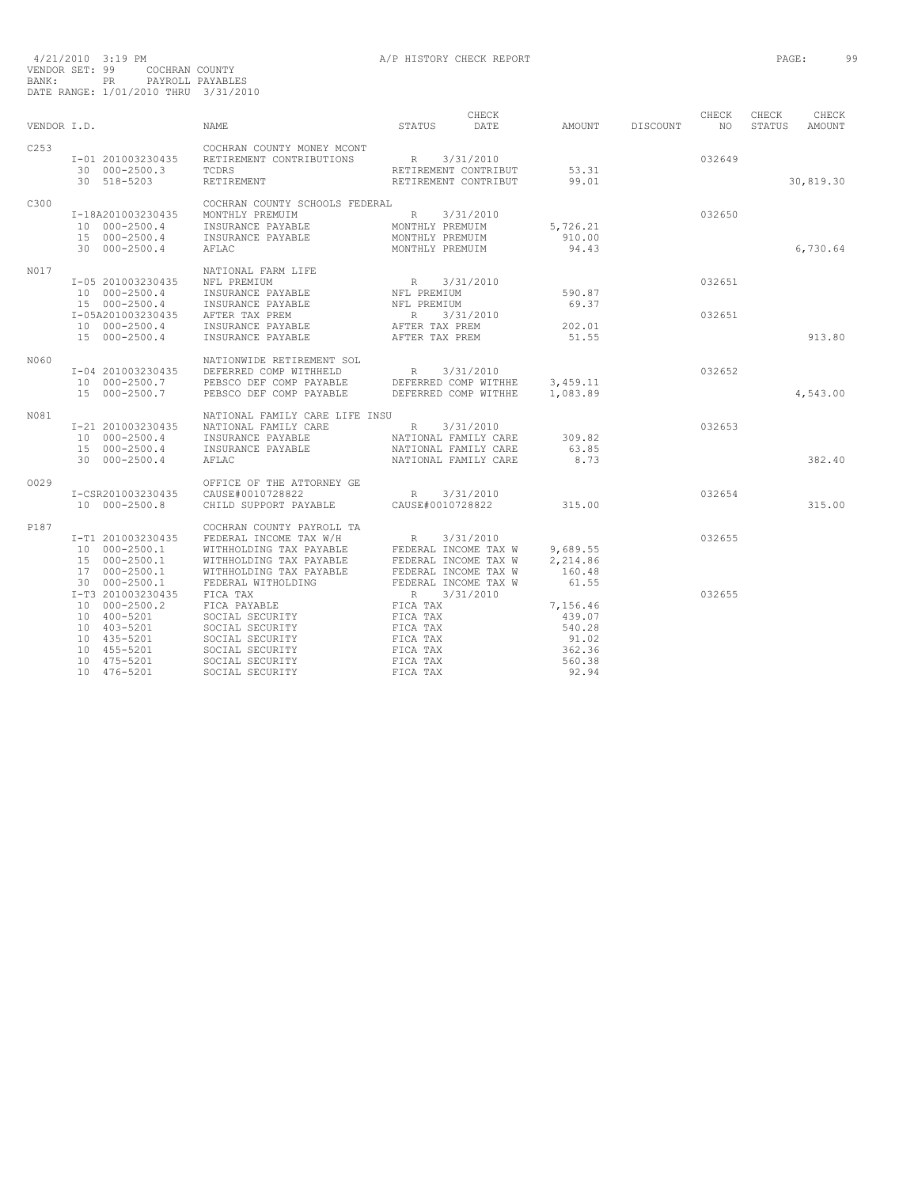4/21/2010 3:19 PM A/P HISTORY CHECK REPORT

VENDOR SET: 99 COCHRAN COUNTY
BANK: PR PAYROLL PAYABLES
DATE RANGE: 1/01/2010 THRU 3/31/2010

| VENDOR I.D. | NAME | STATUS | CHECK DATE | AMOUNT | DISCOUNT | CHECK NO | CHECK STATUS | CHECK AMOUNT |
|---|---|---|---|---|---|---|---|---|
| C253 | COCHRAN COUNTY MONEY MCONT | | | | | | | |
| I-01 201003230435 | RETIREMENT CONTRIBUTIONS | R | 3/31/2010 | | | 032649 | | |
| 30 000-2500.3 | TCDRS | RETIREMENT CONTRIBUT | | 53.31 | | | | |
| 30 518-5203 | RETIREMENT | RETIREMENT CONTRIBUT | | 99.01 | | | | 30,819.30 |
| C300 | COCHRAN COUNTY SCHOOLS FEDERAL | | | | | | | |
| I-18A201003230435 | MONTHLY PREMUIM | R | 3/31/2010 | | | 032650 | | |
| 10 000-2500.4 | INSURANCE PAYABLE | MONTHLY PREMUIM | | 5,726.21 | | | | |
| 15 000-2500.4 | INSURANCE PAYABLE | MONTHLY PREMUIM | | 910.00 | | | | |
| 30 000-2500.4 | AFLAC | MONTHLY PREMUIM | | 94.43 | | | | 6,730.64 |
| N017 | NATIONAL FARM LIFE | | | | | | | |
| I-05 201003230435 | NFL PREMIUM | R | 3/31/2010 | | | 032651 | | |
| 10 000-2500.4 | INSURANCE PAYABLE | NFL PREMIUM | | 590.87 | | | | |
| 15 000-2500.4 | INSURANCE PAYABLE | NFL PREMIUM | | 69.37 | | | | |
| I-05A201003230435 | AFTER TAX PREM | R | 3/31/2010 | | | 032651 | | |
| 10 000-2500.4 | INSURANCE PAYABLE | AFTER TAX PREM | | 202.01 | | | | |
| 15 000-2500.4 | INSURANCE PAYABLE | AFTER TAX PREM | | 51.55 | | | | 913.80 |
| N060 | NATIONWIDE RETIREMENT SOL | | | | | | | |
| I-04 201003230435 | DEFERRED COMP WITHHELD | R | 3/31/2010 | | | 032652 | | |
| 10 000-2500.7 | PEBSCO DEF COMP PAYABLE | DEFERRED COMP WITHHE | | 3,459.11 | | | | |
| 15 000-2500.7 | PEBSCO DEF COMP PAYABLE | DEFERRED COMP WITHHE | | 1,083.89 | | | | 4,543.00 |
| N081 | NATIONAL FAMILY CARE LIFE INSU | | | | | | | |
| I-21 201003230435 | NATIONAL FAMILY CARE | R | 3/31/2010 | | | 032653 | | |
| 10 000-2500.4 | INSURANCE PAYABLE | NATIONAL FAMILY CARE | | 309.82 | | | | |
| 15 000-2500.4 | INSURANCE PAYABLE | NATIONAL FAMILY CARE | | 63.85 | | | | |
| 30 000-2500.4 | AFLAC | NATIONAL FAMILY CARE | | 8.73 | | | | 382.40 |
| O029 | OFFICE OF THE ATTORNEY GE | | | | | | | |
| I-CSR201003230435 | CAUSE#0010728822 | R | 3/31/2010 | | | 032654 | | |
| 10 000-2500.8 | CHILD SUPPORT PAYABLE | CAUSE#0010728822 | | 315.00 | | | | 315.00 |
| P187 | COCHRAN COUNTY PAYROLL TA | | | | | | | |
| I-T1 201003230435 | FEDERAL INCOME TAX W/H | R | 3/31/2010 | | | 032655 | | |
| 10 000-2500.1 | WITHHOLDING TAX PAYABLE | FEDERAL INCOME TAX W | | 9,689.55 | | | | |
| 15 000-2500.1 | WITHHOLDING TAX PAYABLE | FEDERAL INCOME TAX W | | 2,214.86 | | | | |
| 17 000-2500.1 | WITHHOLDING TAX PAYABLE | FEDERAL INCOME TAX W | | 160.48 | | | | |
| 30 000-2500.1 | FEDERAL WITHOLDING | FEDERAL INCOME TAX W | | 61.55 | | | | |
| I-T3 201003230435 | FICA TAX | R | 3/31/2010 | | | 032655 | | |
| 10 000-2500.2 | FICA PAYABLE | FICA TAX | | 7,156.46 | | | | |
| 10 400-5201 | SOCIAL SECURITY | FICA TAX | | 439.07 | | | | |
| 10 403-5201 | SOCIAL SECURITY | FICA TAX | | 540.28 | | | | |
| 10 435-5201 | SOCIAL SECURITY | FICA TAX | | 91.02 | | | | |
| 10 455-5201 | SOCIAL SECURITY | FICA TAX | | 362.36 | | | | |
| 10 475-5201 | SOCIAL SECURITY | FICA TAX | | 560.38 | | | | |
| 10 476-5201 | SOCIAL SECURITY | FICA TAX | | 92.94 | | | | |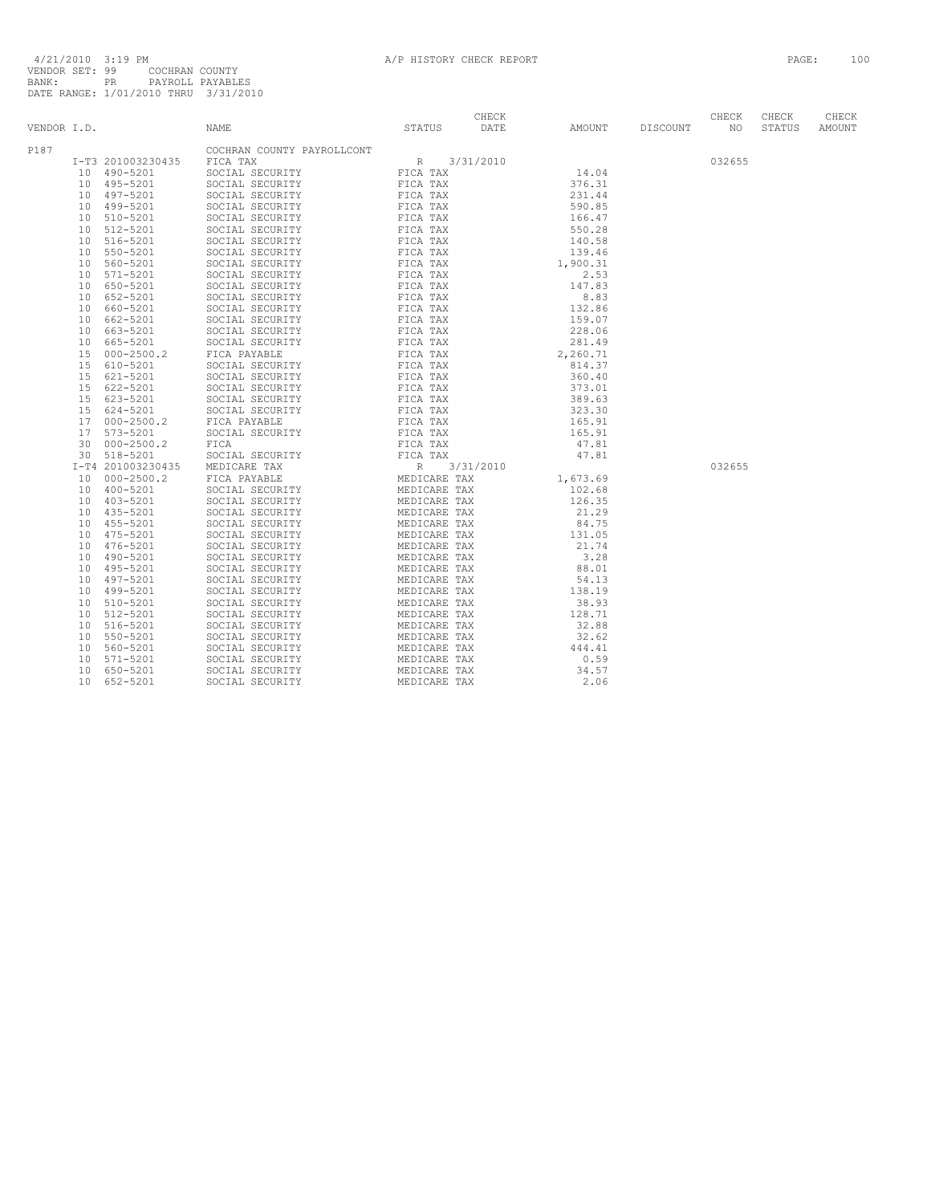4/21/2010 3:19 PM A/P HISTORY CHECK REPORT
VENDOR SET: 99 COCHRAN COUNTY
BANK: PR PAYROLL PAYABLES
DATE RANGE: 1/01/2010 THRU 3/31/2010

| VENDOR I.D. | NAME | STATUS | CHECK DATE | AMOUNT | DISCOUNT | CHECK NO | CHECK STATUS | CHECK AMOUNT |
|---|---|---|---|---|---|---|---|---|
| P187 | COCHRAN COUNTY PAYROLLCONT | | | | | | | |
| I-T3 201003230435 | FICA TAX | R | 3/31/2010 | | | 032655 | | |
| 10 490-5201 | SOCIAL SECURITY | FICA TAX | | 14.04 | | | | |
| 10 495-5201 | SOCIAL SECURITY | FICA TAX | | 376.31 | | | | |
| 10 497-5201 | SOCIAL SECURITY | FICA TAX | | 231.44 | | | | |
| 10 499-5201 | SOCIAL SECURITY | FICA TAX | | 590.85 | | | | |
| 10 510-5201 | SOCIAL SECURITY | FICA TAX | | 166.47 | | | | |
| 10 512-5201 | SOCIAL SECURITY | FICA TAX | | 550.28 | | | | |
| 10 516-5201 | SOCIAL SECURITY | FICA TAX | | 140.58 | | | | |
| 10 550-5201 | SOCIAL SECURITY | FICA TAX | | 139.46 | | | | |
| 10 560-5201 | SOCIAL SECURITY | FICA TAX | | 1,900.31 | | | | |
| 10 571-5201 | SOCIAL SECURITY | FICA TAX | | 2.53 | | | | |
| 10 650-5201 | SOCIAL SECURITY | FICA TAX | | 147.83 | | | | |
| 10 652-5201 | SOCIAL SECURITY | FICA TAX | | 8.83 | | | | |
| 10 660-5201 | SOCIAL SECURITY | FICA TAX | | 132.86 | | | | |
| 10 662-5201 | SOCIAL SECURITY | FICA TAX | | 159.07 | | | | |
| 10 663-5201 | SOCIAL SECURITY | FICA TAX | | 228.06 | | | | |
| 10 665-5201 | SOCIAL SECURITY | FICA TAX | | 281.49 | | | | |
| 15 000-2500.2 | FICA PAYABLE | FICA TAX | | 2,260.71 | | | | |
| 15 610-5201 | SOCIAL SECURITY | FICA TAX | | 814.37 | | | | |
| 15 621-5201 | SOCIAL SECURITY | FICA TAX | | 360.40 | | | | |
| 15 622-5201 | SOCIAL SECURITY | FICA TAX | | 373.01 | | | | |
| 15 623-5201 | SOCIAL SECURITY | FICA TAX | | 389.63 | | | | |
| 15 624-5201 | SOCIAL SECURITY | FICA TAX | | 323.30 | | | | |
| 17 000-2500.2 | FICA PAYABLE | FICA TAX | | 165.91 | | | | |
| 17 573-5201 | SOCIAL SECURITY | FICA TAX | | 165.91 | | | | |
| 30 000-2500.2 | FICA | FICA TAX | | 47.81 | | | | |
| 30 518-5201 | SOCIAL SECURITY | FICA TAX | | 47.81 | | | | |
| I-T4 201003230435 | MEDICARE TAX | R | 3/31/2010 | | | 032655 | | |
| 10 000-2500.2 | FICA PAYABLE | MEDICARE TAX | | 1,673.69 | | | | |
| 10 400-5201 | SOCIAL SECURITY | MEDICARE TAX | | 102.68 | | | | |
| 10 403-5201 | SOCIAL SECURITY | MEDICARE TAX | | 126.35 | | | | |
| 10 435-5201 | SOCIAL SECURITY | MEDICARE TAX | | 21.29 | | | | |
| 10 455-5201 | SOCIAL SECURITY | MEDICARE TAX | | 84.75 | | | | |
| 10 475-5201 | SOCIAL SECURITY | MEDICARE TAX | | 131.05 | | | | |
| 10 476-5201 | SOCIAL SECURITY | MEDICARE TAX | | 21.74 | | | | |
| 10 490-5201 | SOCIAL SECURITY | MEDICARE TAX | | 3.28 | | | | |
| 10 495-5201 | SOCIAL SECURITY | MEDICARE TAX | | 88.01 | | | | |
| 10 497-5201 | SOCIAL SECURITY | MEDICARE TAX | | 54.13 | | | | |
| 10 499-5201 | SOCIAL SECURITY | MEDICARE TAX | | 138.19 | | | | |
| 10 510-5201 | SOCIAL SECURITY | MEDICARE TAX | | 38.93 | | | | |
| 10 512-5201 | SOCIAL SECURITY | MEDICARE TAX | | 128.71 | | | | |
| 10 516-5201 | SOCIAL SECURITY | MEDICARE TAX | | 32.88 | | | | |
| 10 550-5201 | SOCIAL SECURITY | MEDICARE TAX | | 32.62 | | | | |
| 10 560-5201 | SOCIAL SECURITY | MEDICARE TAX | | 444.41 | | | | |
| 10 571-5201 | SOCIAL SECURITY | MEDICARE TAX | | 0.59 | | | | |
| 10 650-5201 | SOCIAL SECURITY | MEDICARE TAX | | 34.57 | | | | |
| 10 652-5201 | SOCIAL SECURITY | MEDICARE TAX | | 2.06 | | | | |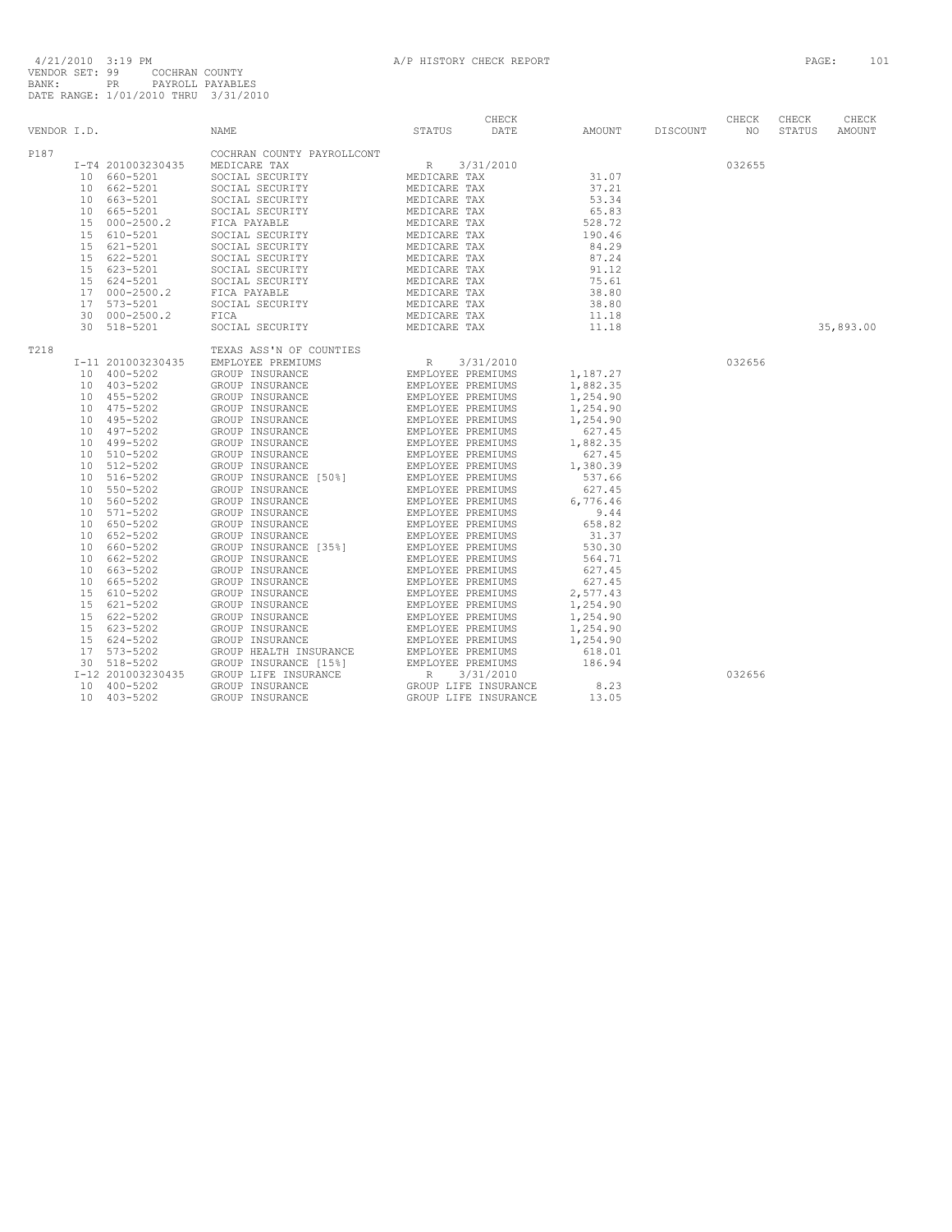4/21/2010 3:19 PM
A/P HISTORY CHECK REPORT
VENDOR SET: 99 COCHRAN COUNTY
BANK: PR PAYROLL PAYABLES
DATE RANGE: 1/01/2010 THRU 3/31/2010

| VENDOR I.D. | | NAME | STATUS | CHECK DATE | AMOUNT | DISCOUNT | CHECK NO | CHECK STATUS | CHECK AMOUNT |
|---|---|---|---|---|---|---|---|---|---|
| P187 | | COCHRAN COUNTY PAYROLLCONT | | | | | | | |
| | I-T4 201003230435 | MEDICARE TAX | R | 3/31/2010 | | | 032655 | | |
| | 10 660-5201 | SOCIAL SECURITY | MEDICARE TAX | | 31.07 | | | | |
| | 10 662-5201 | SOCIAL SECURITY | MEDICARE TAX | | 37.21 | | | | |
| | 10 663-5201 | SOCIAL SECURITY | MEDICARE TAX | | 53.34 | | | | |
| | 10 665-5201 | SOCIAL SECURITY | MEDICARE TAX | | 65.83 | | | | |
| | 15 000-2500.2 | FICA PAYABLE | MEDICARE TAX | | 528.72 | | | | |
| | 15 610-5201 | SOCIAL SECURITY | MEDICARE TAX | | 190.46 | | | | |
| | 15 621-5201 | SOCIAL SECURITY | MEDICARE TAX | | 84.29 | | | | |
| | 15 622-5201 | SOCIAL SECURITY | MEDICARE TAX | | 87.24 | | | | |
| | 15 623-5201 | SOCIAL SECURITY | MEDICARE TAX | | 91.12 | | | | |
| | 15 624-5201 | SOCIAL SECURITY | MEDICARE TAX | | 75.61 | | | | |
| | 17 000-2500.2 | FICA PAYABLE | MEDICARE TAX | | 38.80 | | | | |
| | 17 573-5201 | SOCIAL SECURITY | MEDICARE TAX | | 38.80 | | | | |
| | 30 000-2500.2 | FICA | MEDICARE TAX | | 11.18 | | | | |
| | 30 518-5201 | SOCIAL SECURITY | MEDICARE TAX | | 11.18 | | | | 35,893.00 |
| T218 | | TEXAS ASS'N OF COUNTIES | | | | | | | |
| | I-11 201003230435 | EMPLOYEE PREMIUMS | R | 3/31/2010 | | | 032656 | | |
| | 10 400-5202 | GROUP INSURANCE | EMPLOYEE PREMIUMS | | 1,187.27 | | | | |
| | 10 403-5202 | GROUP INSURANCE | EMPLOYEE PREMIUMS | | 1,882.35 | | | | |
| | 10 455-5202 | GROUP INSURANCE | EMPLOYEE PREMIUMS | | 1,254.90 | | | | |
| | 10 475-5202 | GROUP INSURANCE | EMPLOYEE PREMIUMS | | 1,254.90 | | | | |
| | 10 495-5202 | GROUP INSURANCE | EMPLOYEE PREMIUMS | | 1,254.90 | | | | |
| | 10 497-5202 | GROUP INSURANCE | EMPLOYEE PREMIUMS | | 627.45 | | | | |
| | 10 499-5202 | GROUP INSURANCE | EMPLOYEE PREMIUMS | | 1,882.35 | | | | |
| | 10 510-5202 | GROUP INSURANCE | EMPLOYEE PREMIUMS | | 627.45 | | | | |
| | 10 512-5202 | GROUP INSURANCE | EMPLOYEE PREMIUMS | | 1,380.39 | | | | |
| | 10 516-5202 | GROUP INSURANCE [50%] | EMPLOYEE PREMIUMS | | 537.66 | | | | |
| | 10 550-5202 | GROUP INSURANCE | EMPLOYEE PREMIUMS | | 627.45 | | | | |
| | 10 560-5202 | GROUP INSURANCE | EMPLOYEE PREMIUMS | | 6,776.46 | | | | |
| | 10 571-5202 | GROUP INSURANCE | EMPLOYEE PREMIUMS | | 9.44 | | | | |
| | 10 650-5202 | GROUP INSURANCE | EMPLOYEE PREMIUMS | | 658.82 | | | | |
| | 10 652-5202 | GROUP INSURANCE | EMPLOYEE PREMIUMS | | 31.37 | | | | |
| | 10 660-5202 | GROUP INSURANCE [35%] | EMPLOYEE PREMIUMS | | 530.30 | | | | |
| | 10 662-5202 | GROUP INSURANCE | EMPLOYEE PREMIUMS | | 564.71 | | | | |
| | 10 663-5202 | GROUP INSURANCE | EMPLOYEE PREMIUMS | | 627.45 | | | | |
| | 10 665-5202 | GROUP INSURANCE | EMPLOYEE PREMIUMS | | 627.45 | | | | |
| | 15 610-5202 | GROUP INSURANCE | EMPLOYEE PREMIUMS | | 2,577.43 | | | | |
| | 15 621-5202 | GROUP INSURANCE | EMPLOYEE PREMIUMS | | 1,254.90 | | | | |
| | 15 622-5202 | GROUP INSURANCE | EMPLOYEE PREMIUMS | | 1,254.90 | | | | |
| | 15 623-5202 | GROUP INSURANCE | EMPLOYEE PREMIUMS | | 1,254.90 | | | | |
| | 15 624-5202 | GROUP INSURANCE | EMPLOYEE PREMIUMS | | 1,254.90 | | | | |
| | 17 573-5202 | GROUP HEALTH INSURANCE | EMPLOYEE PREMIUMS | | 618.01 | | | | |
| | 30 518-5202 | GROUP INSURANCE [15%] | EMPLOYEE PREMIUMS | | 186.94 | | | | |
| | I-12 201003230435 | GROUP LIFE INSURANCE | R | 3/31/2010 | | | 032656 | | |
| | 10 400-5202 | GROUP INSURANCE | GROUP LIFE INSURANCE | | 8.23 | | | | |
| | 10 403-5202 | GROUP INSURANCE | GROUP LIFE INSURANCE | | 13.05 | | | | |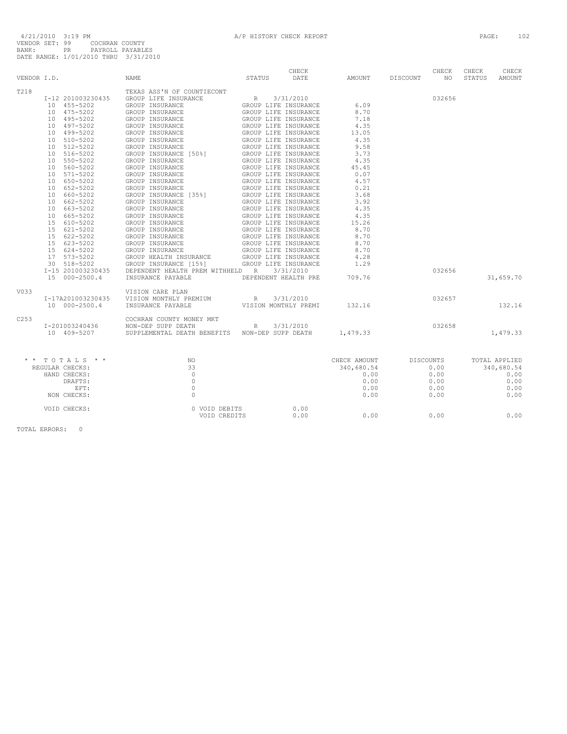4/21/2010 3:19 PM A/P HISTORY CHECK REPORT
VENDOR SET: 99 COCHRAN COUNTY
BANK: PR PAYROLL PAYABLES
DATE RANGE: 1/01/2010 THRU 3/31/2010

| VENDOR I.D. | NAME | STATUS | CHECK DATE | AMOUNT | DISCOUNT | CHECK NO | CHECK STATUS | CHECK AMOUNT |
|---|---|---|---|---|---|---|---|---|
| T218 | TEXAS ASS'N OF COUNTIECONT | | | | | | | |
| I-12 201003230435 | GROUP LIFE INSURANCE | R | 3/31/2010 | | | 032656 | | |
| 10 455-5202 | GROUP INSURANCE | GROUP LIFE INSURANCE | | 6.09 | | | | |
| 10 475-5202 | GROUP INSURANCE | GROUP LIFE INSURANCE | | 8.70 | | | | |
| 10 495-5202 | GROUP INSURANCE | GROUP LIFE INSURANCE | | 7.18 | | | | |
| 10 497-5202 | GROUP INSURANCE | GROUP LIFE INSURANCE | | 4.35 | | | | |
| 10 499-5202 | GROUP INSURANCE | GROUP LIFE INSURANCE | | 13.05 | | | | |
| 10 510-5202 | GROUP INSURANCE | GROUP LIFE INSURANCE | | 4.35 | | | | |
| 10 512-5202 | GROUP INSURANCE | GROUP LIFE INSURANCE | | 9.58 | | | | |
| 10 516-5202 | GROUP INSURANCE [50%] | GROUP LIFE INSURANCE | | 3.73 | | | | |
| 10 550-5202 | GROUP INSURANCE | GROUP LIFE INSURANCE | | 4.35 | | | | |
| 10 560-5202 | GROUP INSURANCE | GROUP LIFE INSURANCE | | 45.45 | | | | |
| 10 571-5202 | GROUP INSURANCE | GROUP LIFE INSURANCE | | 0.07 | | | | |
| 10 650-5202 | GROUP INSURANCE | GROUP LIFE INSURANCE | | 4.57 | | | | |
| 10 652-5202 | GROUP INSURANCE | GROUP LIFE INSURANCE | | 0.21 | | | | |
| 10 660-5202 | GROUP INSURANCE [35%] | GROUP LIFE INSURANCE | | 3.68 | | | | |
| 10 662-5202 | GROUP INSURANCE | GROUP LIFE INSURANCE | | 3.92 | | | | |
| 10 663-5202 | GROUP INSURANCE | GROUP LIFE INSURANCE | | 4.35 | | | | |
| 10 665-5202 | GROUP INSURANCE | GROUP LIFE INSURANCE | | 4.35 | | | | |
| 15 610-5202 | GROUP INSURANCE | GROUP LIFE INSURANCE | | 15.26 | | | | |
| 15 621-5202 | GROUP INSURANCE | GROUP LIFE INSURANCE | | 8.70 | | | | |
| 15 622-5202 | GROUP INSURANCE | GROUP LIFE INSURANCE | | 8.70 | | | | |
| 15 623-5202 | GROUP INSURANCE | GROUP LIFE INSURANCE | | 8.70 | | | | |
| 15 624-5202 | GROUP INSURANCE | GROUP LIFE INSURANCE | | 8.70 | | | | |
| 17 573-5202 | GROUP HEALTH INSURANCE | GROUP LIFE INSURANCE | | 4.28 | | | | |
| 30 518-5202 | GROUP INSURANCE [15%] | GROUP LIFE INSURANCE | | 1.29 | | | | |
| I-15 201003230435 | DEPENDENT HEALTH PREM WITHHELD | R | 3/31/2010 | | | 032656 | | |
| 15 000-2500.4 | INSURANCE PAYABLE | DEPENDENT HEALTH PRE | | 709.76 | | | | 31,659.70 |
| V033 | VISION CARE PLAN | | | | | | | |
| I-17A201003230435 | VISION MONTHLY PREMIUM | R | 3/31/2010 | | | 032657 | | |
| 10 000-2500.4 | INSURANCE PAYABLE | VISION MONTHLY PREMI | | 132.16 | | | | 132.16 |
| C253 | COCHRAN COUNTY MONEY MKT | | | | | | | |
| I-201003240436 | NON-DEP SUPP DEATH | R | 3/31/2010 | | | 032658 | | |
| 10 409-5207 | SUPPLEMENTAL DEATH BENEFITS | NON-DEP SUPP DEATH | | 1,479.33 | | | | 1,479.33 |

| * * TOTALS * * | NO | | CHECK AMOUNT | DISCOUNTS | TOTAL APPLIED |
|---|---|---|---|---|---|
| REGULAR CHECKS: | 33 | | 340,680.54 | 0.00 | 340,680.54 |
| HAND CHECKS: | 0 | | 0.00 | 0.00 | 0.00 |
| DRAFTS: | 0 | | 0.00 | 0.00 | 0.00 |
| EFT: | 0 | | 0.00 | 0.00 | 0.00 |
| NON CHECKS: | 0 | | 0.00 | 0.00 | 0.00 |
| VOID CHECKS: | 0 VOID DEBITS | 0.00 | | | |
| | VOID CREDITS | 0.00 | 0.00 | 0.00 | 0.00 |

TOTAL ERRORS: 0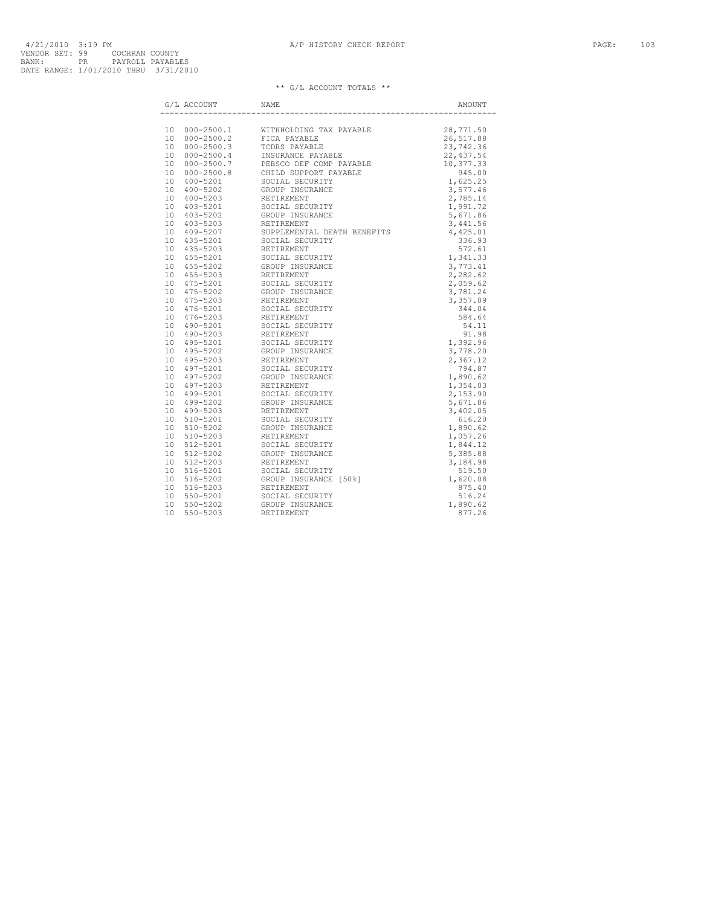4/21/2010 3:19 PM
VENDOR SET: 99 COCHRAN COUNTY
BANK: PR PAYROLL PAYABLES
DATE RANGE: 1/01/2010 THRU 3/31/2010

A/P HISTORY CHECK REPORT

** G/L ACCOUNT TOTALS **

| G/L ACCOUNT | NAME | AMOUNT |
|---|---|---|
| 10 000-2500.1 | WITHHOLDING TAX PAYABLE | 28,771.50 |
| 10 000-2500.2 | FICA PAYABLE | 26,517.88 |
| 10 000-2500.3 | TCDRS PAYABLE | 23,742.36 |
| 10 000-2500.4 | INSURANCE PAYABLE | 22,437.54 |
| 10 000-2500.7 | PEBSCO DEF COMP PAYABLE | 10,377.33 |
| 10 000-2500.8 | CHILD SUPPORT PAYABLE | 945.00 |
| 10 400-5201 | SOCIAL SECURITY | 1,625.25 |
| 10 400-5202 | GROUP INSURANCE | 3,577.46 |
| 10 400-5203 | RETIREMENT | 2,785.14 |
| 10 403-5201 | SOCIAL SECURITY | 1,991.72 |
| 10 403-5202 | GROUP INSURANCE | 5,671.86 |
| 10 403-5203 | RETIREMENT | 3,441.56 |
| 10 409-5207 | SUPPLEMENTAL DEATH BENEFITS | 4,425.01 |
| 10 435-5201 | SOCIAL SECURITY | 336.93 |
| 10 435-5203 | RETIREMENT | 572.61 |
| 10 455-5201 | SOCIAL SECURITY | 1,341.33 |
| 10 455-5202 | GROUP INSURANCE | 3,773.41 |
| 10 455-5203 | RETIREMENT | 2,282.62 |
| 10 475-5201 | SOCIAL SECURITY | 2,059.62 |
| 10 475-5202 | GROUP INSURANCE | 3,781.24 |
| 10 475-5203 | RETIREMENT | 3,357.09 |
| 10 476-5201 | SOCIAL SECURITY | 344.04 |
| 10 476-5203 | RETIREMENT | 584.64 |
| 10 490-5201 | SOCIAL SECURITY | 54.11 |
| 10 490-5203 | RETIREMENT | 91.98 |
| 10 495-5201 | SOCIAL SECURITY | 1,392.96 |
| 10 495-5202 | GROUP INSURANCE | 3,778.20 |
| 10 495-5203 | RETIREMENT | 2,367.12 |
| 10 497-5201 | SOCIAL SECURITY | 794.87 |
| 10 497-5202 | GROUP INSURANCE | 1,890.62 |
| 10 497-5203 | RETIREMENT | 1,354.03 |
| 10 499-5201 | SOCIAL SECURITY | 2,153.90 |
| 10 499-5202 | GROUP INSURANCE | 5,671.86 |
| 10 499-5203 | RETIREMENT | 3,402.05 |
| 10 510-5201 | SOCIAL SECURITY | 616.20 |
| 10 510-5202 | GROUP INSURANCE | 1,890.62 |
| 10 510-5203 | RETIREMENT | 1,057.26 |
| 10 512-5201 | SOCIAL SECURITY | 1,844.12 |
| 10 512-5202 | GROUP INSURANCE | 5,385.88 |
| 10 512-5203 | RETIREMENT | 3,184.98 |
| 10 516-5201 | SOCIAL SECURITY | 519.50 |
| 10 516-5202 | GROUP INSURANCE [50%] | 1,620.08 |
| 10 516-5203 | RETIREMENT | 875.40 |
| 10 550-5201 | SOCIAL SECURITY | 516.24 |
| 10 550-5202 | GROUP INSURANCE | 1,890.62 |
| 10 550-5203 | RETIREMENT | 877.26 |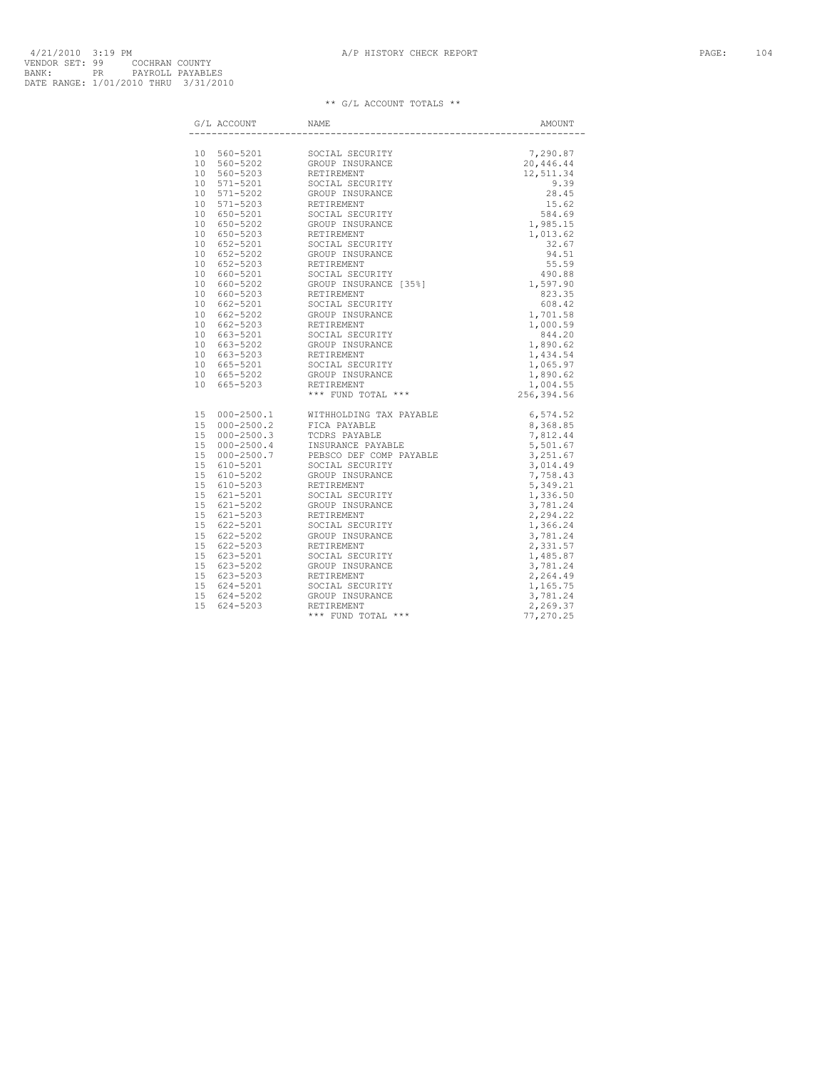4/21/2010 3:19 PM
VENDOR SET: 99 COCHRAN COUNTY
BANK: PR PAYROLL PAYABLES
DATE RANGE: 1/01/2010 THRU 3/31/2010

A/P HISTORY CHECK REPORT

## ** G/L ACCOUNT TOTALS **

| G/L ACCOUNT | NAME | AMOUNT |
|---|---|---|
| 10 560-5201 | SOCIAL SECURITY | 7,290.87 |
| 10 560-5202 | GROUP INSURANCE | 20,446.44 |
| 10 560-5203 | RETIREMENT | 12,511.34 |
| 10 571-5201 | SOCIAL SECURITY | 9.39 |
| 10 571-5202 | GROUP INSURANCE | 28.45 |
| 10 571-5203 | RETIREMENT | 15.62 |
| 10 650-5201 | SOCIAL SECURITY | 584.69 |
| 10 650-5202 | GROUP INSURANCE | 1,985.15 |
| 10 650-5203 | RETIREMENT | 1,013.62 |
| 10 652-5201 | SOCIAL SECURITY | 32.67 |
| 10 652-5202 | GROUP INSURANCE | 94.51 |
| 10 652-5203 | RETIREMENT | 55.59 |
| 10 660-5201 | SOCIAL SECURITY | 490.88 |
| 10 660-5202 | GROUP INSURANCE [35%] | 1,597.90 |
| 10 660-5203 | RETIREMENT | 823.35 |
| 10 662-5201 | SOCIAL SECURITY | 608.42 |
| 10 662-5202 | GROUP INSURANCE | 1,701.58 |
| 10 662-5203 | RETIREMENT | 1,000.59 |
| 10 663-5201 | SOCIAL SECURITY | 844.20 |
| 10 663-5202 | GROUP INSURANCE | 1,890.62 |
| 10 663-5203 | RETIREMENT | 1,434.54 |
| 10 665-5201 | SOCIAL SECURITY | 1,065.97 |
| 10 665-5202 | GROUP INSURANCE | 1,890.62 |
| 10 665-5203 | RETIREMENT | 1,004.55 |
| | *** FUND TOTAL *** | 256,394.56 |
| 15 000-2500.1 | WITHHOLDING TAX PAYABLE | 6,574.52 |
| 15 000-2500.2 | FICA PAYABLE | 8,368.85 |
| 15 000-2500.3 | TCDRS PAYABLE | 7,812.44 |
| 15 000-2500.4 | INSURANCE PAYABLE | 5,501.67 |
| 15 000-2500.7 | PEBSCO DEF COMP PAYABLE | 3,251.67 |
| 15 610-5201 | SOCIAL SECURITY | 3,014.49 |
| 15 610-5202 | GROUP INSURANCE | 7,758.43 |
| 15 610-5203 | RETIREMENT | 5,349.21 |
| 15 621-5201 | SOCIAL SECURITY | 1,336.50 |
| 15 621-5202 | GROUP INSURANCE | 3,781.24 |
| 15 621-5203 | RETIREMENT | 2,294.22 |
| 15 622-5201 | SOCIAL SECURITY | 1,366.24 |
| 15 622-5202 | GROUP INSURANCE | 3,781.24 |
| 15 622-5203 | RETIREMENT | 2,331.57 |
| 15 623-5201 | SOCIAL SECURITY | 1,485.87 |
| 15 623-5202 | GROUP INSURANCE | 3,781.24 |
| 15 623-5203 | RETIREMENT | 2,264.49 |
| 15 624-5201 | SOCIAL SECURITY | 1,165.75 |
| 15 624-5202 | GROUP INSURANCE | 3,781.24 |
| 15 624-5203 | RETIREMENT | 2,269.37 |
| | *** FUND TOTAL *** | 77,270.25 |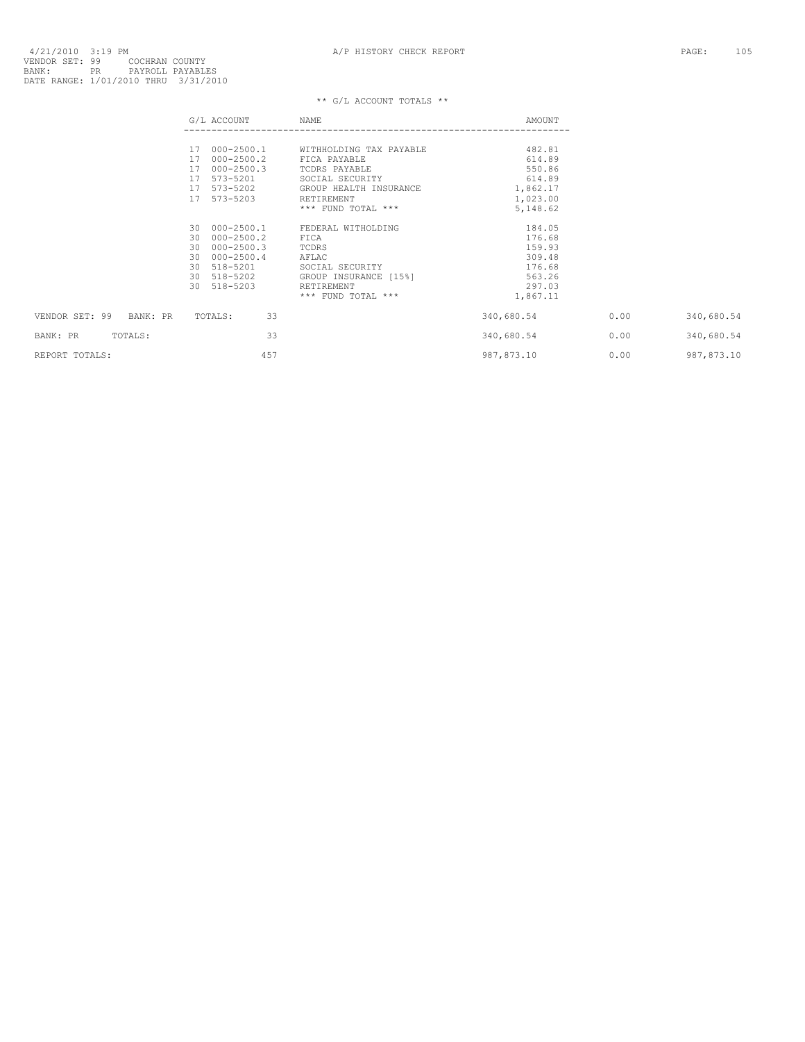** G/L ACCOUNT TOTALS **

| G/L ACCOUNT | | NAME | AMOUNT |
|---|---|---|---|
| 17 | 000-2500.1 | WITHHOLDING TAX PAYABLE | 482.81 |
| 17 | 000-2500.2 | FICA PAYABLE | 614.89 |
| 17 | 000-2500.3 | TCDRS PAYABLE | 550.86 |
| 17 | 573-5201 | SOCIAL SECURITY | 614.89 |
| 17 | 573-5202 | GROUP HEALTH INSURANCE | 1,862.17 |
| 17 | 573-5203 | RETIREMENT | 1,023.00 |
| | | *** FUND TOTAL *** | 5,148.62 |
| 30 | 000-2500.1 | FEDERAL WITHOLDING | 184.05 |
| 30 | 000-2500.2 | FICA | 176.68 |
| 30 | 000-2500.3 | TCDRS | 159.93 |
| 30 | 000-2500.4 | AFLAC | 309.48 |
| 30 | 518-5201 | SOCIAL SECURITY | 176.68 |
| 30 | 518-5202 | GROUP INSURANCE [15%] | 563.26 |
| 30 | 518-5203 | RETIREMENT | 297.03 |
| | | *** FUND TOTAL *** | 1,867.11 |

| | | | | |
|---|---|---|---|---|
| VENDOR SET: 99 BANK: PR | TOTALS: 33 | 340,680.54 | 0.00 | 340,680.54 |
| BANK: PR TOTALS: | 33 | 340,680.54 | 0.00 | 340,680.54 |
| REPORT TOTALS: | 457 | 987,873.10 | 0.00 | 987,873.10 |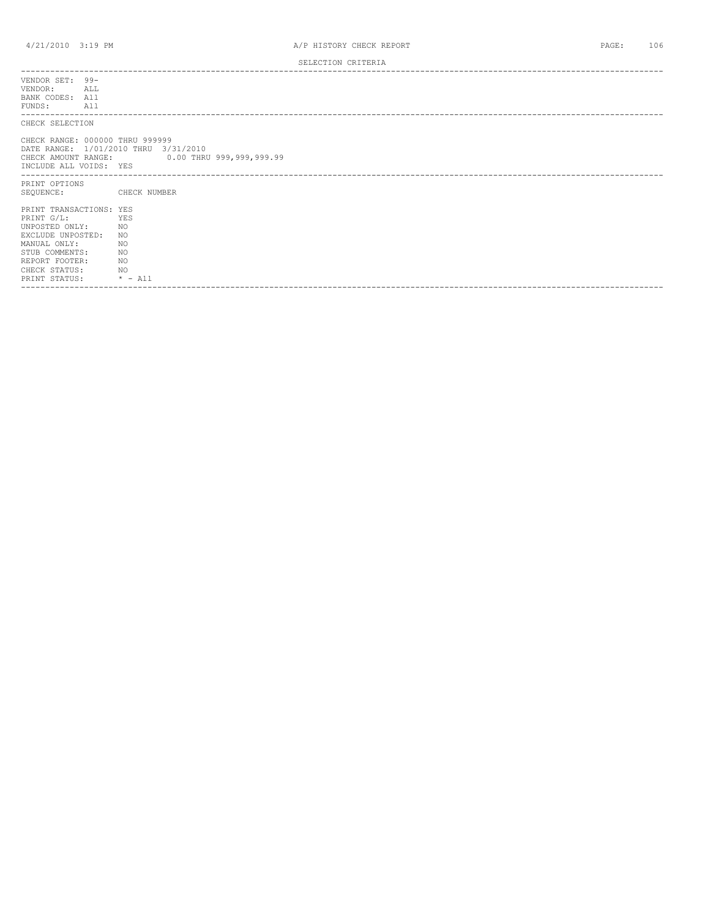SELECTION CRITERIA

VENDOR SET: 99-
VENDOR: ALL
BANK CODES: All
FUNDS: All

CHECK SELECTION

CHECK RANGE: 000000 THRU 999999
DATE RANGE: 1/01/2010 THRU 3/31/2010
CHECK AMOUNT RANGE: 0.00 THRU 999,999,999.99
INCLUDE ALL VOIDS: YES

PRINT OPTIONS
SEQUENCE: CHECK NUMBER

PRINT TRANSACTIONS: YES
PRINT G/L: YES
UNPOSTED ONLY: NO
EXCLUDE UNPOSTED: NO
MANUAL ONLY: NO
STUB COMMENTS: NO
REPORT FOOTER: NO
CHECK STATUS: NO
PRINT STATUS: * - All